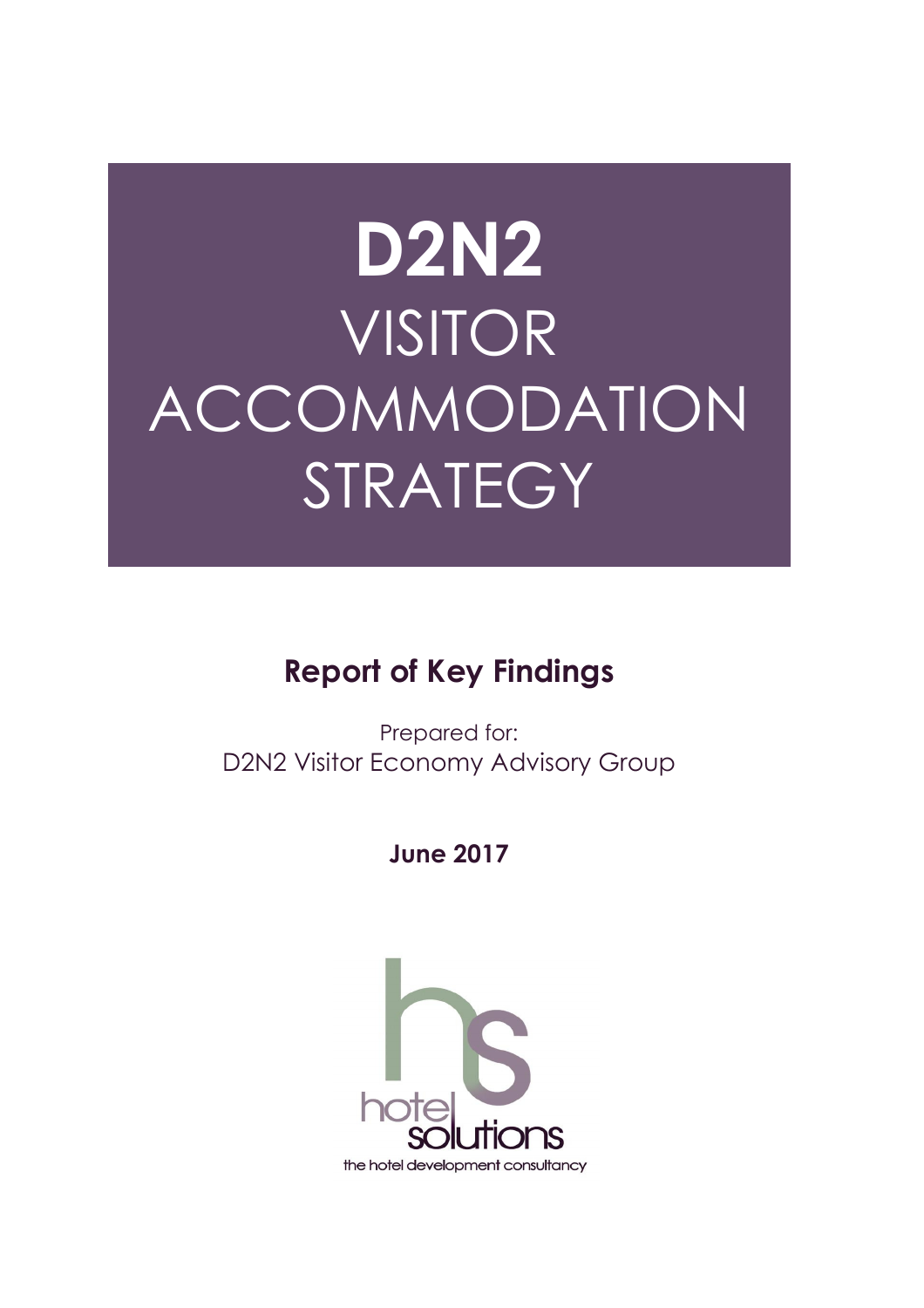# D2N2 VISITOR ACCOMMODATION STRATEGY

## Report of Key Findings

Prepared for:
D2N2 Visitor Economy Advisory Group

**June 2017**

hotel solutions
the hotel development consultancy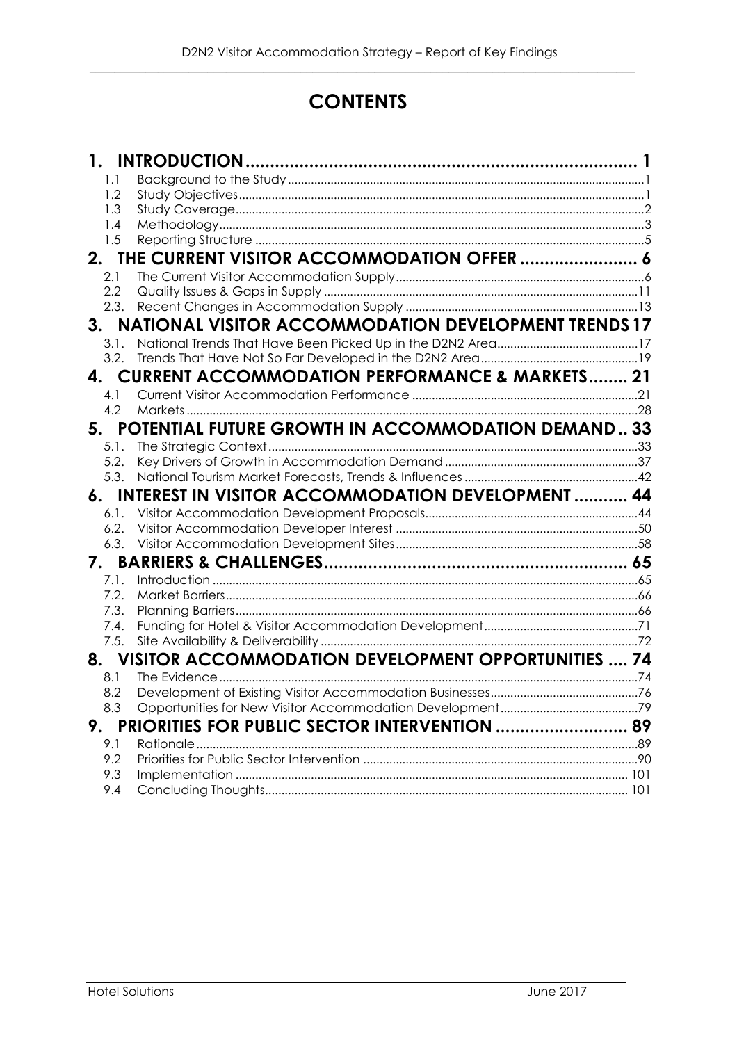# CONTENTS

**1. INTRODUCTION ... 1**

- 1.1 Background to the Study ... 1
- 1.2 Study Objectives ... 1
- 1.3 Study Coverage ... 2
- 1.4 Methodology ... 3
- 1.5 Reporting Structure ... 5

**2. THE CURRENT VISITOR ACCOMMODATION OFFER ... 6**

- 2.1 The Current Visitor Accommodation Supply ... 6
- 2.2 Quality Issues & Gaps in Supply ... 11
- 2.3. Recent Changes in Accommodation Supply ... 13

**3. NATIONAL VISITOR ACCOMMODATION DEVELOPMENT TRENDS 17**

- 3.1. National Trends That Have Been Picked Up in the D2N2 Area ... 17
- 3.2. Trends That Have Not So Far Developed in the D2N2 Area ... 19

**4. CURRENT ACCOMMODATION PERFORMANCE & MARKETS ... 21**

- 4.1 Current Visitor Accommodation Performance ... 21
- 4.2 Markets ... 28

**5. POTENTIAL FUTURE GROWTH IN ACCOMMODATION DEMAND .. 33**

- 5.1. The Strategic Context ... 33
- 5.2. Key Drivers of Growth in Accommodation Demand ... 37
- 5.3. National Tourism Market Forecasts, Trends & Influences ... 42

**6. INTEREST IN VISITOR ACCOMMODATION DEVELOPMENT ... 44**

- 6.1. Visitor Accommodation Development Proposals ... 44
- 6.2. Visitor Accommodation Developer Interest ... 50
- 6.3. Visitor Accommodation Development Sites ... 58

**7. BARRIERS & CHALLENGES ... 65**

- 7.1. Introduction ... 65
- 7.2. Market Barriers ... 66
- 7.3. Planning Barriers ... 66
- 7.4. Funding for Hotel & Visitor Accommodation Development ... 71
- 7.5. Site Availability & Deliverability ... 72

**8. VISITOR ACCOMMODATION DEVELOPMENT OPPORTUNITIES .... 74**

- 8.1 The Evidence ... 74
- 8.2 Development of Existing Visitor Accommodation Businesses ... 76
- 8.3 Opportunities for New Visitor Accommodation Development ... 79

**9. PRIORITIES FOR PUBLIC SECTOR INTERVENTION ... 89**

- 9.1 Rationale ... 89
- 9.2 Priorities for Public Sector Intervention ... 90
- 9.3 Implementation ... 101
- 9.4 Concluding Thoughts ... 101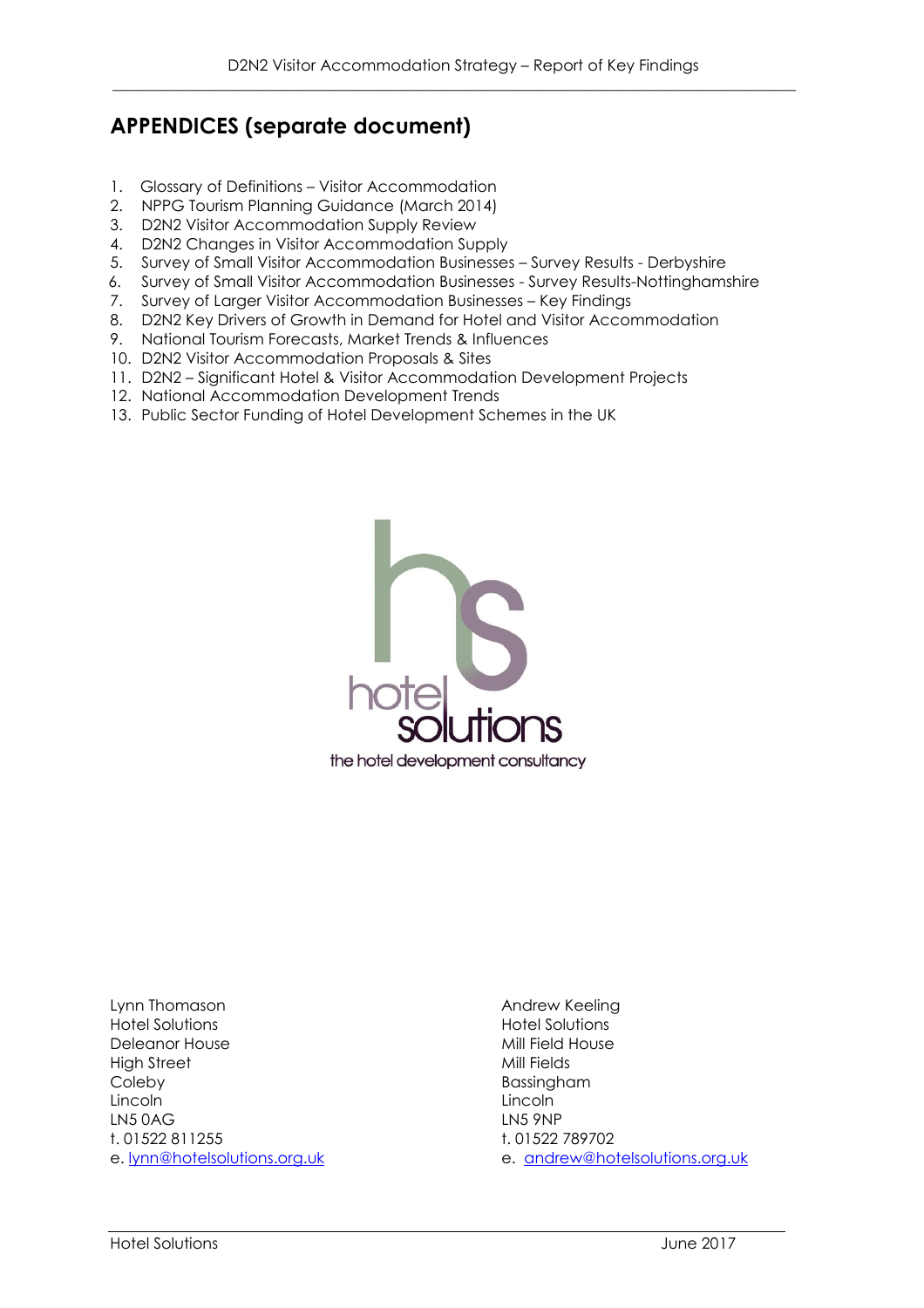## APPENDICES (separate document)

1. Glossary of Definitions – Visitor Accommodation
2. NPPG Tourism Planning Guidance (March 2014)
3. D2N2 Visitor Accommodation Supply Review
4. D2N2 Changes in Visitor Accommodation Supply
5. Survey of Small Visitor Accommodation Businesses – Survey Results - Derbyshire
6. Survey of Small Visitor Accommodation Businesses - Survey Results-Nottinghamshire
7. Survey of Larger Visitor Accommodation Businesses – Key Findings
8. D2N2 Key Drivers of Growth in Demand for Hotel and Visitor Accommodation
9. National Tourism Forecasts, Market Trends & Influences
10. D2N2 Visitor Accommodation Proposals & Sites
11. D2N2 – Significant Hotel & Visitor Accommodation Development Projects
12. National Accommodation Development Trends
13. Public Sector Funding of Hotel Development Schemes in the UK

hotel solutions
the hotel development consultancy

Lynn Thomason
Hotel Solutions
Deleanor House
High Street
Coleby
Lincoln
LN5 0AG
t. 01522 811255
e. lynn@hotelsolutions.org.uk

Andrew Keeling
Hotel Solutions
Mill Field House
Mill Fields
Bassingham
Lincoln
LN5 9NP
t. 01522 789702
e. andrew@hotelsolutions.org.uk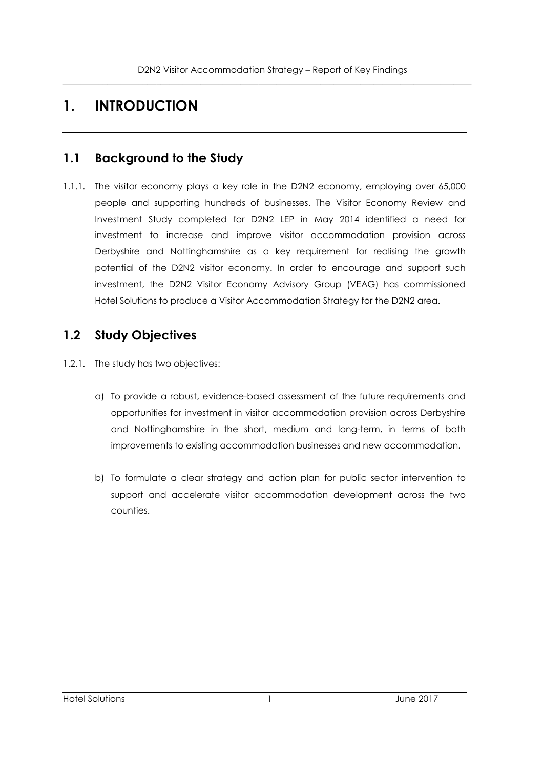# 1. INTRODUCTION

## 1.1 Background to the Study

1.1.1. The visitor economy plays a key role in the D2N2 economy, employing over 65,000 people and supporting hundreds of businesses. The Visitor Economy Review and Investment Study completed for D2N2 LEP in May 2014 identified a need for investment to increase and improve visitor accommodation provision across Derbyshire and Nottinghamshire as a key requirement for realising the growth potential of the D2N2 visitor economy. In order to encourage and support such investment, the D2N2 Visitor Economy Advisory Group (VEAG) has commissioned Hotel Solutions to produce a Visitor Accommodation Strategy for the D2N2 area.

## 1.2 Study Objectives

1.2.1. The study has two objectives:

a) To provide a robust, evidence-based assessment of the future requirements and opportunities for investment in visitor accommodation provision across Derbyshire and Nottinghamshire in the short, medium and long-term, in terms of both improvements to existing accommodation businesses and new accommodation.

b) To formulate a clear strategy and action plan for public sector intervention to support and accelerate visitor accommodation development across the two counties.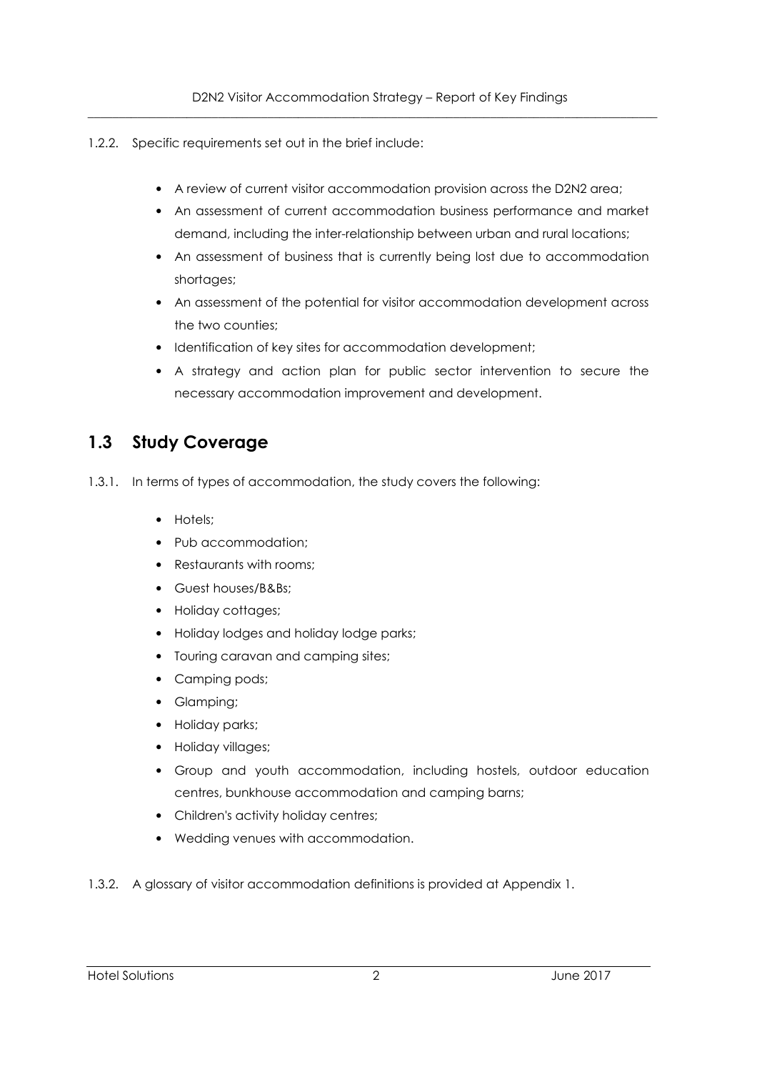1.2.2. Specific requirements set out in the brief include:

- A review of current visitor accommodation provision across the D2N2 area;
- An assessment of current accommodation business performance and market demand, including the inter-relationship between urban and rural locations;
- An assessment of business that is currently being lost due to accommodation shortages;
- An assessment of the potential for visitor accommodation development across the two counties;
- Identification of key sites for accommodation development;
- A strategy and action plan for public sector intervention to secure the necessary accommodation improvement and development.

## 1.3 Study Coverage

1.3.1. In terms of types of accommodation, the study covers the following:

- Hotels;
- Pub accommodation;
- Restaurants with rooms;
- Guest houses/B&Bs;
- Holiday cottages;
- Holiday lodges and holiday lodge parks;
- Touring caravan and camping sites;
- Camping pods;
- Glamping;
- Holiday parks;
- Holiday villages;
- Group and youth accommodation, including hostels, outdoor education centres, bunkhouse accommodation and camping barns;
- Children's activity holiday centres;
- Wedding venues with accommodation.

1.3.2. A glossary of visitor accommodation definitions is provided at Appendix 1.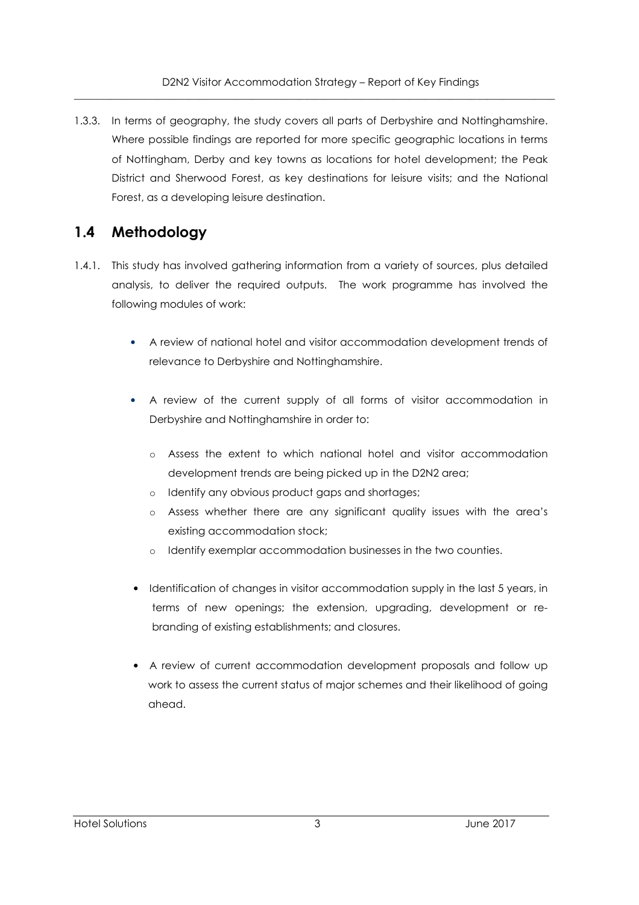1.3.3. In terms of geography, the study covers all parts of Derbyshire and Nottinghamshire. Where possible findings are reported for more specific geographic locations in terms of Nottingham, Derby and key towns as locations for hotel development; the Peak District and Sherwood Forest, as key destinations for leisure visits; and the National Forest, as a developing leisure destination.

## 1.4 Methodology

1.4.1. This study has involved gathering information from a variety of sources, plus detailed analysis, to deliver the required outputs. The work programme has involved the following modules of work:

- A review of national hotel and visitor accommodation development trends of relevance to Derbyshire and Nottinghamshire.

- A review of the current supply of all forms of visitor accommodation in Derbyshire and Nottinghamshire in order to:
  - Assess the extent to which national hotel and visitor accommodation development trends are being picked up in the D2N2 area;
  - Identify any obvious product gaps and shortages;
  - Assess whether there are any significant quality issues with the area's existing accommodation stock;
  - Identify exemplar accommodation businesses in the two counties.

- Identification of changes in visitor accommodation supply in the last 5 years, in terms of new openings; the extension, upgrading, development or re-branding of existing establishments; and closures.

- A review of current accommodation development proposals and follow up work to assess the current status of major schemes and their likelihood of going ahead.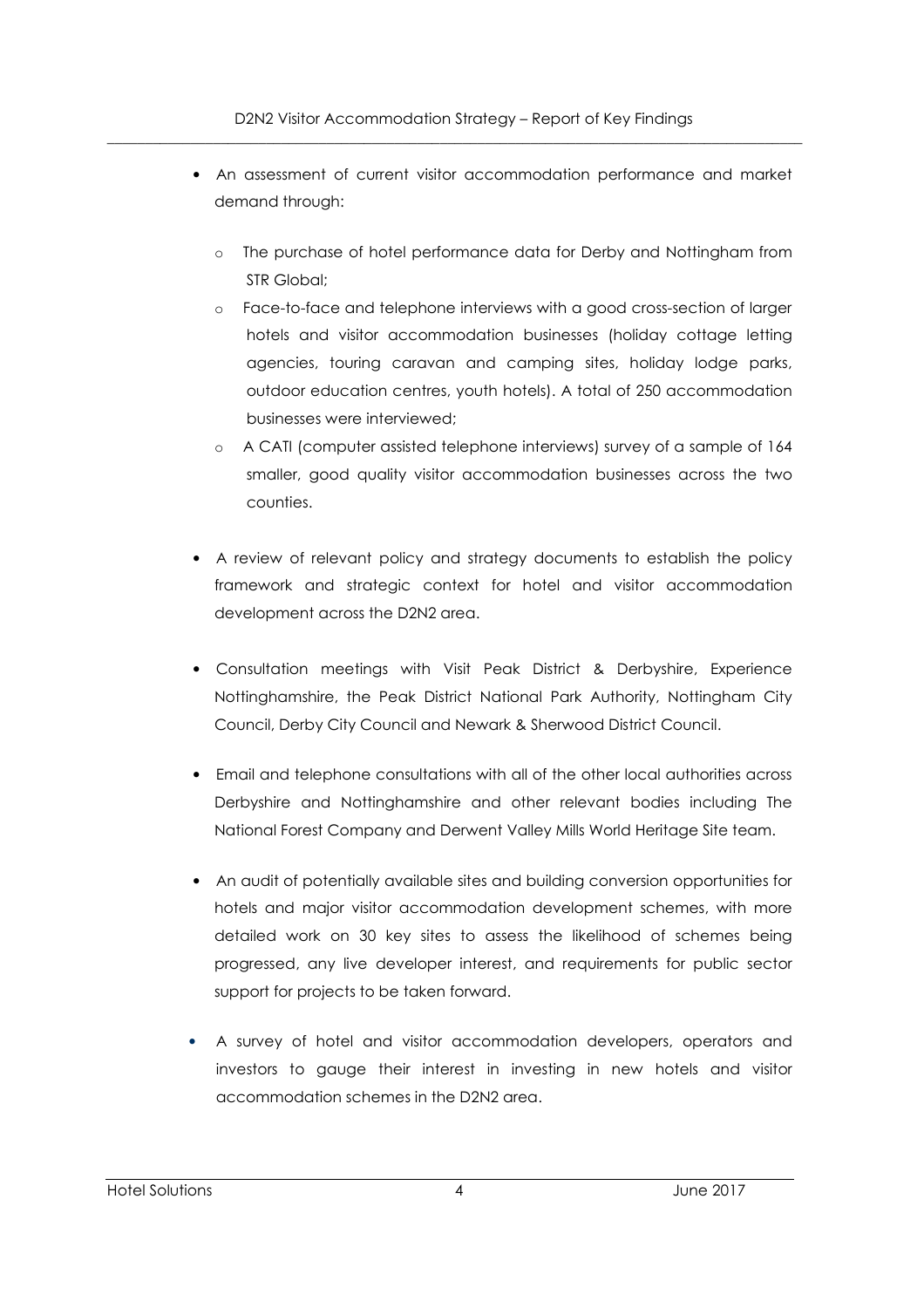- An assessment of current visitor accommodation performance and market demand through:
  - The purchase of hotel performance data for Derby and Nottingham from STR Global;
  - Face-to-face and telephone interviews with a good cross-section of larger hotels and visitor accommodation businesses (holiday cottage letting agencies, touring caravan and camping sites, holiday lodge parks, outdoor education centres, youth hotels). A total of 250 accommodation businesses were interviewed;
  - A CATI (computer assisted telephone interviews) survey of a sample of 164 smaller, good quality visitor accommodation businesses across the two counties.

- A review of relevant policy and strategy documents to establish the policy framework and strategic context for hotel and visitor accommodation development across the D2N2 area.

- Consultation meetings with Visit Peak District & Derbyshire, Experience Nottinghamshire, the Peak District National Park Authority, Nottingham City Council, Derby City Council and Newark & Sherwood District Council.

- Email and telephone consultations with all of the other local authorities across Derbyshire and Nottinghamshire and other relevant bodies including The National Forest Company and Derwent Valley Mills World Heritage Site team.

- An audit of potentially available sites and building conversion opportunities for hotels and major visitor accommodation development schemes, with more detailed work on 30 key sites to assess the likelihood of schemes being progressed, any live developer interest, and requirements for public sector support for projects to be taken forward.

- A survey of hotel and visitor accommodation developers, operators and investors to gauge their interest in investing in new hotels and visitor accommodation schemes in the D2N2 area.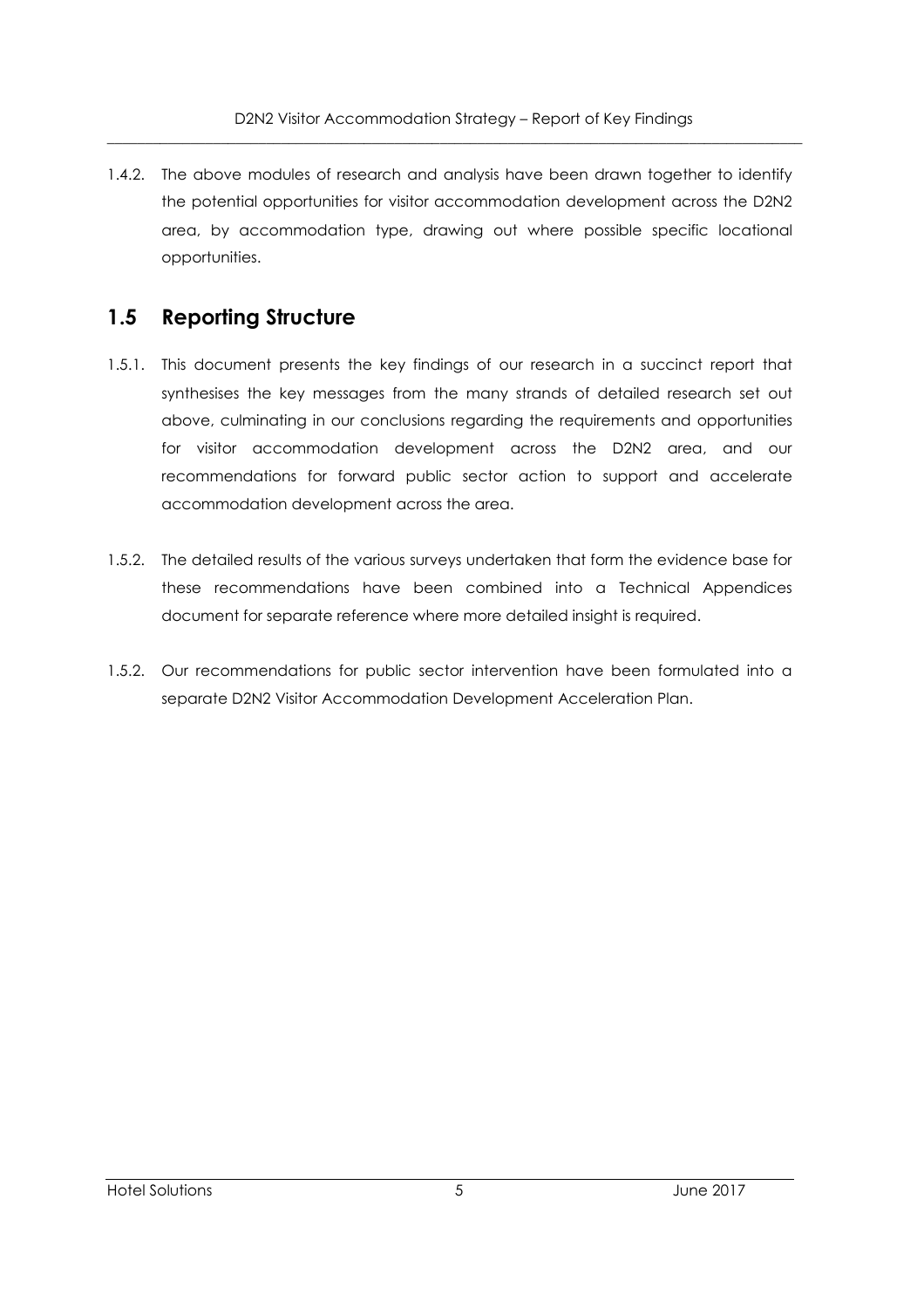1.4.2. The above modules of research and analysis have been drawn together to identify the potential opportunities for visitor accommodation development across the D2N2 area, by accommodation type, drawing out where possible specific locational opportunities.

## 1.5 Reporting Structure

1.5.1. This document presents the key findings of our research in a succinct report that synthesises the key messages from the many strands of detailed research set out above, culminating in our conclusions regarding the requirements and opportunities for visitor accommodation development across the D2N2 area, and our recommendations for forward public sector action to support and accelerate accommodation development across the area.

1.5.2. The detailed results of the various surveys undertaken that form the evidence base for these recommendations have been combined into a Technical Appendices document for separate reference where more detailed insight is required.

1.5.2. Our recommendations for public sector intervention have been formulated into a separate D2N2 Visitor Accommodation Development Acceleration Plan.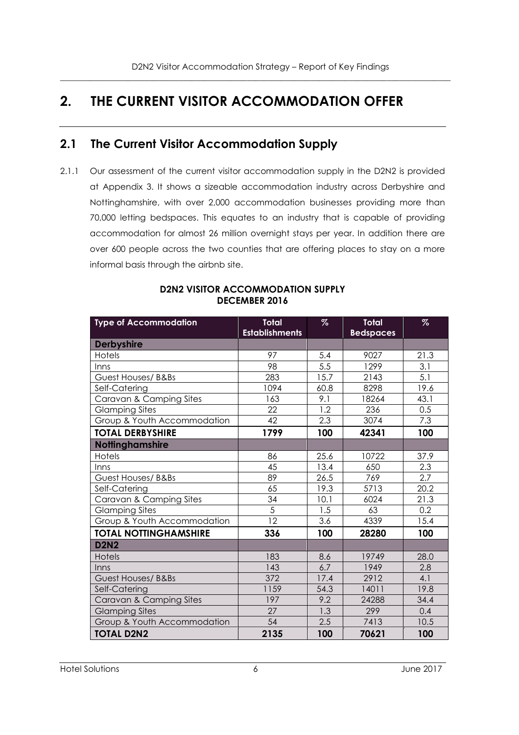# 2. THE CURRENT VISITOR ACCOMMODATION OFFER

## 2.1 The Current Visitor Accommodation Supply

2.1.1 Our assessment of the current visitor accommodation supply in the D2N2 is provided at Appendix 3. It shows a sizeable accommodation industry across Derbyshire and Nottinghamshire, with over 2,000 accommodation businesses providing more than 70,000 letting bedspaces. This equates to an industry that is capable of providing accommodation for almost 26 million overnight stays per year. In addition there are over 600 people across the two counties that are offering places to stay on a more informal basis through the airbnb site.

**D2N2 VISITOR ACCOMMODATION SUPPLY**
**DECEMBER 2016**

| Type of Accommodation | Total Establishments | % | Total Bedspaces | % |
|---|---|---|---|---|
| **Derbyshire** | | | | |
| Hotels | 97 | 5.4 | 9027 | 21.3 |
| Inns | 98 | 5.5 | 1299 | 3.1 |
| Guest Houses/ B&Bs | 283 | 15.7 | 2143 | 5.1 |
| Self-Catering | 1094 | 60.8 | 8298 | 19.6 |
| Caravan & Camping Sites | 163 | 9.1 | 18264 | 43.1 |
| Glamping Sites | 22 | 1.2 | 236 | 0.5 |
| Group & Youth Accommodation | 42 | 2.3 | 3074 | 7.3 |
| **TOTAL DERBYSHIRE** | **1799** | **100** | **42341** | **100** |
| **Nottinghamshire** | | | | |
| Hotels | 86 | 25.6 | 10722 | 37.9 |
| Inns | 45 | 13.4 | 650 | 2.3 |
| Guest Houses/ B&Bs | 89 | 26.5 | 769 | 2.7 |
| Self-Catering | 65 | 19.3 | 5713 | 20.2 |
| Caravan & Camping Sites | 34 | 10.1 | 6024 | 21.3 |
| Glamping Sites | 5 | 1.5 | 63 | 0.2 |
| Group & Youth Accommodation | 12 | 3.6 | 4339 | 15.4 |
| **TOTAL NOTTINGHAMSHIRE** | **336** | **100** | **28280** | **100** |
| **D2N2** | | | | |
| Hotels | 183 | 8.6 | 19749 | 28.0 |
| Inns | 143 | 6.7 | 1949 | 2.8 |
| Guest Houses/ B&Bs | 372 | 17.4 | 2912 | 4.1 |
| Self-Catering | 1159 | 54.3 | 14011 | 19.8 |
| Caravan & Camping Sites | 197 | 9.2 | 24288 | 34.4 |
| Glamping Sites | 27 | 1.3 | 299 | 0.4 |
| Group & Youth Accommodation | 54 | 2.5 | 7413 | 10.5 |
| **TOTAL D2N2** | **2135** | **100** | **70621** | **100** |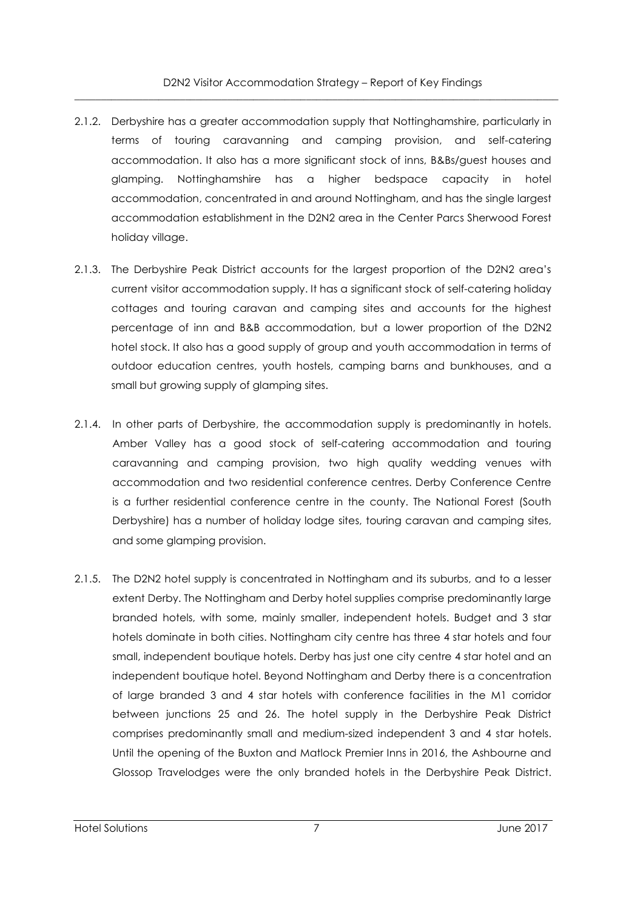2.1.2. Derbyshire has a greater accommodation supply that Nottinghamshire, particularly in terms of touring caravanning and camping provision, and self-catering accommodation. It also has a more significant stock of inns, B&Bs/guest houses and glamping. Nottinghamshire has a higher bedspace capacity in hotel accommodation, concentrated in and around Nottingham, and has the single largest accommodation establishment in the D2N2 area in the Center Parcs Sherwood Forest holiday village.

2.1.3. The Derbyshire Peak District accounts for the largest proportion of the D2N2 area's current visitor accommodation supply. It has a significant stock of self-catering holiday cottages and touring caravan and camping sites and accounts for the highest percentage of inn and B&B accommodation, but a lower proportion of the D2N2 hotel stock. It also has a good supply of group and youth accommodation in terms of outdoor education centres, youth hostels, camping barns and bunkhouses, and a small but growing supply of glamping sites.

2.1.4. In other parts of Derbyshire, the accommodation supply is predominantly in hotels. Amber Valley has a good stock of self-catering accommodation and touring caravanning and camping provision, two high quality wedding venues with accommodation and two residential conference centres. Derby Conference Centre is a further residential conference centre in the county. The National Forest (South Derbyshire) has a number of holiday lodge sites, touring caravan and camping sites, and some glamping provision.

2.1.5. The D2N2 hotel supply is concentrated in Nottingham and its suburbs, and to a lesser extent Derby. The Nottingham and Derby hotel supplies comprise predominantly large branded hotels, with some, mainly smaller, independent hotels. Budget and 3 star hotels dominate in both cities. Nottingham city centre has three 4 star hotels and four small, independent boutique hotels. Derby has just one city centre 4 star hotel and an independent boutique hotel. Beyond Nottingham and Derby there is a concentration of large branded 3 and 4 star hotels with conference facilities in the M1 corridor between junctions 25 and 26. The hotel supply in the Derbyshire Peak District comprises predominantly small and medium-sized independent 3 and 4 star hotels. Until the opening of the Buxton and Matlock Premier Inns in 2016, the Ashbourne and Glossop Travelodges were the only branded hotels in the Derbyshire Peak District.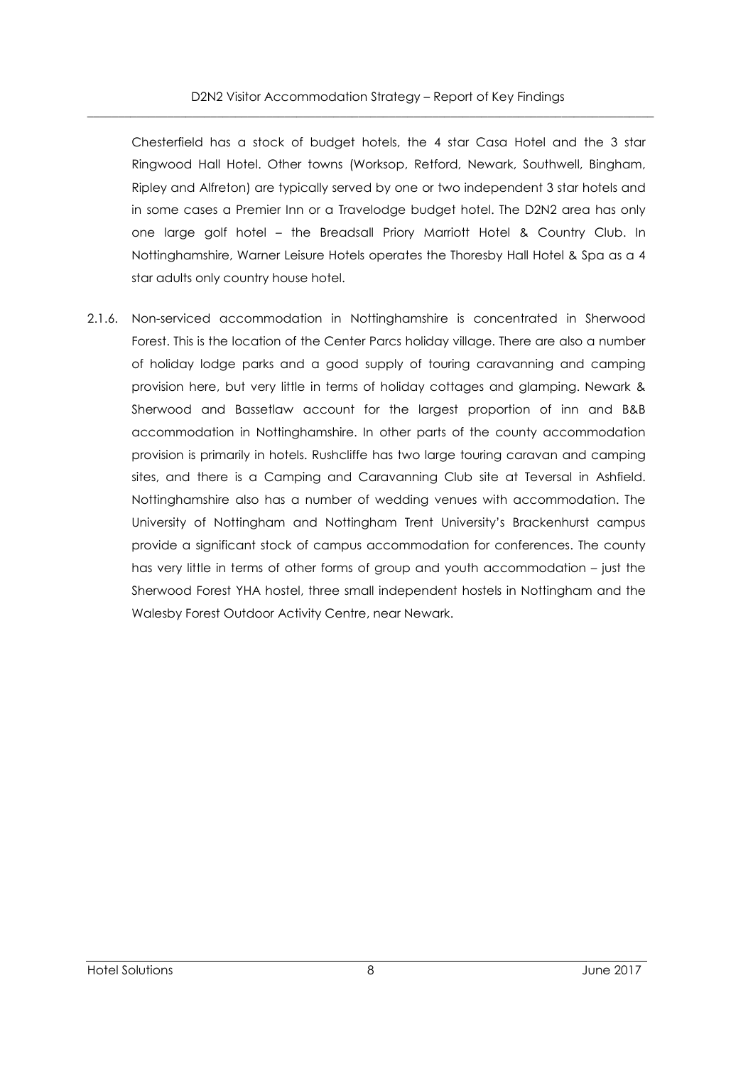Chesterfield has a stock of budget hotels, the 4 star Casa Hotel and the 3 star Ringwood Hall Hotel. Other towns (Worksop, Retford, Newark, Southwell, Bingham, Ripley and Alfreton) are typically served by one or two independent 3 star hotels and in some cases a Premier Inn or a Travelodge budget hotel. The D2N2 area has only one large golf hotel – the Breadsall Priory Marriott Hotel & Country Club. In Nottinghamshire, Warner Leisure Hotels operates the Thoresby Hall Hotel & Spa as a 4 star adults only country house hotel.

2.1.6. Non-serviced accommodation in Nottinghamshire is concentrated in Sherwood Forest. This is the location of the Center Parcs holiday village. There are also a number of holiday lodge parks and a good supply of touring caravanning and camping provision here, but very little in terms of holiday cottages and glamping. Newark & Sherwood and Bassetlaw account for the largest proportion of inn and B&B accommodation in Nottinghamshire. In other parts of the county accommodation provision is primarily in hotels. Rushcliffe has two large touring caravan and camping sites, and there is a Camping and Caravanning Club site at Teversal in Ashfield. Nottinghamshire also has a number of wedding venues with accommodation. The University of Nottingham and Nottingham Trent University's Brackenhurst campus provide a significant stock of campus accommodation for conferences. The county has very little in terms of other forms of group and youth accommodation – just the Sherwood Forest YHA hostel, three small independent hostels in Nottingham and the Walesby Forest Outdoor Activity Centre, near Newark.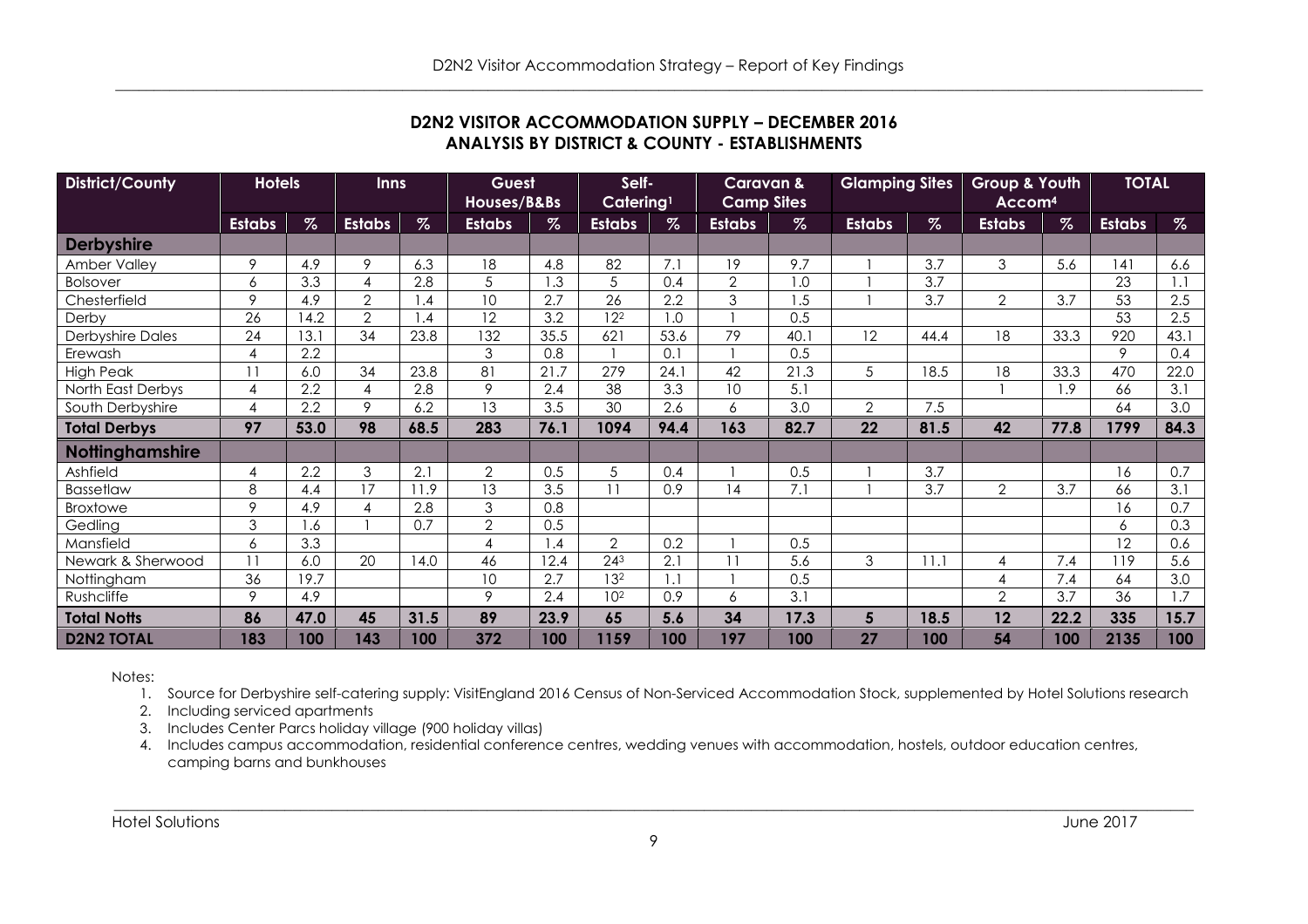## D2N2 VISITOR ACCOMMODATION SUPPLY – DECEMBER 2016
## ANALYSIS BY DISTRICT & COUNTY - ESTABLISHMENTS

| District/County | Hotels | | Inns | | Guest Houses/B&Bs | | Self-Catering[1] | | Caravan & Camp Sites | | Glamping Sites | | Group & Youth Accom[4] | | TOTAL | |
|---|---|---|---|---|---|---|---|---|---|---|---|---|---|---|---|---|
| | Estabs | % | Estabs | % | Estabs | % | Estabs | % | Estabs | % | Estabs | % | Estabs | % | Estabs | % |
| **Derbyshire** | | | | | | | | | | | | | | | | |
| Amber Valley | 9 | 4.9 | 9 | 6.3 | 18 | 4.8 | 82 | 7.1 | 19 | 9.7 | 1 | 3.7 | 3 | 5.6 | 141 | 6.6 |
| Bolsover | 6 | 3.3 | 4 | 2.8 | 5 | 1.3 | 5 | 0.4 | 2 | 1.0 | 1 | 3.7 | | | 23 | 1.1 |
| Chesterfield | 9 | 4.9 | 2 | 1.4 | 10 | 2.7 | 26 | 2.2 | 3 | 1.5 | 1 | 3.7 | 2 | 3.7 | 53 | 2.5 |
| Derby | 26 | 14.2 | 2 | 1.4 | 12 | 3.2 | 12[2] | 1.0 | 1 | 0.5 | | | | | 53 | 2.5 |
| Derbyshire Dales | 24 | 13.1 | 34 | 23.8 | 132 | 35.5 | 621 | 53.6 | 79 | 40.1 | 12 | 44.4 | 18 | 33.3 | 920 | 43.1 |
| Erewash | 4 | 2.2 | | | 3 | 0.8 | 1 | 0.1 | 1 | 0.5 | | | | | 9 | 0.4 |
| High Peak | 11 | 6.0 | 34 | 23.8 | 81 | 21.7 | 279 | 24.1 | 42 | 21.3 | 5 | 18.5 | 18 | 33.3 | 470 | 22.0 |
| North East Derbys | 4 | 2.2 | 4 | 2.8 | 9 | 2.4 | 38 | 3.3 | 10 | 5.1 | | | 1 | 1.9 | 66 | 3.1 |
| South Derbyshire | 4 | 2.2 | 9 | 6.2 | 13 | 3.5 | 30 | 2.6 | 6 | 3.0 | 2 | 7.5 | | | 64 | 3.0 |
| **Total Derbys** | **97** | **53.0** | **98** | **68.5** | **283** | **76.1** | **1094** | **94.4** | **163** | **82.7** | **22** | **81.5** | **42** | **77.8** | **1799** | **84.3** |
| **Nottinghamshire** | | | | | | | | | | | | | | | | |
| Ashfield | 4 | 2.2 | 3 | 2.1 | 2 | 0.5 | 5 | 0.4 | 1 | 0.5 | 1 | 3.7 | | | 16 | 0.7 |
| Bassetlaw | 8 | 4.4 | 17 | 11.9 | 13 | 3.5 | 11 | 0.9 | 14 | 7.1 | 1 | 3.7 | 2 | 3.7 | 66 | 3.1 |
| Broxtowe | 9 | 4.9 | 4 | 2.8 | 3 | 0.8 | | | | | | | | | 16 | 0.7 |
| Gedling | 3 | 1.6 | 1 | 0.7 | 2 | 0.5 | | | | | | | | | 6 | 0.3 |
| Mansfield | 6 | 3.3 | | | 4 | 1.4 | 2 | 0.2 | 1 | 0.5 | | | | | 12 | 0.6 |
| Newark & Sherwood | 11 | 6.0 | 20 | 14.0 | 46 | 12.4 | 24[3] | 2.1 | 11 | 5.6 | 3 | 11.1 | 4 | 7.4 | 119 | 5.6 |
| Nottingham | 36 | 19.7 | | | 10 | 2.7 | 13[2] | 1.1 | 1 | 0.5 | | | 4 | 7.4 | 64 | 3.0 |
| Rushcliffe | 9 | 4.9 | | | 9 | 2.4 | 10[2] | 0.9 | 6 | 3.1 | | | 2 | 3.7 | 36 | 1.7 |
| **Total Notts** | **86** | **47.0** | **45** | **31.5** | **89** | **23.9** | **65** | **5.6** | **34** | **17.3** | **5** | **18.5** | **12** | **22.2** | **335** | **15.7** |
| **D2N2 TOTAL** | **183** | **100** | **143** | **100** | **372** | **100** | **1159** | **100** | **197** | **100** | **27** | **100** | **54** | **100** | **2135** | **100** |

Notes:

1. Source for Derbyshire self-catering supply: VisitEngland 2016 Census of Non-Serviced Accommodation Stock, supplemented by Hotel Solutions research
2. Including serviced apartments
3. Includes Center Parcs holiday village (900 holiday villas)
4. Includes campus accommodation, residential conference centres, wedding venues with accommodation, hostels, outdoor education centres, camping barns and bunkhouses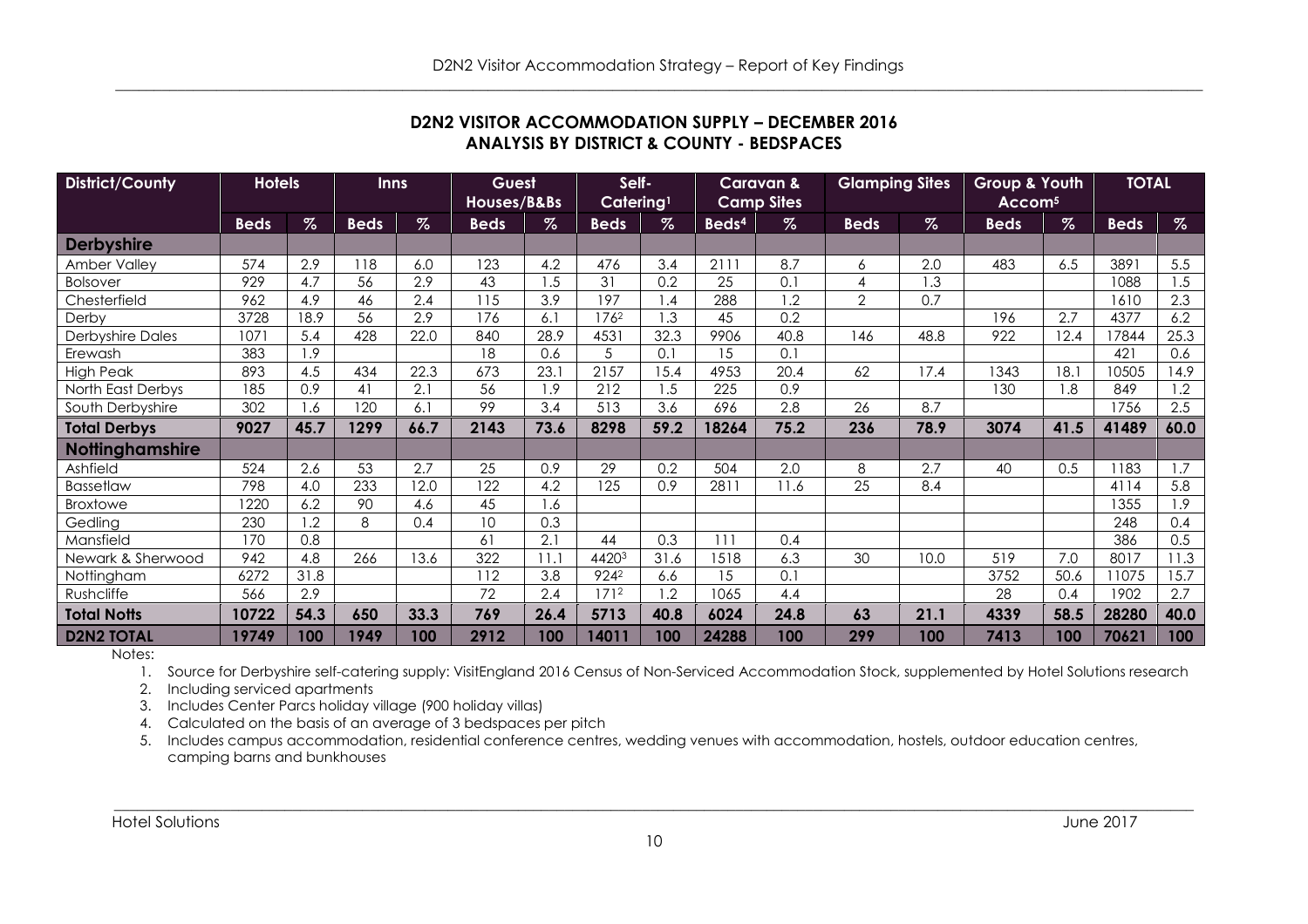## D2N2 VISITOR ACCOMMODATION SUPPLY – DECEMBER 2016
## ANALYSIS BY DISTRICT & COUNTY - BEDSPACES

| District/County | Hotels | | Inns | | Guest Houses/B&Bs | | Self-Catering[1] | | Caravan & Camp Sites | | Glamping Sites | | Group & Youth Accom[5] | | TOTAL | |
|---|---|---|---|---|---|---|---|---|---|---|---|---|---|---|---|---|
| | Beds | % | Beds | % | Beds | % | Beds | % | Beds[4] | % | Beds | % | Beds | % | Beds | % |
| **Derbyshire** | | | | | | | | | | | | | | | | |
| Amber Valley | 574 | 2.9 | 118 | 6.0 | 123 | 4.2 | 476 | 3.4 | 2111 | 8.7 | 6 | 2.0 | 483 | 6.5 | 3891 | 5.5 |
| Bolsover | 929 | 4.7 | 56 | 2.9 | 43 | 1.5 | 31 | 0.2 | 25 | 0.1 | 4 | 1.3 | | | 1088 | 1.5 |
| Chesterfield | 962 | 4.9 | 46 | 2.4 | 115 | 3.9 | 197 | 1.4 | 288 | 1.2 | 2 | 0.7 | | | 1610 | 2.3 |
| Derby | 3728 | 18.9 | 56 | 2.9 | 176 | 6.1 | 176[2] | 1.3 | 45 | 0.2 | | | 196 | 2.7 | 4377 | 6.2 |
| Derbyshire Dales | 1071 | 5.4 | 428 | 22.0 | 840 | 28.9 | 4531 | 32.3 | 9906 | 40.8 | 146 | 48.8 | 922 | 12.4 | 17844 | 25.3 |
| Erewash | 383 | 1.9 | | | 18 | 0.6 | 5 | 0.1 | 15 | 0.1 | | | | | 421 | 0.6 |
| High Peak | 893 | 4.5 | 434 | 22.3 | 673 | 23.1 | 2157 | 15.4 | 4953 | 20.4 | 62 | 17.4 | 1343 | 18.1 | 10505 | 14.9 |
| North East Derbys | 185 | 0.9 | 41 | 2.1 | 56 | 1.9 | 212 | 1.5 | 225 | 0.9 | | | 130 | 1.8 | 849 | 1.2 |
| South Derbyshire | 302 | 1.6 | 120 | 6.1 | 99 | 3.4 | 513 | 3.6 | 696 | 2.8 | 26 | 8.7 | | | 1756 | 2.5 |
| **Total Derbys** | **9027** | **45.7** | **1299** | **66.7** | **2143** | **73.6** | **8298** | **59.2** | **18264** | **75.2** | **236** | **78.9** | **3074** | **41.5** | **41489** | **60.0** |
| **Nottinghamshire** | | | | | | | | | | | | | | | | |
| Ashfield | 524 | 2.6 | 53 | 2.7 | 25 | 0.9 | 29 | 0.2 | 504 | 2.0 | 8 | 2.7 | 40 | 0.5 | 1183 | 1.7 |
| Bassetlaw | 798 | 4.0 | 233 | 12.0 | 122 | 4.2 | 125 | 0.9 | 2811 | 11.6 | 25 | 8.4 | | | 4114 | 5.8 |
| Broxtowe | 1220 | 6.2 | 90 | 4.6 | 45 | 1.6 | | | | | | | | | 1355 | 1.9 |
| Gedling | 230 | 1.2 | 8 | 0.4 | 10 | 0.3 | | | | | | | | | 248 | 0.4 |
| Mansfield | 170 | 0.8 | | | 61 | 2.1 | 44 | 0.3 | 111 | 0.4 | | | | | 386 | 0.5 |
| Newark & Sherwood | 942 | 4.8 | 266 | 13.6 | 322 | 11.1 | 4420[3] | 31.6 | 1518 | 6.3 | 30 | 10.0 | 519 | 7.0 | 8017 | 11.3 |
| Nottingham | 6272 | 31.8 | | | 112 | 3.8 | 924[2] | 6.6 | 15 | 0.1 | | | 3752 | 50.6 | 11075 | 15.7 |
| Rushcliffe | 566 | 2.9 | | | 72 | 2.4 | 171[2] | 1.2 | 1065 | 4.4 | | | 28 | 0.4 | 1902 | 2.7 |
| **Total Notts** | **10722** | **54.3** | **650** | **33.3** | **769** | **26.4** | **5713** | **40.8** | **6024** | **24.8** | **63** | **21.1** | **4339** | **58.5** | **28280** | **40.0** |
| **D2N2 TOTAL** | **19749** | **100** | **1949** | **100** | **2912** | **100** | **14011** | **100** | **24288** | **100** | **299** | **100** | **7413** | **100** | **70621** | **100** |

Notes:

1. Source for Derbyshire self-catering supply: VisitEngland 2016 Census of Non-Serviced Accommodation Stock, supplemented by Hotel Solutions research
2. Including serviced apartments
3. Includes Center Parcs holiday village (900 holiday villas)
4. Calculated on the basis of an average of 3 bedspaces per pitch
5. Includes campus accommodation, residential conference centres, wedding venues with accommodation, hostels, outdoor education centres, camping barns and bunkhouses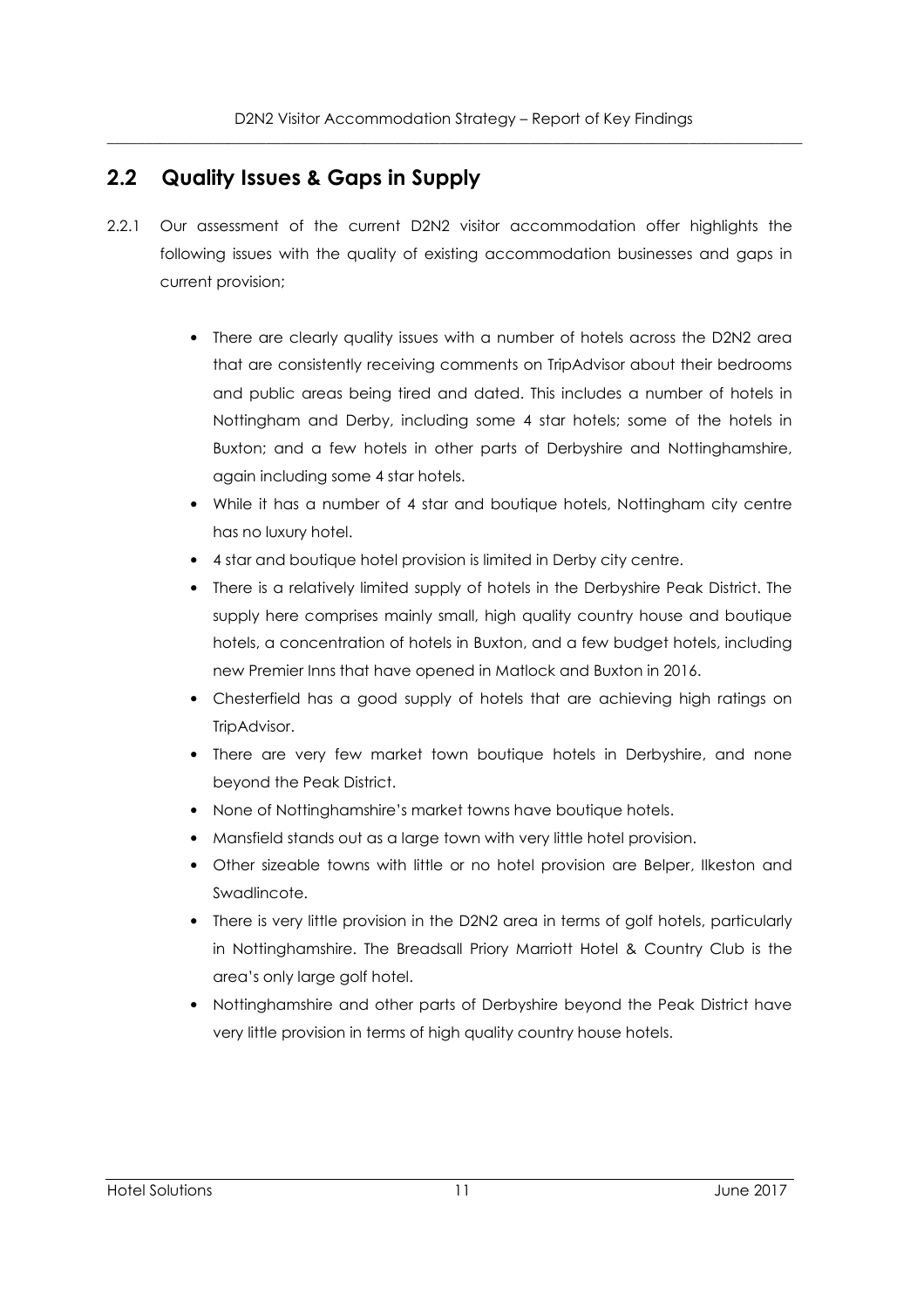## 2.2 Quality Issues & Gaps in Supply

2.2.1 Our assessment of the current D2N2 visitor accommodation offer highlights the following issues with the quality of existing accommodation businesses and gaps in current provision;

- There are clearly quality issues with a number of hotels across the D2N2 area that are consistently receiving comments on TripAdvisor about their bedrooms and public areas being tired and dated. This includes a number of hotels in Nottingham and Derby, including some 4 star hotels; some of the hotels in Buxton; and a few hotels in other parts of Derbyshire and Nottinghamshire, again including some 4 star hotels.
- While it has a number of 4 star and boutique hotels, Nottingham city centre has no luxury hotel.
- 4 star and boutique hotel provision is limited in Derby city centre.
- There is a relatively limited supply of hotels in the Derbyshire Peak District. The supply here comprises mainly small, high quality country house and boutique hotels, a concentration of hotels in Buxton, and a few budget hotels, including new Premier Inns that have opened in Matlock and Buxton in 2016.
- Chesterfield has a good supply of hotels that are achieving high ratings on TripAdvisor.
- There are very few market town boutique hotels in Derbyshire, and none beyond the Peak District.
- None of Nottinghamshire's market towns have boutique hotels.
- Mansfield stands out as a large town with very little hotel provision.
- Other sizeable towns with little or no hotel provision are Belper, Ilkeston and Swadlincote.
- There is very little provision in the D2N2 area in terms of golf hotels, particularly in Nottinghamshire. The Breadsall Priory Marriott Hotel & Country Club is the area's only large golf hotel.
- Nottinghamshire and other parts of Derbyshire beyond the Peak District have very little provision in terms of high quality country house hotels.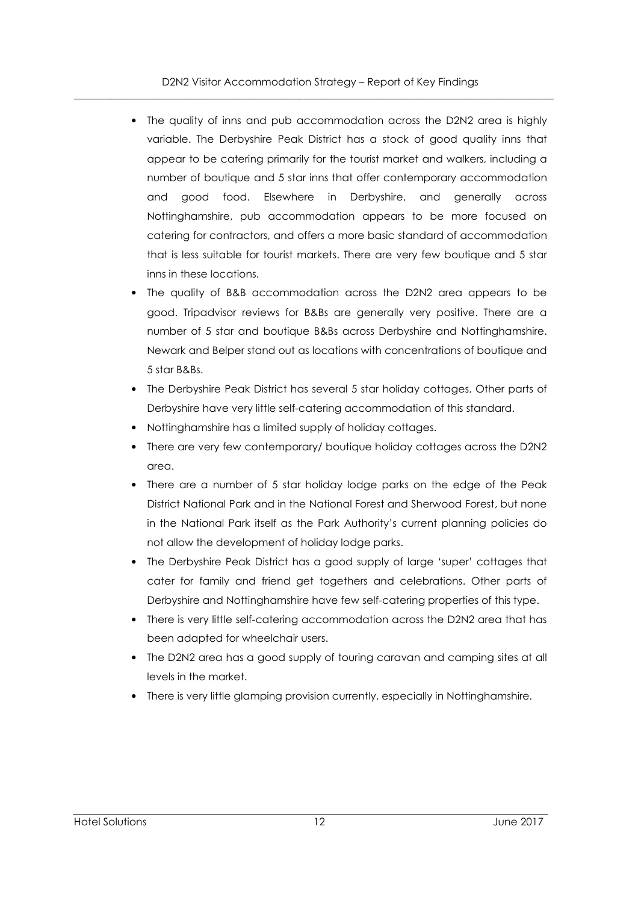- The quality of inns and pub accommodation across the D2N2 area is highly variable. The Derbyshire Peak District has a stock of good quality inns that appear to be catering primarily for the tourist market and walkers, including a number of boutique and 5 star inns that offer contemporary accommodation and good food. Elsewhere in Derbyshire, and generally across Nottinghamshire, pub accommodation appears to be more focused on catering for contractors, and offers a more basic standard of accommodation that is less suitable for tourist markets. There are very few boutique and 5 star inns in these locations.
- The quality of B&B accommodation across the D2N2 area appears to be good. Tripadvisor reviews for B&Bs are generally very positive. There are a number of 5 star and boutique B&Bs across Derbyshire and Nottinghamshire. Newark and Belper stand out as locations with concentrations of boutique and 5 star B&Bs.
- The Derbyshire Peak District has several 5 star holiday cottages. Other parts of Derbyshire have very little self-catering accommodation of this standard.
- Nottinghamshire has a limited supply of holiday cottages.
- There are very few contemporary/ boutique holiday cottages across the D2N2 area.
- There are a number of 5 star holiday lodge parks on the edge of the Peak District National Park and in the National Forest and Sherwood Forest, but none in the National Park itself as the Park Authority's current planning policies do not allow the development of holiday lodge parks.
- The Derbyshire Peak District has a good supply of large 'super' cottages that cater for family and friend get togethers and celebrations. Other parts of Derbyshire and Nottinghamshire have few self-catering properties of this type.
- There is very little self-catering accommodation across the D2N2 area that has been adapted for wheelchair users.
- The D2N2 area has a good supply of touring caravan and camping sites at all levels in the market.
- There is very little glamping provision currently, especially in Nottinghamshire.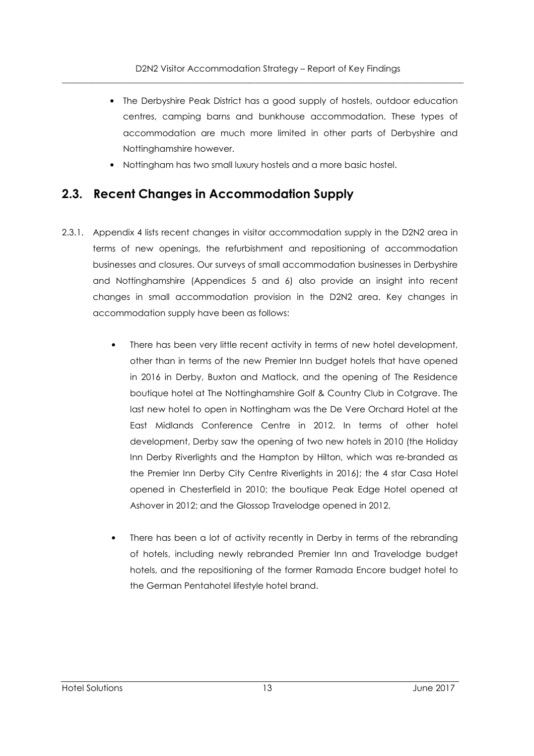- The Derbyshire Peak District has a good supply of hostels, outdoor education centres, camping barns and bunkhouse accommodation. These types of accommodation are much more limited in other parts of Derbyshire and Nottinghamshire however.
- Nottingham has two small luxury hostels and a more basic hostel.

## 2.3. Recent Changes in Accommodation Supply

2.3.1. Appendix 4 lists recent changes in visitor accommodation supply in the D2N2 area in terms of new openings, the refurbishment and repositioning of accommodation businesses and closures. Our surveys of small accommodation businesses in Derbyshire and Nottinghamshire (Appendices 5 and 6) also provide an insight into recent changes in small accommodation provision in the D2N2 area. Key changes in accommodation supply have been as follows:

- There has been very little recent activity in terms of new hotel development, other than in terms of the new Premier Inn budget hotels that have opened in 2016 in Derby, Buxton and Matlock, and the opening of The Residence boutique hotel at The Nottinghamshire Golf & Country Club in Cotgrave. The last new hotel to open in Nottingham was the De Vere Orchard Hotel at the East Midlands Conference Centre in 2012. In terms of other hotel development, Derby saw the opening of two new hotels in 2010 (the Holiday Inn Derby Riverlights and the Hampton by Hilton, which was re-branded as the Premier Inn Derby City Centre Riverlights in 2016); the 4 star Casa Hotel opened in Chesterfield in 2010; the boutique Peak Edge Hotel opened at Ashover in 2012; and the Glossop Travelodge opened in 2012.

- There has been a lot of activity recently in Derby in terms of the rebranding of hotels, including newly rebranded Premier Inn and Travelodge budget hotels, and the repositioning of the former Ramada Encore budget hotel to the German Pentahotel lifestyle hotel brand.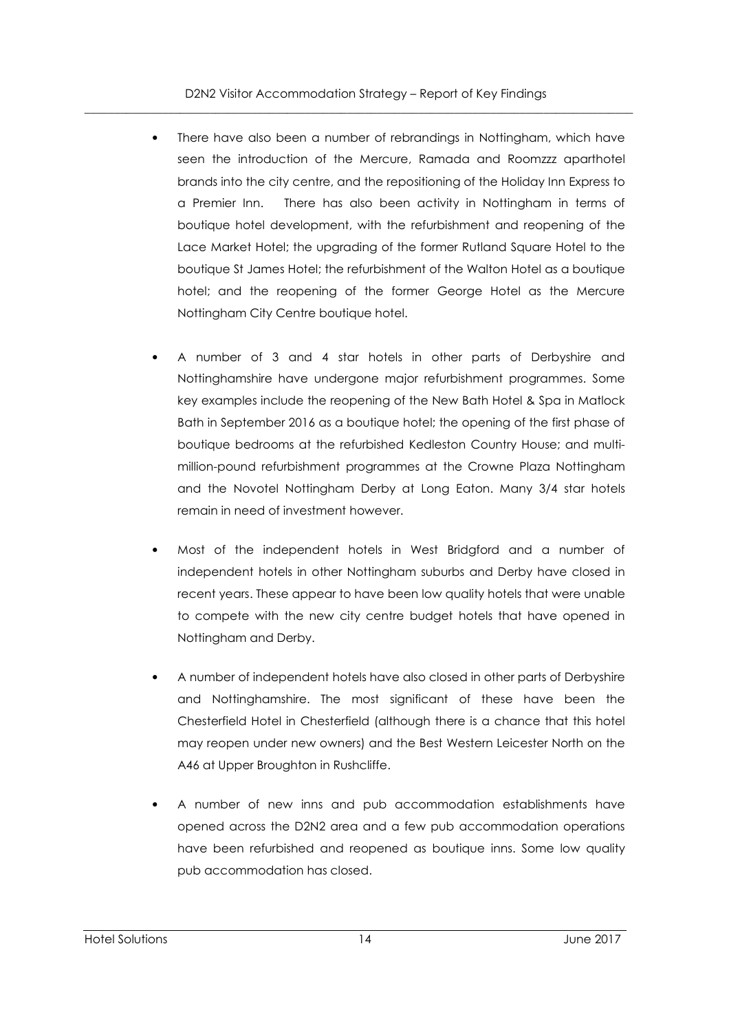- There have also been a number of rebrandings in Nottingham, which have seen the introduction of the Mercure, Ramada and Roomzzz aparthotel brands into the city centre, and the repositioning of the Holiday Inn Express to a Premier Inn. There has also been activity in Nottingham in terms of boutique hotel development, with the refurbishment and reopening of the Lace Market Hotel; the upgrading of the former Rutland Square Hotel to the boutique St James Hotel; the refurbishment of the Walton Hotel as a boutique hotel; and the reopening of the former George Hotel as the Mercure Nottingham City Centre boutique hotel.

- A number of 3 and 4 star hotels in other parts of Derbyshire and Nottinghamshire have undergone major refurbishment programmes. Some key examples include the reopening of the New Bath Hotel & Spa in Matlock Bath in September 2016 as a boutique hotel; the opening of the first phase of boutique bedrooms at the refurbished Kedleston Country House; and multi-million-pound refurbishment programmes at the Crowne Plaza Nottingham and the Novotel Nottingham Derby at Long Eaton. Many 3/4 star hotels remain in need of investment however.

- Most of the independent hotels in West Bridgford and a number of independent hotels in other Nottingham suburbs and Derby have closed in recent years. These appear to have been low quality hotels that were unable to compete with the new city centre budget hotels that have opened in Nottingham and Derby.

- A number of independent hotels have also closed in other parts of Derbyshire and Nottinghamshire. The most significant of these have been the Chesterfield Hotel in Chesterfield (although there is a chance that this hotel may reopen under new owners) and the Best Western Leicester North on the A46 at Upper Broughton in Rushcliffe.

- A number of new inns and pub accommodation establishments have opened across the D2N2 area and a few pub accommodation operations have been refurbished and reopened as boutique inns. Some low quality pub accommodation has closed.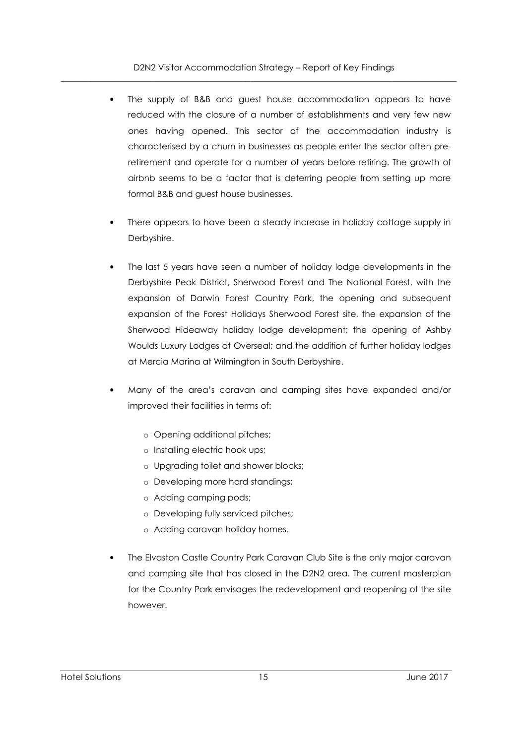- The supply of B&B and guest house accommodation appears to have reduced with the closure of a number of establishments and very few new ones having opened. This sector of the accommodation industry is characterised by a churn in businesses as people enter the sector often pre-retirement and operate for a number of years before retiring. The growth of airbnb seems to be a factor that is deterring people from setting up more formal B&B and guest house businesses.

- There appears to have been a steady increase in holiday cottage supply in Derbyshire.

- The last 5 years have seen a number of holiday lodge developments in the Derbyshire Peak District, Sherwood Forest and The National Forest, with the expansion of Darwin Forest Country Park, the opening and subsequent expansion of the Forest Holidays Sherwood Forest site, the expansion of the Sherwood Hideaway holiday lodge development; the opening of Ashby Woulds Luxury Lodges at Overseal; and the addition of further holiday lodges at Mercia Marina at Wilmington in South Derbyshire.

- Many of the area's caravan and camping sites have expanded and/or improved their facilities in terms of:

    - Opening additional pitches;
    - Installing electric hook ups;
    - Upgrading toilet and shower blocks;
    - Developing more hard standings;
    - Adding camping pods;
    - Developing fully serviced pitches;
    - Adding caravan holiday homes.

- The Elvaston Castle Country Park Caravan Club Site is the only major caravan and camping site that has closed in the D2N2 area. The current masterplan for the Country Park envisages the redevelopment and reopening of the site however.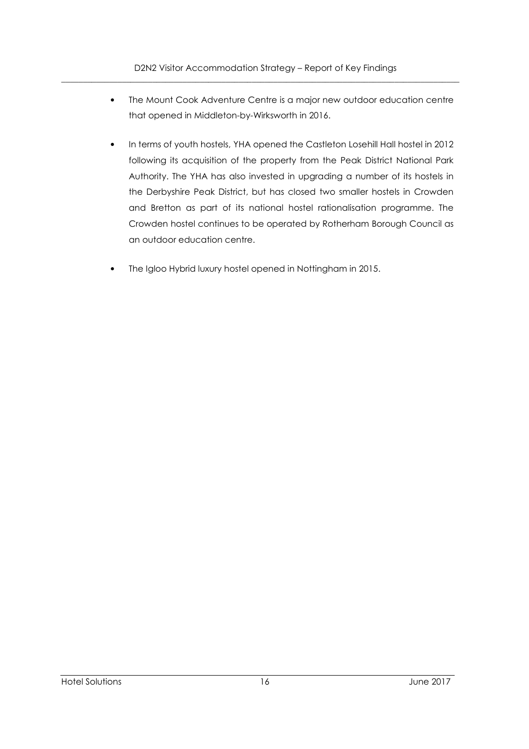- The Mount Cook Adventure Centre is a major new outdoor education centre that opened in Middleton-by-Wirksworth in 2016.

- In terms of youth hostels, YHA opened the Castleton Losehill Hall hostel in 2012 following its acquisition of the property from the Peak District National Park Authority. The YHA has also invested in upgrading a number of its hostels in the Derbyshire Peak District, but has closed two smaller hostels in Crowden and Bretton as part of its national hostel rationalisation programme. The Crowden hostel continues to be operated by Rotherham Borough Council as an outdoor education centre.

- The Igloo Hybrid luxury hostel opened in Nottingham in 2015.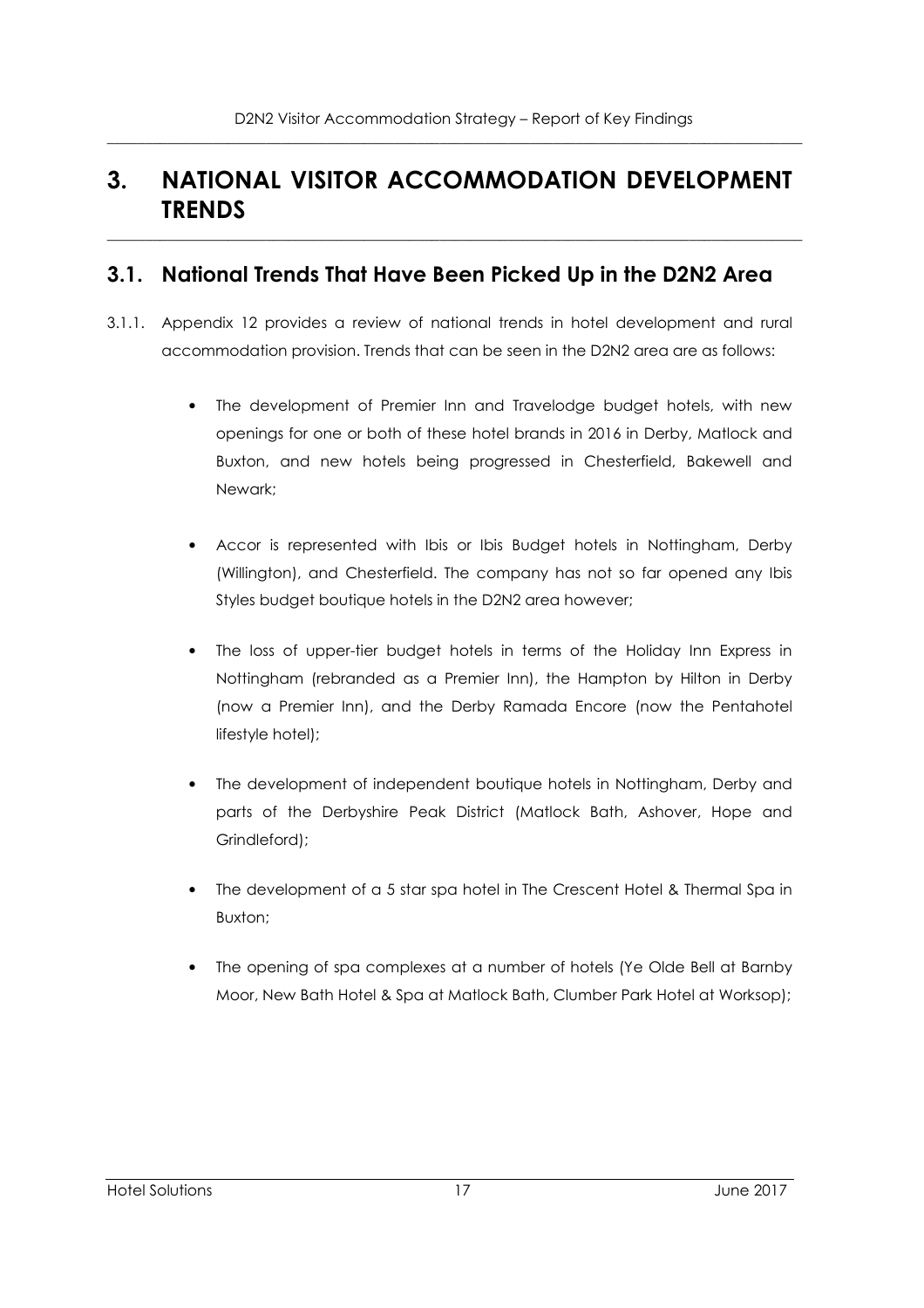# 3. NATIONAL VISITOR ACCOMMODATION DEVELOPMENT TRENDS

## 3.1. National Trends That Have Been Picked Up in the D2N2 Area

3.1.1. Appendix 12 provides a review of national trends in hotel development and rural accommodation provision. Trends that can be seen in the D2N2 area are as follows:

- The development of Premier Inn and Travelodge budget hotels, with new openings for one or both of these hotel brands in 2016 in Derby, Matlock and Buxton, and new hotels being progressed in Chesterfield, Bakewell and Newark;

- Accor is represented with Ibis or Ibis Budget hotels in Nottingham, Derby (Willington), and Chesterfield. The company has not so far opened any Ibis Styles budget boutique hotels in the D2N2 area however;

- The loss of upper-tier budget hotels in terms of the Holiday Inn Express in Nottingham (rebranded as a Premier Inn), the Hampton by Hilton in Derby (now a Premier Inn), and the Derby Ramada Encore (now the Pentahotel lifestyle hotel);

- The development of independent boutique hotels in Nottingham, Derby and parts of the Derbyshire Peak District (Matlock Bath, Ashover, Hope and Grindleford);

- The development of a 5 star spa hotel in The Crescent Hotel & Thermal Spa in Buxton;

- The opening of spa complexes at a number of hotels (Ye Olde Bell at Barnby Moor, New Bath Hotel & Spa at Matlock Bath, Clumber Park Hotel at Worksop);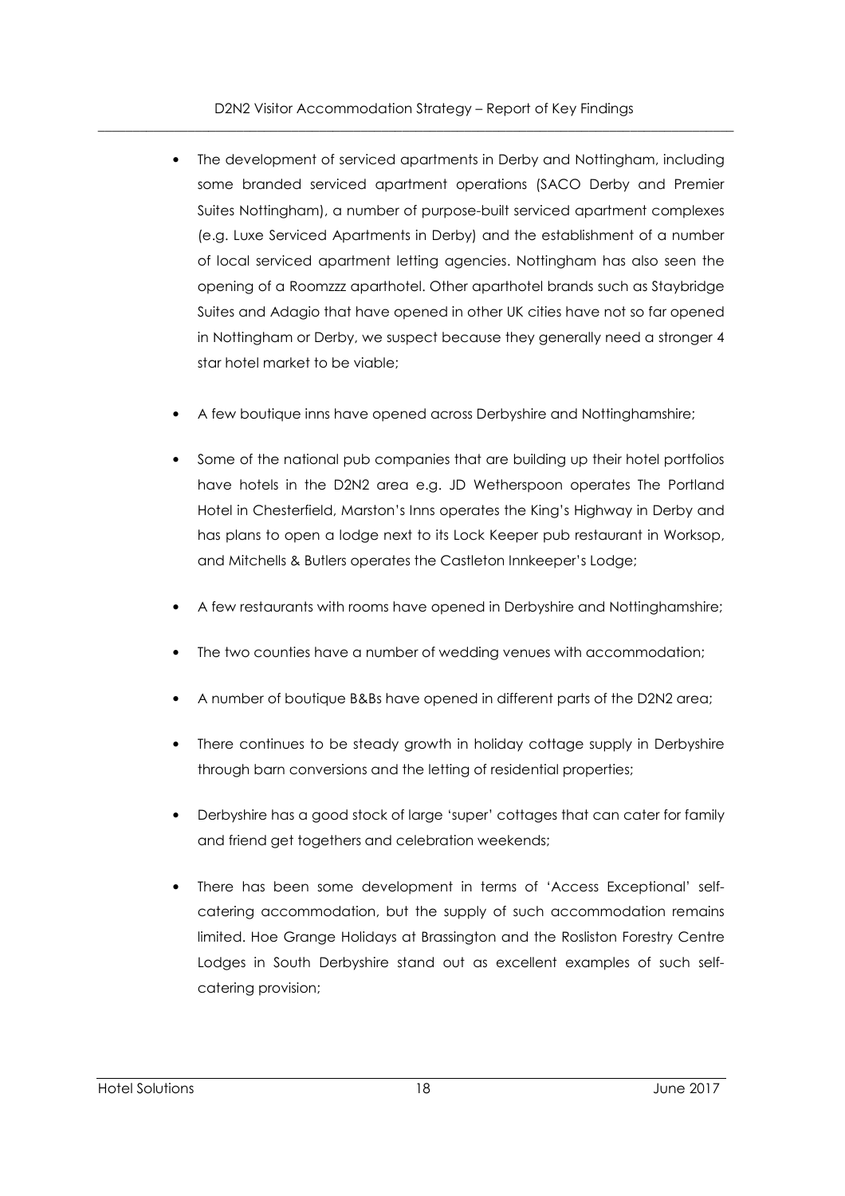- The development of serviced apartments in Derby and Nottingham, including some branded serviced apartment operations (SACO Derby and Premier Suites Nottingham), a number of purpose-built serviced apartment complexes (e.g. Luxe Serviced Apartments in Derby) and the establishment of a number of local serviced apartment letting agencies. Nottingham has also seen the opening of a Roomzzz aparthotel. Other aparthotel brands such as Staybridge Suites and Adagio that have opened in other UK cities have not so far opened in Nottingham or Derby, we suspect because they generally need a stronger 4 star hotel market to be viable;

- A few boutique inns have opened across Derbyshire and Nottinghamshire;

- Some of the national pub companies that are building up their hotel portfolios have hotels in the D2N2 area e.g. JD Wetherspoon operates The Portland Hotel in Chesterfield, Marston's Inns operates the King's Highway in Derby and has plans to open a lodge next to its Lock Keeper pub restaurant in Worksop, and Mitchells & Butlers operates the Castleton Innkeeper's Lodge;

- A few restaurants with rooms have opened in Derbyshire and Nottinghamshire;

- The two counties have a number of wedding venues with accommodation;

- A number of boutique B&Bs have opened in different parts of the D2N2 area;

- There continues to be steady growth in holiday cottage supply in Derbyshire through barn conversions and the letting of residential properties;

- Derbyshire has a good stock of large 'super' cottages that can cater for family and friend get togethers and celebration weekends;

- There has been some development in terms of 'Access Exceptional' self-catering accommodation, but the supply of such accommodation remains limited. Hoe Grange Holidays at Brassington and the Rosliston Forestry Centre Lodges in South Derbyshire stand out as excellent examples of such self-catering provision;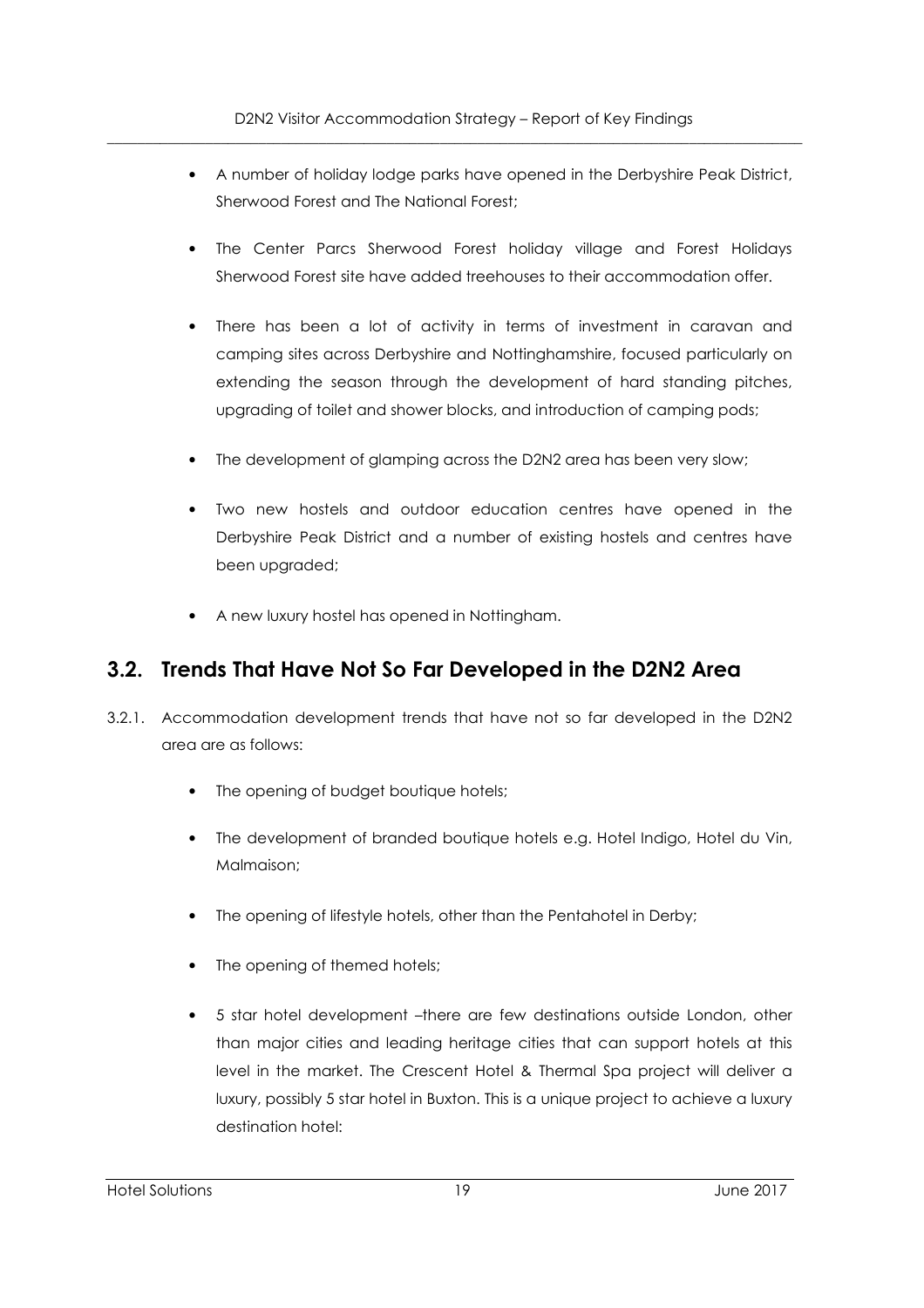- A number of holiday lodge parks have opened in the Derbyshire Peak District, Sherwood Forest and The National Forest;

- The Center Parcs Sherwood Forest holiday village and Forest Holidays Sherwood Forest site have added treehouses to their accommodation offer.

- There has been a lot of activity in terms of investment in caravan and camping sites across Derbyshire and Nottinghamshire, focused particularly on extending the season through the development of hard standing pitches, upgrading of toilet and shower blocks, and introduction of camping pods;

- The development of glamping across the D2N2 area has been very slow;

- Two new hostels and outdoor education centres have opened in the Derbyshire Peak District and a number of existing hostels and centres have been upgraded;

- A new luxury hostel has opened in Nottingham.

## 3.2. Trends That Have Not So Far Developed in the D2N2 Area

3.2.1. Accommodation development trends that have not so far developed in the D2N2 area are as follows:

- The opening of budget boutique hotels;

- The development of branded boutique hotels e.g. Hotel Indigo, Hotel du Vin, Malmaison;

- The opening of lifestyle hotels, other than the Pentahotel in Derby;

- The opening of themed hotels;

- 5 star hotel development –there are few destinations outside London, other than major cities and leading heritage cities that can support hotels at this level in the market. The Crescent Hotel & Thermal Spa project will deliver a luxury, possibly 5 star hotel in Buxton. This is a unique project to achieve a luxury destination hotel: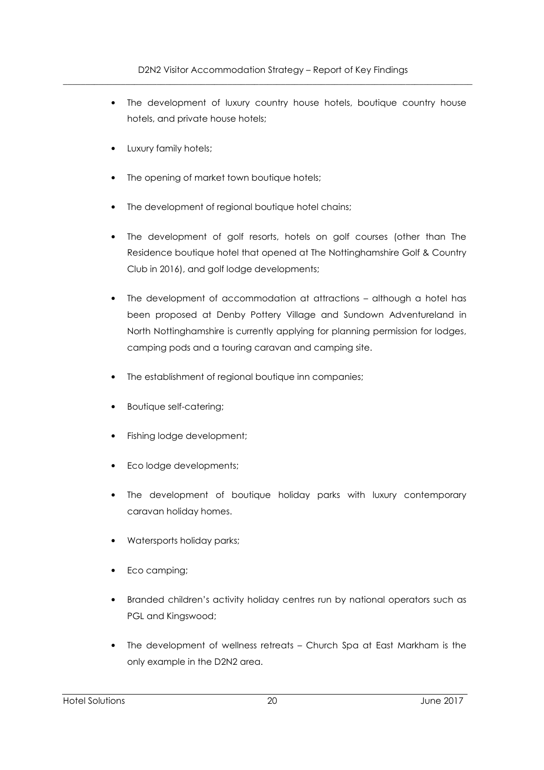- The development of luxury country house hotels, boutique country house hotels, and private house hotels;
- Luxury family hotels;
- The opening of market town boutique hotels;
- The development of regional boutique hotel chains;
- The development of golf resorts, hotels on golf courses (other than The Residence boutique hotel that opened at The Nottinghamshire Golf & Country Club in 2016), and golf lodge developments;
- The development of accommodation at attractions – although a hotel has been proposed at Denby Pottery Village and Sundown Adventureland in North Nottinghamshire is currently applying for planning permission for lodges, camping pods and a touring caravan and camping site.
- The establishment of regional boutique inn companies;
- Boutique self-catering;
- Fishing lodge development;
- Eco lodge developments;
- The development of boutique holiday parks with luxury contemporary caravan holiday homes.
- Watersports holiday parks;
- Eco camping;
- Branded children's activity holiday centres run by national operators such as PGL and Kingswood;
- The development of wellness retreats – Church Spa at East Markham is the only example in the D2N2 area.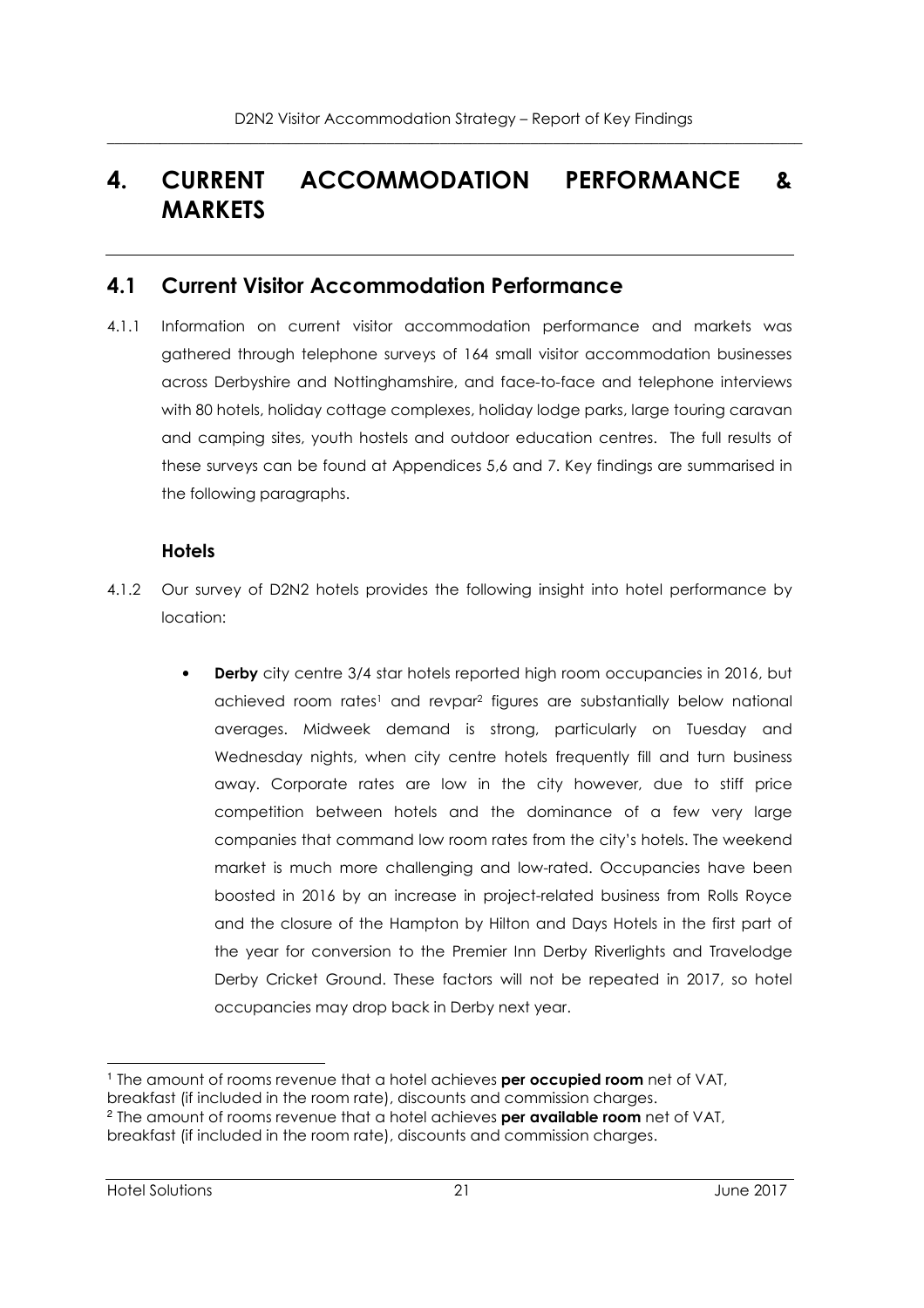# 4. CURRENT ACCOMMODATION PERFORMANCE & MARKETS

## 4.1 Current Visitor Accommodation Performance

4.1.1 Information on current visitor accommodation performance and markets was gathered through telephone surveys of 164 small visitor accommodation businesses across Derbyshire and Nottinghamshire, and face-to-face and telephone interviews with 80 hotels, holiday cottage complexes, holiday lodge parks, large touring caravan and camping sites, youth hostels and outdoor education centres. The full results of these surveys can be found at Appendices 5,6 and 7. Key findings are summarised in the following paragraphs.

### Hotels

4.1.2 Our survey of D2N2 hotels provides the following insight into hotel performance by location:

- **Derby** city centre 3/4 star hotels reported high room occupancies in 2016, but achieved room rates[1] and revpar[2] figures are substantially below national averages. Midweek demand is strong, particularly on Tuesday and Wednesday nights, when city centre hotels frequently fill and turn business away. Corporate rates are low in the city however, due to stiff price competition between hotels and the dominance of a few very large companies that command low room rates from the city's hotels. The weekend market is much more challenging and low-rated. Occupancies have been boosted in 2016 by an increase in project-related business from Rolls Royce and the closure of the Hampton by Hilton and Days Hotels in the first part of the year for conversion to the Premier Inn Derby Riverlights and Travelodge Derby Cricket Ground. These factors will not be repeated in 2017, so hotel occupancies may drop back in Derby next year.

[1] The amount of rooms revenue that a hotel achieves **per occupied room** net of VAT, breakfast (if included in the room rate), discounts and commission charges.

[2] The amount of rooms revenue that a hotel achieves **per available room** net of VAT, breakfast (if included in the room rate), discounts and commission charges.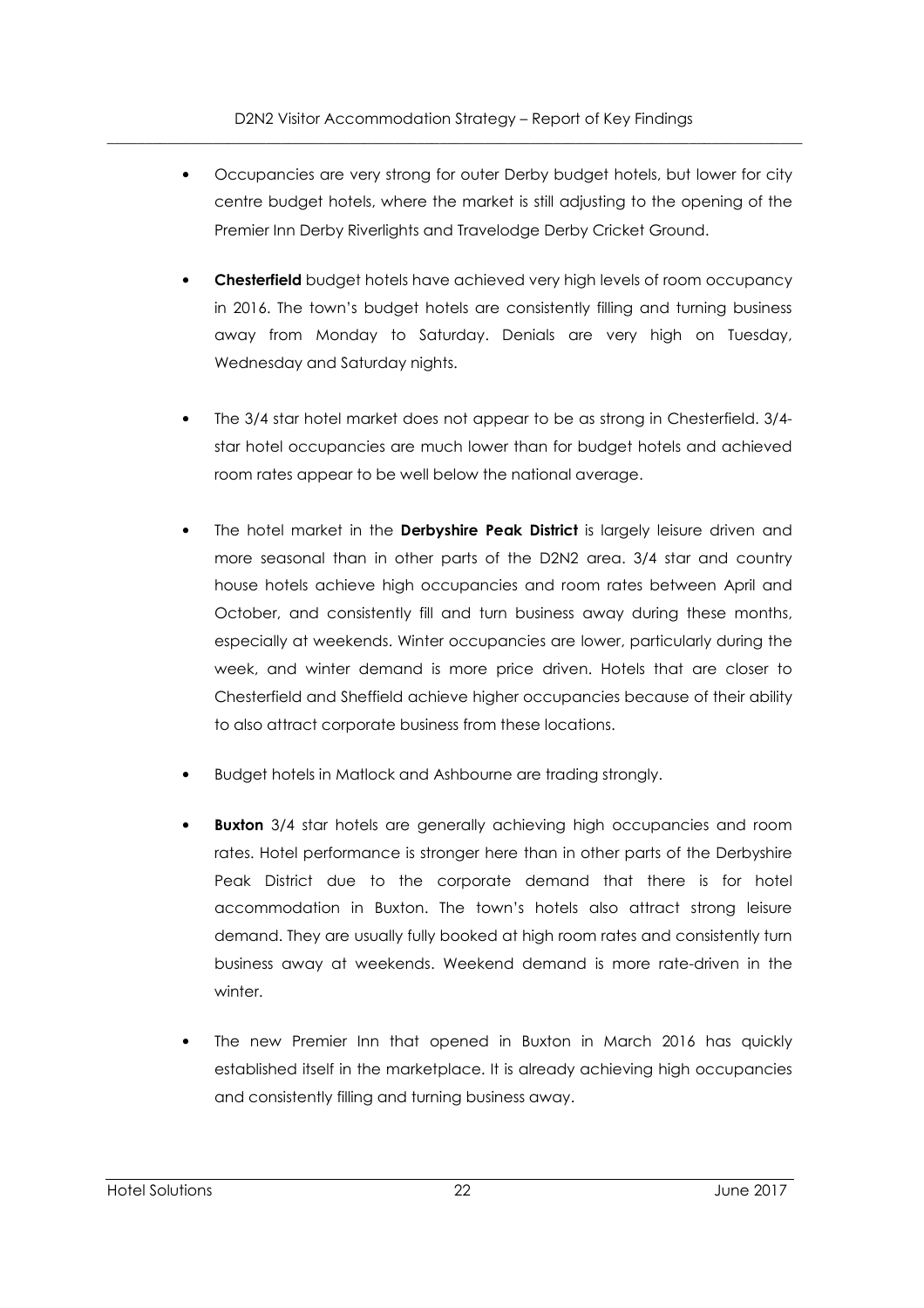- Occupancies are very strong for outer Derby budget hotels, but lower for city centre budget hotels, where the market is still adjusting to the opening of the Premier Inn Derby Riverlights and Travelodge Derby Cricket Ground.

- **Chesterfield** budget hotels have achieved very high levels of room occupancy in 2016. The town's budget hotels are consistently filling and turning business away from Monday to Saturday. Denials are very high on Tuesday, Wednesday and Saturday nights.

- The 3/4 star hotel market does not appear to be as strong in Chesterfield. 3/4-star hotel occupancies are much lower than for budget hotels and achieved room rates appear to be well below the national average.

- The hotel market in the **Derbyshire Peak District** is largely leisure driven and more seasonal than in other parts of the D2N2 area. 3/4 star and country house hotels achieve high occupancies and room rates between April and October, and consistently fill and turn business away during these months, especially at weekends. Winter occupancies are lower, particularly during the week, and winter demand is more price driven. Hotels that are closer to Chesterfield and Sheffield achieve higher occupancies because of their ability to also attract corporate business from these locations.

- Budget hotels in Matlock and Ashbourne are trading strongly.

- **Buxton** 3/4 star hotels are generally achieving high occupancies and room rates. Hotel performance is stronger here than in other parts of the Derbyshire Peak District due to the corporate demand that there is for hotel accommodation in Buxton. The town's hotels also attract strong leisure demand. They are usually fully booked at high room rates and consistently turn business away at weekends. Weekend demand is more rate-driven in the winter.

- The new Premier Inn that opened in Buxton in March 2016 has quickly established itself in the marketplace. It is already achieving high occupancies and consistently filling and turning business away.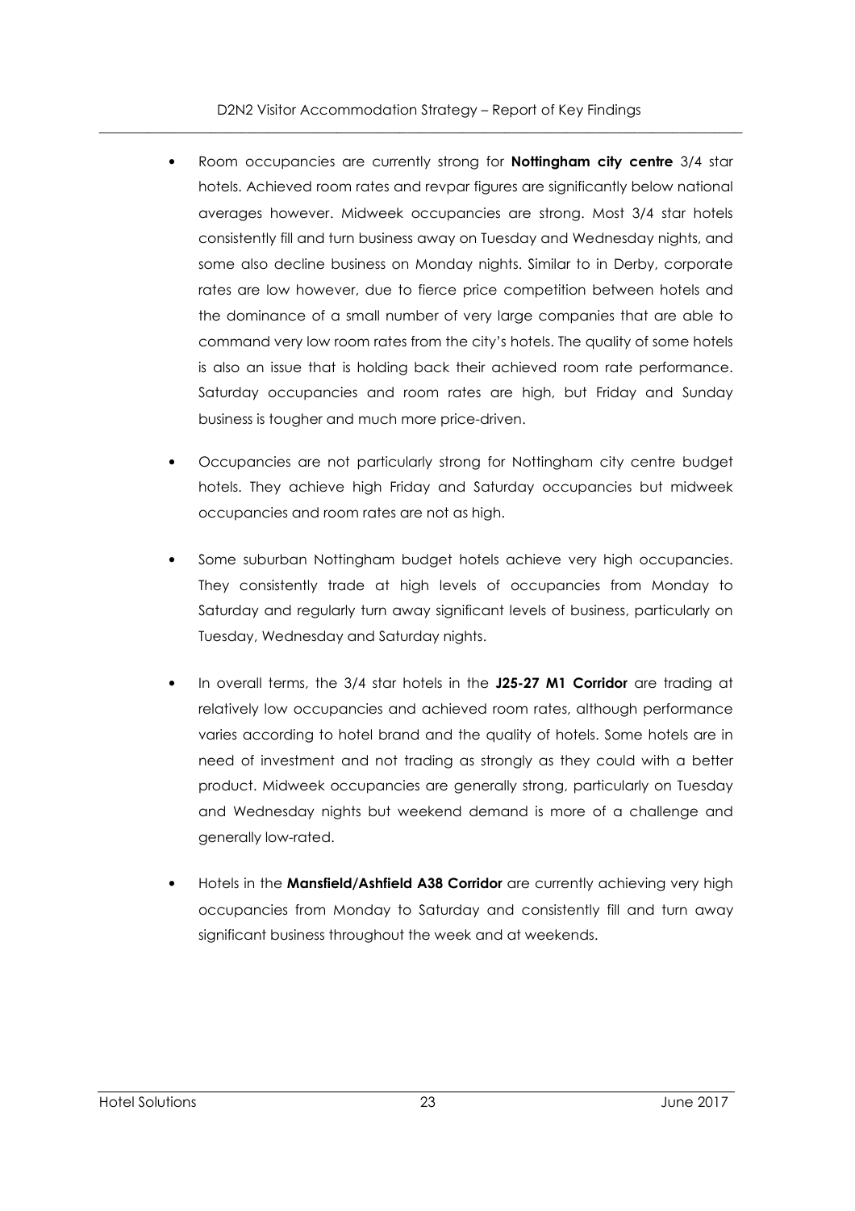- Room occupancies are currently strong for **Nottingham city centre** 3/4 star hotels. Achieved room rates and revpar figures are significantly below national averages however. Midweek occupancies are strong. Most 3/4 star hotels consistently fill and turn business away on Tuesday and Wednesday nights, and some also decline business on Monday nights. Similar to in Derby, corporate rates are low however, due to fierce price competition between hotels and the dominance of a small number of very large companies that are able to command very low room rates from the city's hotels. The quality of some hotels is also an issue that is holding back their achieved room rate performance. Saturday occupancies and room rates are high, but Friday and Sunday business is tougher and much more price-driven.

- Occupancies are not particularly strong for Nottingham city centre budget hotels. They achieve high Friday and Saturday occupancies but midweek occupancies and room rates are not as high.

- Some suburban Nottingham budget hotels achieve very high occupancies. They consistently trade at high levels of occupancies from Monday to Saturday and regularly turn away significant levels of business, particularly on Tuesday, Wednesday and Saturday nights.

- In overall terms, the 3/4 star hotels in the **J25-27 M1 Corridor** are trading at relatively low occupancies and achieved room rates, although performance varies according to hotel brand and the quality of hotels. Some hotels are in need of investment and not trading as strongly as they could with a better product. Midweek occupancies are generally strong, particularly on Tuesday and Wednesday nights but weekend demand is more of a challenge and generally low-rated.

- Hotels in the **Mansfield/Ashfield A38 Corridor** are currently achieving very high occupancies from Monday to Saturday and consistently fill and turn away significant business throughout the week and at weekends.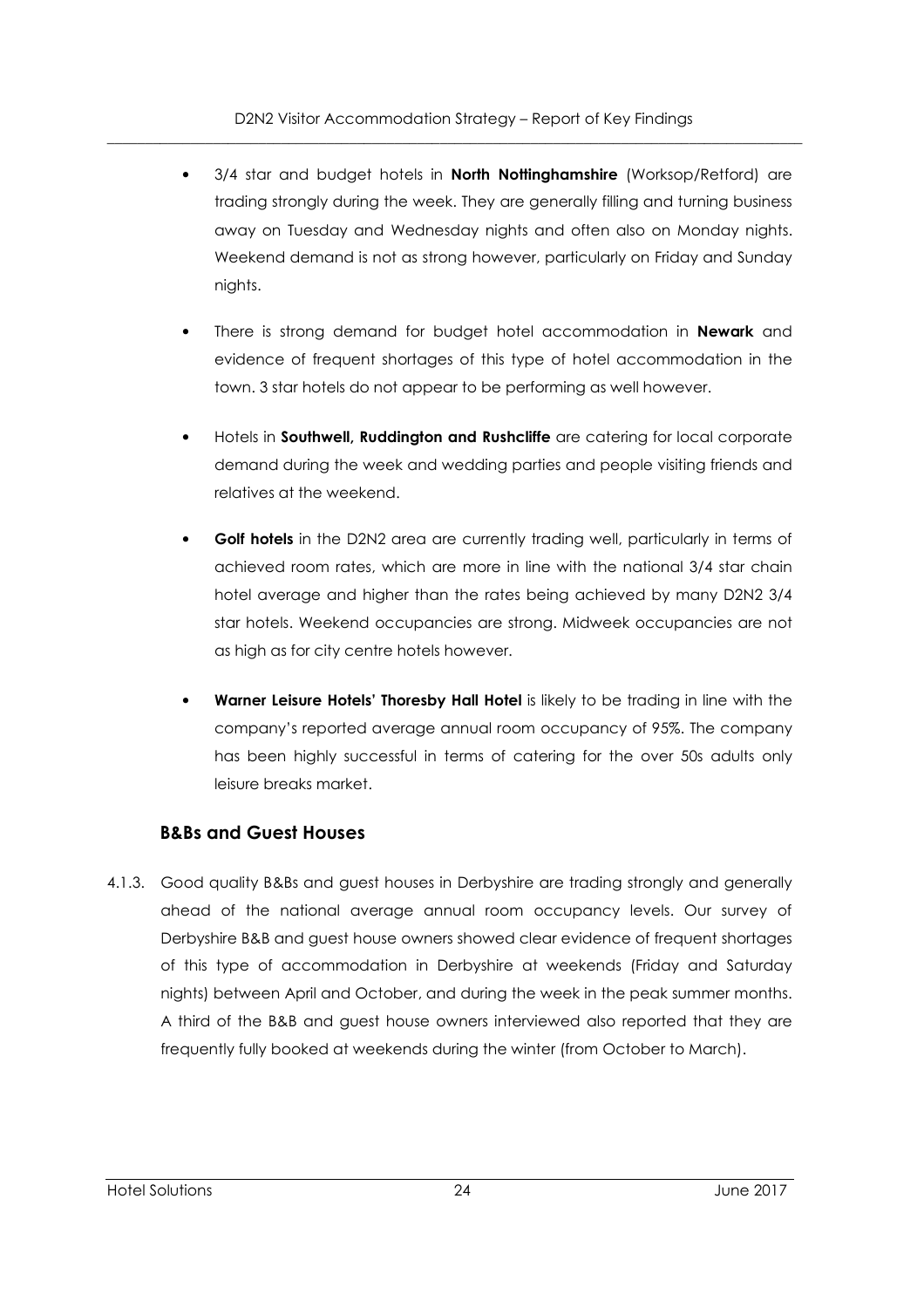- 3/4 star and budget hotels in **North Nottinghamshire** (Worksop/Retford) are trading strongly during the week. They are generally filling and turning business away on Tuesday and Wednesday nights and often also on Monday nights. Weekend demand is not as strong however, particularly on Friday and Sunday nights.

- There is strong demand for budget hotel accommodation in **Newark** and evidence of frequent shortages of this type of hotel accommodation in the town. 3 star hotels do not appear to be performing as well however.

- Hotels in **Southwell, Ruddington and Rushcliffe** are catering for local corporate demand during the week and wedding parties and people visiting friends and relatives at the weekend.

- **Golf hotels** in the D2N2 area are currently trading well, particularly in terms of achieved room rates, which are more in line with the national 3/4 star chain hotel average and higher than the rates being achieved by many D2N2 3/4 star hotels. Weekend occupancies are strong. Midweek occupancies are not as high as for city centre hotels however.

- **Warner Leisure Hotels' Thoresby Hall Hotel** is likely to be trading in line with the company's reported average annual room occupancy of 95%. The company has been highly successful in terms of catering for the over 50s adults only leisure breaks market.

### B&Bs and Guest Houses

4.1.3. Good quality B&Bs and guest houses in Derbyshire are trading strongly and generally ahead of the national average annual room occupancy levels. Our survey of Derbyshire B&B and guest house owners showed clear evidence of frequent shortages of this type of accommodation in Derbyshire at weekends (Friday and Saturday nights) between April and October, and during the week in the peak summer months. A third of the B&B and guest house owners interviewed also reported that they are frequently fully booked at weekends during the winter (from October to March).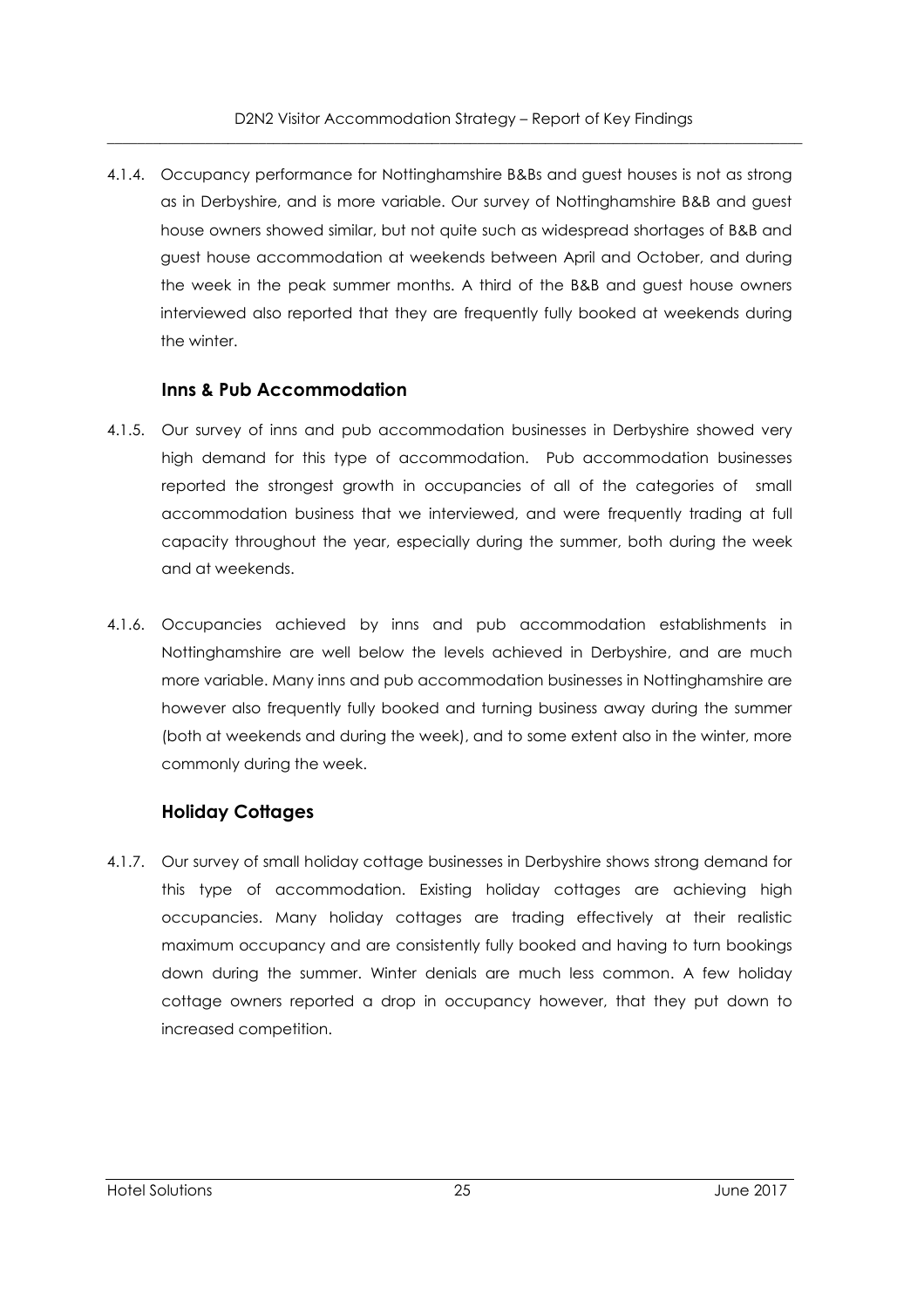4.1.4. Occupancy performance for Nottinghamshire B&Bs and guest houses is not as strong as in Derbyshire, and is more variable. Our survey of Nottinghamshire B&B and guest house owners showed similar, but not quite such as widespread shortages of B&B and guest house accommodation at weekends between April and October, and during the week in the peak summer months. A third of the B&B and guest house owners interviewed also reported that they are frequently fully booked at weekends during the winter.

### Inns & Pub Accommodation

4.1.5. Our survey of inns and pub accommodation businesses in Derbyshire showed very high demand for this type of accommodation. Pub accommodation businesses reported the strongest growth in occupancies of all of the categories of small accommodation business that we interviewed, and were frequently trading at full capacity throughout the year, especially during the summer, both during the week and at weekends.

4.1.6. Occupancies achieved by inns and pub accommodation establishments in Nottinghamshire are well below the levels achieved in Derbyshire, and are much more variable. Many inns and pub accommodation businesses in Nottinghamshire are however also frequently fully booked and turning business away during the summer (both at weekends and during the week), and to some extent also in the winter, more commonly during the week.

### Holiday Cottages

4.1.7. Our survey of small holiday cottage businesses in Derbyshire shows strong demand for this type of accommodation. Existing holiday cottages are achieving high occupancies. Many holiday cottages are trading effectively at their realistic maximum occupancy and are consistently fully booked and having to turn bookings down during the summer. Winter denials are much less common. A few holiday cottage owners reported a drop in occupancy however, that they put down to increased competition.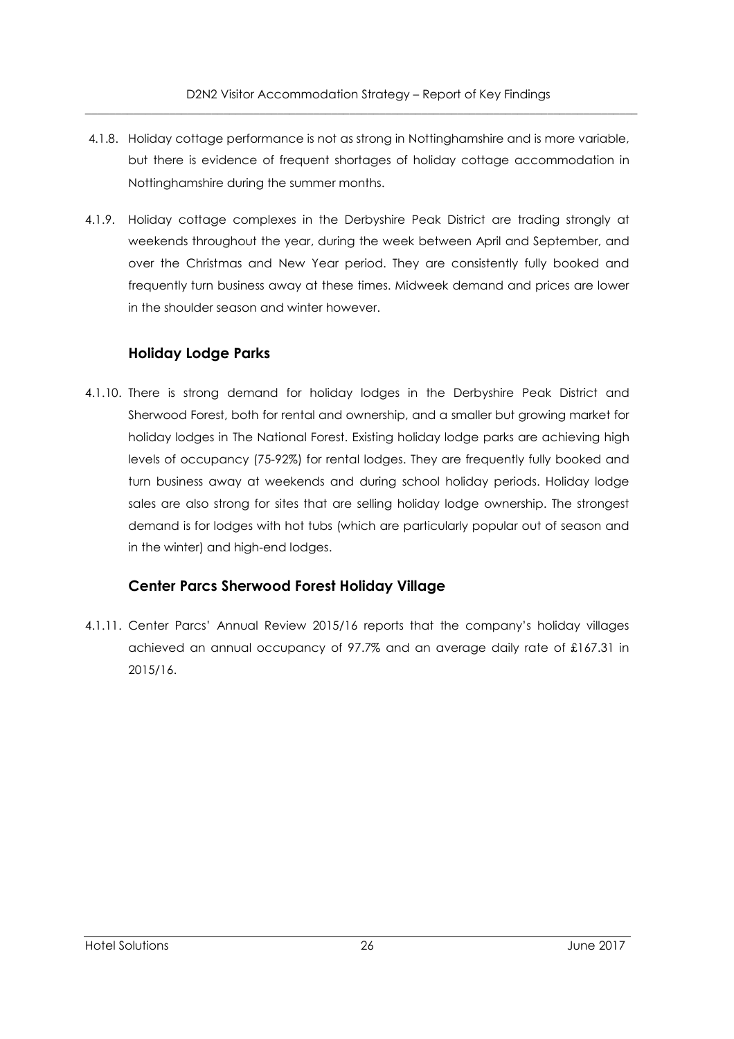4.1.8. Holiday cottage performance is not as strong in Nottinghamshire and is more variable, but there is evidence of frequent shortages of holiday cottage accommodation in Nottinghamshire during the summer months.

4.1.9. Holiday cottage complexes in the Derbyshire Peak District are trading strongly at weekends throughout the year, during the week between April and September, and over the Christmas and New Year period. They are consistently fully booked and frequently turn business away at these times. Midweek demand and prices are lower in the shoulder season and winter however.

### Holiday Lodge Parks

4.1.10. There is strong demand for holiday lodges in the Derbyshire Peak District and Sherwood Forest, both for rental and ownership, and a smaller but growing market for holiday lodges in The National Forest. Existing holiday lodge parks are achieving high levels of occupancy (75-92%) for rental lodges. They are frequently fully booked and turn business away at weekends and during school holiday periods. Holiday lodge sales are also strong for sites that are selling holiday lodge ownership. The strongest demand is for lodges with hot tubs (which are particularly popular out of season and in the winter) and high-end lodges.

### Center Parcs Sherwood Forest Holiday Village

4.1.11. Center Parcs' Annual Review 2015/16 reports that the company's holiday villages achieved an annual occupancy of 97.7% and an average daily rate of £167.31 in 2015/16.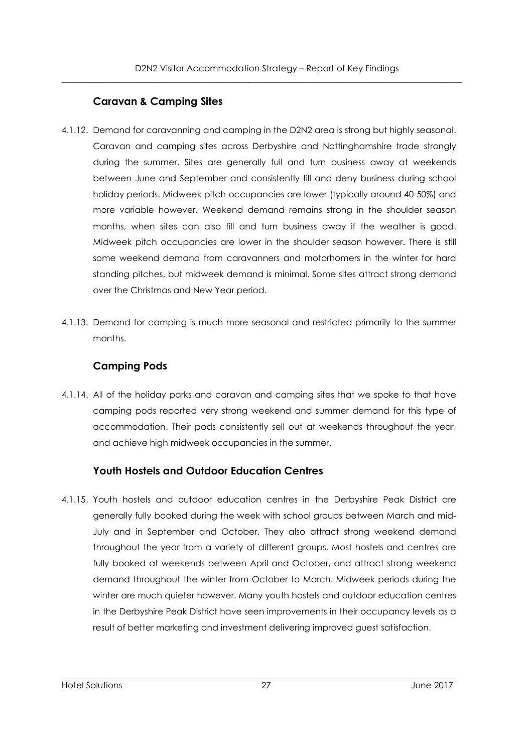### Caravan & Camping Sites

4.1.12. Demand for caravanning and camping in the D2N2 area is strong but highly seasonal. Caravan and camping sites across Derbyshire and Nottinghamshire trade strongly during the summer. Sites are generally full and turn business away at weekends between June and September and consistently fill and deny business during school holiday periods. Midweek pitch occupancies are lower (typically around 40-50%) and more variable however. Weekend demand remains strong in the shoulder season months, when sites can also fill and turn business away if the weather is good. Midweek pitch occupancies are lower in the shoulder season however. There is still some weekend demand from caravanners and motorhomers in the winter for hard standing pitches, but midweek demand is minimal. Some sites attract strong demand over the Christmas and New Year period.

4.1.13. Demand for camping is much more seasonal and restricted primarily to the summer months.

### Camping Pods

4.1.14. All of the holiday parks and caravan and camping sites that we spoke to that have camping pods reported very strong weekend and summer demand for this type of accommodation. Their pods consistently sell out at weekends throughout the year, and achieve high midweek occupancies in the summer.

### Youth Hostels and Outdoor Education Centres

4.1.15. Youth hostels and outdoor education centres in the Derbyshire Peak District are generally fully booked during the week with school groups between March and mid-July and in September and October. They also attract strong weekend demand throughout the year from a variety of different groups. Most hostels and centres are fully booked at weekends between April and October, and attract strong weekend demand throughout the winter from October to March. Midweek periods during the winter are much quieter however. Many youth hostels and outdoor education centres in the Derbyshire Peak District have seen improvements in their occupancy levels as a result of better marketing and investment delivering improved guest satisfaction.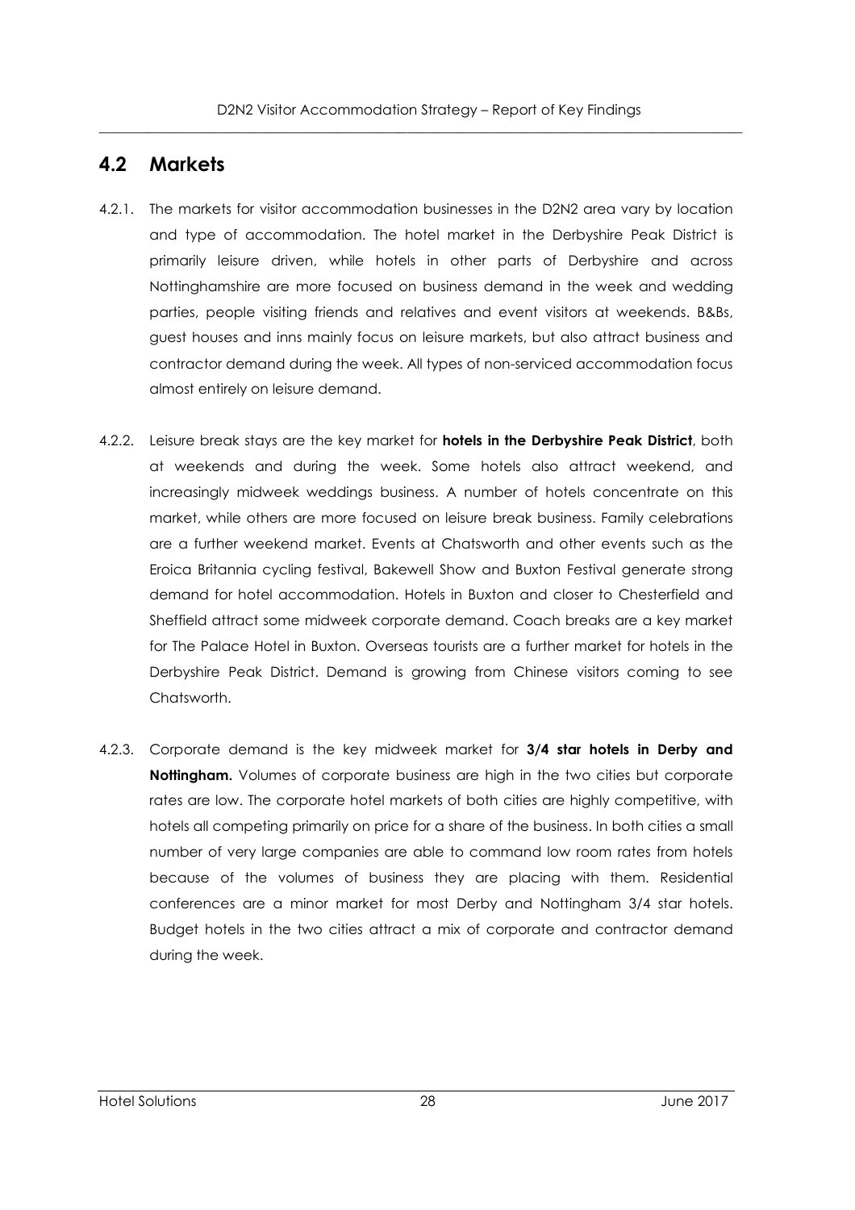## 4.2 Markets

4.2.1. The markets for visitor accommodation businesses in the D2N2 area vary by location and type of accommodation. The hotel market in the Derbyshire Peak District is primarily leisure driven, while hotels in other parts of Derbyshire and across Nottinghamshire are more focused on business demand in the week and wedding parties, people visiting friends and relatives and event visitors at weekends. B&Bs, guest houses and inns mainly focus on leisure markets, but also attract business and contractor demand during the week. All types of non-serviced accommodation focus almost entirely on leisure demand.

4.2.2. Leisure break stays are the key market for **hotels in the Derbyshire Peak District**, both at weekends and during the week. Some hotels also attract weekend, and increasingly midweek weddings business. A number of hotels concentrate on this market, while others are more focused on leisure break business. Family celebrations are a further weekend market. Events at Chatsworth and other events such as the Eroica Britannia cycling festival, Bakewell Show and Buxton Festival generate strong demand for hotel accommodation. Hotels in Buxton and closer to Chesterfield and Sheffield attract some midweek corporate demand. Coach breaks are a key market for The Palace Hotel in Buxton. Overseas tourists are a further market for hotels in the Derbyshire Peak District. Demand is growing from Chinese visitors coming to see Chatsworth.

4.2.3. Corporate demand is the key midweek market for **3/4 star hotels in Derby and Nottingham.** Volumes of corporate business are high in the two cities but corporate rates are low. The corporate hotel markets of both cities are highly competitive, with hotels all competing primarily on price for a share of the business. In both cities a small number of very large companies are able to command low room rates from hotels because of the volumes of business they are placing with them. Residential conferences are a minor market for most Derby and Nottingham 3/4 star hotels. Budget hotels in the two cities attract a mix of corporate and contractor demand during the week.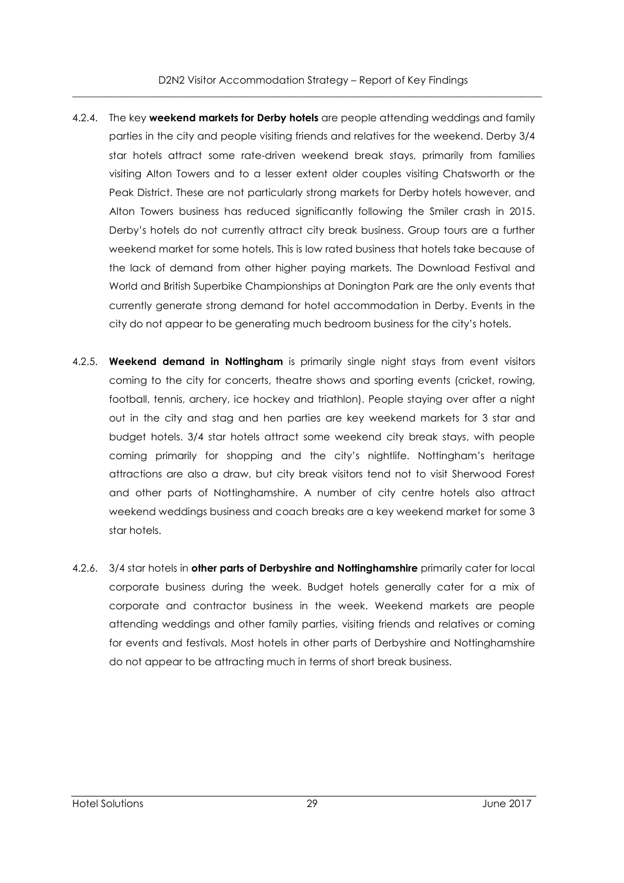4.2.4. The key **weekend markets for Derby hotels** are people attending weddings and family parties in the city and people visiting friends and relatives for the weekend. Derby 3/4 star hotels attract some rate-driven weekend break stays, primarily from families visiting Alton Towers and to a lesser extent older couples visiting Chatsworth or the Peak District. These are not particularly strong markets for Derby hotels however, and Alton Towers business has reduced significantly following the Smiler crash in 2015. Derby's hotels do not currently attract city break business. Group tours are a further weekend market for some hotels. This is low rated business that hotels take because of the lack of demand from other higher paying markets. The Download Festival and World and British Superbike Championships at Donington Park are the only events that currently generate strong demand for hotel accommodation in Derby. Events in the city do not appear to be generating much bedroom business for the city's hotels.

4.2.5. **Weekend demand in Nottingham** is primarily single night stays from event visitors coming to the city for concerts, theatre shows and sporting events (cricket, rowing, football, tennis, archery, ice hockey and triathlon). People staying over after a night out in the city and stag and hen parties are key weekend markets for 3 star and budget hotels. 3/4 star hotels attract some weekend city break stays, with people coming primarily for shopping and the city's nightlife. Nottingham's heritage attractions are also a draw, but city break visitors tend not to visit Sherwood Forest and other parts of Nottinghamshire. A number of city centre hotels also attract weekend weddings business and coach breaks are a key weekend market for some 3 star hotels.

4.2.6. 3/4 star hotels in **other parts of Derbyshire and Nottinghamshire** primarily cater for local corporate business during the week. Budget hotels generally cater for a mix of corporate and contractor business in the week. Weekend markets are people attending weddings and other family parties, visiting friends and relatives or coming for events and festivals. Most hotels in other parts of Derbyshire and Nottinghamshire do not appear to be attracting much in terms of short break business.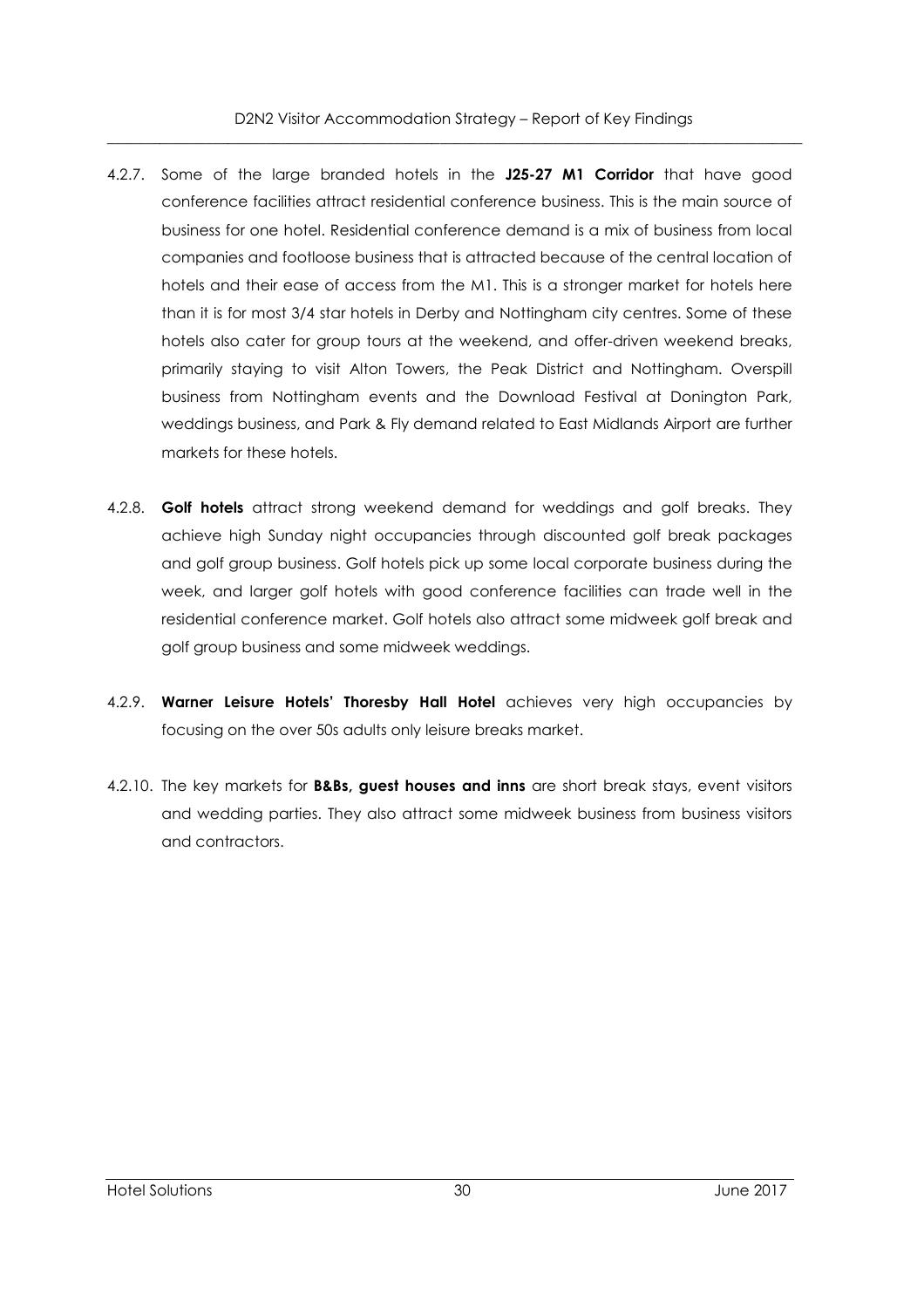4.2.7. Some of the large branded hotels in the **J25-27 M1 Corridor** that have good conference facilities attract residential conference business. This is the main source of business for one hotel. Residential conference demand is a mix of business from local companies and footloose business that is attracted because of the central location of hotels and their ease of access from the M1. This is a stronger market for hotels here than it is for most 3/4 star hotels in Derby and Nottingham city centres. Some of these hotels also cater for group tours at the weekend, and offer-driven weekend breaks, primarily staying to visit Alton Towers, the Peak District and Nottingham. Overspill business from Nottingham events and the Download Festival at Donington Park, weddings business, and Park & Fly demand related to East Midlands Airport are further markets for these hotels.

4.2.8. **Golf hotels** attract strong weekend demand for weddings and golf breaks. They achieve high Sunday night occupancies through discounted golf break packages and golf group business. Golf hotels pick up some local corporate business during the week, and larger golf hotels with good conference facilities can trade well in the residential conference market. Golf hotels also attract some midweek golf break and golf group business and some midweek weddings.

4.2.9. **Warner Leisure Hotels' Thoresby Hall Hotel** achieves very high occupancies by focusing on the over 50s adults only leisure breaks market.

4.2.10. The key markets for **B&Bs, guest houses and inns** are short break stays, event visitors and wedding parties. They also attract some midweek business from business visitors and contractors.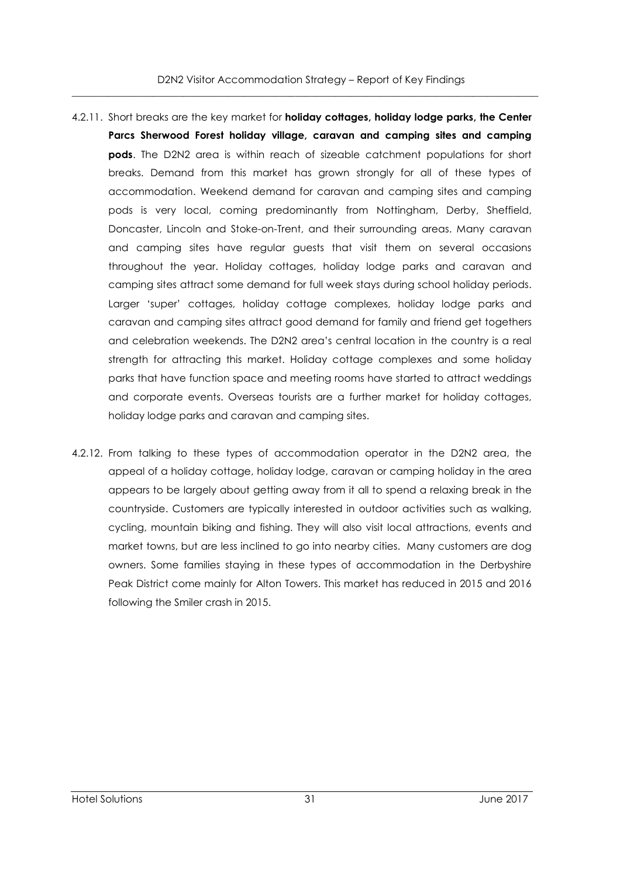4.2.11. Short breaks are the key market for **holiday cottages, holiday lodge parks, the Center Parcs Sherwood Forest holiday village, caravan and camping sites and camping pods**. The D2N2 area is within reach of sizeable catchment populations for short breaks. Demand from this market has grown strongly for all of these types of accommodation. Weekend demand for caravan and camping sites and camping pods is very local, coming predominantly from Nottingham, Derby, Sheffield, Doncaster, Lincoln and Stoke-on-Trent, and their surrounding areas. Many caravan and camping sites have regular guests that visit them on several occasions throughout the year. Holiday cottages, holiday lodge parks and caravan and camping sites attract some demand for full week stays during school holiday periods. Larger 'super' cottages, holiday cottage complexes, holiday lodge parks and caravan and camping sites attract good demand for family and friend get togethers and celebration weekends. The D2N2 area's central location in the country is a real strength for attracting this market. Holiday cottage complexes and some holiday parks that have function space and meeting rooms have started to attract weddings and corporate events. Overseas tourists are a further market for holiday cottages, holiday lodge parks and caravan and camping sites.

4.2.12. From talking to these types of accommodation operator in the D2N2 area, the appeal of a holiday cottage, holiday lodge, caravan or camping holiday in the area appears to be largely about getting away from it all to spend a relaxing break in the countryside. Customers are typically interested in outdoor activities such as walking, cycling, mountain biking and fishing. They will also visit local attractions, events and market towns, but are less inclined to go into nearby cities. Many customers are dog owners. Some families staying in these types of accommodation in the Derbyshire Peak District come mainly for Alton Towers. This market has reduced in 2015 and 2016 following the Smiler crash in 2015.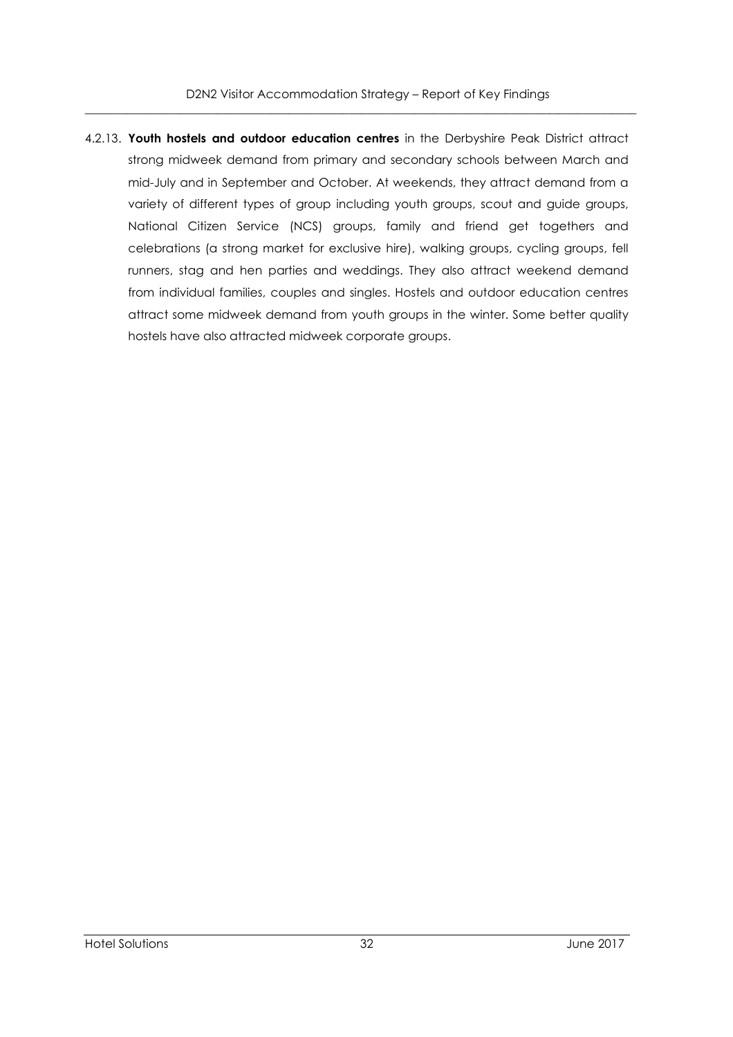4.2.13. **Youth hostels and outdoor education centres** in the Derbyshire Peak District attract strong midweek demand from primary and secondary schools between March and mid-July and in September and October. At weekends, they attract demand from a variety of different types of group including youth groups, scout and guide groups, National Citizen Service (NCS) groups, family and friend get togethers and celebrations (a strong market for exclusive hire), walking groups, cycling groups, fell runners, stag and hen parties and weddings. They also attract weekend demand from individual families, couples and singles. Hostels and outdoor education centres attract some midweek demand from youth groups in the winter. Some better quality hostels have also attracted midweek corporate groups.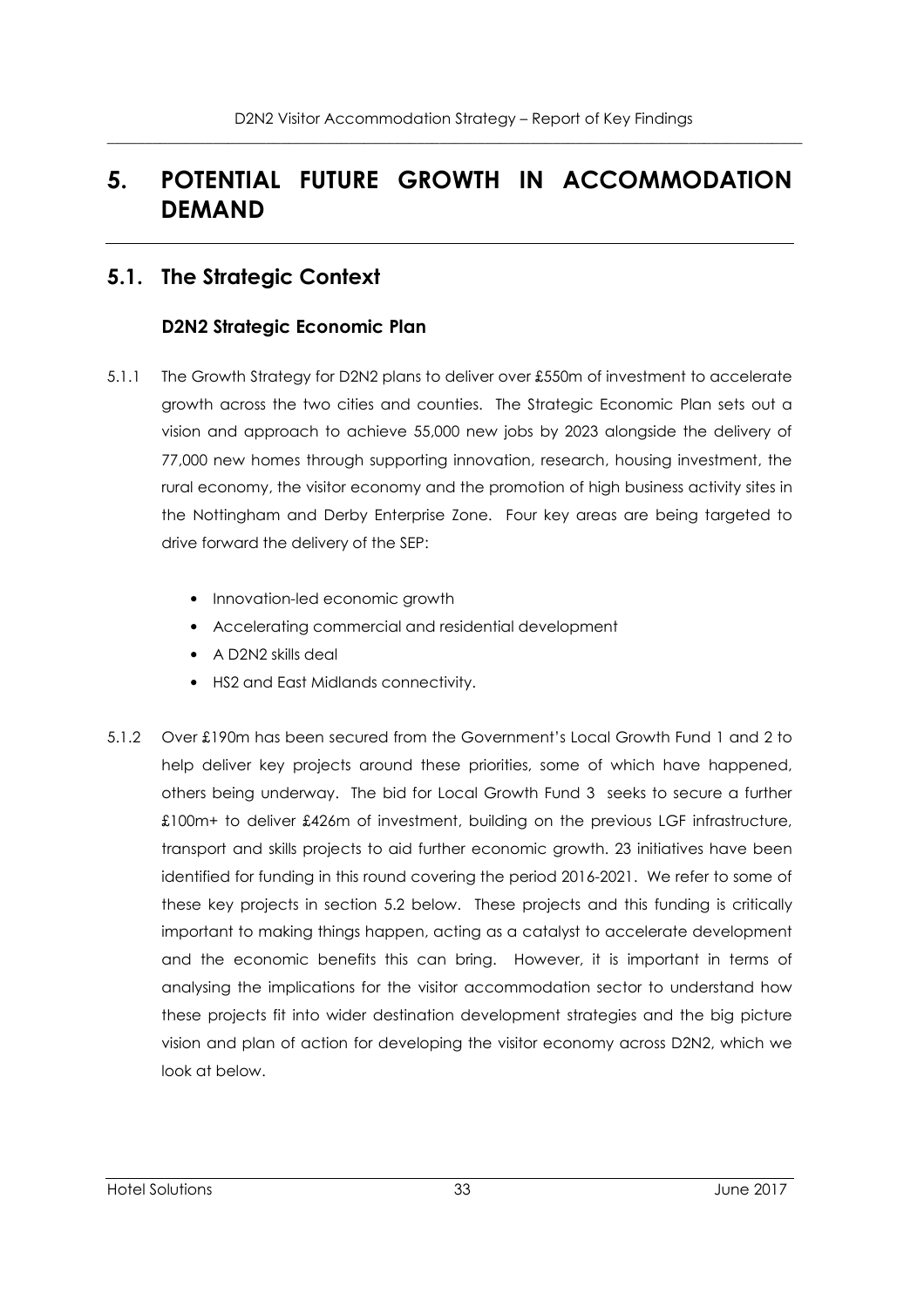# 5. POTENTIAL FUTURE GROWTH IN ACCOMMODATION DEMAND

## 5.1. The Strategic Context

### D2N2 Strategic Economic Plan

5.1.1 The Growth Strategy for D2N2 plans to deliver over £550m of investment to accelerate growth across the two cities and counties. The Strategic Economic Plan sets out a vision and approach to achieve 55,000 new jobs by 2023 alongside the delivery of 77,000 new homes through supporting innovation, research, housing investment, the rural economy, the visitor economy and the promotion of high business activity sites in the Nottingham and Derby Enterprise Zone. Four key areas are being targeted to drive forward the delivery of the SEP:

- Innovation-led economic growth
- Accelerating commercial and residential development
- A D2N2 skills deal
- HS2 and East Midlands connectivity.

5.1.2 Over £190m has been secured from the Government's Local Growth Fund 1 and 2 to help deliver key projects around these priorities, some of which have happened, others being underway. The bid for Local Growth Fund 3 seeks to secure a further £100m+ to deliver £426m of investment, building on the previous LGF infrastructure, transport and skills projects to aid further economic growth. 23 initiatives have been identified for funding in this round covering the period 2016-2021. We refer to some of these key projects in section 5.2 below. These projects and this funding is critically important to making things happen, acting as a catalyst to accelerate development and the economic benefits this can bring. However, it is important in terms of analysing the implications for the visitor accommodation sector to understand how these projects fit into wider destination development strategies and the big picture vision and plan of action for developing the visitor economy across D2N2, which we look at below.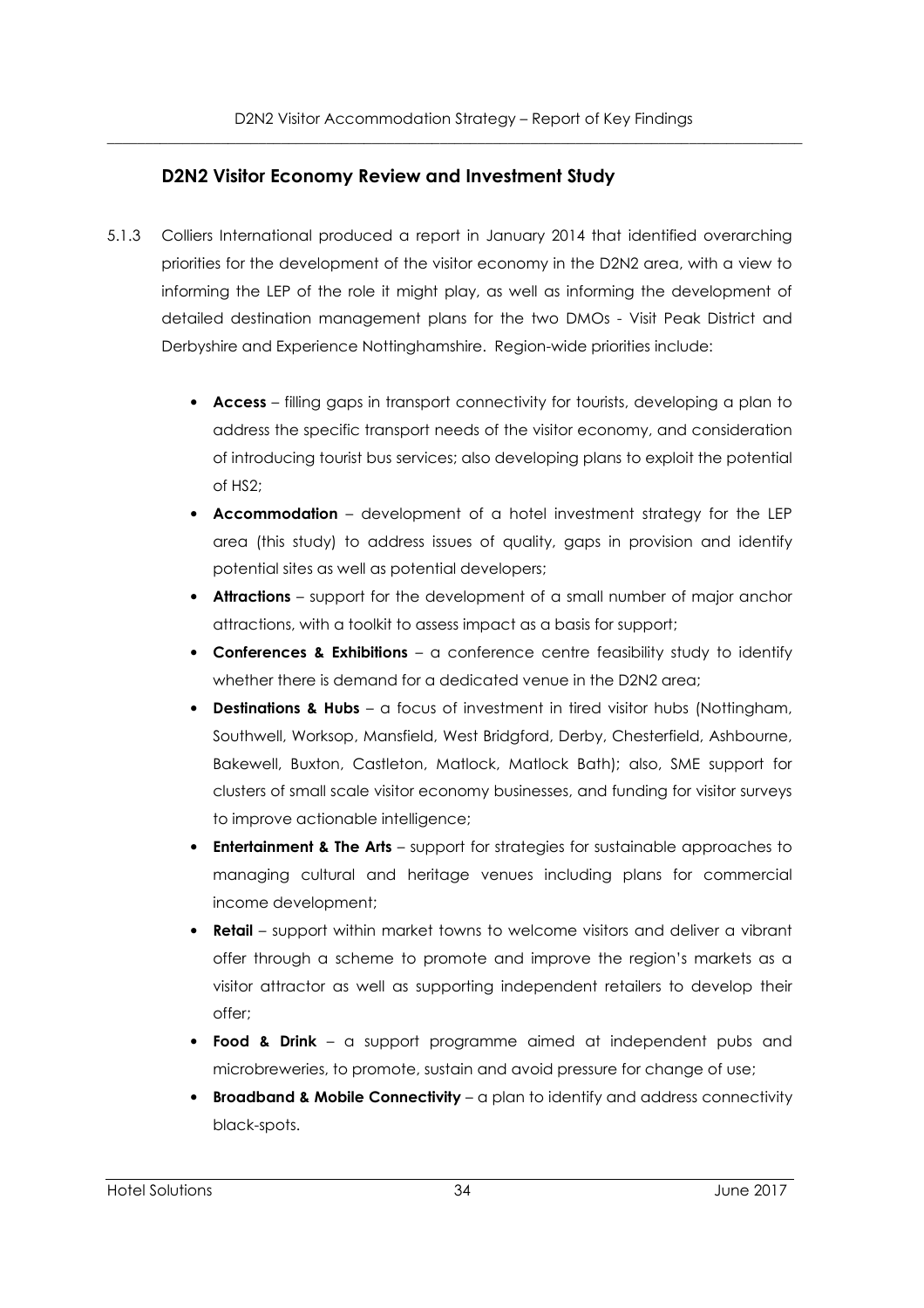### D2N2 Visitor Economy Review and Investment Study

5.1.3 Colliers International produced a report in January 2014 that identified overarching priorities for the development of the visitor economy in the D2N2 area, with a view to informing the LEP of the role it might play, as well as informing the development of detailed destination management plans for the two DMOs - Visit Peak District and Derbyshire and Experience Nottinghamshire. Region-wide priorities include:

- **Access** – filling gaps in transport connectivity for tourists, developing a plan to address the specific transport needs of the visitor economy, and consideration of introducing tourist bus services; also developing plans to exploit the potential of HS2;
- **Accommodation** – development of a hotel investment strategy for the LEP area (this study) to address issues of quality, gaps in provision and identify potential sites as well as potential developers;
- **Attractions** – support for the development of a small number of major anchor attractions, with a toolkit to assess impact as a basis for support;
- **Conferences & Exhibitions** – a conference centre feasibility study to identify whether there is demand for a dedicated venue in the D2N2 area;
- **Destinations & Hubs** – a focus of investment in tired visitor hubs (Nottingham, Southwell, Worksop, Mansfield, West Bridgford, Derby, Chesterfield, Ashbourne, Bakewell, Buxton, Castleton, Matlock, Matlock Bath); also, SME support for clusters of small scale visitor economy businesses, and funding for visitor surveys to improve actionable intelligence;
- **Entertainment & The Arts** – support for strategies for sustainable approaches to managing cultural and heritage venues including plans for commercial income development;
- **Retail** – support within market towns to welcome visitors and deliver a vibrant offer through a scheme to promote and improve the region's markets as a visitor attractor as well as supporting independent retailers to develop their offer;
- **Food & Drink** – a support programme aimed at independent pubs and microbreweries, to promote, sustain and avoid pressure for change of use;
- **Broadband & Mobile Connectivity** – a plan to identify and address connectivity black-spots.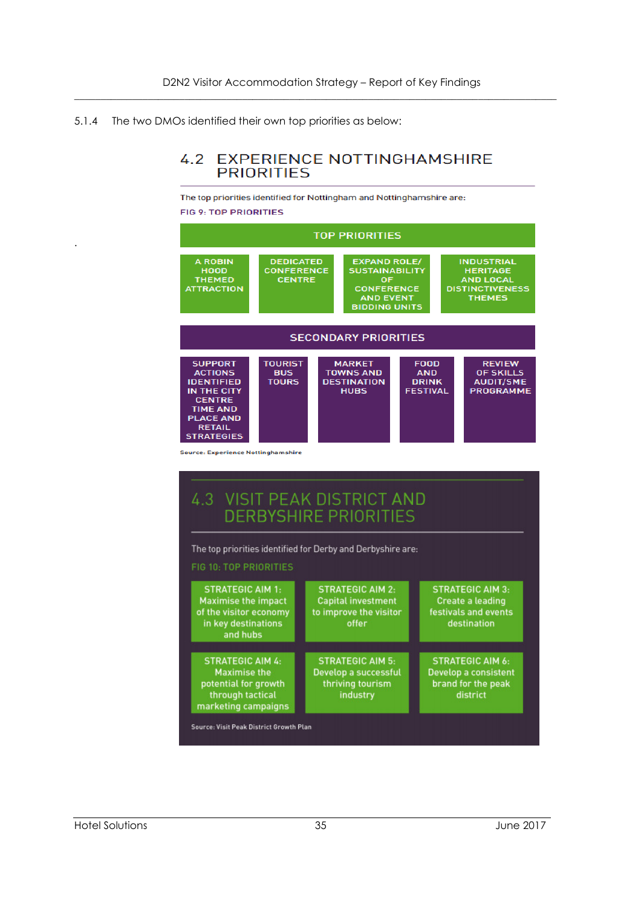5.1.4 The two DMOs identified their own top priorities as below:

## 4.2 EXPERIENCE NOTTINGHAMSHIRE PRIORITIES

The top priorities identified for Nottingham and Nottinghamshire are:

FIG 9: TOP PRIORITIES

**TOP PRIORITIES**

- A ROBIN HOOD THEMED ATTRACTION
- DEDICATED CONFERENCE CENTRE
- EXPAND ROLE/ SUSTAINABILITY OF CONFERENCE AND EVENT BIDDING UNITS
- INDUSTRIAL HERITAGE AND LOCAL DISTINCTIVENESS THEMES

**SECONDARY PRIORITIES**

- SUPPORT ACTIONS IDENTIFIED IN THE CITY CENTRE TIME AND PLACE AND RETAIL STRATEGIES
- TOURIST BUS TOURS
- MARKET TOWNS AND DESTINATION HUBS
- FOOD AND DRINK FESTIVAL
- REVIEW OF SKILLS AUDIT/SME PROGRAMME

Source: Experience Nottinghamshire

## 4.3 VISIT PEAK DISTRICT AND DERBYSHIRE PRIORITIES

The top priorities identified for Derby and Derbyshire are:

FIG 10: TOP PRIORITIES

- STRATEGIC AIM 1: Maximise the impact of the visitor economy in key destinations and hubs
- STRATEGIC AIM 2: Capital investment to improve the visitor offer
- STRATEGIC AIM 3: Create a leading festivals and events destination
- STRATEGIC AIM 4: Maximise the potential for growth through tactical marketing campaigns
- STRATEGIC AIM 5: Develop a successful thriving tourism industry
- STRATEGIC AIM 6: Develop a consistent brand for the peak district

Source: Visit Peak District Growth Plan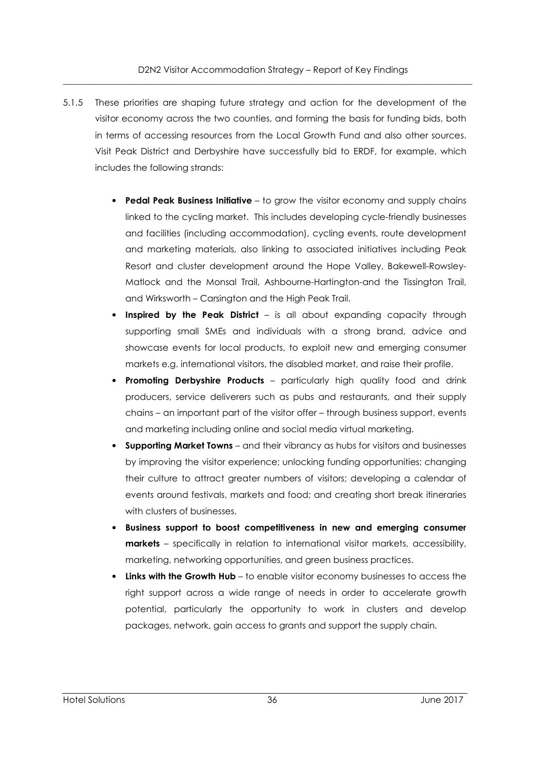5.1.5 These priorities are shaping future strategy and action for the development of the visitor economy across the two counties, and forming the basis for funding bids, both in terms of accessing resources from the Local Growth Fund and also other sources. Visit Peak District and Derbyshire have successfully bid to ERDF, for example, which includes the following strands:

- **Pedal Peak Business Initiative** – to grow the visitor economy and supply chains linked to the cycling market. This includes developing cycle-friendly businesses and facilities (including accommodation), cycling events, route development and marketing materials, also linking to associated initiatives including Peak Resort and cluster development around the Hope Valley, Bakewell-Rowsley-Matlock and the Monsal Trail, Ashbourne-Hartington-and the Tissington Trail, and Wirksworth – Carsington and the High Peak Trail.
- **Inspired by the Peak District** – is all about expanding capacity through supporting small SMEs and individuals with a strong brand, advice and showcase events for local products, to exploit new and emerging consumer markets e.g. international visitors, the disabled market, and raise their profile.
- **Promoting Derbyshire Products** – particularly high quality food and drink producers, service deliverers such as pubs and restaurants, and their supply chains – an important part of the visitor offer – through business support, events and marketing including online and social media virtual marketing.
- **Supporting Market Towns** – and their vibrancy as hubs for visitors and businesses by improving the visitor experience; unlocking funding opportunities; changing their culture to attract greater numbers of visitors; developing a calendar of events around festivals, markets and food; and creating short break itineraries with clusters of businesses.
- **Business support to boost competitiveness in new and emerging consumer markets** – specifically in relation to international visitor markets, accessibility, marketing, networking opportunities, and green business practices.
- **Links with the Growth Hub** – to enable visitor economy businesses to access the right support across a wide range of needs in order to accelerate growth potential, particularly the opportunity to work in clusters and develop packages, network, gain access to grants and support the supply chain.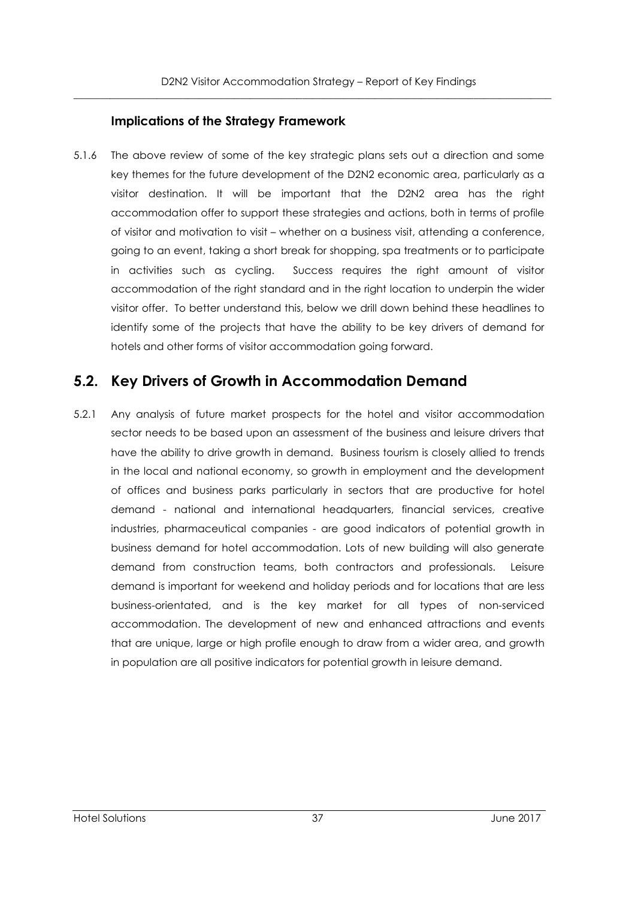### Implications of the Strategy Framework

5.1.6 The above review of some of the key strategic plans sets out a direction and some key themes for the future development of the D2N2 economic area, particularly as a visitor destination. It will be important that the D2N2 area has the right accommodation offer to support these strategies and actions, both in terms of profile of visitor and motivation to visit – whether on a business visit, attending a conference, going to an event, taking a short break for shopping, spa treatments or to participate in activities such as cycling. Success requires the right amount of visitor accommodation of the right standard and in the right location to underpin the wider visitor offer. To better understand this, below we drill down behind these headlines to identify some of the projects that have the ability to be key drivers of demand for hotels and other forms of visitor accommodation going forward.

## 5.2. Key Drivers of Growth in Accommodation Demand

5.2.1 Any analysis of future market prospects for the hotel and visitor accommodation sector needs to be based upon an assessment of the business and leisure drivers that have the ability to drive growth in demand. Business tourism is closely allied to trends in the local and national economy, so growth in employment and the development of offices and business parks particularly in sectors that are productive for hotel demand - national and international headquarters, financial services, creative industries, pharmaceutical companies - are good indicators of potential growth in business demand for hotel accommodation. Lots of new building will also generate demand from construction teams, both contractors and professionals. Leisure demand is important for weekend and holiday periods and for locations that are less business-orientated, and is the key market for all types of non-serviced accommodation. The development of new and enhanced attractions and events that are unique, large or high profile enough to draw from a wider area, and growth in population are all positive indicators for potential growth in leisure demand.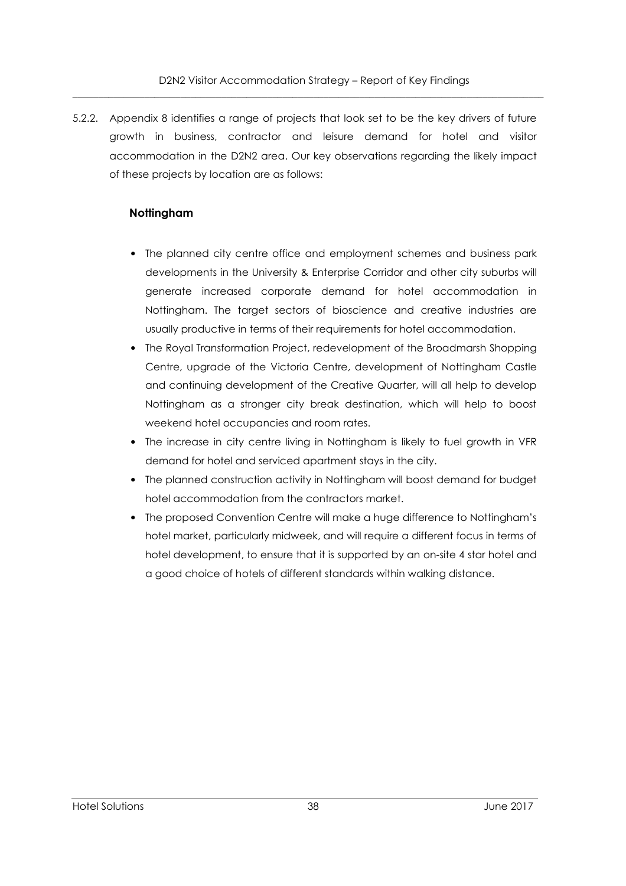5.2.2. Appendix 8 identifies a range of projects that look set to be the key drivers of future growth in business, contractor and leisure demand for hotel and visitor accommodation in the D2N2 area. Our key observations regarding the likely impact of these projects by location are as follows:

**Nottingham**

- The planned city centre office and employment schemes and business park developments in the University & Enterprise Corridor and other city suburbs will generate increased corporate demand for hotel accommodation in Nottingham. The target sectors of bioscience and creative industries are usually productive in terms of their requirements for hotel accommodation.
- The Royal Transformation Project, redevelopment of the Broadmarsh Shopping Centre, upgrade of the Victoria Centre, development of Nottingham Castle and continuing development of the Creative Quarter, will all help to develop Nottingham as a stronger city break destination, which will help to boost weekend hotel occupancies and room rates.
- The increase in city centre living in Nottingham is likely to fuel growth in VFR demand for hotel and serviced apartment stays in the city.
- The planned construction activity in Nottingham will boost demand for budget hotel accommodation from the contractors market.
- The proposed Convention Centre will make a huge difference to Nottingham's hotel market, particularly midweek, and will require a different focus in terms of hotel development, to ensure that it is supported by an on-site 4 star hotel and a good choice of hotels of different standards within walking distance.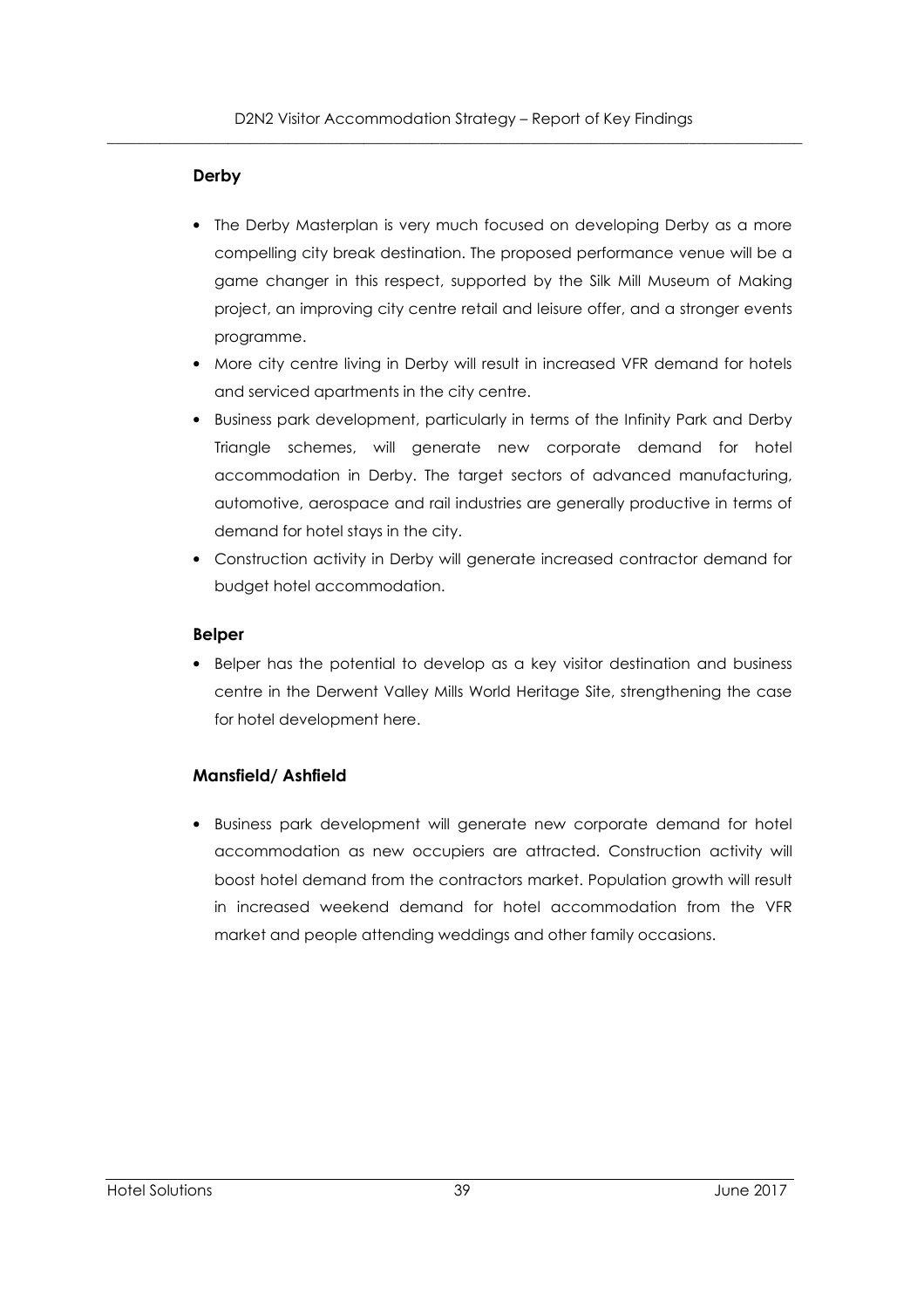### Derby

- The Derby Masterplan is very much focused on developing Derby as a more compelling city break destination. The proposed performance venue will be a game changer in this respect, supported by the Silk Mill Museum of Making project, an improving city centre retail and leisure offer, and a stronger events programme.
- More city centre living in Derby will result in increased VFR demand for hotels and serviced apartments in the city centre.
- Business park development, particularly in terms of the Infinity Park and Derby Triangle schemes, will generate new corporate demand for hotel accommodation in Derby. The target sectors of advanced manufacturing, automotive, aerospace and rail industries are generally productive in terms of demand for hotel stays in the city.
- Construction activity in Derby will generate increased contractor demand for budget hotel accommodation.

### Belper

- Belper has the potential to develop as a key visitor destination and business centre in the Derwent Valley Mills World Heritage Site, strengthening the case for hotel development here.

### Mansfield/ Ashfield

- Business park development will generate new corporate demand for hotel accommodation as new occupiers are attracted. Construction activity will boost hotel demand from the contractors market. Population growth will result in increased weekend demand for hotel accommodation from the VFR market and people attending weddings and other family occasions.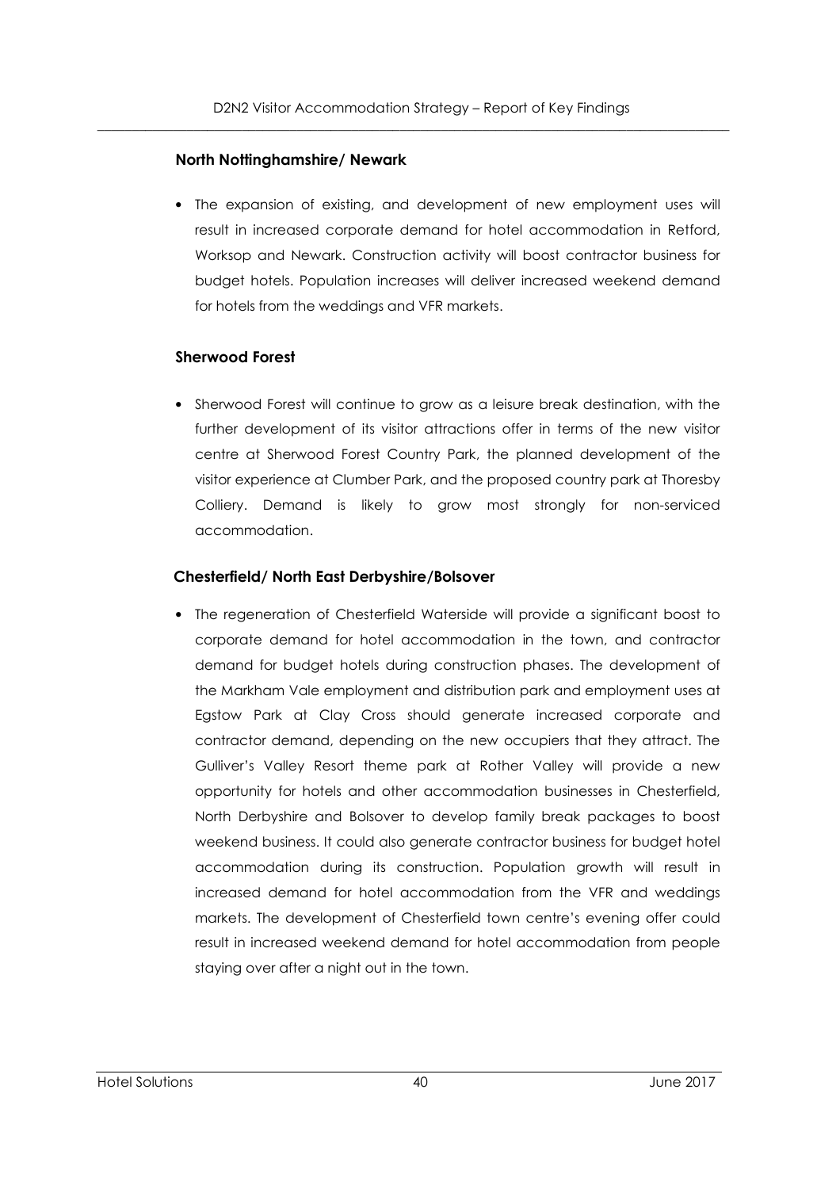**North Nottinghamshire/ Newark**

- The expansion of existing, and development of new employment uses will result in increased corporate demand for hotel accommodation in Retford, Worksop and Newark. Construction activity will boost contractor business for budget hotels. Population increases will deliver increased weekend demand for hotels from the weddings and VFR markets.

**Sherwood Forest**

- Sherwood Forest will continue to grow as a leisure break destination, with the further development of its visitor attractions offer in terms of the new visitor centre at Sherwood Forest Country Park, the planned development of the visitor experience at Clumber Park, and the proposed country park at Thoresby Colliery. Demand is likely to grow most strongly for non-serviced accommodation.

**Chesterfield/ North East Derbyshire/Bolsover**

- The regeneration of Chesterfield Waterside will provide a significant boost to corporate demand for hotel accommodation in the town, and contractor demand for budget hotels during construction phases. The development of the Markham Vale employment and distribution park and employment uses at Egstow Park at Clay Cross should generate increased corporate and contractor demand, depending on the new occupiers that they attract. The Gulliver's Valley Resort theme park at Rother Valley will provide a new opportunity for hotels and other accommodation businesses in Chesterfield, North Derbyshire and Bolsover to develop family break packages to boost weekend business. It could also generate contractor business for budget hotel accommodation during its construction. Population growth will result in increased demand for hotel accommodation from the VFR and weddings markets. The development of Chesterfield town centre's evening offer could result in increased weekend demand for hotel accommodation from people staying over after a night out in the town.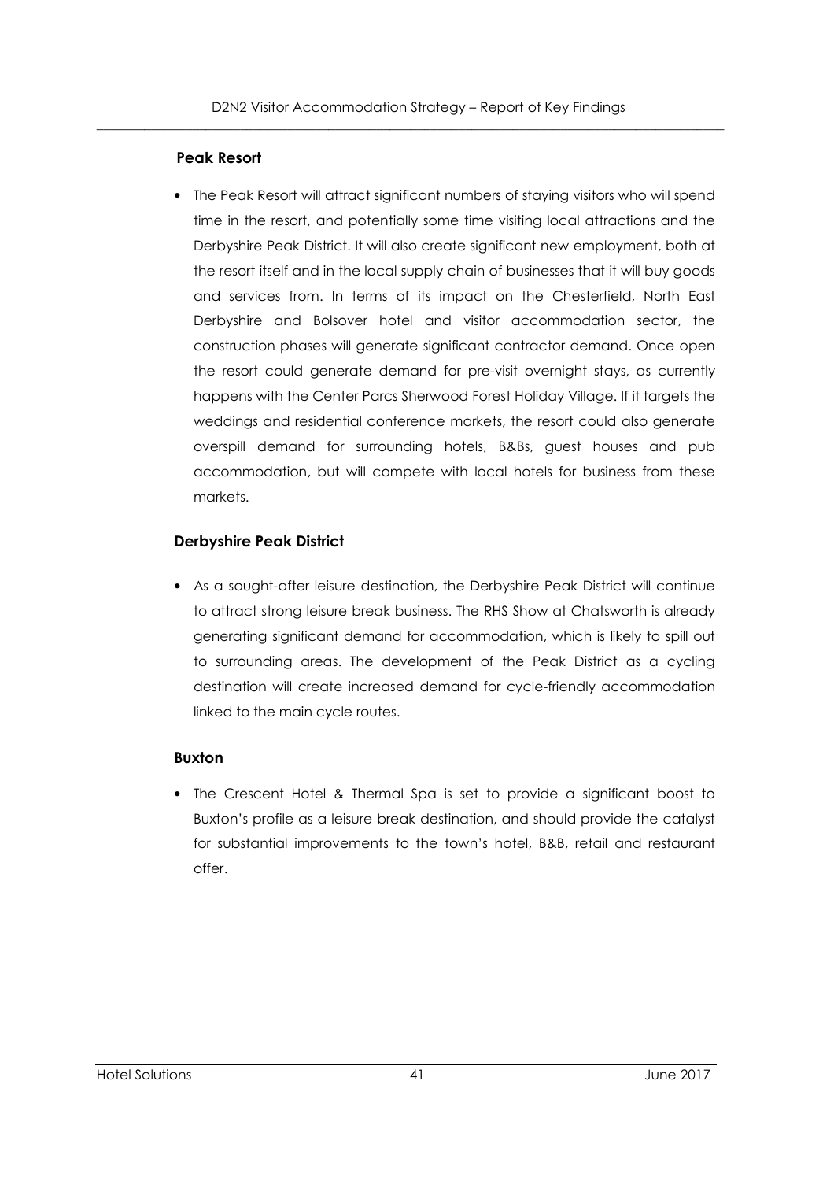**Peak Resort**

- The Peak Resort will attract significant numbers of staying visitors who will spend time in the resort, and potentially some time visiting local attractions and the Derbyshire Peak District. It will also create significant new employment, both at the resort itself and in the local supply chain of businesses that it will buy goods and services from. In terms of its impact on the Chesterfield, North East Derbyshire and Bolsover hotel and visitor accommodation sector, the construction phases will generate significant contractor demand. Once open the resort could generate demand for pre-visit overnight stays, as currently happens with the Center Parcs Sherwood Forest Holiday Village. If it targets the weddings and residential conference markets, the resort could also generate overspill demand for surrounding hotels, B&Bs, guest houses and pub accommodation, but will compete with local hotels for business from these markets.

**Derbyshire Peak District**

- As a sought-after leisure destination, the Derbyshire Peak District will continue to attract strong leisure break business. The RHS Show at Chatsworth is already generating significant demand for accommodation, which is likely to spill out to surrounding areas. The development of the Peak District as a cycling destination will create increased demand for cycle-friendly accommodation linked to the main cycle routes.

**Buxton**

- The Crescent Hotel & Thermal Spa is set to provide a significant boost to Buxton's profile as a leisure break destination, and should provide the catalyst for substantial improvements to the town's hotel, B&B, retail and restaurant offer.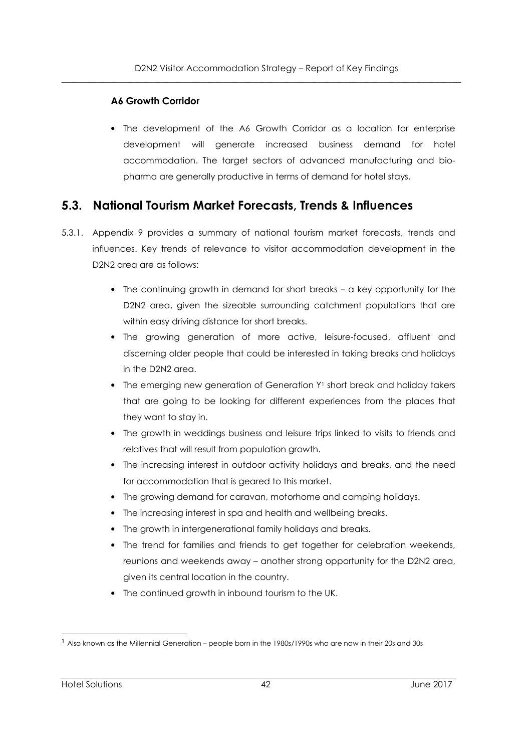**A6 Growth Corridor**

- The development of the A6 Growth Corridor as a location for enterprise development will generate increased business demand for hotel accommodation. The target sectors of advanced manufacturing and bio-pharma are generally productive in terms of demand for hotel stays.

## 5.3. National Tourism Market Forecasts, Trends & Influences

5.3.1. Appendix 9 provides a summary of national tourism market forecasts, trends and influences. Key trends of relevance to visitor accommodation development in the D2N2 area are as follows:

- The continuing growth in demand for short breaks – a key opportunity for the D2N2 area, given the sizeable surrounding catchment populations that are within easy driving distance for short breaks.
- The growing generation of more active, leisure-focused, affluent and discerning older people that could be interested in taking breaks and holidays in the D2N2 area.
- The emerging new generation of Generation Y[1] short break and holiday takers that are going to be looking for different experiences from the places that they want to stay in.
- The growth in weddings business and leisure trips linked to visits to friends and relatives that will result from population growth.
- The increasing interest in outdoor activity holidays and breaks, and the need for accommodation that is geared to this market.
- The growing demand for caravan, motorhome and camping holidays.
- The increasing interest in spa and health and wellbeing breaks.
- The growth in intergenerational family holidays and breaks.
- The trend for families and friends to get together for celebration weekends, reunions and weekends away – another strong opportunity for the D2N2 area, given its central location in the country.
- The continued growth in inbound tourism to the UK.

[1] Also known as the Millennial Generation – people born in the 1980s/1990s who are now in their 20s and 30s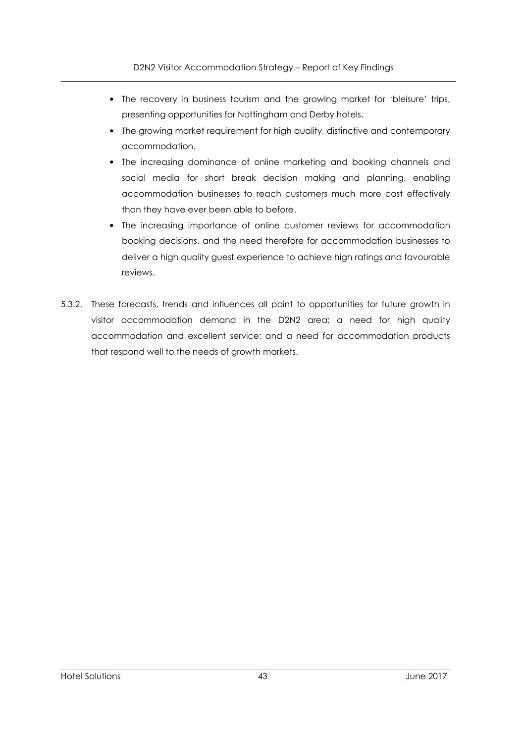- The recovery in business tourism and the growing market for 'bleisure' trips, presenting opportunities for Nottingham and Derby hotels.
- The growing market requirement for high quality, distinctive and contemporary accommodation.
- The increasing dominance of online marketing and booking channels and social media for short break decision making and planning, enabling accommodation businesses to reach customers much more cost effectively than they have ever been able to before.
- The increasing importance of online customer reviews for accommodation booking decisions, and the need therefore for accommodation businesses to deliver a high quality guest experience to achieve high ratings and favourable reviews.

5.3.2. These forecasts, trends and influences all point to opportunities for future growth in visitor accommodation demand in the D2N2 area; a need for high quality accommodation and excellent service; and a need for accommodation products that respond well to the needs of growth markets.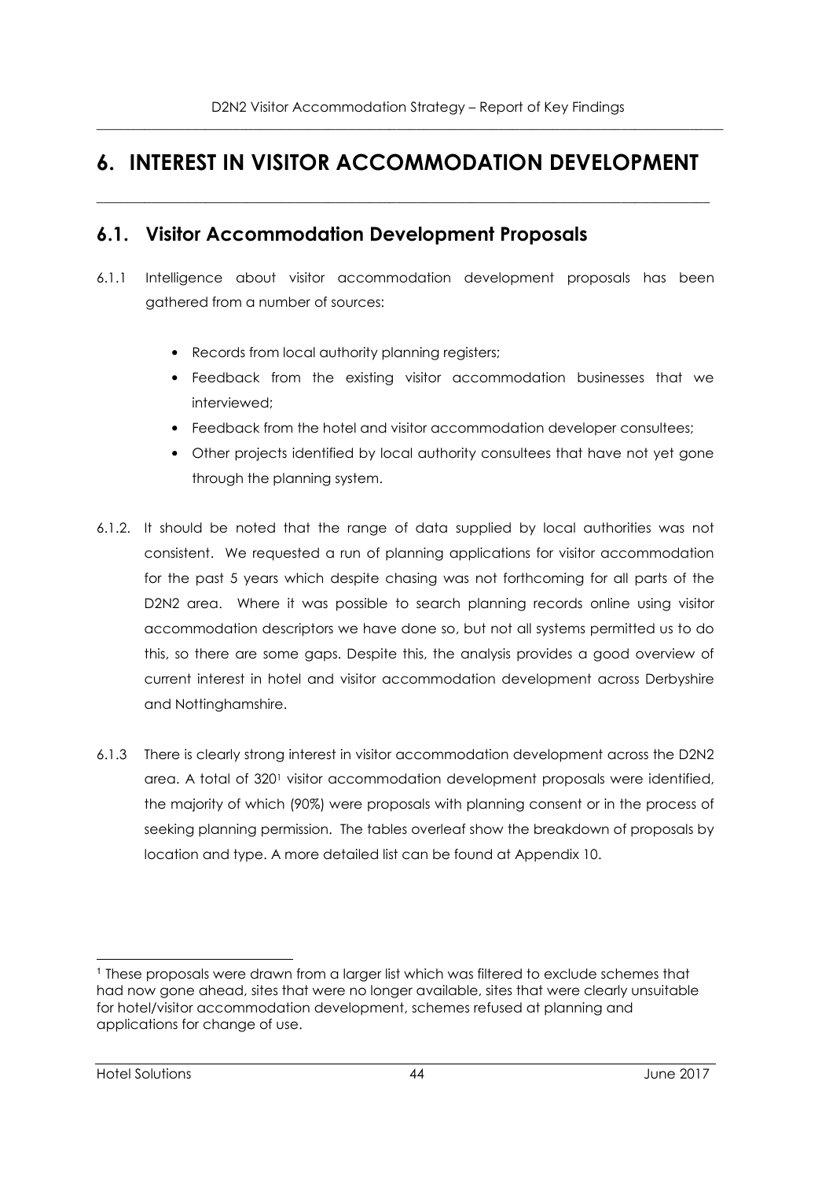# 6. INTEREST IN VISITOR ACCOMMODATION DEVELOPMENT

## 6.1. Visitor Accommodation Development Proposals

6.1.1 Intelligence about visitor accommodation development proposals has been gathered from a number of sources:

- Records from local authority planning registers;
- Feedback from the existing visitor accommodation businesses that we interviewed;
- Feedback from the hotel and visitor accommodation developer consultees;
- Other projects identified by local authority consultees that have not yet gone through the planning system.

6.1.2. It should be noted that the range of data supplied by local authorities was not consistent. We requested a run of planning applications for visitor accommodation for the past 5 years which despite chasing was not forthcoming for all parts of the D2N2 area. Where it was possible to search planning records online using visitor accommodation descriptors we have done so, but not all systems permitted us to do this, so there are some gaps. Despite this, the analysis provides a good overview of current interest in hotel and visitor accommodation development across Derbyshire and Nottinghamshire.

6.1.3 There is clearly strong interest in visitor accommodation development across the D2N2 area. A total of 320[1] visitor accommodation development proposals were identified, the majority of which (90%) were proposals with planning consent or in the process of seeking planning permission. The tables overleaf show the breakdown of proposals by location and type. A more detailed list can be found at Appendix 10.

[1] These proposals were drawn from a larger list which was filtered to exclude schemes that had now gone ahead, sites that were no longer available, sites that were clearly unsuitable for hotel/visitor accommodation development, schemes refused at planning and applications for change of use.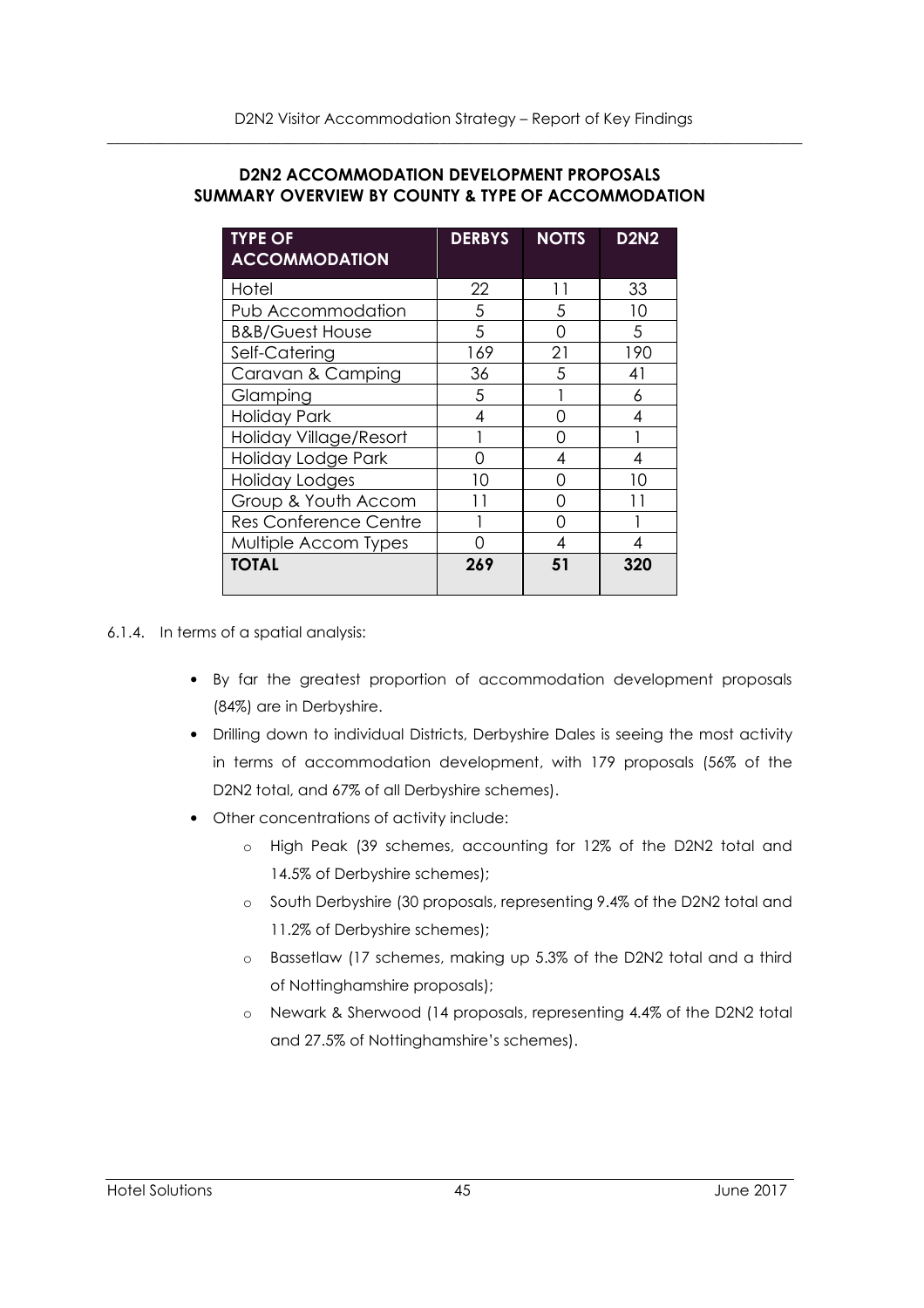**D2N2 ACCOMMODATION DEVELOPMENT PROPOSALS**
**SUMMARY OVERVIEW BY COUNTY & TYPE OF ACCOMMODATION**

| TYPE OF ACCOMMODATION | DERBYS | NOTTS | D2N2 |
|---|---|---|---|
| Hotel | 22 | 11 | 33 |
| Pub Accommodation | 5 | 5 | 10 |
| B&B/Guest House | 5 | 0 | 5 |
| Self-Catering | 169 | 21 | 190 |
| Caravan & Camping | 36 | 5 | 41 |
| Glamping | 5 | 1 | 6 |
| Holiday Park | 4 | 0 | 4 |
| Holiday Village/Resort | 1 | 0 | 1 |
| Holiday Lodge Park | 0 | 4 | 4 |
| Holiday Lodges | 10 | 0 | 10 |
| Group & Youth Accom | 11 | 0 | 11 |
| Res Conference Centre | 1 | 0 | 1 |
| Multiple Accom Types | 0 | 4 | 4 |
| **TOTAL** | **269** | **51** | **320** |

6.1.4. In terms of a spatial analysis:

- By far the greatest proportion of accommodation development proposals (84%) are in Derbyshire.
- Drilling down to individual Districts, Derbyshire Dales is seeing the most activity in terms of accommodation development, with 179 proposals (56% of the D2N2 total, and 67% of all Derbyshire schemes).
- Other concentrations of activity include:
  - High Peak (39 schemes, accounting for 12% of the D2N2 total and 14.5% of Derbyshire schemes);
  - South Derbyshire (30 proposals, representing 9.4% of the D2N2 total and 11.2% of Derbyshire schemes);
  - Bassetlaw (17 schemes, making up 5.3% of the D2N2 total and a third of Nottinghamshire proposals);
  - Newark & Sherwood (14 proposals, representing 4.4% of the D2N2 total and 27.5% of Nottinghamshire's schemes).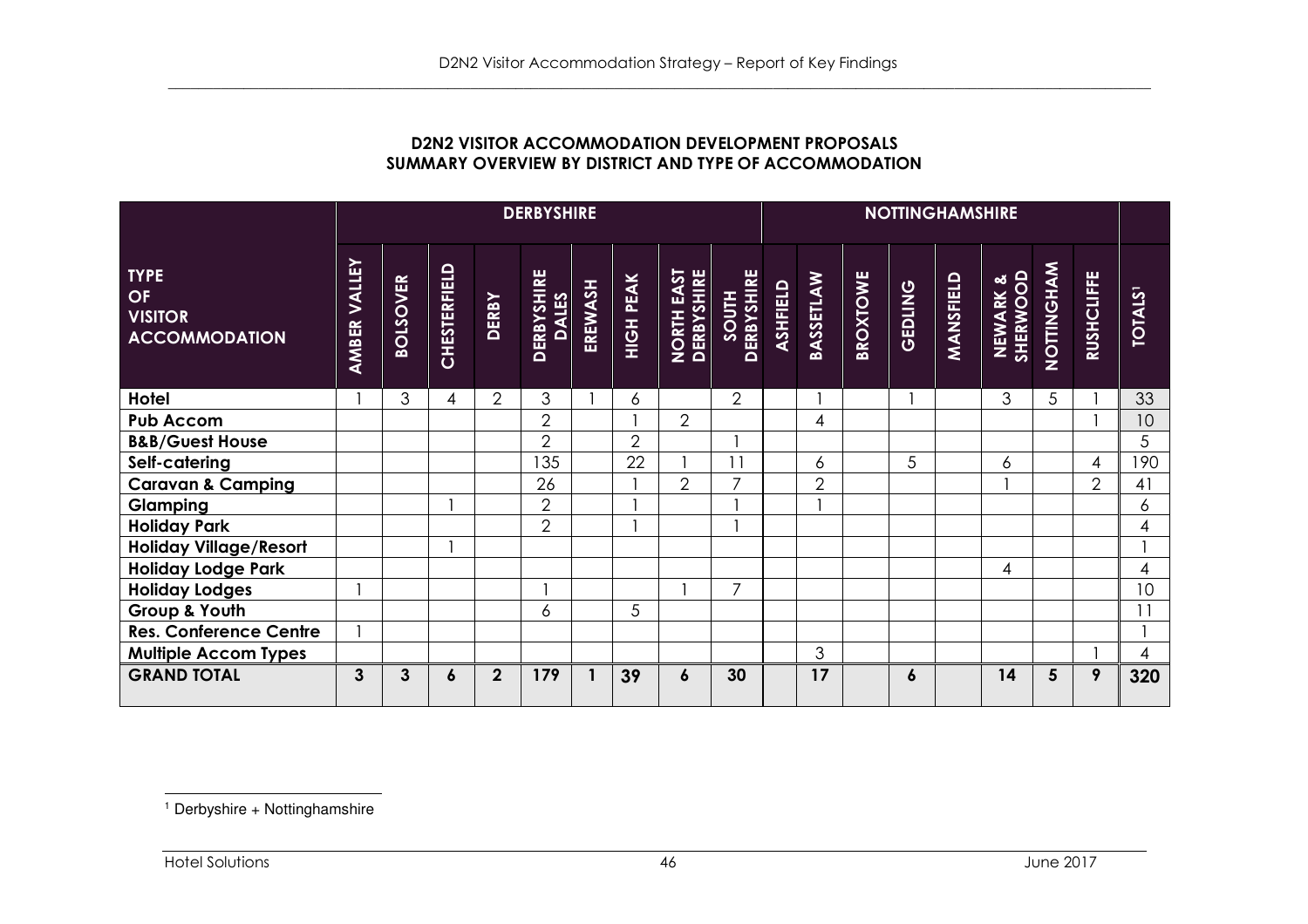**D2N2 VISITOR ACCOMMODATION DEVELOPMENT PROPOSALS**
**SUMMARY OVERVIEW BY DISTRICT AND TYPE OF ACCOMMODATION**

| TYPE OF VISITOR ACCOMMODATION | DERBYSHIRE | | | | | | | | | NOTTINGHAMSHIRE | | | | | | | | |
|---|---|---|---|---|---|---|---|---|---|---|---|---|---|---|---|---|---|---|
| | AMBER VALLEY | BOLSOVER | CHESTERFIELD | DERBY | DERBYSHIRE DALES | EREWASH | HIGH PEAK | NORTH EAST DERBYSHIRE | SOUTH DERBYSHIRE | ASHFIELD | BASSETLAW | BROXTOWE | GEDLING | MANSFIELD | NEWARK & SHERWOOD | NOTTINGHAM | RUSHCLIFFE | TOTALS[1] |
| **Hotel** | 1 | 3 | 4 | 2 | 3 | 1 | 6 | | 2 | | 1 | | 1 | | 3 | 5 | 1 | 33 |
| **Pub Accom** | | | | | 2 | | 1 | 2 | | | 4 | | | | | | 1 | 10 |
| **B&B/Guest House** | | | | | 2 | | 2 | | 1 | | | | | | | | | 5 |
| **Self-catering** | | | | | 135 | | 22 | 1 | 11 | | 6 | | 5 | | 6 | | 4 | 190 |
| **Caravan & Camping** | | | | | 26 | | 1 | 2 | 7 | | 2 | | | | 1 | | 2 | 41 |
| **Glamping** | | | 1 | | 2 | | 1 | | 1 | | 1 | | | | | | | 6 |
| **Holiday Park** | | | | | 2 | | 1 | | 1 | | | | | | | | | 4 |
| **Holiday Village/Resort** | | | 1 | | | | | | | | | | | | | | | 1 |
| **Holiday Lodge Park** | | | | | | | | | | | | | | | 4 | | | 4 |
| **Holiday Lodges** | 1 | | | | 1 | | | 1 | 7 | | | | | | | | | 10 |
| **Group & Youth** | | | | | 6 | | 5 | | | | | | | | | | | 11 |
| **Res. Conference Centre** | 1 | | | | | | | | | | | | | | | | | 1 |
| **Multiple Accom Types** | | | | | | | | | | | 3 | | | | | | 1 | 4 |
| **GRAND TOTAL** | **3** | **3** | **6** | **2** | **179** | **1** | **39** | **6** | **30** | | **17** | | **6** | | **14** | **5** | **9** | **320** |

[1] Derbyshire + Nottinghamshire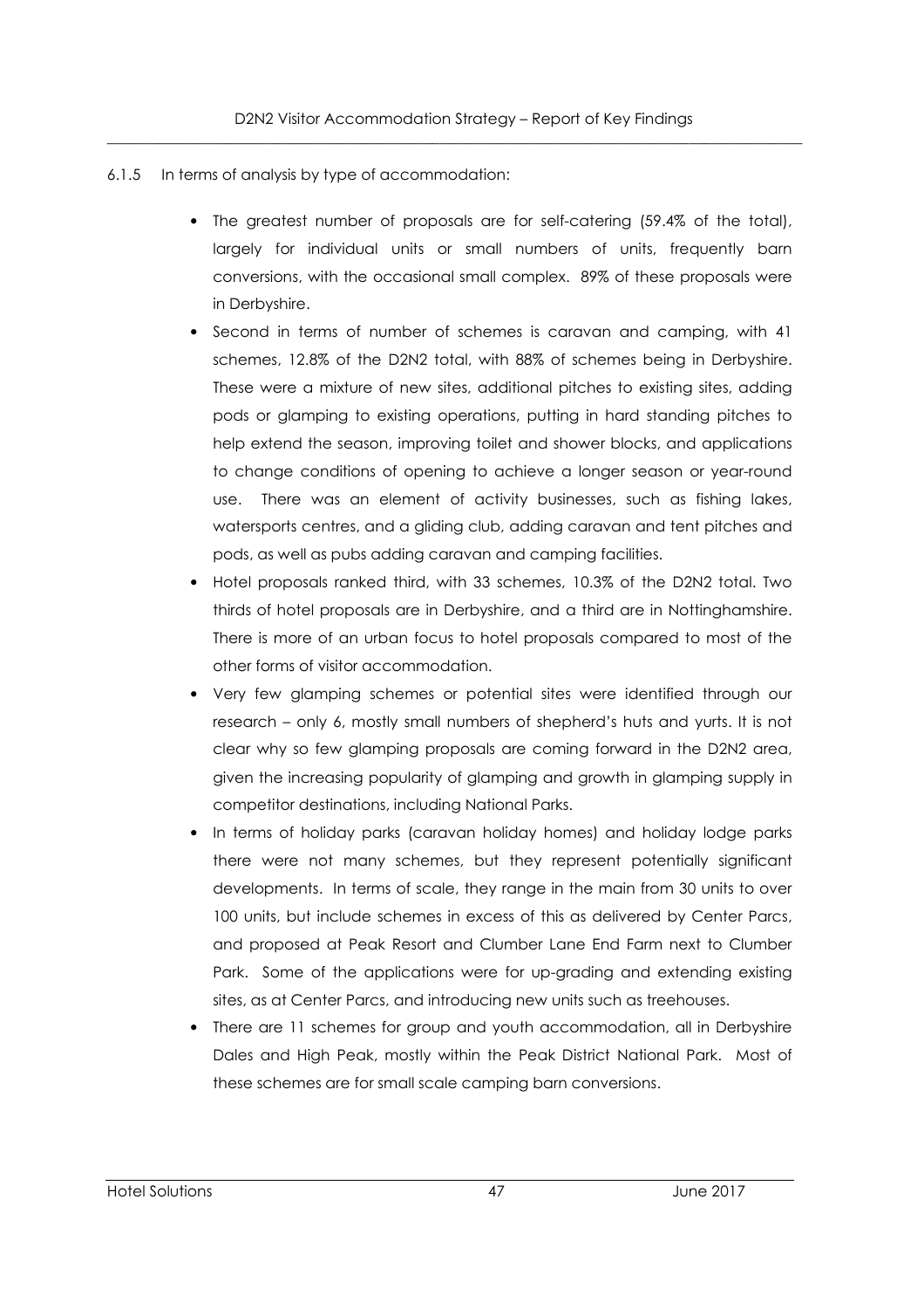6.1.5 In terms of analysis by type of accommodation:

- The greatest number of proposals are for self-catering (59.4% of the total), largely for individual units or small numbers of units, frequently barn conversions, with the occasional small complex. 89% of these proposals were in Derbyshire.
- Second in terms of number of schemes is caravan and camping, with 41 schemes, 12.8% of the D2N2 total, with 88% of schemes being in Derbyshire. These were a mixture of new sites, additional pitches to existing sites, adding pods or glamping to existing operations, putting in hard standing pitches to help extend the season, improving toilet and shower blocks, and applications to change conditions of opening to achieve a longer season or year-round use. There was an element of activity businesses, such as fishing lakes, watersports centres, and a gliding club, adding caravan and tent pitches and pods, as well as pubs adding caravan and camping facilities.
- Hotel proposals ranked third, with 33 schemes, 10.3% of the D2N2 total. Two thirds of hotel proposals are in Derbyshire, and a third are in Nottinghamshire. There is more of an urban focus to hotel proposals compared to most of the other forms of visitor accommodation.
- Very few glamping schemes or potential sites were identified through our research – only 6, mostly small numbers of shepherd's huts and yurts. It is not clear why so few glamping proposals are coming forward in the D2N2 area, given the increasing popularity of glamping and growth in glamping supply in competitor destinations, including National Parks.
- In terms of holiday parks (caravan holiday homes) and holiday lodge parks there were not many schemes, but they represent potentially significant developments. In terms of scale, they range in the main from 30 units to over 100 units, but include schemes in excess of this as delivered by Center Parcs, and proposed at Peak Resort and Clumber Lane End Farm next to Clumber Park. Some of the applications were for up-grading and extending existing sites, as at Center Parcs, and introducing new units such as treehouses.
- There are 11 schemes for group and youth accommodation, all in Derbyshire Dales and High Peak, mostly within the Peak District National Park. Most of these schemes are for small scale camping barn conversions.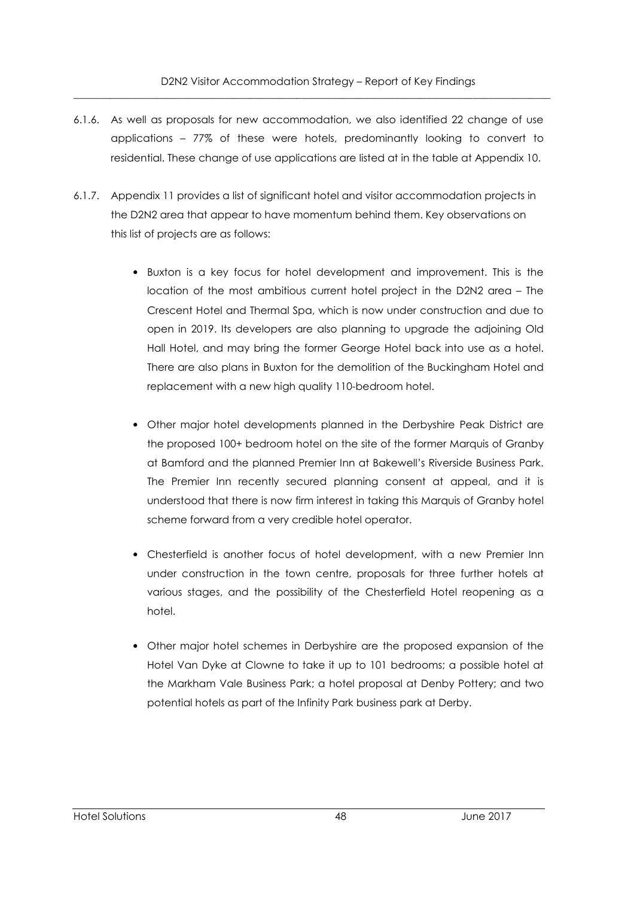6.1.6. As well as proposals for new accommodation, we also identified 22 change of use applications – 77% of these were hotels, predominantly looking to convert to residential. These change of use applications are listed at in the table at Appendix 10.

6.1.7. Appendix 11 provides a list of significant hotel and visitor accommodation projects in the D2N2 area that appear to have momentum behind them. Key observations on this list of projects are as follows:

- Buxton is a key focus for hotel development and improvement. This is the location of the most ambitious current hotel project in the D2N2 area – The Crescent Hotel and Thermal Spa, which is now under construction and due to open in 2019. Its developers are also planning to upgrade the adjoining Old Hall Hotel, and may bring the former George Hotel back into use as a hotel. There are also plans in Buxton for the demolition of the Buckingham Hotel and replacement with a new high quality 110-bedroom hotel.

- Other major hotel developments planned in the Derbyshire Peak District are the proposed 100+ bedroom hotel on the site of the former Marquis of Granby at Bamford and the planned Premier Inn at Bakewell's Riverside Business Park. The Premier Inn recently secured planning consent at appeal, and it is understood that there is now firm interest in taking this Marquis of Granby hotel scheme forward from a very credible hotel operator.

- Chesterfield is another focus of hotel development, with a new Premier Inn under construction in the town centre, proposals for three further hotels at various stages, and the possibility of the Chesterfield Hotel reopening as a hotel.

- Other major hotel schemes in Derbyshire are the proposed expansion of the Hotel Van Dyke at Clowne to take it up to 101 bedrooms; a possible hotel at the Markham Vale Business Park; a hotel proposal at Denby Pottery; and two potential hotels as part of the Infinity Park business park at Derby.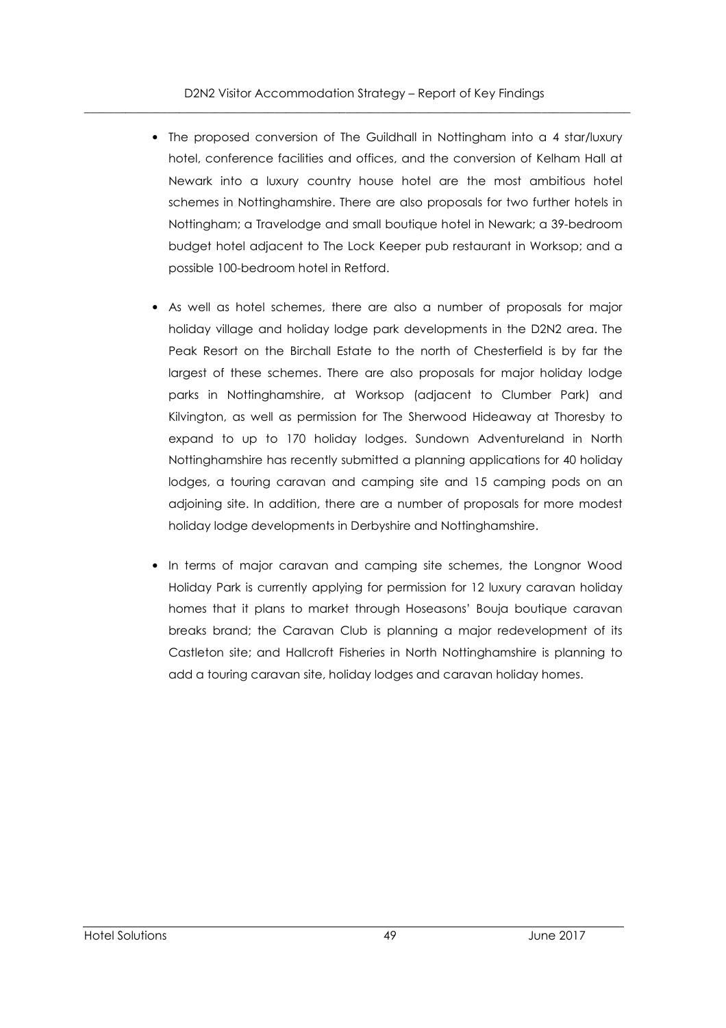- The proposed conversion of The Guildhall in Nottingham into a 4 star/luxury hotel, conference facilities and offices, and the conversion of Kelham Hall at Newark into a luxury country house hotel are the most ambitious hotel schemes in Nottinghamshire. There are also proposals for two further hotels in Nottingham; a Travelodge and small boutique hotel in Newark; a 39-bedroom budget hotel adjacent to The Lock Keeper pub restaurant in Worksop; and a possible 100-bedroom hotel in Retford.

- As well as hotel schemes, there are also a number of proposals for major holiday village and holiday lodge park developments in the D2N2 area. The Peak Resort on the Birchall Estate to the north of Chesterfield is by far the largest of these schemes. There are also proposals for major holiday lodge parks in Nottinghamshire, at Worksop (adjacent to Clumber Park) and Kilvington, as well as permission for The Sherwood Hideaway at Thoresby to expand to up to 170 holiday lodges. Sundown Adventureland in North Nottinghamshire has recently submitted a planning applications for 40 holiday lodges, a touring caravan and camping site and 15 camping pods on an adjoining site. In addition, there are a number of proposals for more modest holiday lodge developments in Derbyshire and Nottinghamshire.

- In terms of major caravan and camping site schemes, the Longnor Wood Holiday Park is currently applying for permission for 12 luxury caravan holiday homes that it plans to market through Hoseasons' Bouja boutique caravan breaks brand; the Caravan Club is planning a major redevelopment of its Castleton site; and Hallcroft Fisheries in North Nottinghamshire is planning to add a touring caravan site, holiday lodges and caravan holiday homes.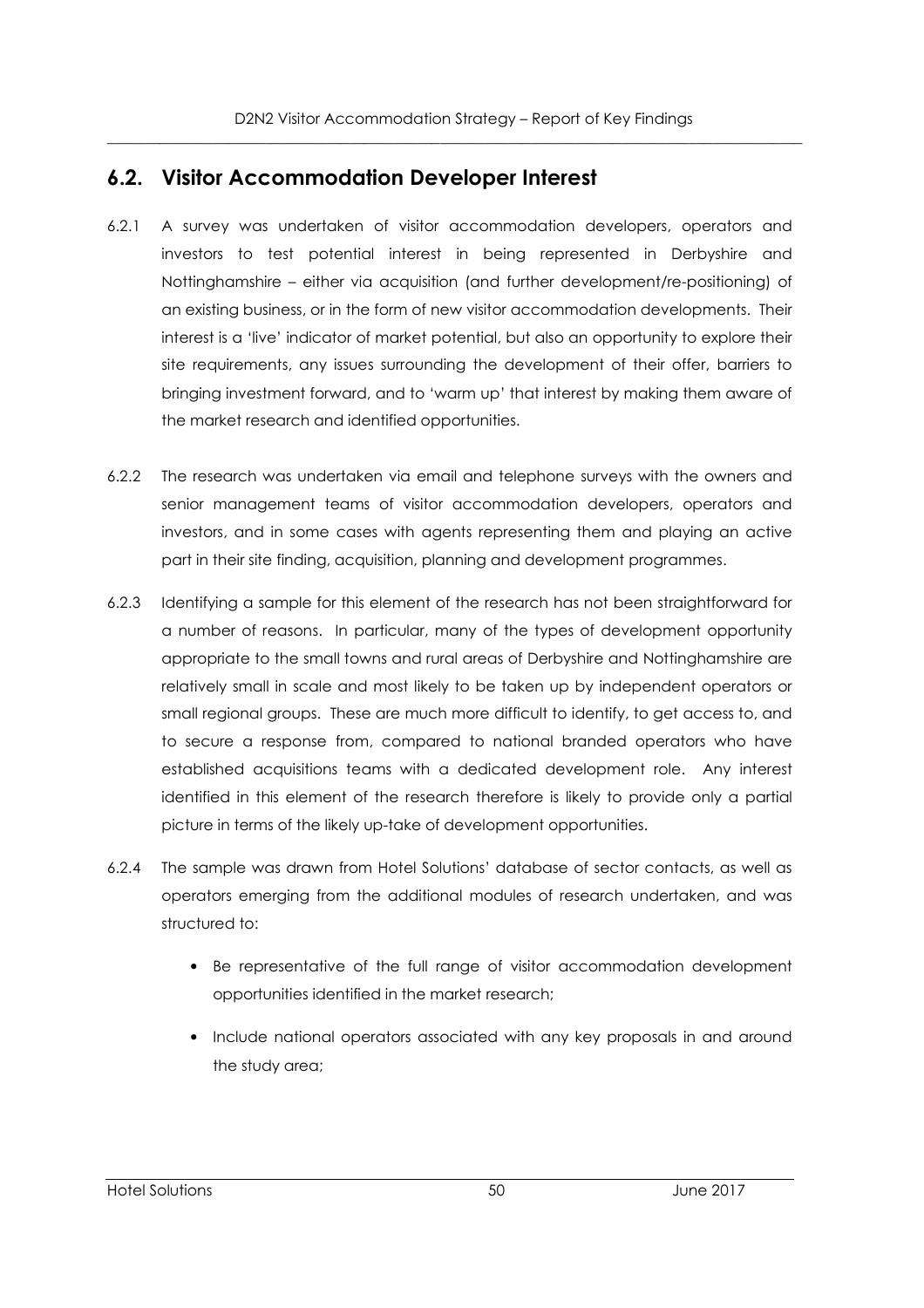## 6.2. Visitor Accommodation Developer Interest

6.2.1 A survey was undertaken of visitor accommodation developers, operators and investors to test potential interest in being represented in Derbyshire and Nottinghamshire – either via acquisition (and further development/re-positioning) of an existing business, or in the form of new visitor accommodation developments. Their interest is a 'live' indicator of market potential, but also an opportunity to explore their site requirements, any issues surrounding the development of their offer, barriers to bringing investment forward, and to 'warm up' that interest by making them aware of the market research and identified opportunities.

6.2.2 The research was undertaken via email and telephone surveys with the owners and senior management teams of visitor accommodation developers, operators and investors, and in some cases with agents representing them and playing an active part in their site finding, acquisition, planning and development programmes.

6.2.3 Identifying a sample for this element of the research has not been straightforward for a number of reasons. In particular, many of the types of development opportunity appropriate to the small towns and rural areas of Derbyshire and Nottinghamshire are relatively small in scale and most likely to be taken up by independent operators or small regional groups. These are much more difficult to identify, to get access to, and to secure a response from, compared to national branded operators who have established acquisitions teams with a dedicated development role. Any interest identified in this element of the research therefore is likely to provide only a partial picture in terms of the likely up-take of development opportunities.

6.2.4 The sample was drawn from Hotel Solutions' database of sector contacts, as well as operators emerging from the additional modules of research undertaken, and was structured to:

- Be representative of the full range of visitor accommodation development opportunities identified in the market research;
- Include national operators associated with any key proposals in and around the study area;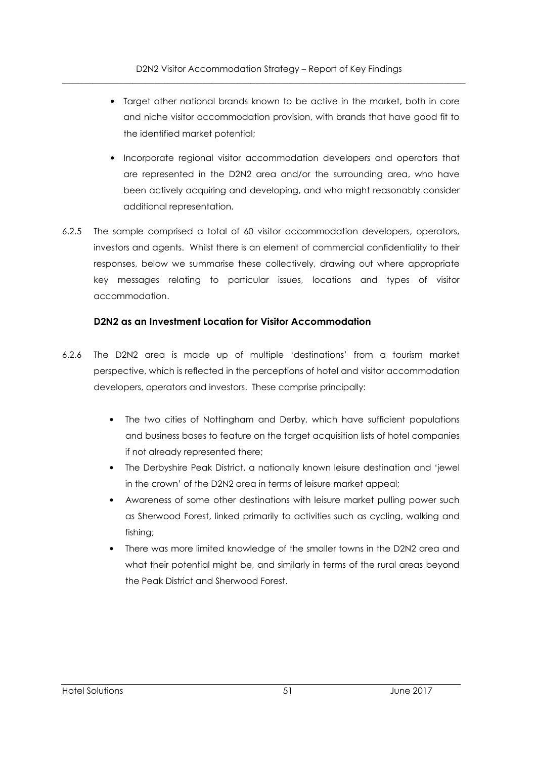- Target other national brands known to be active in the market, both in core and niche visitor accommodation provision, with brands that have good fit to the identified market potential;

- Incorporate regional visitor accommodation developers and operators that are represented in the D2N2 area and/or the surrounding area, who have been actively acquiring and developing, and who might reasonably consider additional representation.

6.2.5 The sample comprised a total of 60 visitor accommodation developers, operators, investors and agents. Whilst there is an element of commercial confidentiality to their responses, below we summarise these collectively, drawing out where appropriate key messages relating to particular issues, locations and types of visitor accommodation.

**D2N2 as an Investment Location for Visitor Accommodation**

6.2.6 The D2N2 area is made up of multiple 'destinations' from a tourism market perspective, which is reflected in the perceptions of hotel and visitor accommodation developers, operators and investors. These comprise principally:

- The two cities of Nottingham and Derby, which have sufficient populations and business bases to feature on the target acquisition lists of hotel companies if not already represented there;
- The Derbyshire Peak District, a nationally known leisure destination and 'jewel in the crown' of the D2N2 area in terms of leisure market appeal;
- Awareness of some other destinations with leisure market pulling power such as Sherwood Forest, linked primarily to activities such as cycling, walking and fishing;
- There was more limited knowledge of the smaller towns in the D2N2 area and what their potential might be, and similarly in terms of the rural areas beyond the Peak District and Sherwood Forest.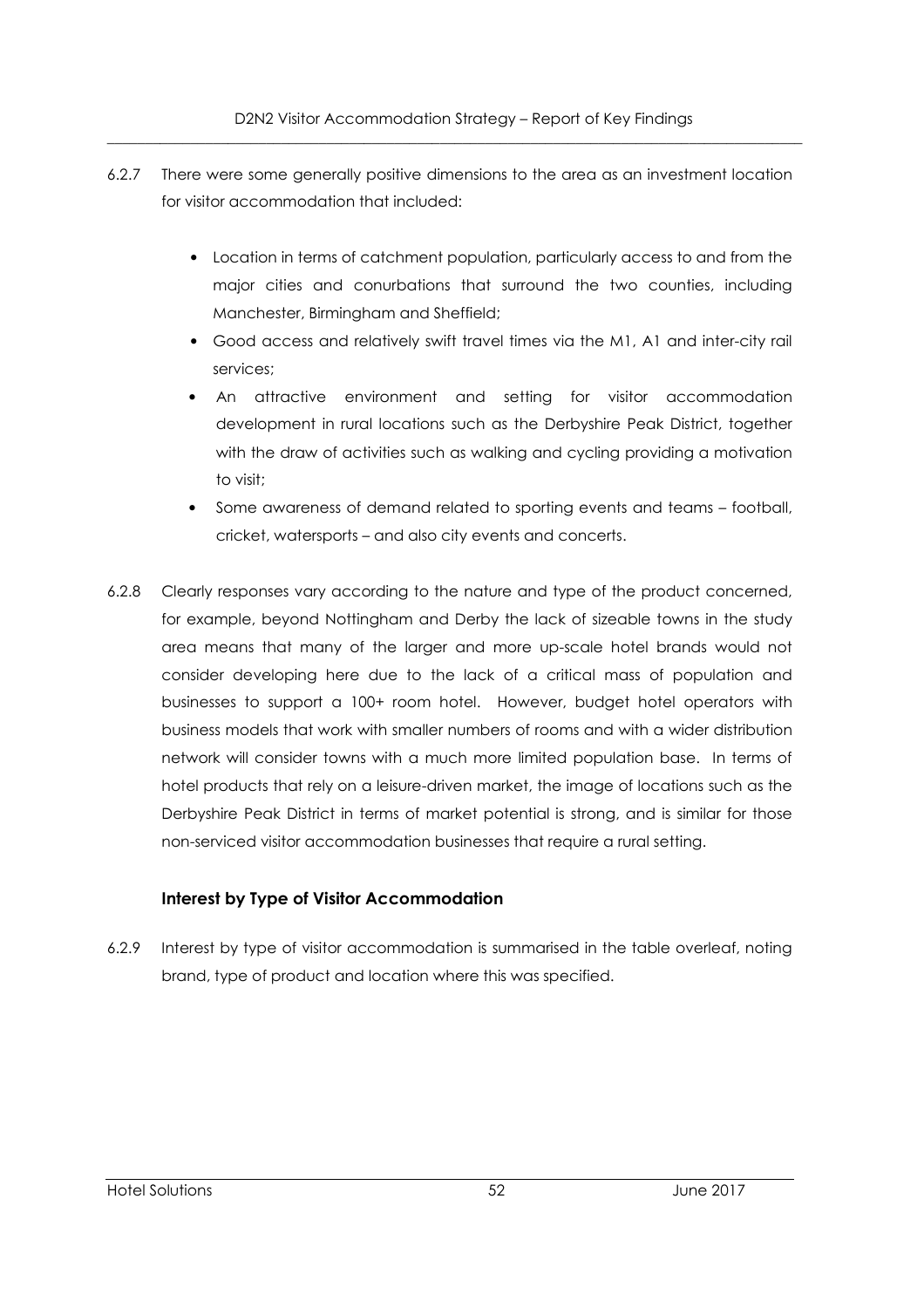6.2.7 There were some generally positive dimensions to the area as an investment location for visitor accommodation that included:

- Location in terms of catchment population, particularly access to and from the major cities and conurbations that surround the two counties, including Manchester, Birmingham and Sheffield;
- Good access and relatively swift travel times via the M1, A1 and inter-city rail services;
- An attractive environment and setting for visitor accommodation development in rural locations such as the Derbyshire Peak District, together with the draw of activities such as walking and cycling providing a motivation to visit;
- Some awareness of demand related to sporting events and teams – football, cricket, watersports – and also city events and concerts.

6.2.8 Clearly responses vary according to the nature and type of the product concerned, for example, beyond Nottingham and Derby the lack of sizeable towns in the study area means that many of the larger and more up-scale hotel brands would not consider developing here due to the lack of a critical mass of population and businesses to support a 100+ room hotel. However, budget hotel operators with business models that work with smaller numbers of rooms and with a wider distribution network will consider towns with a much more limited population base. In terms of hotel products that rely on a leisure-driven market, the image of locations such as the Derbyshire Peak District in terms of market potential is strong, and is similar for those non-serviced visitor accommodation businesses that require a rural setting.

### Interest by Type of Visitor Accommodation

6.2.9 Interest by type of visitor accommodation is summarised in the table overleaf, noting brand, type of product and location where this was specified.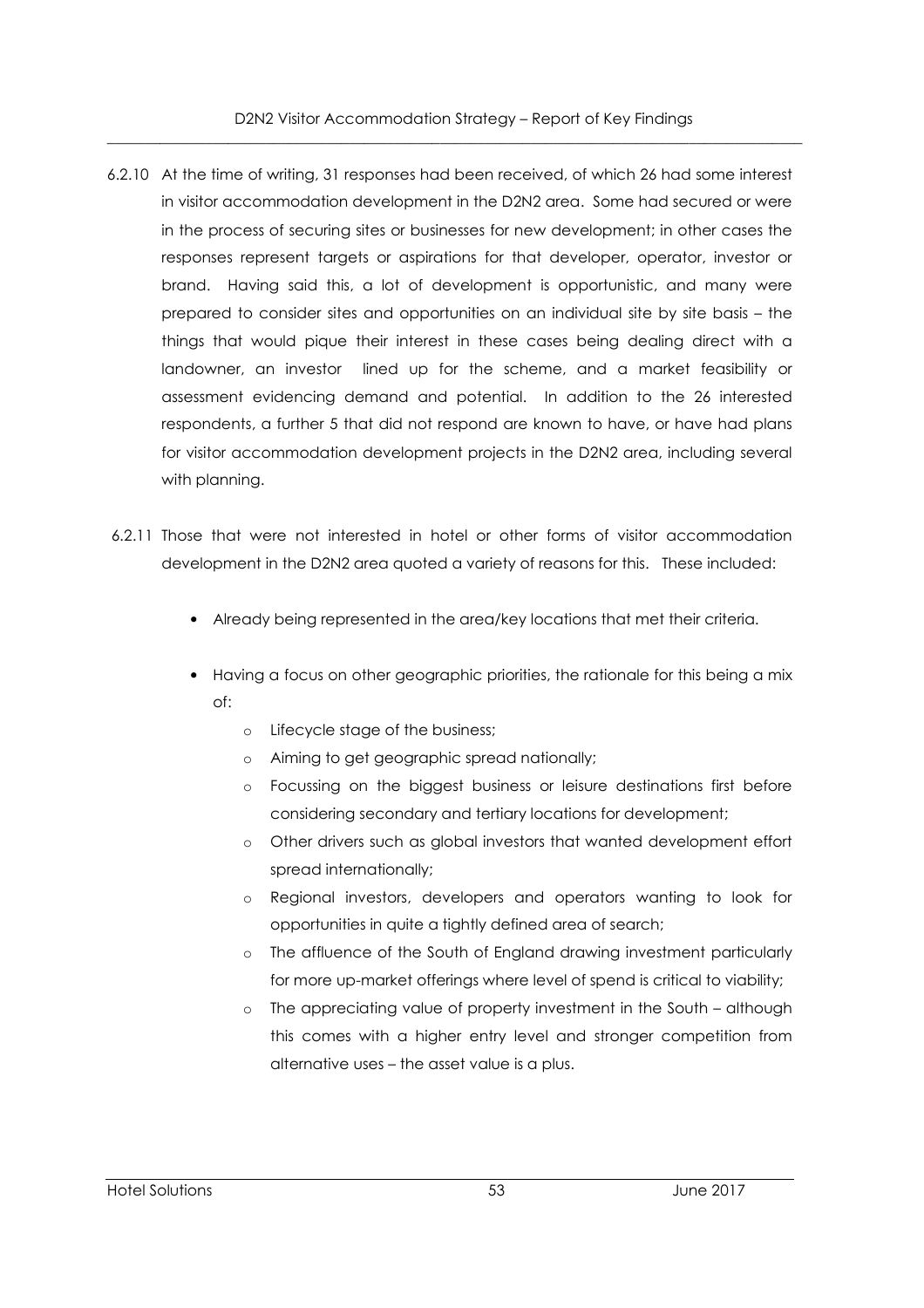6.2.10 At the time of writing, 31 responses had been received, of which 26 had some interest in visitor accommodation development in the D2N2 area. Some had secured or were in the process of securing sites or businesses for new development; in other cases the responses represent targets or aspirations for that developer, operator, investor or brand. Having said this, a lot of development is opportunistic, and many were prepared to consider sites and opportunities on an individual site by site basis – the things that would pique their interest in these cases being dealing direct with a landowner, an investor lined up for the scheme, and a market feasibility or assessment evidencing demand and potential. In addition to the 26 interested respondents, a further 5 that did not respond are known to have, or have had plans for visitor accommodation development projects in the D2N2 area, including several with planning.

6.2.11 Those that were not interested in hotel or other forms of visitor accommodation development in the D2N2 area quoted a variety of reasons for this. These included:

- Already being represented in the area/key locations that met their criteria.
- Having a focus on other geographic priorities, the rationale for this being a mix of:
  - Lifecycle stage of the business;
  - Aiming to get geographic spread nationally;
  - Focussing on the biggest business or leisure destinations first before considering secondary and tertiary locations for development;
  - Other drivers such as global investors that wanted development effort spread internationally;
  - Regional investors, developers and operators wanting to look for opportunities in quite a tightly defined area of search;
  - The affluence of the South of England drawing investment particularly for more up-market offerings where level of spend is critical to viability;
  - The appreciating value of property investment in the South – although this comes with a higher entry level and stronger competition from alternative uses – the asset value is a plus.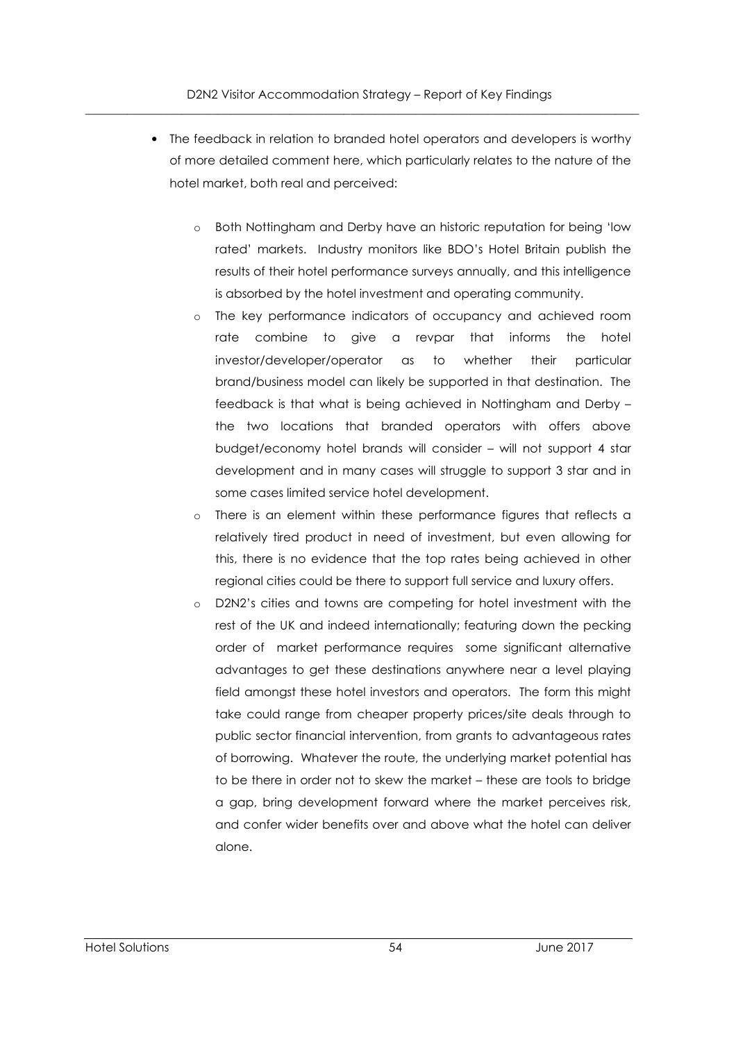- The feedback in relation to branded hotel operators and developers is worthy of more detailed comment here, which particularly relates to the nature of the hotel market, both real and perceived:

  - Both Nottingham and Derby have an historic reputation for being 'low rated' markets. Industry monitors like BDO's Hotel Britain publish the results of their hotel performance surveys annually, and this intelligence is absorbed by the hotel investment and operating community.
  - The key performance indicators of occupancy and achieved room rate combine to give a revpar that informs the hotel investor/developer/operator as to whether their particular brand/business model can likely be supported in that destination. The feedback is that what is being achieved in Nottingham and Derby – the two locations that branded operators with offers above budget/economy hotel brands will consider – will not support 4 star development and in many cases will struggle to support 3 star and in some cases limited service hotel development.
  - There is an element within these performance figures that reflects a relatively tired product in need of investment, but even allowing for this, there is no evidence that the top rates being achieved in other regional cities could be there to support full service and luxury offers.
  - D2N2's cities and towns are competing for hotel investment with the rest of the UK and indeed internationally; featuring down the pecking order of market performance requires some significant alternative advantages to get these destinations anywhere near a level playing field amongst these hotel investors and operators. The form this might take could range from cheaper property prices/site deals through to public sector financial intervention, from grants to advantageous rates of borrowing. Whatever the route, the underlying market potential has to be there in order not to skew the market – these are tools to bridge a gap, bring development forward where the market perceives risk, and confer wider benefits over and above what the hotel can deliver alone.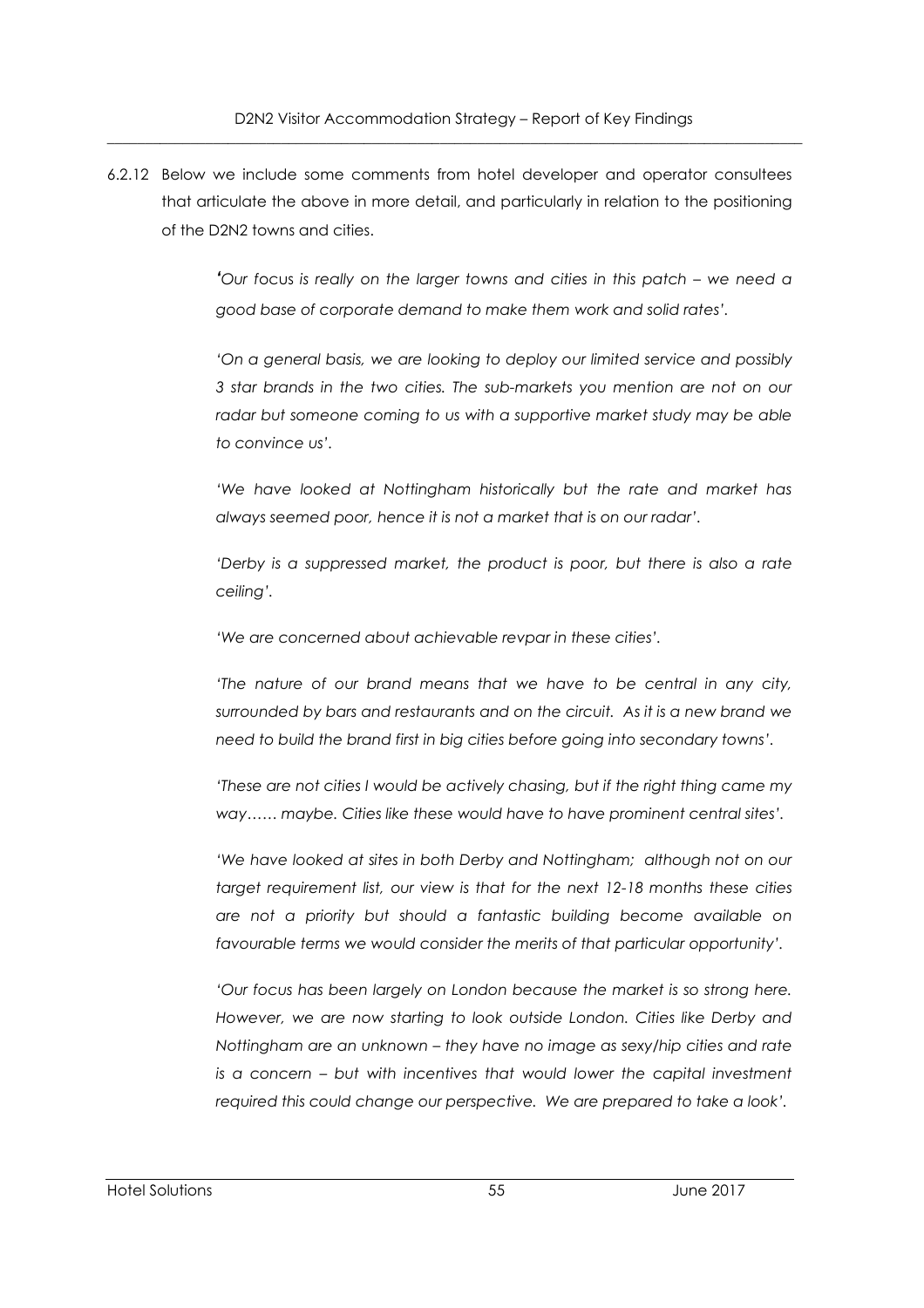6.2.12 Below we include some comments from hotel developer and operator consultees that articulate the above in more detail, and particularly in relation to the positioning of the D2N2 towns and cities.

> *'Our focus is really on the larger towns and cities in this patch – we need a good base of corporate demand to make them work and solid rates'.*
>
> *'On a general basis, we are looking to deploy our limited service and possibly 3 star brands in the two cities. The sub-markets you mention are not on our radar but someone coming to us with a supportive market study may be able to convince us'.*
>
> *'We have looked at Nottingham historically but the rate and market has always seemed poor, hence it is not a market that is on our radar'.*
>
> *'Derby is a suppressed market, the product is poor, but there is also a rate ceiling'.*
>
> *'We are concerned about achievable revpar in these cities'.*
>
> *'The nature of our brand means that we have to be central in any city, surrounded by bars and restaurants and on the circuit. As it is a new brand we need to build the brand first in big cities before going into secondary towns'.*
>
> *'These are not cities I would be actively chasing, but if the right thing came my way…… maybe. Cities like these would have to have prominent central sites'.*
>
> *'We have looked at sites in both Derby and Nottingham; although not on our target requirement list, our view is that for the next 12-18 months these cities are not a priority but should a fantastic building become available on favourable terms we would consider the merits of that particular opportunity'.*
>
> *'Our focus has been largely on London because the market is so strong here. However, we are now starting to look outside London. Cities like Derby and Nottingham are an unknown – they have no image as sexy/hip cities and rate is a concern – but with incentives that would lower the capital investment required this could change our perspective. We are prepared to take a look'.*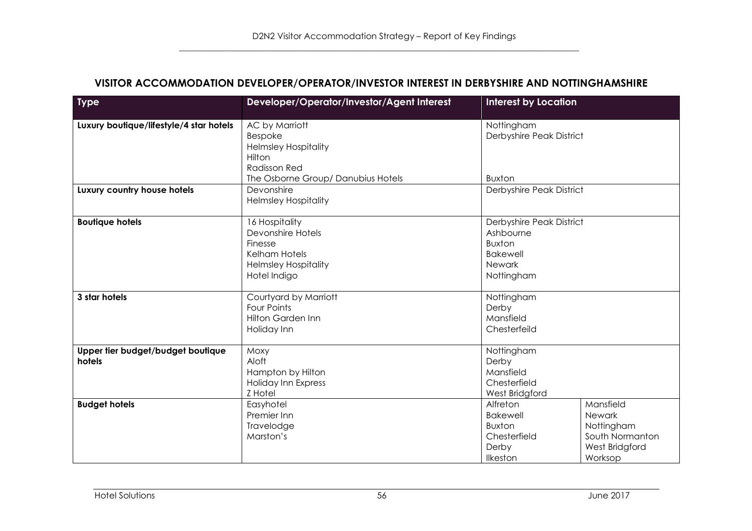## VISITOR ACCOMMODATION DEVELOPER/OPERATOR/INVESTOR INTEREST IN DERBYSHIRE AND NOTTINGHAMSHIRE

| Type | Developer/Operator/Investor/Agent Interest | Interest by Location | |
|---|---|---|---|
| **Luxury boutique/lifestyle/4 star hotels** | AC by Marriott<br>Bespoke<br>Helmsley Hospitality<br>Hilton<br>Radisson Red<br>The Osborne Group/ Danubius Hotels | Nottingham<br>Derbyshire Peak District<br><br><br><br>Buxton | |
| **Luxury country house hotels** | Devonshire<br>Helmsley Hospitality | Derbyshire Peak District | |
| **Boutique hotels** | 16 Hospitality<br>Devonshire Hotels<br>Finesse<br>Kelham Hotels<br>Helmsley Hospitality<br>Hotel Indigo | Derbyshire Peak District<br>Ashbourne<br>Buxton<br>Bakewell<br>Newark<br>Nottingham | |
| **3 star hotels** | Courtyard by Marriott<br>Four Points<br>Hilton Garden Inn<br>Holiday Inn | Nottingham<br>Derby<br>Mansfield<br>Chesterfeild | |
| **Upper tier budget/budget boutique hotels** | Moxy<br>Aloft<br>Hampton by Hilton<br>Holiday Inn Express<br>Z Hotel | Nottingham<br>Derby<br>Mansfield<br>Chesterfield<br>West Bridgford | |
| **Budget hotels** | Easyhotel<br>Premier Inn<br>Travelodge<br>Marston's | Alfreton<br>Bakewell<br>Buxton<br>Chesterfield<br>Derby<br>Ilkeston | Mansfield<br>Newark<br>Nottingham<br>South Normanton<br>West Bridgford<br>Worksop |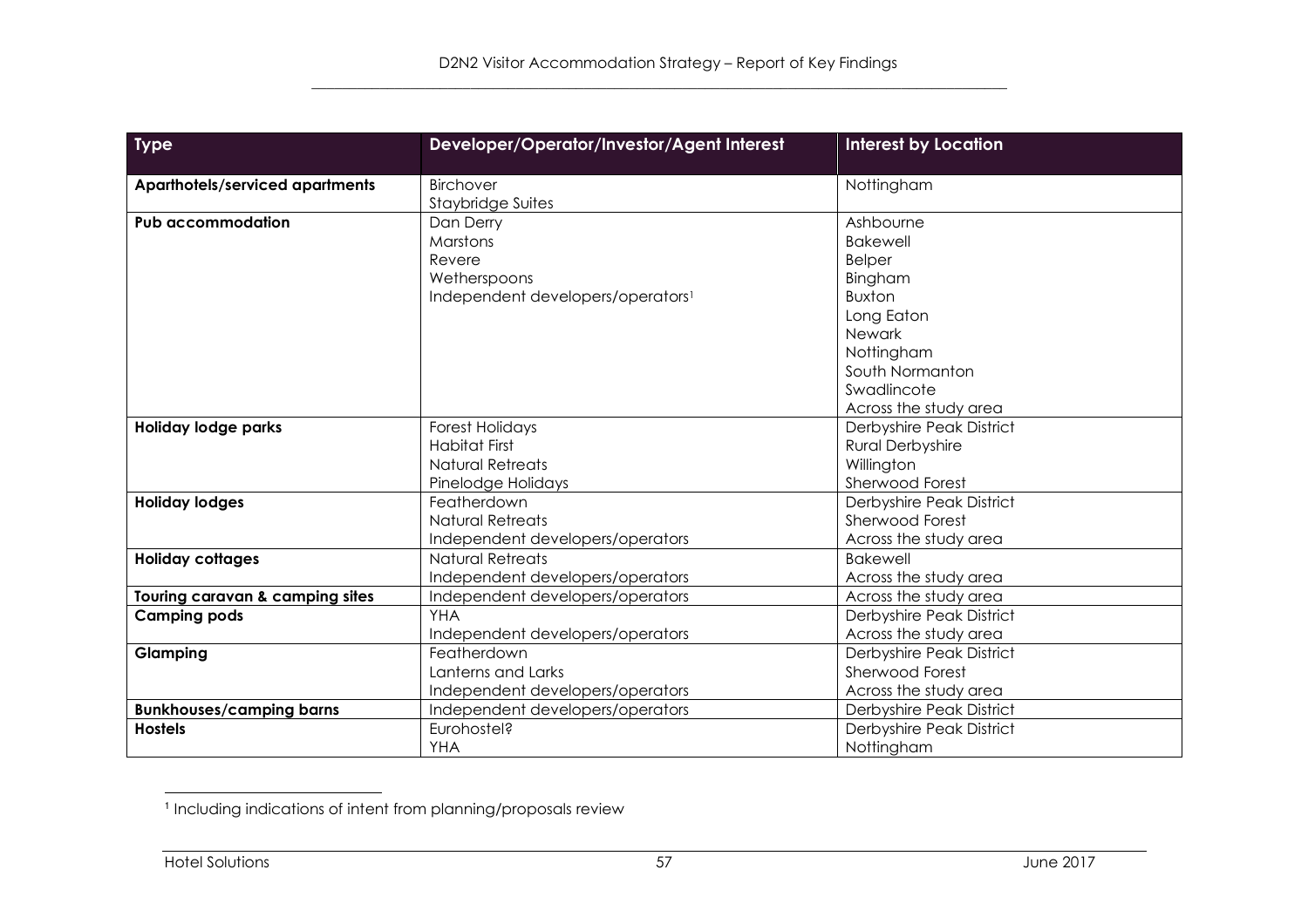| Type | Developer/Operator/Investor/Agent Interest | Interest by Location |
| --- | --- | --- |
| **Aparthotels/serviced apartments** | Birchover<br>Staybridge Suites | Nottingham |
| **Pub accommodation** | Dan Derry<br>Marstons<br>Revere<br>Wetherspoons<br>Independent developers/operators[1] | Ashbourne<br>Bakewell<br>Belper<br>Bingham<br>Buxton<br>Long Eaton<br>Newark<br>Nottingham<br>South Normanton<br>Swadlincote<br>Across the study area |
| **Holiday lodge parks** | Forest Holidays<br>Habitat First<br>Natural Retreats<br>Pinelodge Holidays | Derbyshire Peak District<br>Rural Derbyshire<br>Willington<br>Sherwood Forest |
| **Holiday lodges** | Featherdown<br>Natural Retreats<br>Independent developers/operators | Derbyshire Peak District<br>Sherwood Forest<br>Across the study area |
| **Holiday cottages** | Natural Retreats<br>Independent developers/operators | Bakewell<br>Across the study area |
| **Touring caravan & camping sites** | Independent developers/operators | Across the study area |
| **Camping pods** | YHA<br>Independent developers/operators | Derbyshire Peak District<br>Across the study area |
| **Glamping** | Featherdown<br>Lanterns and Larks<br>Independent developers/operators | Derbyshire Peak District<br>Sherwood Forest<br>Across the study area |
| **Bunkhouses/camping barns** | Independent developers/operators | Derbyshire Peak District |
| **Hostels** | Eurohostel?<br>YHA | Derbyshire Peak District<br>Nottingham |

[1] Including indications of intent from planning/proposals review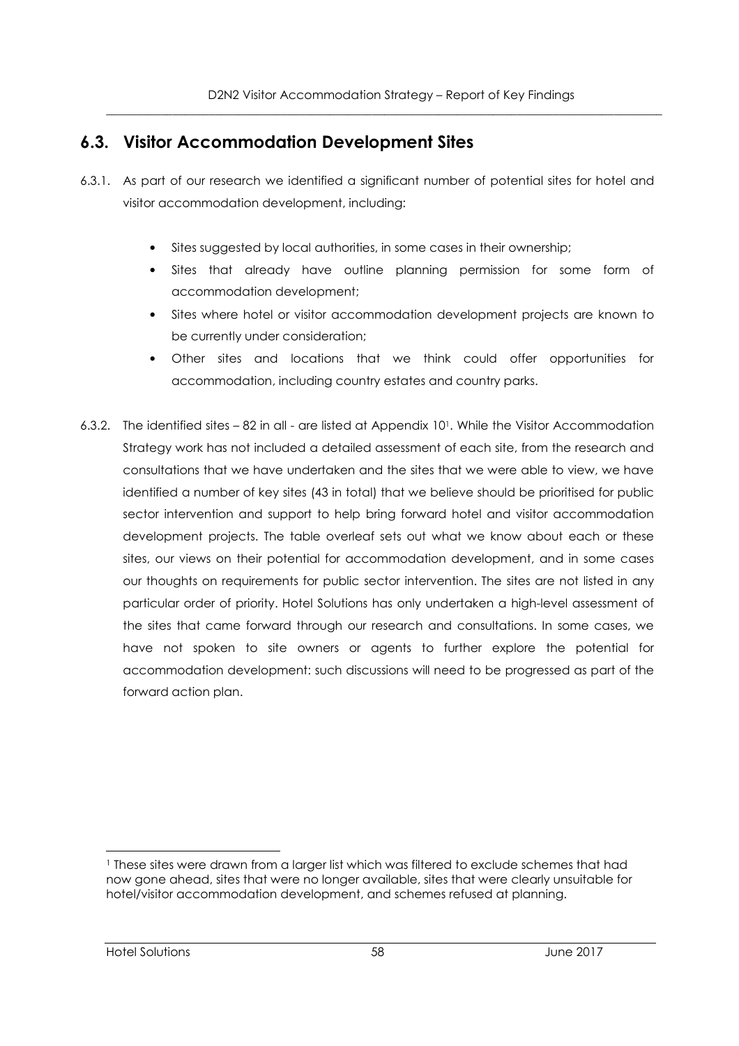## 6.3. Visitor Accommodation Development Sites

6.3.1. As part of our research we identified a significant number of potential sites for hotel and visitor accommodation development, including:

- Sites suggested by local authorities, in some cases in their ownership;
- Sites that already have outline planning permission for some form of accommodation development;
- Sites where hotel or visitor accommodation development projects are known to be currently under consideration;
- Other sites and locations that we think could offer opportunities for accommodation, including country estates and country parks.

6.3.2. The identified sites – 82 in all - are listed at Appendix 10[1]. While the Visitor Accommodation Strategy work has not included a detailed assessment of each site, from the research and consultations that we have undertaken and the sites that we were able to view, we have identified a number of key sites (43 in total) that we believe should be prioritised for public sector intervention and support to help bring forward hotel and visitor accommodation development projects. The table overleaf sets out what we know about each or these sites, our views on their potential for accommodation development, and in some cases our thoughts on requirements for public sector intervention. The sites are not listed in any particular order of priority. Hotel Solutions has only undertaken a high-level assessment of the sites that came forward through our research and consultations. In some cases, we have not spoken to site owners or agents to further explore the potential for accommodation development: such discussions will need to be progressed as part of the forward action plan.

[1] These sites were drawn from a larger list which was filtered to exclude schemes that had now gone ahead, sites that were no longer available, sites that were clearly unsuitable for hotel/visitor accommodation development, and schemes refused at planning.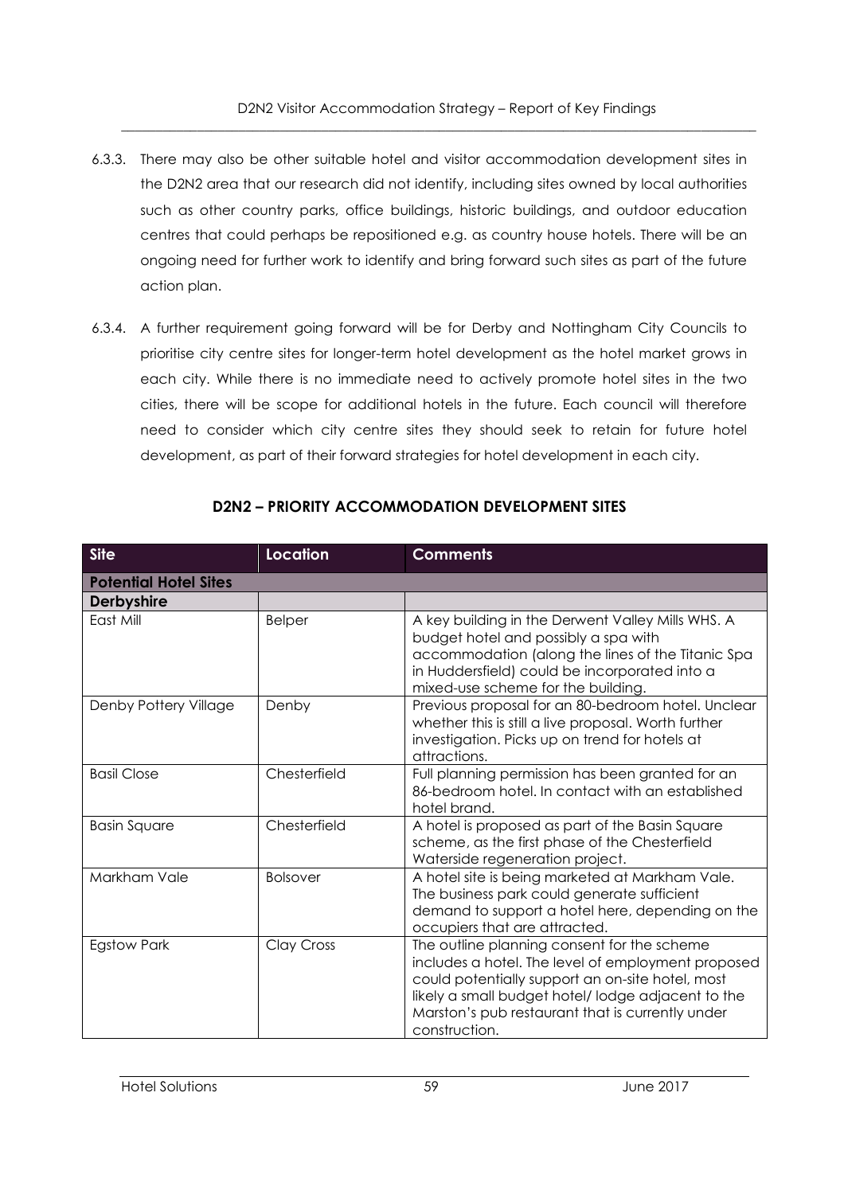6.3.3. There may also be other suitable hotel and visitor accommodation development sites in the D2N2 area that our research did not identify, including sites owned by local authorities such as other country parks, office buildings, historic buildings, and outdoor education centres that could perhaps be repositioned e.g. as country house hotels. There will be an ongoing need for further work to identify and bring forward such sites as part of the future action plan.

6.3.4. A further requirement going forward will be for Derby and Nottingham City Councils to prioritise city centre sites for longer-term hotel development as the hotel market grows in each city. While there is no immediate need to actively promote hotel sites in the two cities, there will be scope for additional hotels in the future. Each council will therefore need to consider which city centre sites they should seek to retain for future hotel development, as part of their forward strategies for hotel development in each city.

**D2N2 – PRIORITY ACCOMMODATION DEVELOPMENT SITES**

| Site | Location | Comments |
|---|---|---|
| **Potential Hotel Sites** | | |
| **Derbyshire** | | |
| East Mill | Belper | A key building in the Derwent Valley Mills WHS. A budget hotel and possibly a spa with accommodation (along the lines of the Titanic Spa in Huddersfield) could be incorporated into a mixed-use scheme for the building. |
| Denby Pottery Village | Denby | Previous proposal for an 80-bedroom hotel. Unclear whether this is still a live proposal. Worth further investigation. Picks up on trend for hotels at attractions. |
| Basil Close | Chesterfield | Full planning permission has been granted for an 86-bedroom hotel. In contact with an established hotel brand. |
| Basin Square | Chesterfield | A hotel is proposed as part of the Basin Square scheme, as the first phase of the Chesterfield Waterside regeneration project. |
| Markham Vale | Bolsover | A hotel site is being marketed at Markham Vale. The business park could generate sufficient demand to support a hotel here, depending on the occupiers that are attracted. |
| Egstow Park | Clay Cross | The outline planning consent for the scheme includes a hotel. The level of employment proposed could potentially support an on-site hotel, most likely a small budget hotel/ lodge adjacent to the Marston's pub restaurant that is currently under construction. |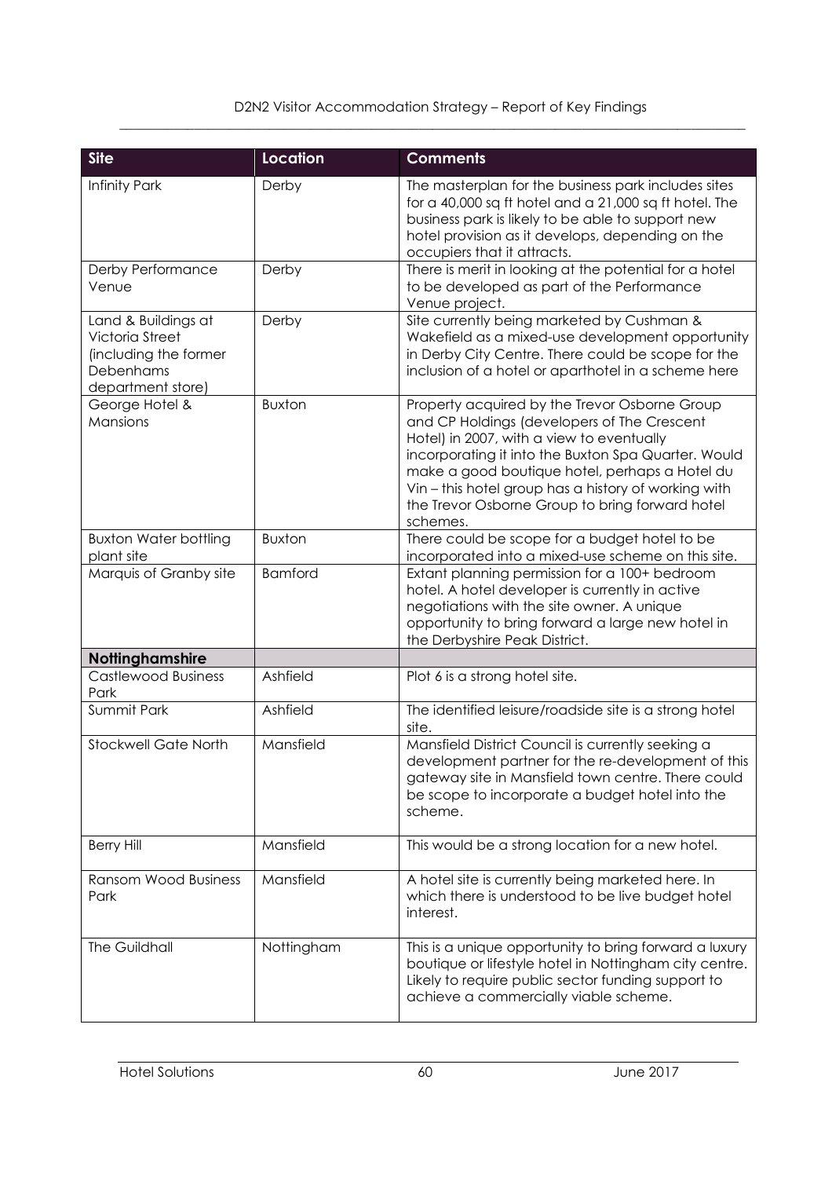| Site | Location | Comments |
| --- | --- | --- |
| Infinity Park | Derby | The masterplan for the business park includes sites for a 40,000 sq ft hotel and a 21,000 sq ft hotel. The business park is likely to be able to support new hotel provision as it develops, depending on the occupiers that it attracts. |
| Derby Performance Venue | Derby | There is merit in looking at the potential for a hotel to be developed as part of the Performance Venue project. |
| Land & Buildings at Victoria Street (including the former Debenhams department store) | Derby | Site currently being marketed by Cushman & Wakefield as a mixed-use development opportunity in Derby City Centre. There could be scope for the inclusion of a hotel or aparthotel in a scheme here |
| George Hotel & Mansions | Buxton | Property acquired by the Trevor Osborne Group and CP Holdings (developers of The Crescent Hotel) in 2007, with a view to eventually incorporating it into the Buxton Spa Quarter. Would make a good boutique hotel, perhaps a Hotel du Vin – this hotel group has a history of working with the Trevor Osborne Group to bring forward hotel schemes. |
| Buxton Water bottling plant site | Buxton | There could be scope for a budget hotel to be incorporated into a mixed-use scheme on this site. |
| Marquis of Granby site | Bamford | Extant planning permission for a 100+ bedroom hotel. A hotel developer is currently in active negotiations with the site owner. A unique opportunity to bring forward a large new hotel in the Derbyshire Peak District. |
| **Nottinghamshire** | | |
| Castlewood Business Park | Ashfield | Plot 6 is a strong hotel site. |
| Summit Park | Ashfield | The identified leisure/roadside site is a strong hotel site. |
| Stockwell Gate North | Mansfield | Mansfield District Council is currently seeking a development partner for the re-development of this gateway site in Mansfield town centre. There could be scope to incorporate a budget hotel into the scheme. |
| Berry Hill | Mansfield | This would be a strong location for a new hotel. |
| Ransom Wood Business Park | Mansfield | A hotel site is currently being marketed here. In which there is understood to be live budget hotel interest. |
| The Guildhall | Nottingham | This is a unique opportunity to bring forward a luxury boutique or lifestyle hotel in Nottingham city centre. Likely to require public sector funding support to achieve a commercially viable scheme. |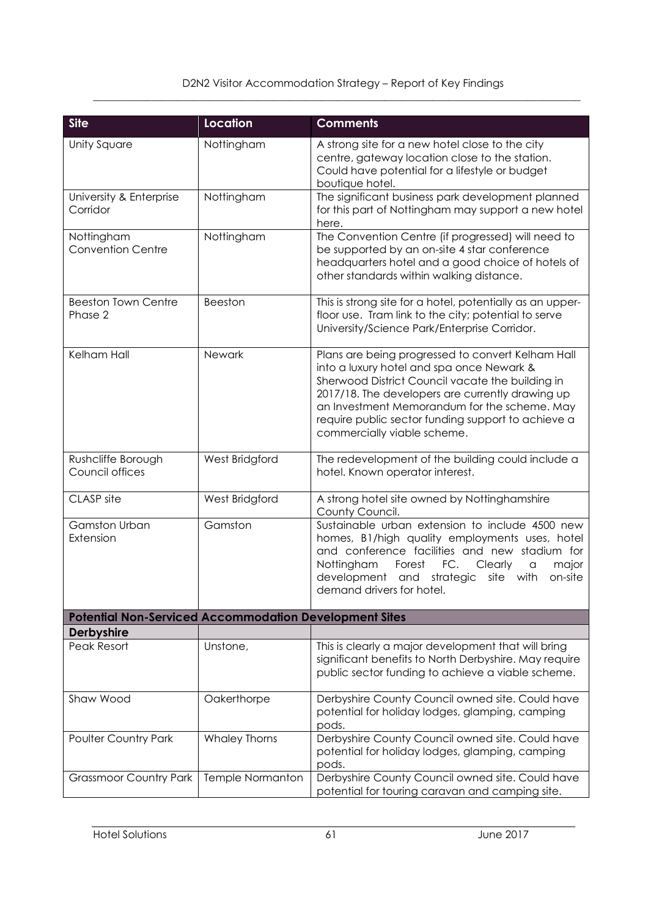| Site | Location | Comments |
|---|---|---|
| Unity Square | Nottingham | A strong site for a new hotel close to the city centre, gateway location close to the station. Could have potential for a lifestyle or budget boutique hotel. |
| University & Enterprise Corridor | Nottingham | The significant business park development planned for this part of Nottingham may support a new hotel here. |
| Nottingham Convention Centre | Nottingham | The Convention Centre (if progressed) will need to be supported by an on-site 4 star conference headquarters hotel and a good choice of hotels of other standards within walking distance. |
| Beeston Town Centre Phase 2 | Beeston | This is strong site for a hotel, potentially as an upper-floor use. Tram link to the city; potential to serve University/Science Park/Enterprise Corridor. |
| Kelham Hall | Newark | Plans are being progressed to convert Kelham Hall into a luxury hotel and spa once Newark & Sherwood District Council vacate the building in 2017/18. The developers are currently drawing up an Investment Memorandum for the scheme. May require public sector funding support to achieve a commercially viable scheme. |
| Rushcliffe Borough Council offices | West Bridgford | The redevelopment of the building could include a hotel. Known operator interest. |
| CLASP site | West Bridgford | A strong hotel site owned by Nottinghamshire County Council. |
| Gamston Urban Extension | Gamston | Sustainable urban extension to include 4500 new homes, B1/high quality employments uses, hotel and conference facilities and new stadium for Nottingham Forest FC. Clearly a major development and strategic site with on-site demand drivers for hotel. |
| **Potential Non-Serviced Accommodation Development Sites** | | |
| **Derbyshire** | | |
| Peak Resort | Unstone, | This is clearly a major development that will bring significant benefits to North Derbyshire. May require public sector funding to achieve a viable scheme. |
| Shaw Wood | Oakerthorpe | Derbyshire County Council owned site. Could have potential for holiday lodges, glamping, camping pods. |
| Poulter Country Park | Whaley Thorns | Derbyshire County Council owned site. Could have potential for holiday lodges, glamping, camping pods. |
| Grassmoor Country Park | Temple Normanton | Derbyshire County Council owned site. Could have potential for touring caravan and camping site. |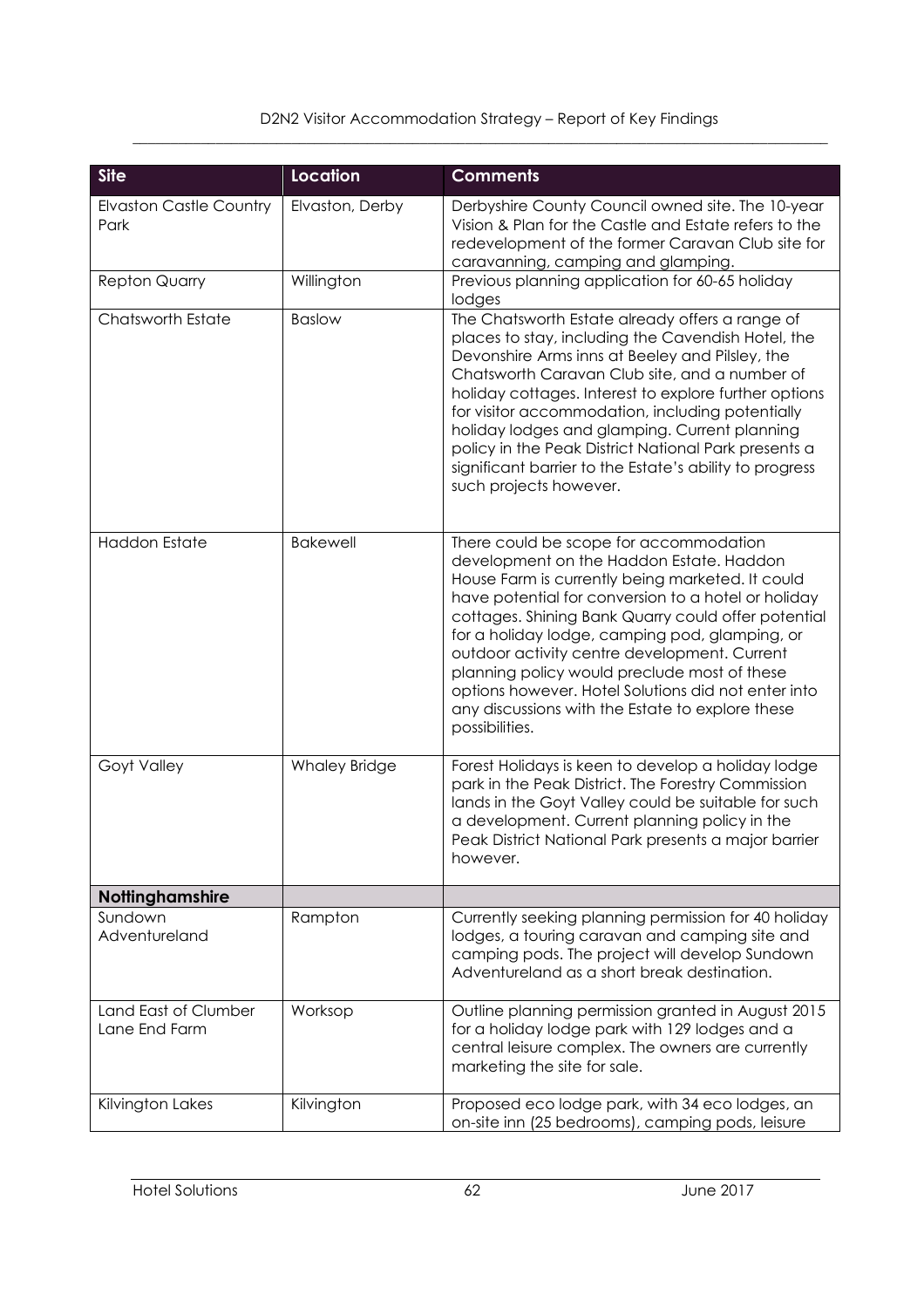| Site | Location | Comments |
|---|---|---|
| Elvaston Castle Country Park | Elvaston, Derby | Derbyshire County Council owned site. The 10-year Vision & Plan for the Castle and Estate refers to the redevelopment of the former Caravan Club site for caravanning, camping and glamping. |
| Repton Quarry | Willington | Previous planning application for 60-65 holiday lodges |
| Chatsworth Estate | Baslow | The Chatsworth Estate already offers a range of places to stay, including the Cavendish Hotel, the Devonshire Arms inns at Beeley and Pilsley, the Chatsworth Caravan Club site, and a number of holiday cottages. Interest to explore further options for visitor accommodation, including potentially holiday lodges and glamping. Current planning policy in the Peak District National Park presents a significant barrier to the Estate's ability to progress such projects however. |
| Haddon Estate | Bakewell | There could be scope for accommodation development on the Haddon Estate. Haddon House Farm is currently being marketed. It could have potential for conversion to a hotel or holiday cottages. Shining Bank Quarry could offer potential for a holiday lodge, camping pod, glamping, or outdoor activity centre development. Current planning policy would preclude most of these options however. Hotel Solutions did not enter into any discussions with the Estate to explore these possibilities. |
| Goyt Valley | Whaley Bridge | Forest Holidays is keen to develop a holiday lodge park in the Peak District. The Forestry Commission lands in the Goyt Valley could be suitable for such a development. Current planning policy in the Peak District National Park presents a major barrier however. |
| **Nottinghamshire** | | |
| Sundown Adventureland | Rampton | Currently seeking planning permission for 40 holiday lodges, a touring caravan and camping site and camping pods. The project will develop Sundown Adventureland as a short break destination. |
| Land East of Clumber Lane End Farm | Worksop | Outline planning permission granted in August 2015 for a holiday lodge park with 129 lodges and a central leisure complex. The owners are currently marketing the site for sale. |
| Kilvington Lakes | Kilvington | Proposed eco lodge park, with 34 eco lodges, an on-site inn (25 bedrooms), camping pods, leisure |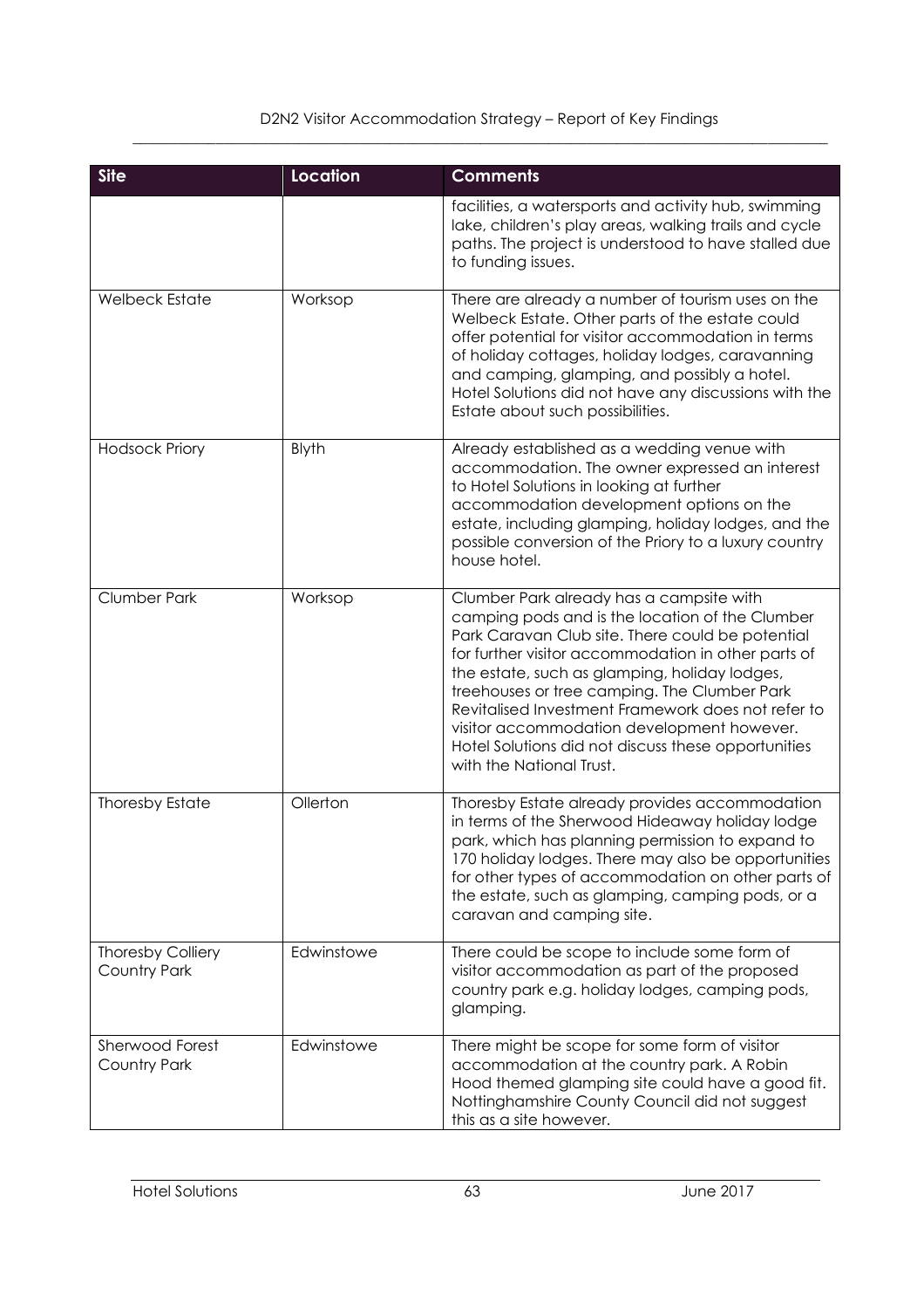| Site | Location | Comments |
|---|---|---|
| | | facilities, a watersports and activity hub, swimming lake, children's play areas, walking trails and cycle paths. The project is understood to have stalled due to funding issues. |
| Welbeck Estate | Worksop | There are already a number of tourism uses on the Welbeck Estate. Other parts of the estate could offer potential for visitor accommodation in terms of holiday cottages, holiday lodges, caravanning and camping, glamping, and possibly a hotel. Hotel Solutions did not have any discussions with the Estate about such possibilities. |
| Hodsock Priory | Blyth | Already established as a wedding venue with accommodation. The owner expressed an interest to Hotel Solutions in looking at further accommodation development options on the estate, including glamping, holiday lodges, and the possible conversion of the Priory to a luxury country house hotel. |
| Clumber Park | Worksop | Clumber Park already has a campsite with camping pods and is the location of the Clumber Park Caravan Club site. There could be potential for further visitor accommodation in other parts of the estate, such as glamping, holiday lodges, treehouses or tree camping. The Clumber Park Revitalised Investment Framework does not refer to visitor accommodation development however. Hotel Solutions did not discuss these opportunities with the National Trust. |
| Thoresby Estate | Ollerton | Thoresby Estate already provides accommodation in terms of the Sherwood Hideaway holiday lodge park, which has planning permission to expand to 170 holiday lodges. There may also be opportunities for other types of accommodation on other parts of the estate, such as glamping, camping pods, or a caravan and camping site. |
| Thoresby Colliery Country Park | Edwinstowe | There could be scope to include some form of visitor accommodation as part of the proposed country park e.g. holiday lodges, camping pods, glamping. |
| Sherwood Forest Country Park | Edwinstowe | There might be scope for some form of visitor accommodation at the country park. A Robin Hood themed glamping site could have a good fit. Nottinghamshire County Council did not suggest this as a site however. |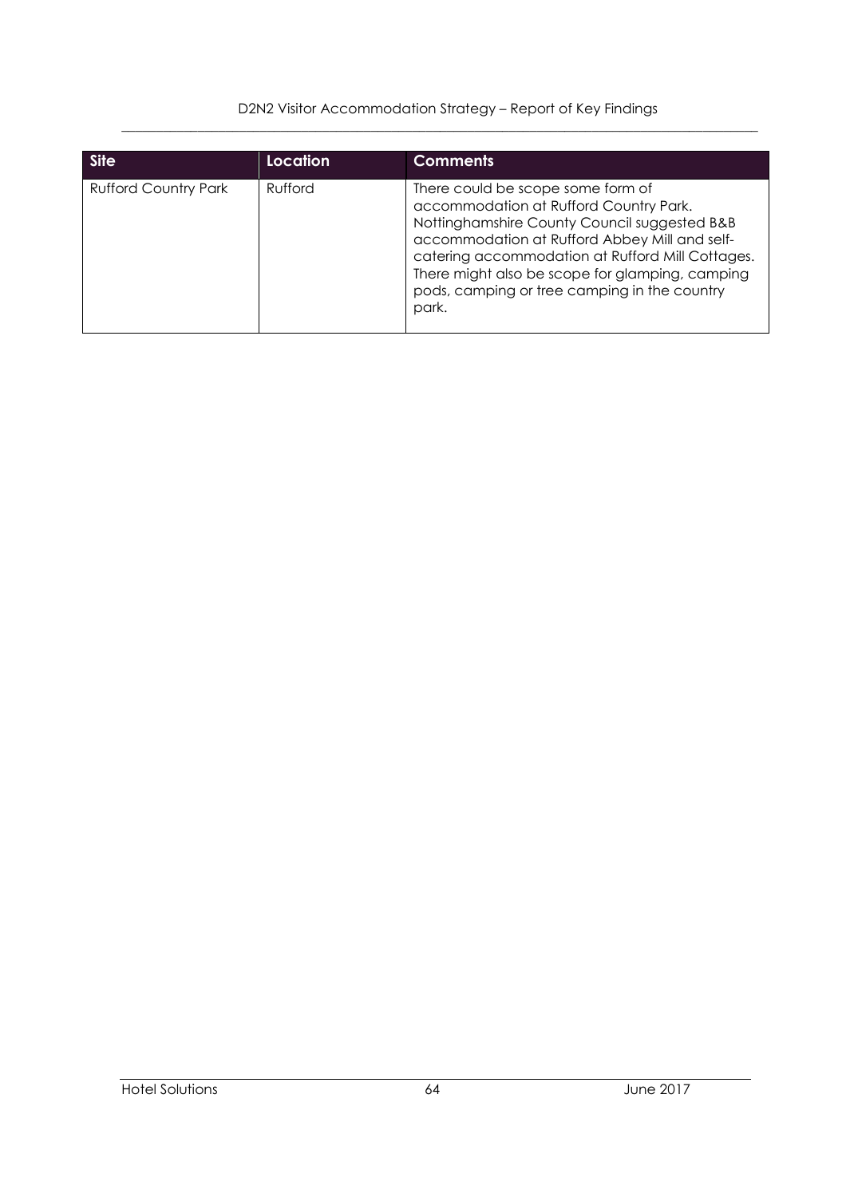| Site | Location | Comments |
|---|---|---|
| Rufford Country Park | Rufford | There could be scope some form of accommodation at Rufford Country Park. Nottinghamshire County Council suggested B&B accommodation at Rufford Abbey Mill and self-catering accommodation at Rufford Mill Cottages. There might also be scope for glamping, camping pods, camping or tree camping in the country park. |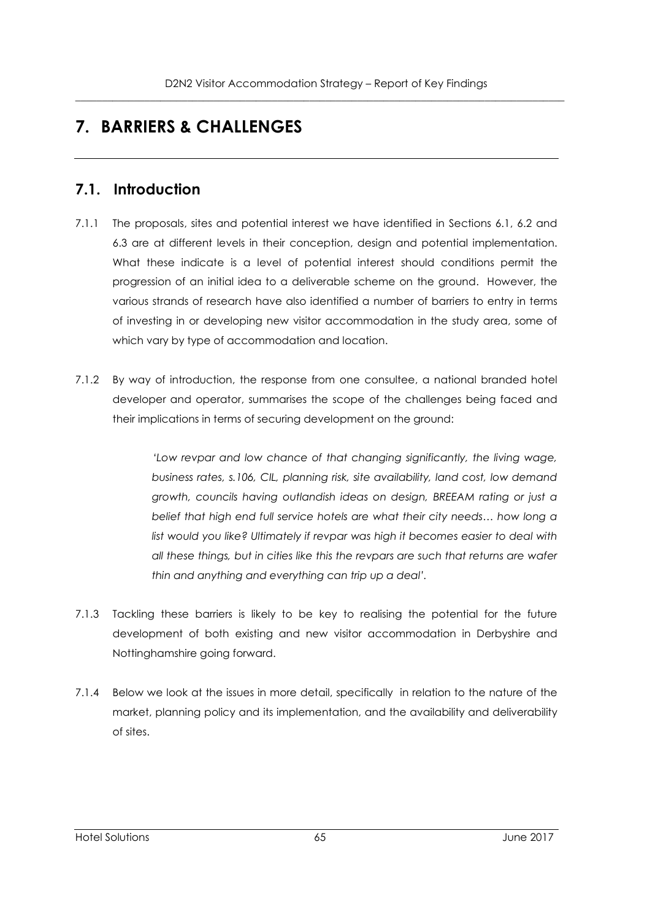# 7. BARRIERS & CHALLENGES

## 7.1. Introduction

7.1.1 The proposals, sites and potential interest we have identified in Sections 6.1, 6.2 and 6.3 are at different levels in their conception, design and potential implementation. What these indicate is a level of potential interest should conditions permit the progression of an initial idea to a deliverable scheme on the ground. However, the various strands of research have also identified a number of barriers to entry in terms of investing in or developing new visitor accommodation in the study area, some of which vary by type of accommodation and location.

7.1.2 By way of introduction, the response from one consultee, a national branded hotel developer and operator, summarises the scope of the challenges being faced and their implications in terms of securing development on the ground:

> *'Low revpar and low chance of that changing significantly, the living wage, business rates, s.106, CIL, planning risk, site availability, land cost, low demand growth, councils having outlandish ideas on design, BREEAM rating or just a belief that high end full service hotels are what their city needs… how long a list would you like? Ultimately if revpar was high it becomes easier to deal with all these things, but in cities like this the revpars are such that returns are wafer thin and anything and everything can trip up a deal'.*

7.1.3 Tackling these barriers is likely to be key to realising the potential for the future development of both existing and new visitor accommodation in Derbyshire and Nottinghamshire going forward.

7.1.4 Below we look at the issues in more detail, specifically in relation to the nature of the market, planning policy and its implementation, and the availability and deliverability of sites.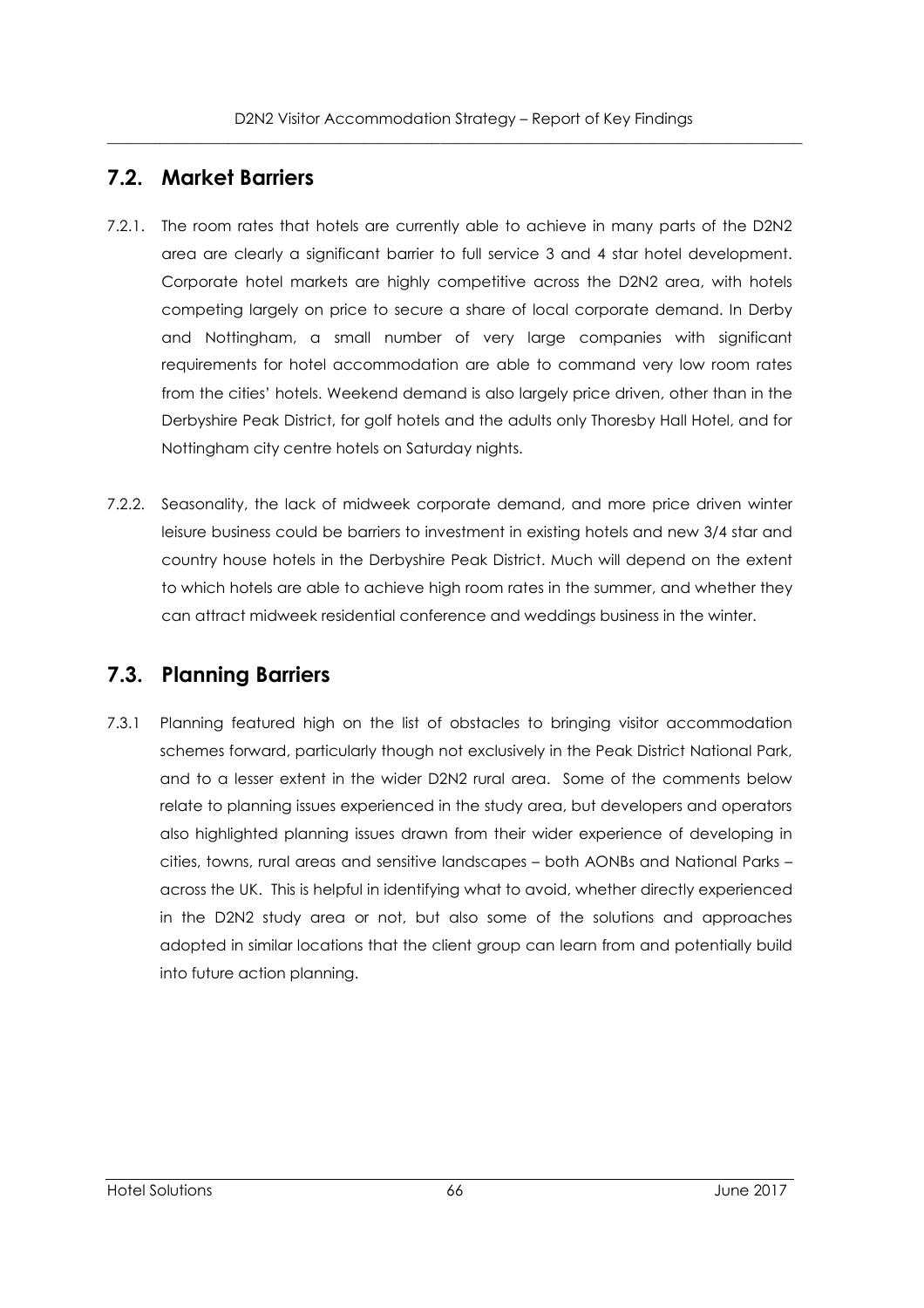## 7.2. Market Barriers

7.2.1. The room rates that hotels are currently able to achieve in many parts of the D2N2 area are clearly a significant barrier to full service 3 and 4 star hotel development. Corporate hotel markets are highly competitive across the D2N2 area, with hotels competing largely on price to secure a share of local corporate demand. In Derby and Nottingham, a small number of very large companies with significant requirements for hotel accommodation are able to command very low room rates from the cities' hotels. Weekend demand is also largely price driven, other than in the Derbyshire Peak District, for golf hotels and the adults only Thoresby Hall Hotel, and for Nottingham city centre hotels on Saturday nights.

7.2.2. Seasonality, the lack of midweek corporate demand, and more price driven winter leisure business could be barriers to investment in existing hotels and new 3/4 star and country house hotels in the Derbyshire Peak District. Much will depend on the extent to which hotels are able to achieve high room rates in the summer, and whether they can attract midweek residential conference and weddings business in the winter.

## 7.3. Planning Barriers

7.3.1 Planning featured high on the list of obstacles to bringing visitor accommodation schemes forward, particularly though not exclusively in the Peak District National Park, and to a lesser extent in the wider D2N2 rural area. Some of the comments below relate to planning issues experienced in the study area, but developers and operators also highlighted planning issues drawn from their wider experience of developing in cities, towns, rural areas and sensitive landscapes – both AONBs and National Parks – across the UK. This is helpful in identifying what to avoid, whether directly experienced in the D2N2 study area or not, but also some of the solutions and approaches adopted in similar locations that the client group can learn from and potentially build into future action planning.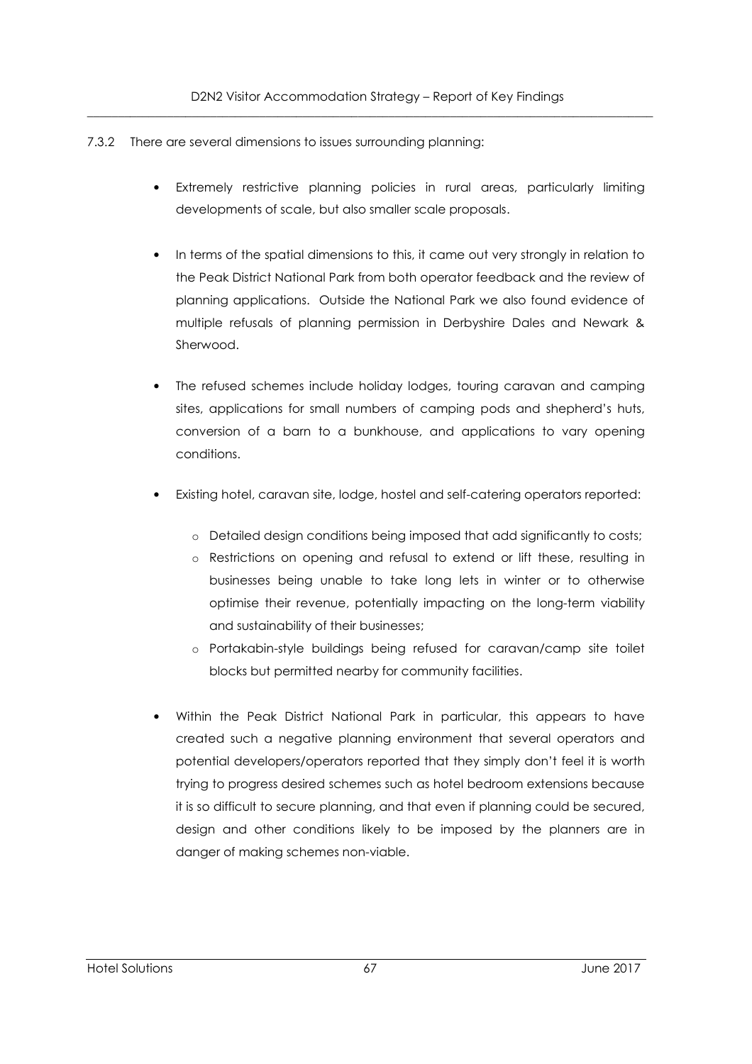7.3.2 There are several dimensions to issues surrounding planning:

- Extremely restrictive planning policies in rural areas, particularly limiting developments of scale, but also smaller scale proposals.

- In terms of the spatial dimensions to this, it came out very strongly in relation to the Peak District National Park from both operator feedback and the review of planning applications. Outside the National Park we also found evidence of multiple refusals of planning permission in Derbyshire Dales and Newark & Sherwood.

- The refused schemes include holiday lodges, touring caravan and camping sites, applications for small numbers of camping pods and shepherd's huts, conversion of a barn to a bunkhouse, and applications to vary opening conditions.

- Existing hotel, caravan site, lodge, hostel and self-catering operators reported:

  - Detailed design conditions being imposed that add significantly to costs;
  - Restrictions on opening and refusal to extend or lift these, resulting in businesses being unable to take long lets in winter or to otherwise optimise their revenue, potentially impacting on the long-term viability and sustainability of their businesses;
  - Portakabin-style buildings being refused for caravan/camp site toilet blocks but permitted nearby for community facilities.

- Within the Peak District National Park in particular, this appears to have created such a negative planning environment that several operators and potential developers/operators reported that they simply don't feel it is worth trying to progress desired schemes such as hotel bedroom extensions because it is so difficult to secure planning, and that even if planning could be secured, design and other conditions likely to be imposed by the planners are in danger of making schemes non-viable.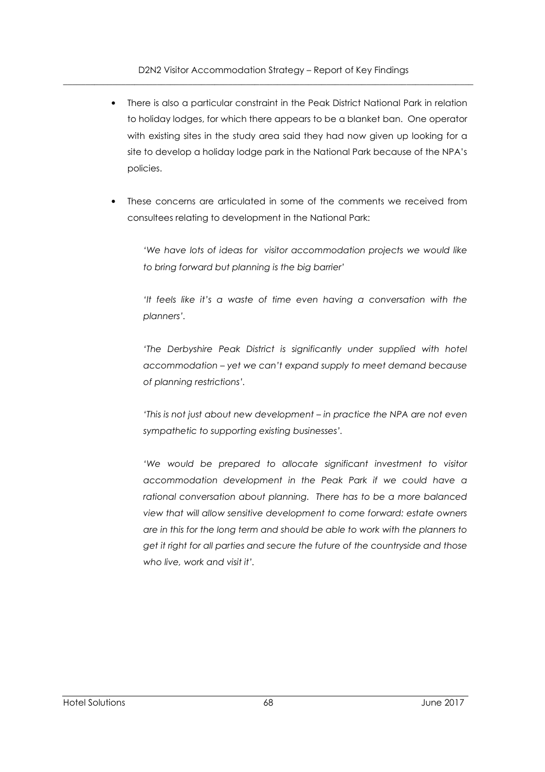- There is also a particular constraint in the Peak District National Park in relation to holiday lodges, for which there appears to be a blanket ban. One operator with existing sites in the study area said they had now given up looking for a site to develop a holiday lodge park in the National Park because of the NPA's policies.

- These concerns are articulated in some of the comments we received from consultees relating to development in the National Park:

  *'We have lots of ideas for visitor accommodation projects we would like to bring forward but planning is the big barrier'*

  *'It feels like it's a waste of time even having a conversation with the planners'.*

  *'The Derbyshire Peak District is significantly under supplied with hotel accommodation – yet we can't expand supply to meet demand because of planning restrictions'.*

  *'This is not just about new development – in practice the NPA are not even sympathetic to supporting existing businesses'.*

  *'We would be prepared to allocate significant investment to visitor accommodation development in the Peak Park if we could have a rational conversation about planning. There has to be a more balanced view that will allow sensitive development to come forward: estate owners are in this for the long term and should be able to work with the planners to get it right for all parties and secure the future of the countryside and those who live, work and visit it'.*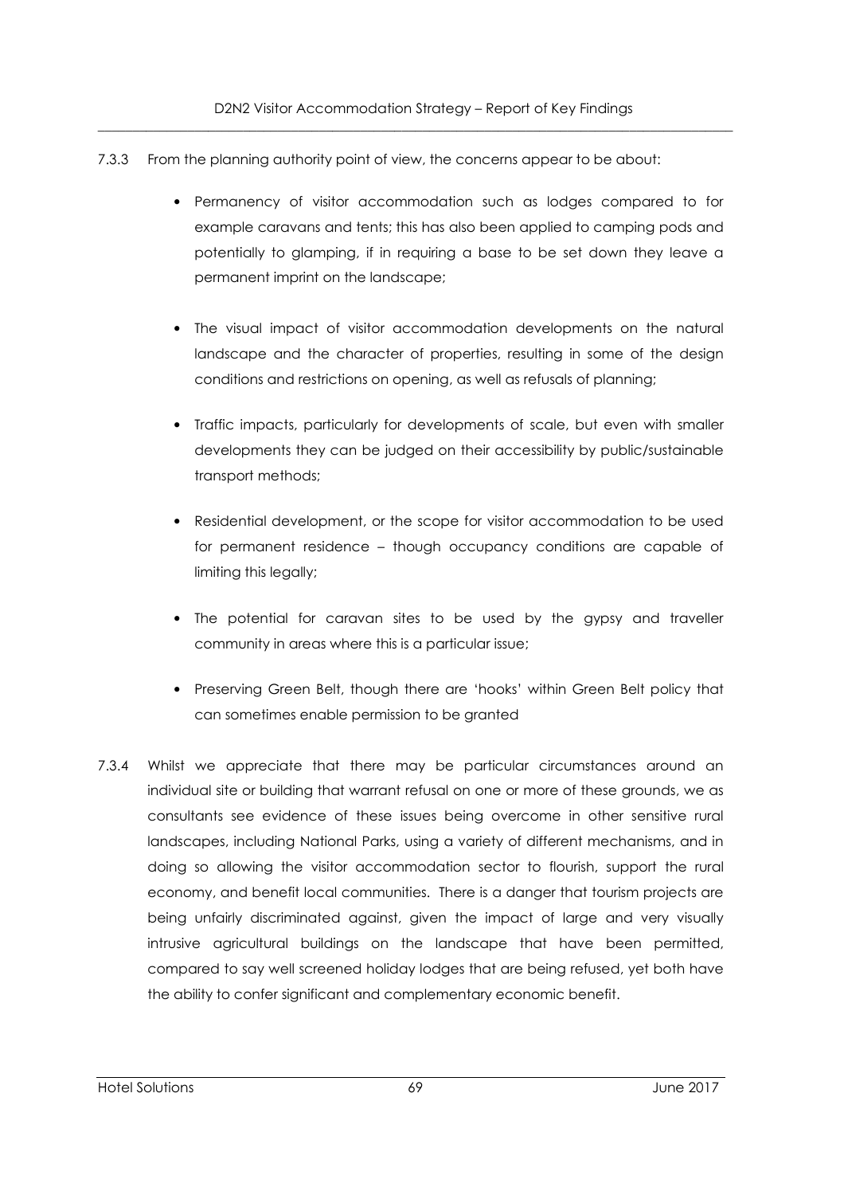7.3.3 From the planning authority point of view, the concerns appear to be about:

- Permanency of visitor accommodation such as lodges compared to for example caravans and tents; this has also been applied to camping pods and potentially to glamping, if in requiring a base to be set down they leave a permanent imprint on the landscape;

- The visual impact of visitor accommodation developments on the natural landscape and the character of properties, resulting in some of the design conditions and restrictions on opening, as well as refusals of planning;

- Traffic impacts, particularly for developments of scale, but even with smaller developments they can be judged on their accessibility by public/sustainable transport methods;

- Residential development, or the scope for visitor accommodation to be used for permanent residence – though occupancy conditions are capable of limiting this legally;

- The potential for caravan sites to be used by the gypsy and traveller community in areas where this is a particular issue;

- Preserving Green Belt, though there are 'hooks' within Green Belt policy that can sometimes enable permission to be granted

7.3.4 Whilst we appreciate that there may be particular circumstances around an individual site or building that warrant refusal on one or more of these grounds, we as consultants see evidence of these issues being overcome in other sensitive rural landscapes, including National Parks, using a variety of different mechanisms, and in doing so allowing the visitor accommodation sector to flourish, support the rural economy, and benefit local communities. There is a danger that tourism projects are being unfairly discriminated against, given the impact of large and very visually intrusive agricultural buildings on the landscape that have been permitted, compared to say well screened holiday lodges that are being refused, yet both have the ability to confer significant and complementary economic benefit.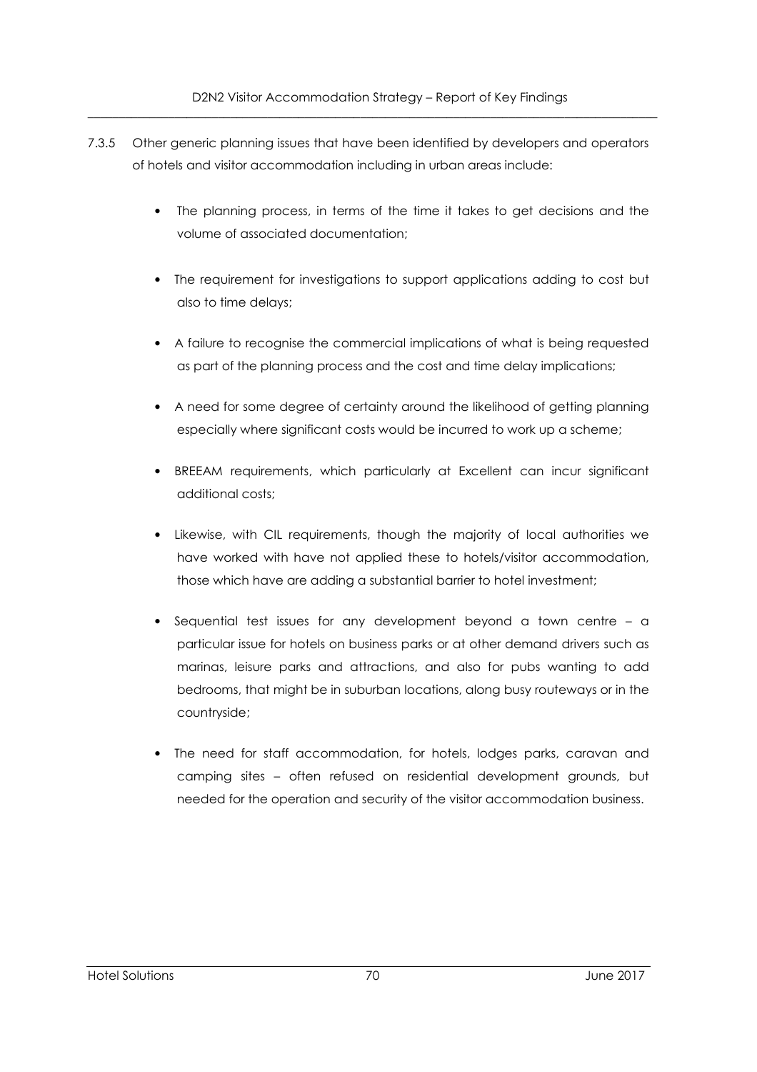7.3.5 Other generic planning issues that have been identified by developers and operators of hotels and visitor accommodation including in urban areas include:

- The planning process, in terms of the time it takes to get decisions and the volume of associated documentation;
- The requirement for investigations to support applications adding to cost but also to time delays;
- A failure to recognise the commercial implications of what is being requested as part of the planning process and the cost and time delay implications;
- A need for some degree of certainty around the likelihood of getting planning especially where significant costs would be incurred to work up a scheme;
- BREEAM requirements, which particularly at Excellent can incur significant additional costs;
- Likewise, with CIL requirements, though the majority of local authorities we have worked with have not applied these to hotels/visitor accommodation, those which have are adding a substantial barrier to hotel investment;
- Sequential test issues for any development beyond a town centre – a particular issue for hotels on business parks or at other demand drivers such as marinas, leisure parks and attractions, and also for pubs wanting to add bedrooms, that might be in suburban locations, along busy routeways or in the countryside;
- The need for staff accommodation, for hotels, lodges parks, caravan and camping sites – often refused on residential development grounds, but needed for the operation and security of the visitor accommodation business.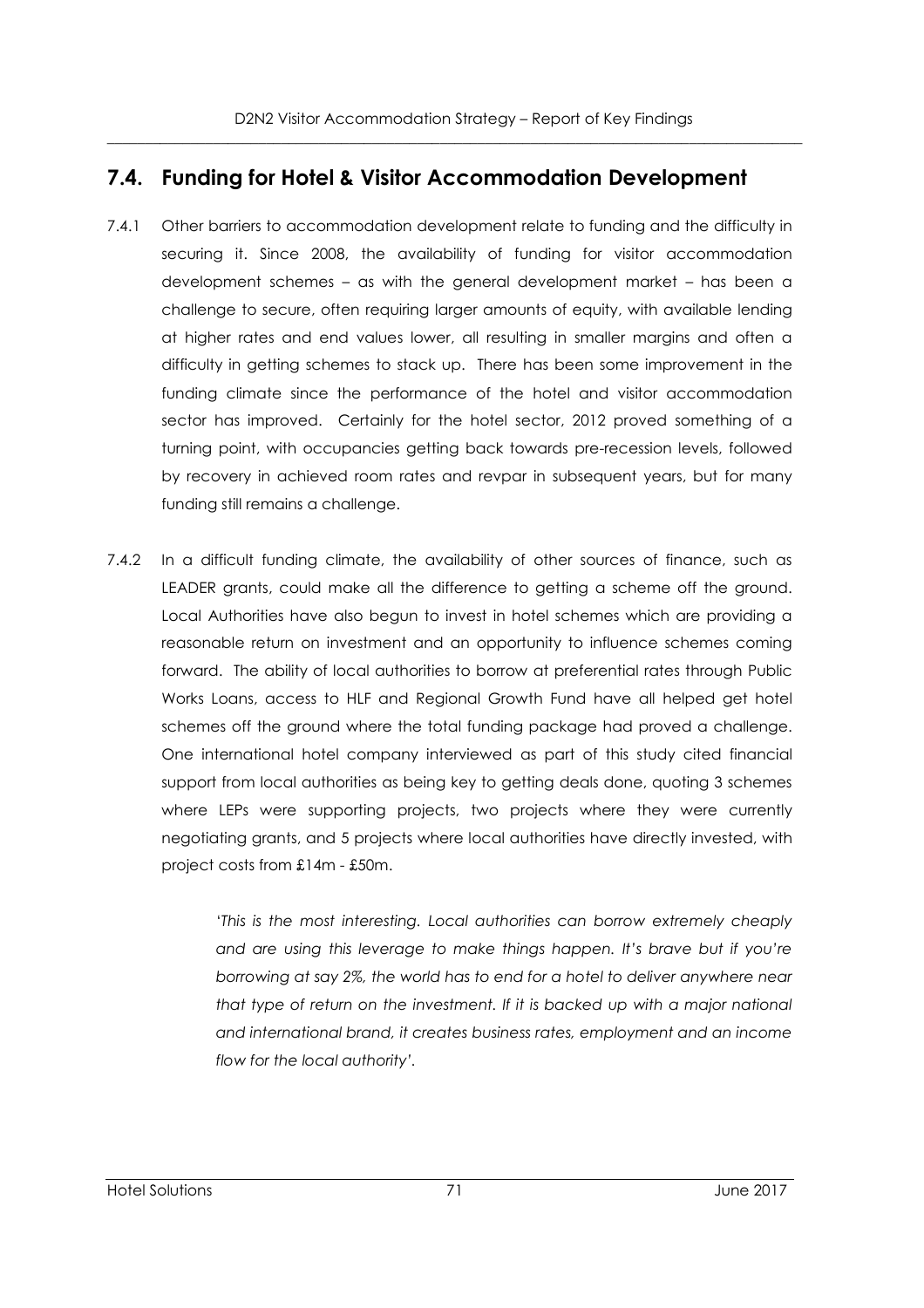## 7.4. Funding for Hotel & Visitor Accommodation Development

7.4.1 Other barriers to accommodation development relate to funding and the difficulty in securing it. Since 2008, the availability of funding for visitor accommodation development schemes – as with the general development market – has been a challenge to secure, often requiring larger amounts of equity, with available lending at higher rates and end values lower, all resulting in smaller margins and often a difficulty in getting schemes to stack up. There has been some improvement in the funding climate since the performance of the hotel and visitor accommodation sector has improved. Certainly for the hotel sector, 2012 proved something of a turning point, with occupancies getting back towards pre-recession levels, followed by recovery in achieved room rates and revpar in subsequent years, but for many funding still remains a challenge.

7.4.2 In a difficult funding climate, the availability of other sources of finance, such as LEADER grants, could make all the difference to getting a scheme off the ground. Local Authorities have also begun to invest in hotel schemes which are providing a reasonable return on investment and an opportunity to influence schemes coming forward. The ability of local authorities to borrow at preferential rates through Public Works Loans, access to HLF and Regional Growth Fund have all helped get hotel schemes off the ground where the total funding package had proved a challenge. One international hotel company interviewed as part of this study cited financial support from local authorities as being key to getting deals done, quoting 3 schemes where LEPs were supporting projects, two projects where they were currently negotiating grants, and 5 projects where local authorities have directly invested, with project costs from £14m - £50m.

> *'This is the most interesting. Local authorities can borrow extremely cheaply and are using this leverage to make things happen. It's brave but if you're borrowing at say 2%, the world has to end for a hotel to deliver anywhere near that type of return on the investment. If it is backed up with a major national and international brand, it creates business rates, employment and an income flow for the local authority'.*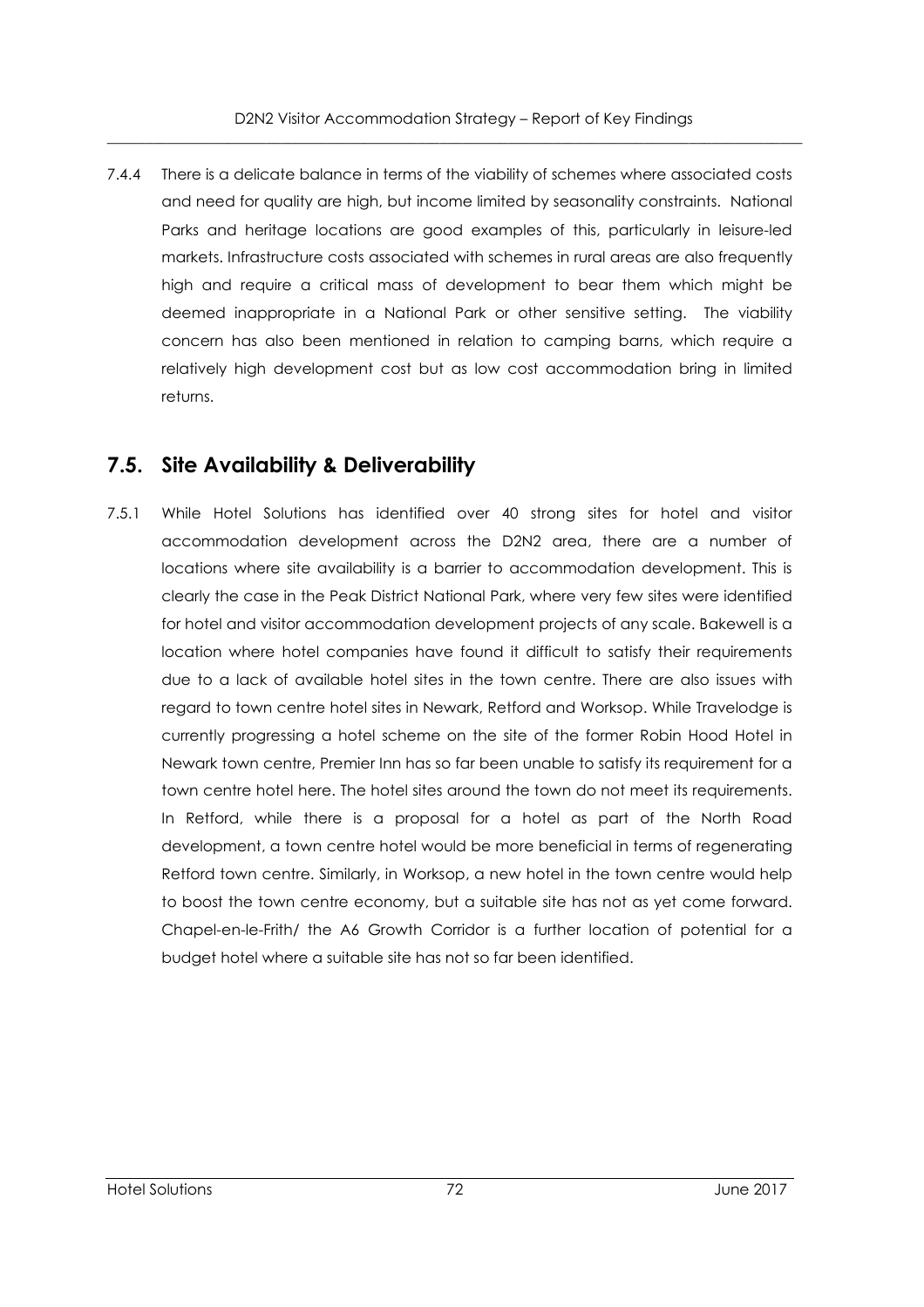7.4.4 There is a delicate balance in terms of the viability of schemes where associated costs and need for quality are high, but income limited by seasonality constraints. National Parks and heritage locations are good examples of this, particularly in leisure-led markets. Infrastructure costs associated with schemes in rural areas are also frequently high and require a critical mass of development to bear them which might be deemed inappropriate in a National Park or other sensitive setting. The viability concern has also been mentioned in relation to camping barns, which require a relatively high development cost but as low cost accommodation bring in limited returns.

## 7.5. Site Availability & Deliverability

7.5.1 While Hotel Solutions has identified over 40 strong sites for hotel and visitor accommodation development across the D2N2 area, there are a number of locations where site availability is a barrier to accommodation development. This is clearly the case in the Peak District National Park, where very few sites were identified for hotel and visitor accommodation development projects of any scale. Bakewell is a location where hotel companies have found it difficult to satisfy their requirements due to a lack of available hotel sites in the town centre. There are also issues with regard to town centre hotel sites in Newark, Retford and Worksop. While Travelodge is currently progressing a hotel scheme on the site of the former Robin Hood Hotel in Newark town centre, Premier Inn has so far been unable to satisfy its requirement for a town centre hotel here. The hotel sites around the town do not meet its requirements. In Retford, while there is a proposal for a hotel as part of the North Road development, a town centre hotel would be more beneficial in terms of regenerating Retford town centre. Similarly, in Worksop, a new hotel in the town centre would help to boost the town centre economy, but a suitable site has not as yet come forward. Chapel-en-le-Frith/ the A6 Growth Corridor is a further location of potential for a budget hotel where a suitable site has not so far been identified.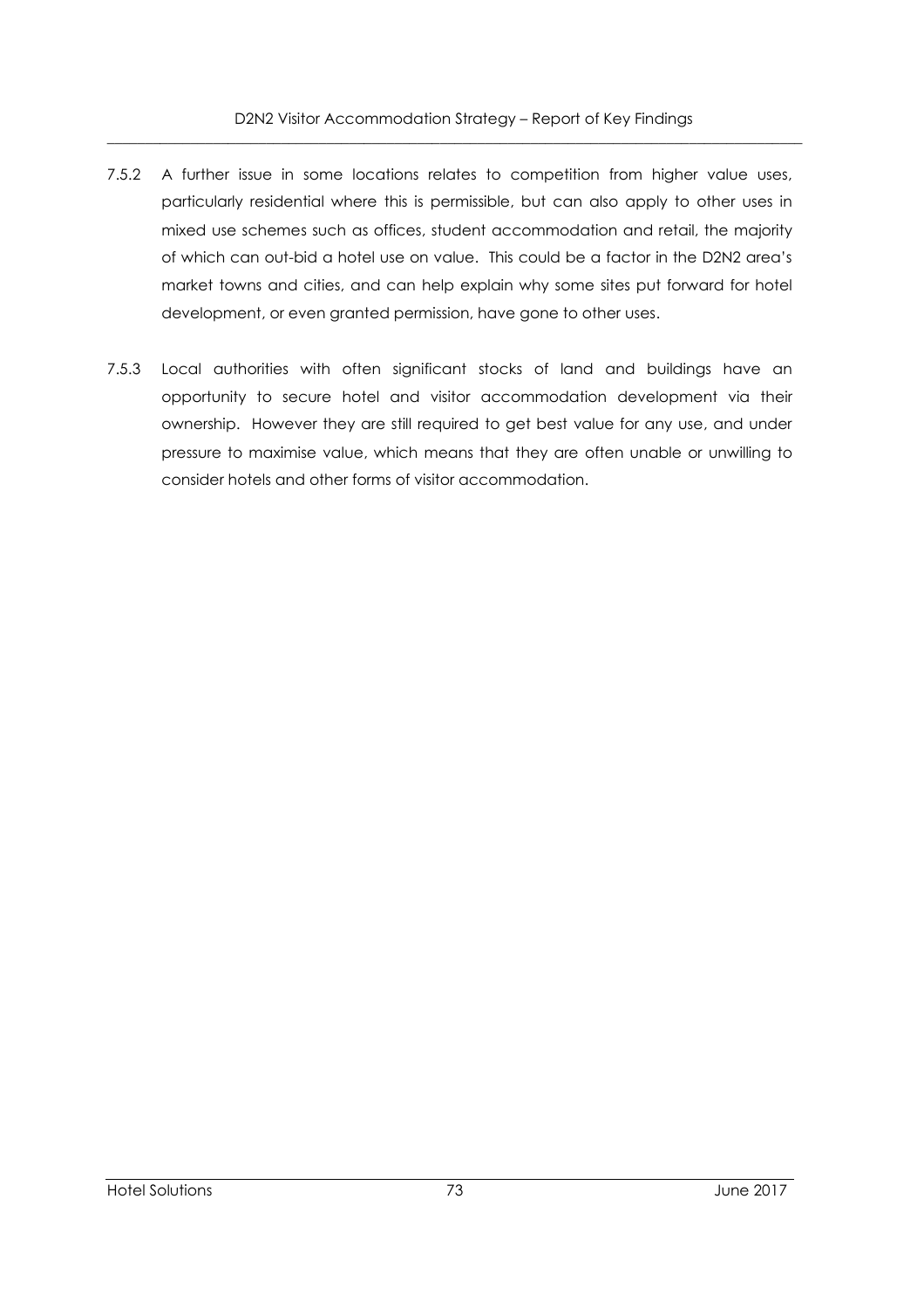7.5.2 A further issue in some locations relates to competition from higher value uses, particularly residential where this is permissible, but can also apply to other uses in mixed use schemes such as offices, student accommodation and retail, the majority of which can out-bid a hotel use on value. This could be a factor in the D2N2 area's market towns and cities, and can help explain why some sites put forward for hotel development, or even granted permission, have gone to other uses.

7.5.3 Local authorities with often significant stocks of land and buildings have an opportunity to secure hotel and visitor accommodation development via their ownership. However they are still required to get best value for any use, and under pressure to maximise value, which means that they are often unable or unwilling to consider hotels and other forms of visitor accommodation.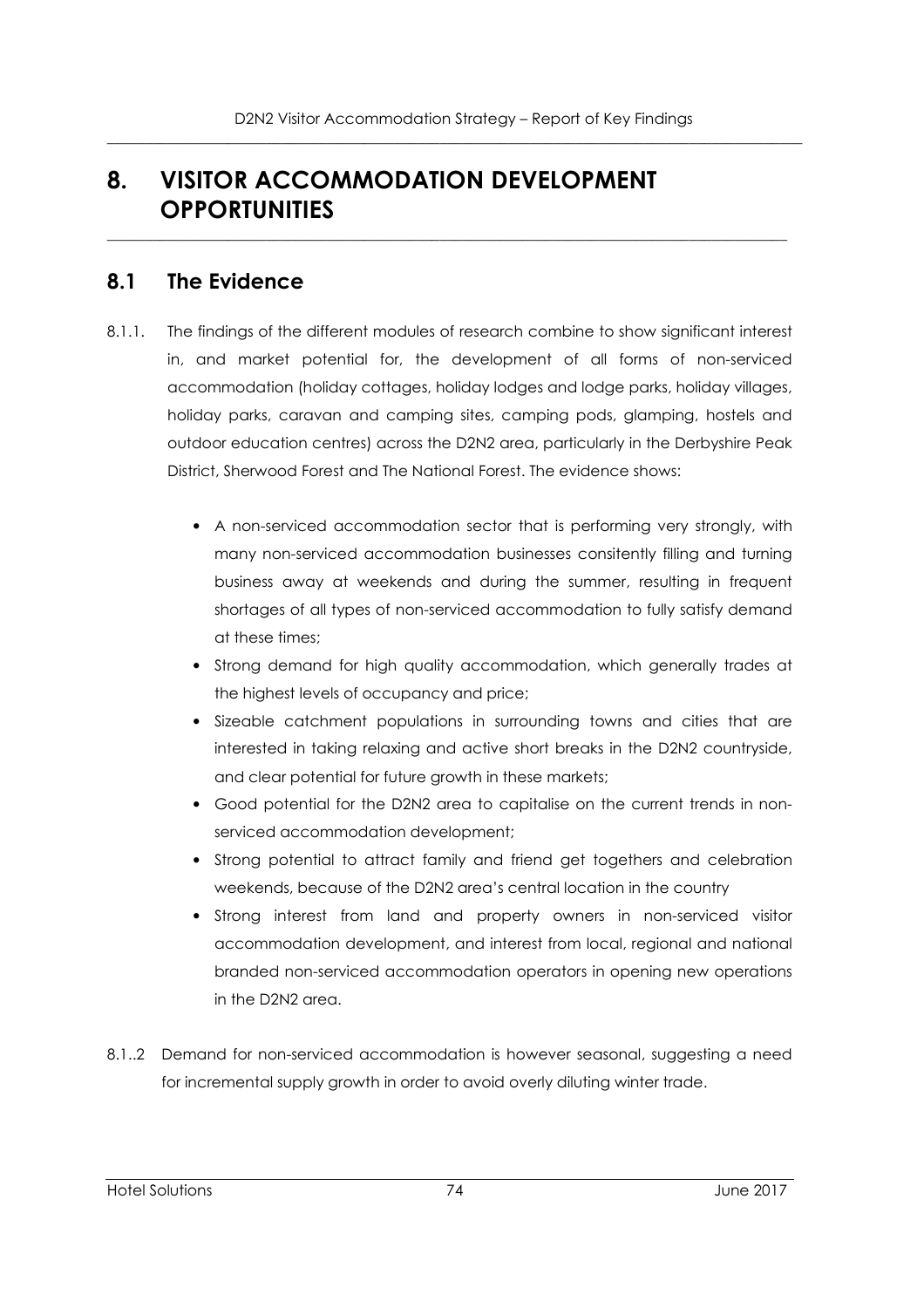# 8. VISITOR ACCOMMODATION DEVELOPMENT OPPORTUNITIES

## 8.1 The Evidence

8.1.1. The findings of the different modules of research combine to show significant interest in, and market potential for, the development of all forms of non-serviced accommodation (holiday cottages, holiday lodges and lodge parks, holiday villages, holiday parks, caravan and camping sites, camping pods, glamping, hostels and outdoor education centres) across the D2N2 area, particularly in the Derbyshire Peak District, Sherwood Forest and The National Forest. The evidence shows:

- A non-serviced accommodation sector that is performing very strongly, with many non-serviced accommodation businesses consitently filling and turning business away at weekends and during the summer, resulting in frequent shortages of all types of non-serviced accommodation to fully satisfy demand at these times;
- Strong demand for high quality accommodation, which generally trades at the highest levels of occupancy and price;
- Sizeable catchment populations in surrounding towns and cities that are interested in taking relaxing and active short breaks in the D2N2 countryside, and clear potential for future growth in these markets;
- Good potential for the D2N2 area to capitalise on the current trends in non-serviced accommodation development;
- Strong potential to attract family and friend get togethers and celebration weekends, because of the D2N2 area's central location in the country
- Strong interest from land and property owners in non-serviced visitor accommodation development, and interest from local, regional and national branded non-serviced accommodation operators in opening new operations in the D2N2 area.

8.1..2 Demand for non-serviced accommodation is however seasonal, suggesting a need for incremental supply growth in order to avoid overly diluting winter trade.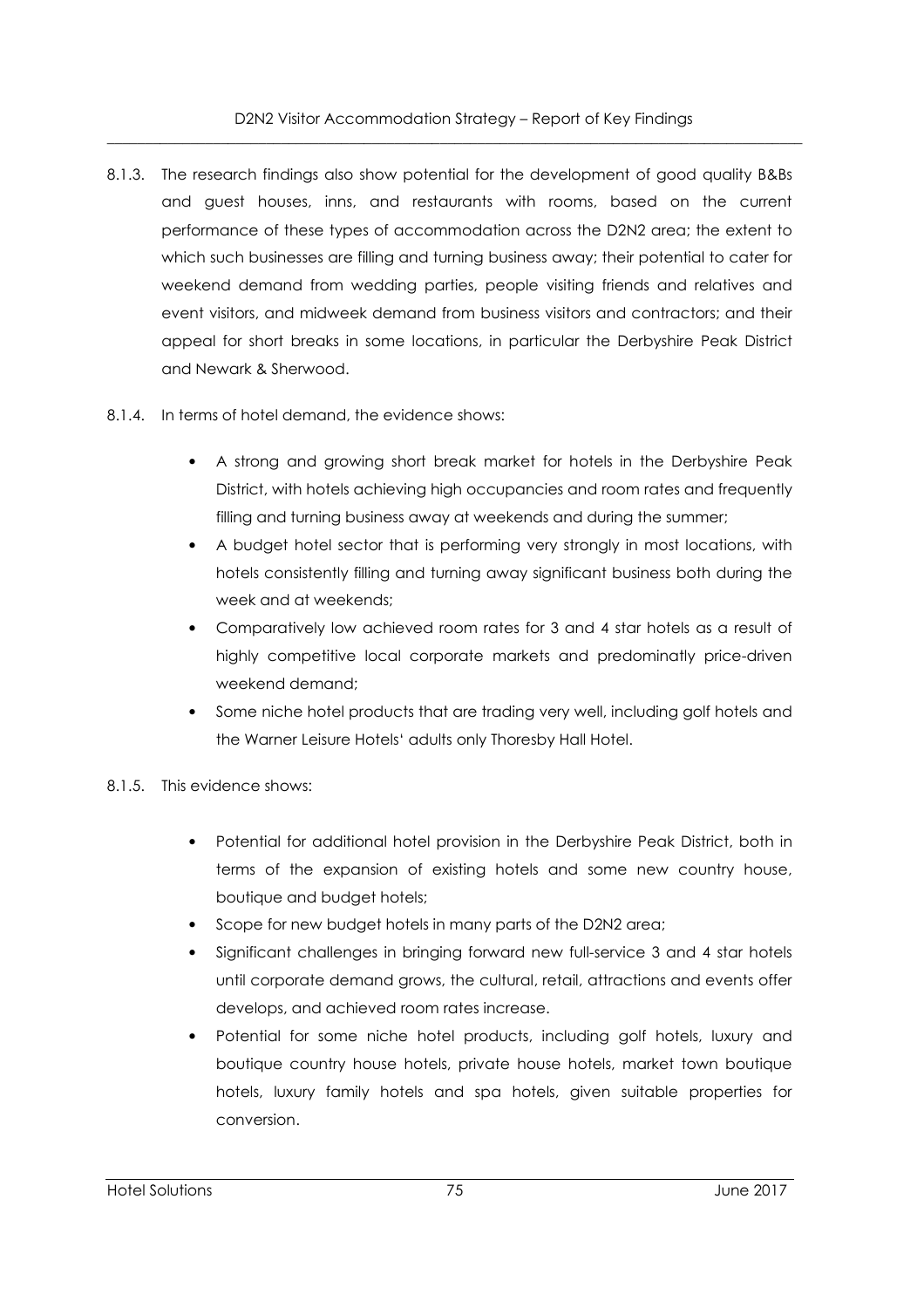8.1.3. The research findings also show potential for the development of good quality B&Bs and guest houses, inns, and restaurants with rooms, based on the current performance of these types of accommodation across the D2N2 area; the extent to which such businesses are filling and turning business away; their potential to cater for weekend demand from wedding parties, people visiting friends and relatives and event visitors, and midweek demand from business visitors and contractors; and their appeal for short breaks in some locations, in particular the Derbyshire Peak District and Newark & Sherwood.

8.1.4. In terms of hotel demand, the evidence shows:

- A strong and growing short break market for hotels in the Derbyshire Peak District, with hotels achieving high occupancies and room rates and frequently filling and turning business away at weekends and during the summer;
- A budget hotel sector that is performing very strongly in most locations, with hotels consistently filling and turning away significant business both during the week and at weekends;
- Comparatively low achieved room rates for 3 and 4 star hotels as a result of highly competitive local corporate markets and predominatly price-driven weekend demand;
- Some niche hotel products that are trading very well, including golf hotels and the Warner Leisure Hotels' adults only Thoresby Hall Hotel.

8.1.5. This evidence shows:

- Potential for additional hotel provision in the Derbyshire Peak District, both in terms of the expansion of existing hotels and some new country house, boutique and budget hotels;
- Scope for new budget hotels in many parts of the D2N2 area;
- Significant challenges in bringing forward new full-service 3 and 4 star hotels until corporate demand grows, the cultural, retail, attractions and events offer develops, and achieved room rates increase.
- Potential for some niche hotel products, including golf hotels, luxury and boutique country house hotels, private house hotels, market town boutique hotels, luxury family hotels and spa hotels, given suitable properties for conversion.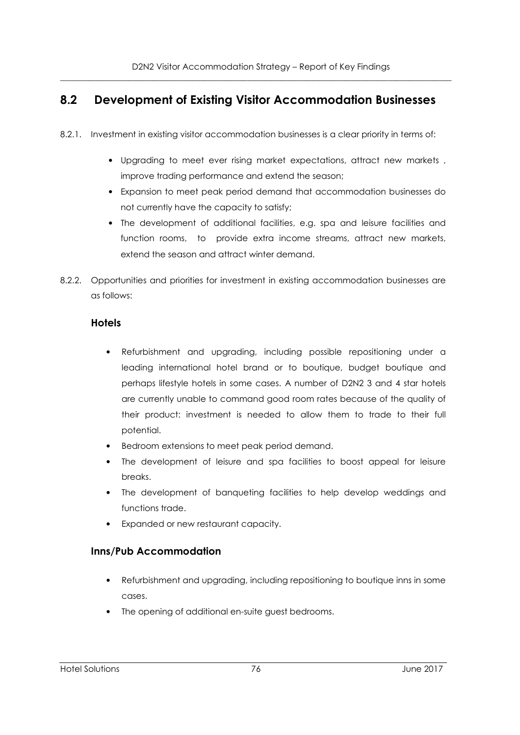## 8.2 Development of Existing Visitor Accommodation Businesses

8.2.1. Investment in existing visitor accommodation businesses is a clear priority in terms of:

- Upgrading to meet ever rising market expectations, attract new markets , improve trading performance and extend the season;
- Expansion to meet peak period demand that accommodation businesses do not currently have the capacity to satisfy;
- The development of additional facilities, e.g. spa and leisure facilities and function rooms, to provide extra income streams, attract new markets, extend the season and attract winter demand.

8.2.2. Opportunities and priorities for investment in existing accommodation businesses are as follows:

### Hotels

- Refurbishment and upgrading, including possible repositioning under a leading international hotel brand or to boutique, budget boutique and perhaps lifestyle hotels in some cases. A number of D2N2 3 and 4 star hotels are currently unable to command good room rates because of the quality of their product: investment is needed to allow them to trade to their full potential.
- Bedroom extensions to meet peak period demand.
- The development of leisure and spa facilities to boost appeal for leisure breaks.
- The development of banqueting facilities to help develop weddings and functions trade.
- Expanded or new restaurant capacity.

### Inns/Pub Accommodation

- Refurbishment and upgrading, including repositioning to boutique inns in some cases.
- The opening of additional en-suite guest bedrooms.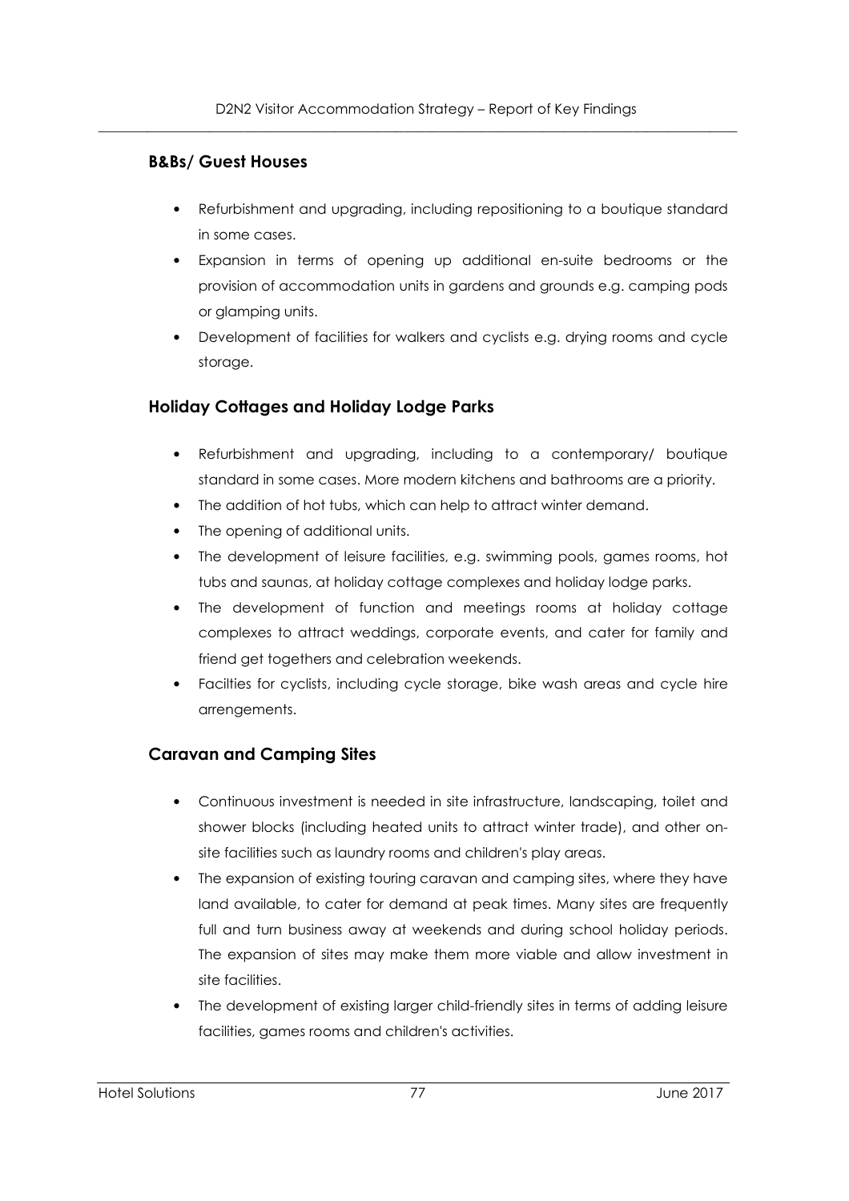### B&Bs/ Guest Houses

- Refurbishment and upgrading, including repositioning to a boutique standard in some cases.
- Expansion in terms of opening up additional en-suite bedrooms or the provision of accommodation units in gardens and grounds e.g. camping pods or glamping units.
- Development of facilities for walkers and cyclists e.g. drying rooms and cycle storage.

### Holiday Cottages and Holiday Lodge Parks

- Refurbishment and upgrading, including to a contemporary/ boutique standard in some cases. More modern kitchens and bathrooms are a priority.
- The addition of hot tubs, which can help to attract winter demand.
- The opening of additional units.
- The development of leisure facilities, e.g. swimming pools, games rooms, hot tubs and saunas, at holiday cottage complexes and holiday lodge parks.
- The development of function and meetings rooms at holiday cottage complexes to attract weddings, corporate events, and cater for family and friend get togethers and celebration weekends.
- Facilties for cyclists, including cycle storage, bike wash areas and cycle hire arrengements.

### Caravan and Camping Sites

- Continuous investment is needed in site infrastructure, landscaping, toilet and shower blocks (including heated units to attract winter trade), and other on-site facilities such as laundry rooms and children's play areas.
- The expansion of existing touring caravan and camping sites, where they have land available, to cater for demand at peak times. Many sites are frequently full and turn business away at weekends and during school holiday periods. The expansion of sites may make them more viable and allow investment in site facilities.
- The development of existing larger child-friendly sites in terms of adding leisure facilities, games rooms and children's activities.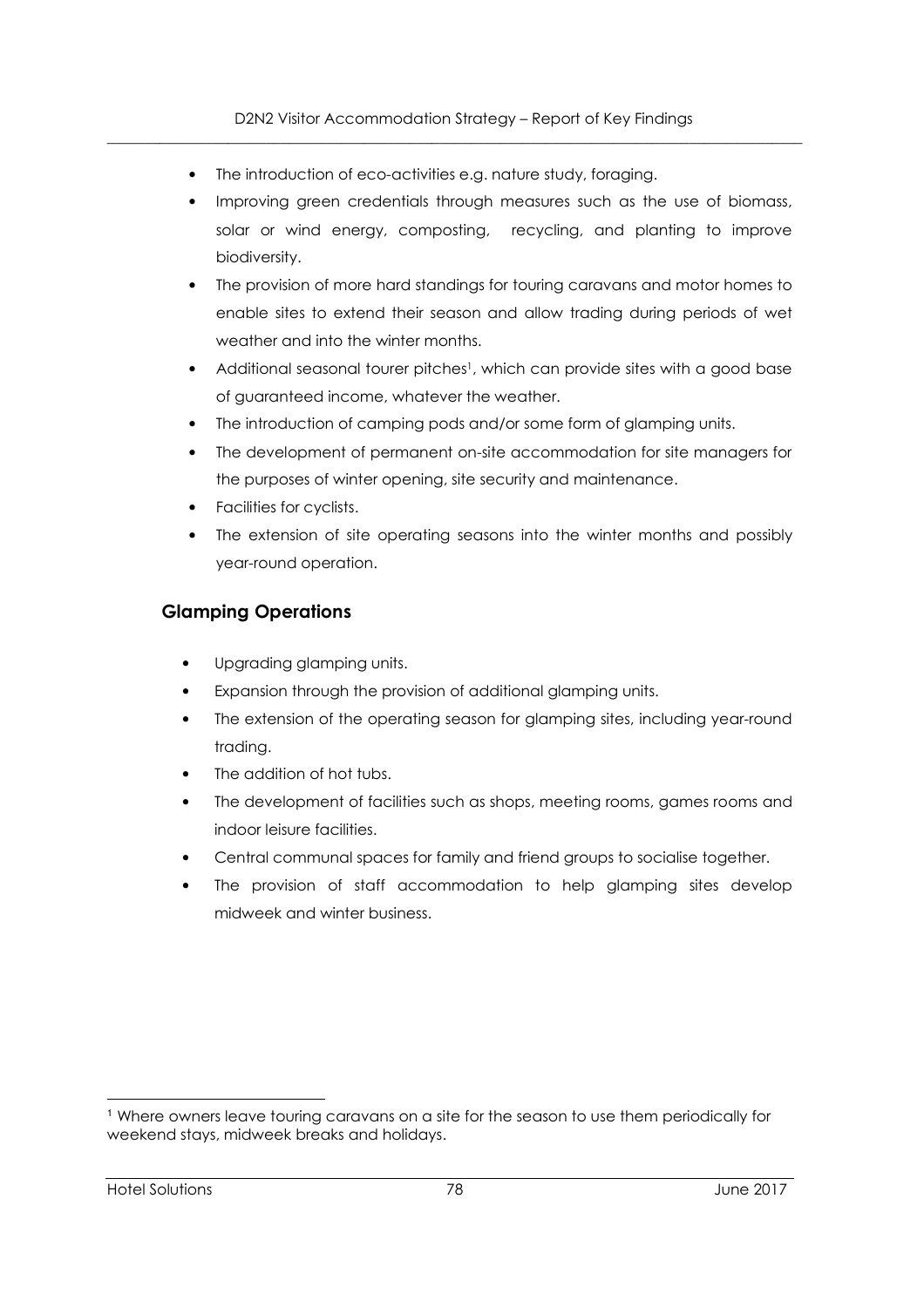- The introduction of eco-activities e.g. nature study, foraging.
- Improving green credentials through measures such as the use of biomass, solar or wind energy, composting, recycling, and planting to improve biodiversity.
- The provision of more hard standings for touring caravans and motor homes to enable sites to extend their season and allow trading during periods of wet weather and into the winter months.
- Additional seasonal tourer pitches[1], which can provide sites with a good base of guaranteed income, whatever the weather.
- The introduction of camping pods and/or some form of glamping units.
- The development of permanent on-site accommodation for site managers for the purposes of winter opening, site security and maintenance.
- Facilities for cyclists.
- The extension of site operating seasons into the winter months and possibly year-round operation.

## Glamping Operations

- Upgrading glamping units.
- Expansion through the provision of additional glamping units.
- The extension of the operating season for glamping sites, including year-round trading.
- The addition of hot tubs.
- The development of facilities such as shops, meeting rooms, games rooms and indoor leisure facilities.
- Central communal spaces for family and friend groups to socialise together.
- The provision of staff accommodation to help glamping sites develop midweek and winter business.

[1] Where owners leave touring caravans on a site for the season to use them periodically for weekend stays, midweek breaks and holidays.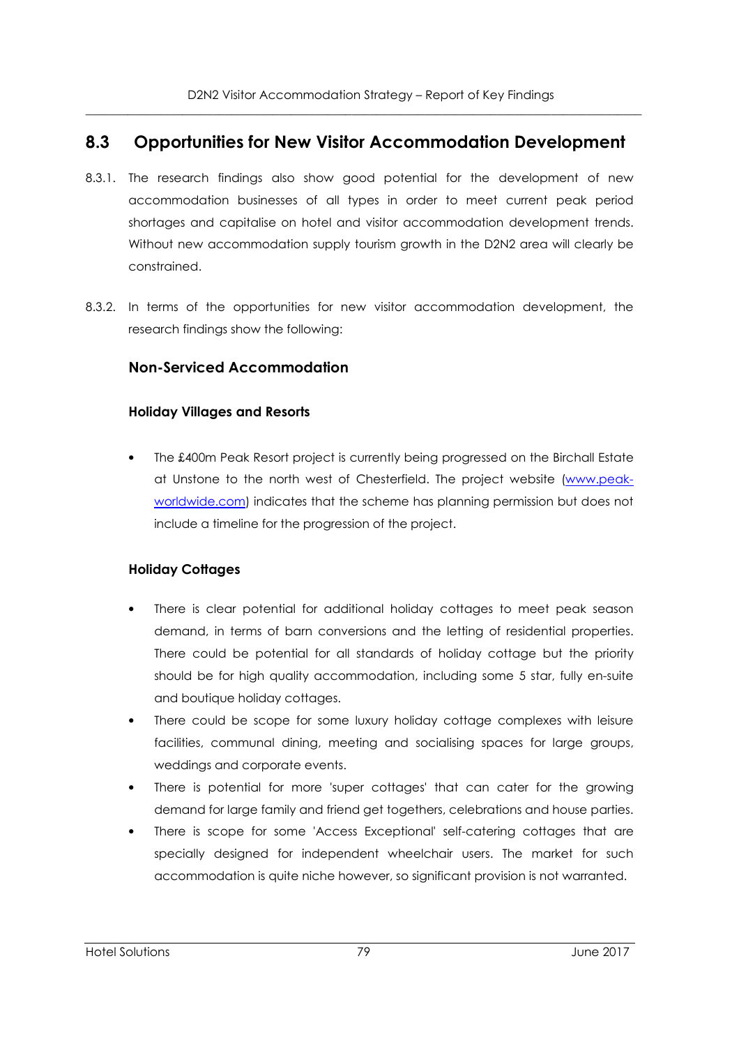## 8.3 Opportunities for New Visitor Accommodation Development

8.3.1. The research findings also show good potential for the development of new accommodation businesses of all types in order to meet current peak period shortages and capitalise on hotel and visitor accommodation development trends. Without new accommodation supply tourism growth in the D2N2 area will clearly be constrained.

8.3.2. In terms of the opportunities for new visitor accommodation development, the research findings show the following:

### Non-Serviced Accommodation

#### Holiday Villages and Resorts

- The £400m Peak Resort project is currently being progressed on the Birchall Estate at Unstone to the north west of Chesterfield. The project website ([www.peak-worldwide.com](http://www.peak-worldwide.com)) indicates that the scheme has planning permission but does not include a timeline for the progression of the project.

#### Holiday Cottages

- There is clear potential for additional holiday cottages to meet peak season demand, in terms of barn conversions and the letting of residential properties. There could be potential for all standards of holiday cottage but the priority should be for high quality accommodation, including some 5 star, fully en-suite and boutique holiday cottages.
- There could be scope for some luxury holiday cottage complexes with leisure facilities, communal dining, meeting and socialising spaces for large groups, weddings and corporate events.
- There is potential for more 'super cottages' that can cater for the growing demand for large family and friend get togethers, celebrations and house parties.
- There is scope for some 'Access Exceptional' self-catering cottages that are specially designed for independent wheelchair users. The market for such accommodation is quite niche however, so significant provision is not warranted.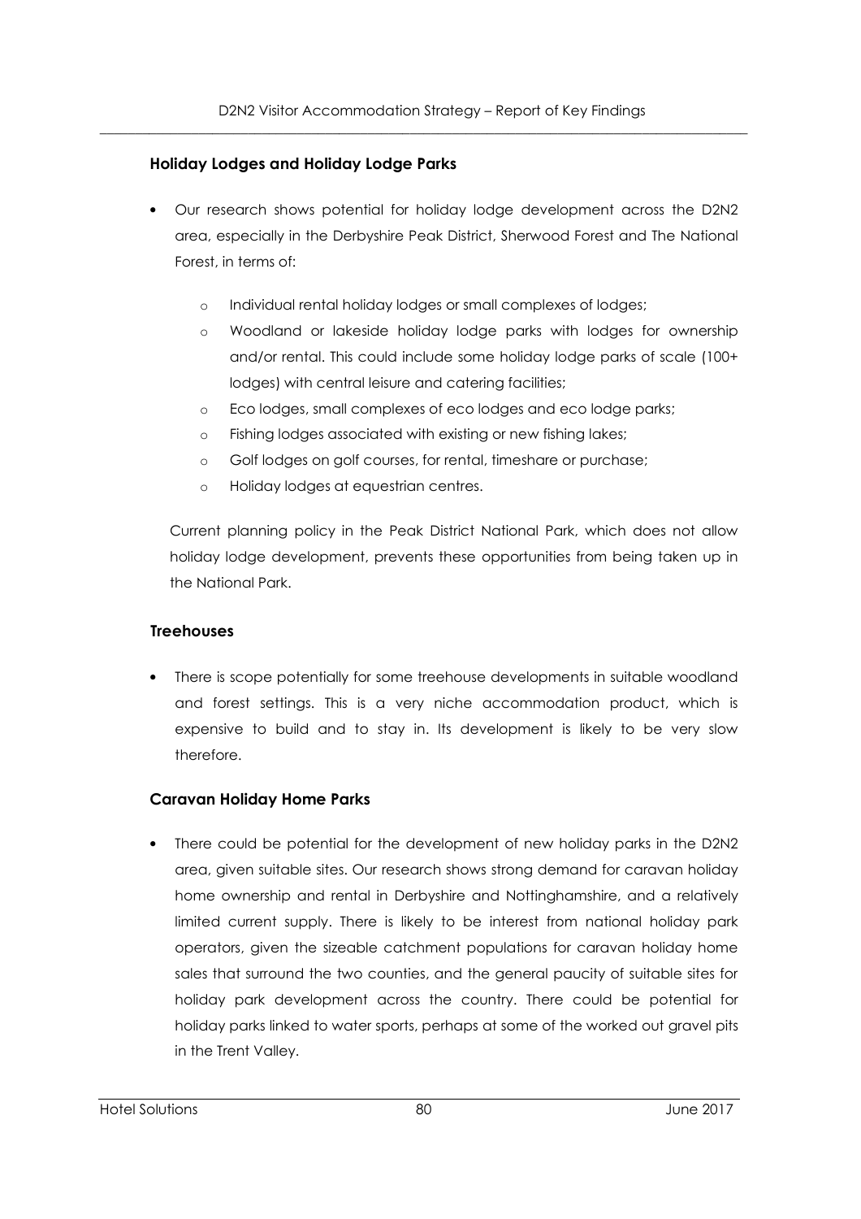### Holiday Lodges and Holiday Lodge Parks

- Our research shows potential for holiday lodge development across the D2N2 area, especially in the Derbyshire Peak District, Sherwood Forest and The National Forest, in terms of:
  - Individual rental holiday lodges or small complexes of lodges;
  - Woodland or lakeside holiday lodge parks with lodges for ownership and/or rental. This could include some holiday lodge parks of scale (100+ lodges) with central leisure and catering facilities;
  - Eco lodges, small complexes of eco lodges and eco lodge parks;
  - Fishing lodges associated with existing or new fishing lakes;
  - Golf lodges on golf courses, for rental, timeshare or purchase;
  - Holiday lodges at equestrian centres.

  Current planning policy in the Peak District National Park, which does not allow holiday lodge development, prevents these opportunities from being taken up in the National Park.

### Treehouses

- There is scope potentially for some treehouse developments in suitable woodland and forest settings. This is a very niche accommodation product, which is expensive to build and to stay in. Its development is likely to be very slow therefore.

### Caravan Holiday Home Parks

- There could be potential for the development of new holiday parks in the D2N2 area, given suitable sites. Our research shows strong demand for caravan holiday home ownership and rental in Derbyshire and Nottinghamshire, and a relatively limited current supply. There is likely to be interest from national holiday park operators, given the sizeable catchment populations for caravan holiday home sales that surround the two counties, and the general paucity of suitable sites for holiday park development across the country. There could be potential for holiday parks linked to water sports, perhaps at some of the worked out gravel pits in the Trent Valley.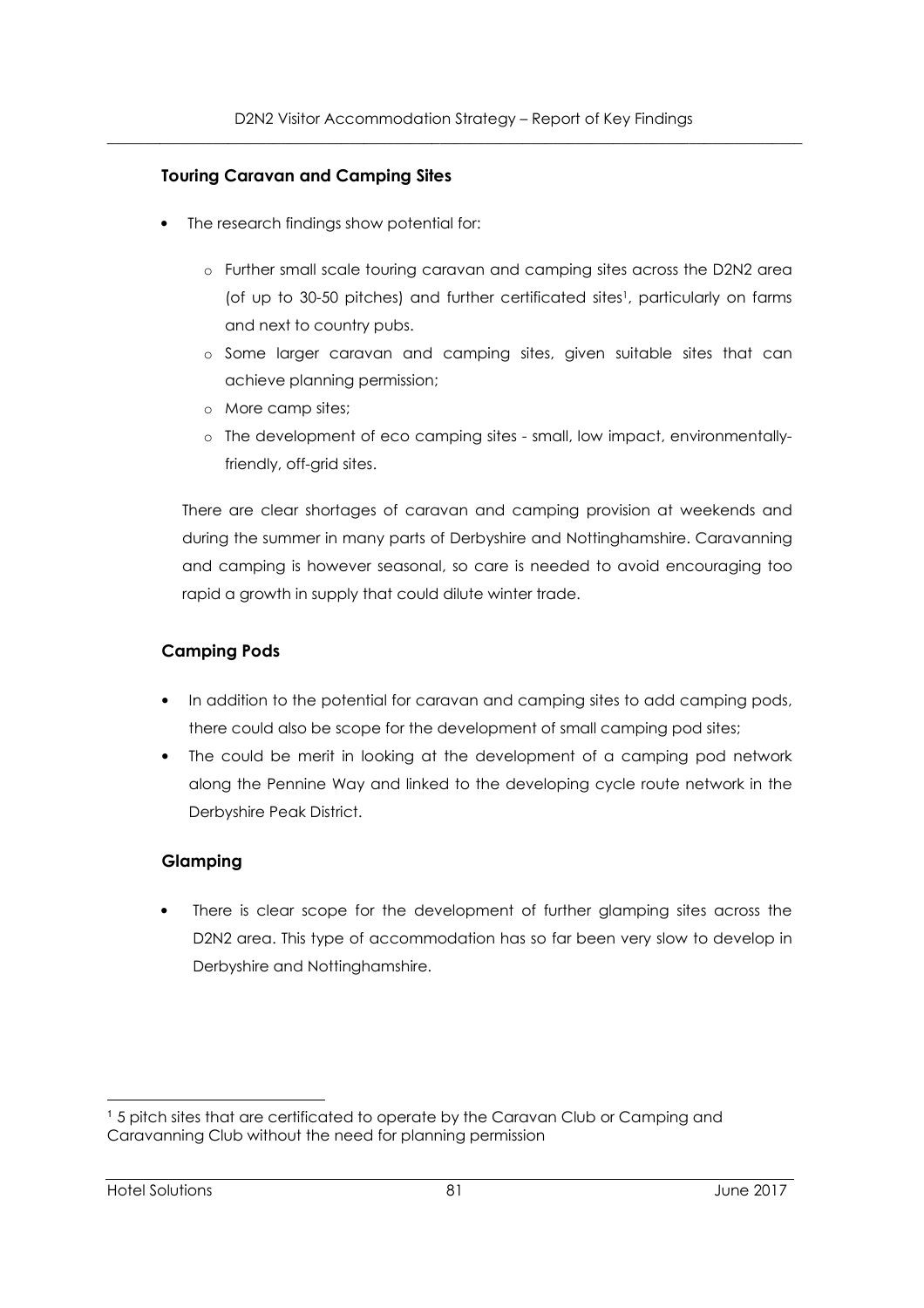### Touring Caravan and Camping Sites

- The research findings show potential for:
  - Further small scale touring caravan and camping sites across the D2N2 area (of up to 30-50 pitches) and further certificated sites[1], particularly on farms and next to country pubs.
  - Some larger caravan and camping sites, given suitable sites that can achieve planning permission;
  - More camp sites;
  - The development of eco camping sites - small, low impact, environmentally-friendly, off-grid sites.

  There are clear shortages of caravan and camping provision at weekends and during the summer in many parts of Derbyshire and Nottinghamshire. Caravanning and camping is however seasonal, so care is needed to avoid encouraging too rapid a growth in supply that could dilute winter trade.

### Camping Pods

- In addition to the potential for caravan and camping sites to add camping pods, there could also be scope for the development of small camping pod sites;
- The could be merit in looking at the development of a camping pod network along the Pennine Way and linked to the developing cycle route network in the Derbyshire Peak District.

### Glamping

- There is clear scope for the development of further glamping sites across the D2N2 area. This type of accommodation has so far been very slow to develop in Derbyshire and Nottinghamshire.

---

[1] 5 pitch sites that are certificated to operate by the Caravan Club or Camping and Caravanning Club without the need for planning permission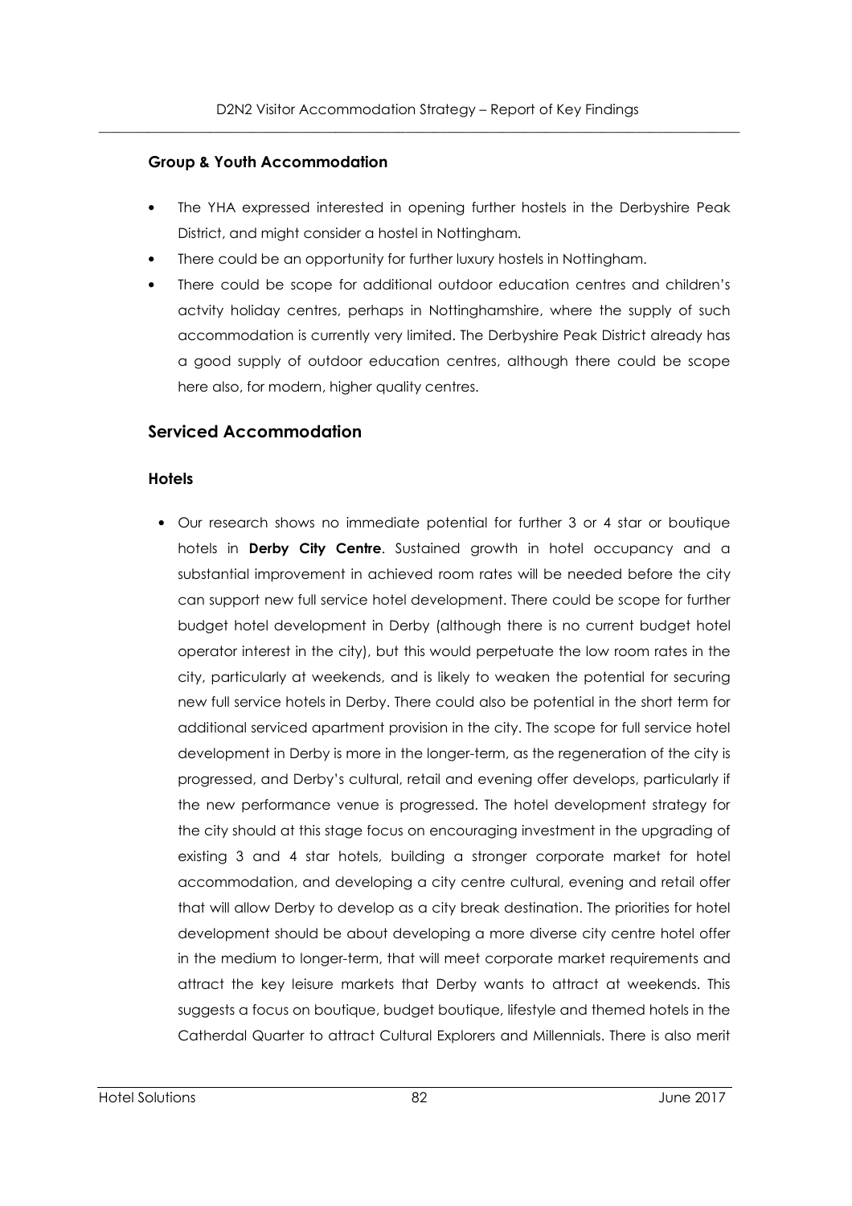### Group & Youth Accommodation

- The YHA expressed interested in opening further hostels in the Derbyshire Peak District, and might consider a hostel in Nottingham.
- There could be an opportunity for further luxury hostels in Nottingham.
- There could be scope for additional outdoor education centres and children's actvity holiday centres, perhaps in Nottinghamshire, where the supply of such accommodation is currently very limited. The Derbyshire Peak District already has a good supply of outdoor education centres, although there could be scope here also, for modern, higher quality centres.

## Serviced Accommodation

### Hotels

- Our research shows no immediate potential for further 3 or 4 star or boutique hotels in **Derby City Centre**. Sustained growth in hotel occupancy and a substantial improvement in achieved room rates will be needed before the city can support new full service hotel development. There could be scope for further budget hotel development in Derby (although there is no current budget hotel operator interest in the city), but this would perpetuate the low room rates in the city, particularly at weekends, and is likely to weaken the potential for securing new full service hotels in Derby. There could also be potential in the short term for additional serviced apartment provision in the city. The scope for full service hotel development in Derby is more in the longer-term, as the regeneration of the city is progressed, and Derby's cultural, retail and evening offer develops, particularly if the new performance venue is progressed. The hotel development strategy for the city should at this stage focus on encouraging investment in the upgrading of existing 3 and 4 star hotels, building a stronger corporate market for hotel accommodation, and developing a city centre cultural, evening and retail offer that will allow Derby to develop as a city break destination. The priorities for hotel development should be about developing a more diverse city centre hotel offer in the medium to longer-term, that will meet corporate market requirements and attract the key leisure markets that Derby wants to attract at weekends. This suggests a focus on boutique, budget boutique, lifestyle and themed hotels in the Catherdal Quarter to attract Cultural Explorers and Millennials. There is also merit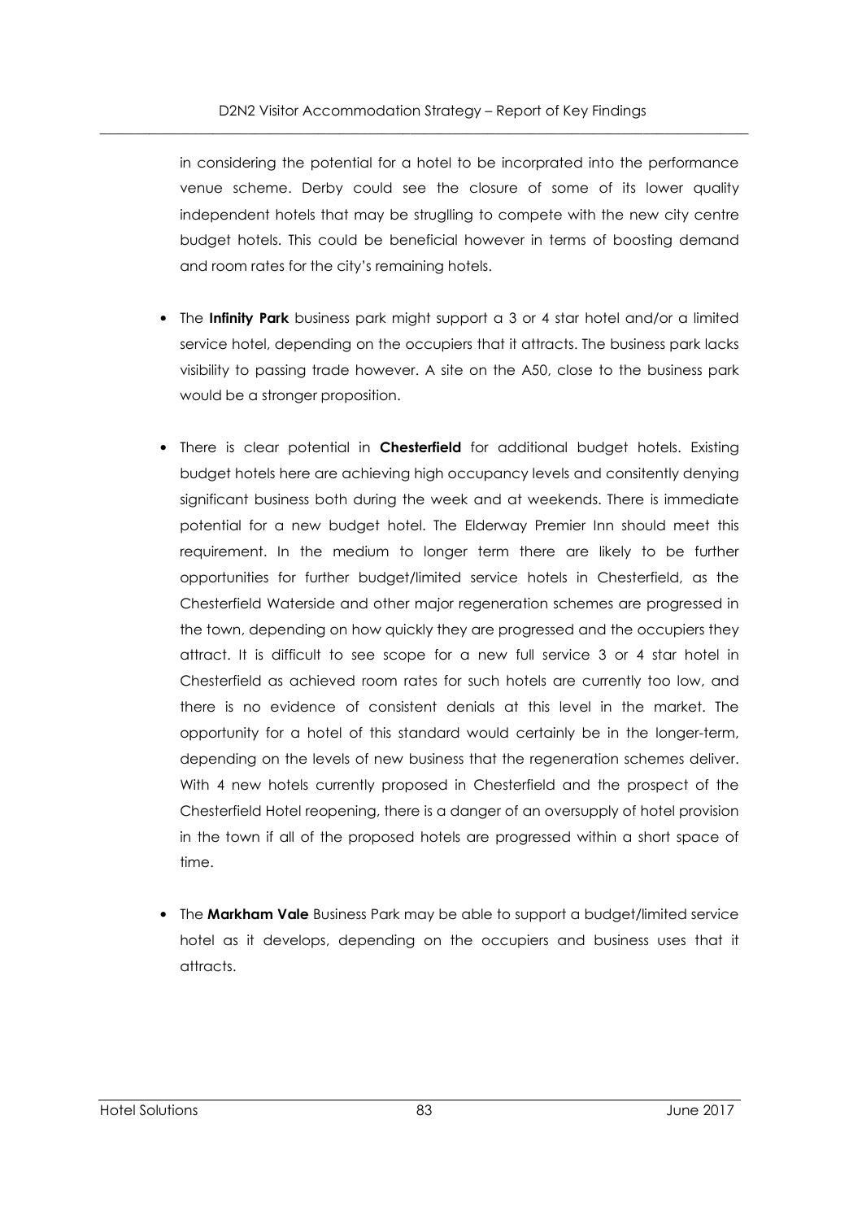in considering the potential for a hotel to be incorprated into the performance venue scheme. Derby could see the closure of some of its lower quality independent hotels that may be struglling to compete with the new city centre budget hotels. This could be beneficial however in terms of boosting demand and room rates for the city's remaining hotels.

- The **Infinity Park** business park might support a 3 or 4 star hotel and/or a limited service hotel, depending on the occupiers that it attracts. The business park lacks visibility to passing trade however. A site on the A50, close to the business park would be a stronger proposition.

- There is clear potential in **Chesterfield** for additional budget hotels. Existing budget hotels here are achieving high occupancy levels and consitently denying significant business both during the week and at weekends. There is immediate potential for a new budget hotel. The Elderway Premier Inn should meet this requirement. In the medium to longer term there are likely to be further opportunities for further budget/limited service hotels in Chesterfield, as the Chesterfield Waterside and other major regeneration schemes are progressed in the town, depending on how quickly they are progressed and the occupiers they attract. It is difficult to see scope for a new full service 3 or 4 star hotel in Chesterfield as achieved room rates for such hotels are currently too low, and there is no evidence of consistent denials at this level in the market. The opportunity for a hotel of this standard would certainly be in the longer-term, depending on the levels of new business that the regeneration schemes deliver. With 4 new hotels currently proposed in Chesterfield and the prospect of the Chesterfield Hotel reopening, there is a danger of an oversupply of hotel provision in the town if all of the proposed hotels are progressed within a short space of time.

- The **Markham Vale** Business Park may be able to support a budget/limited service hotel as it develops, depending on the occupiers and business uses that it attracts.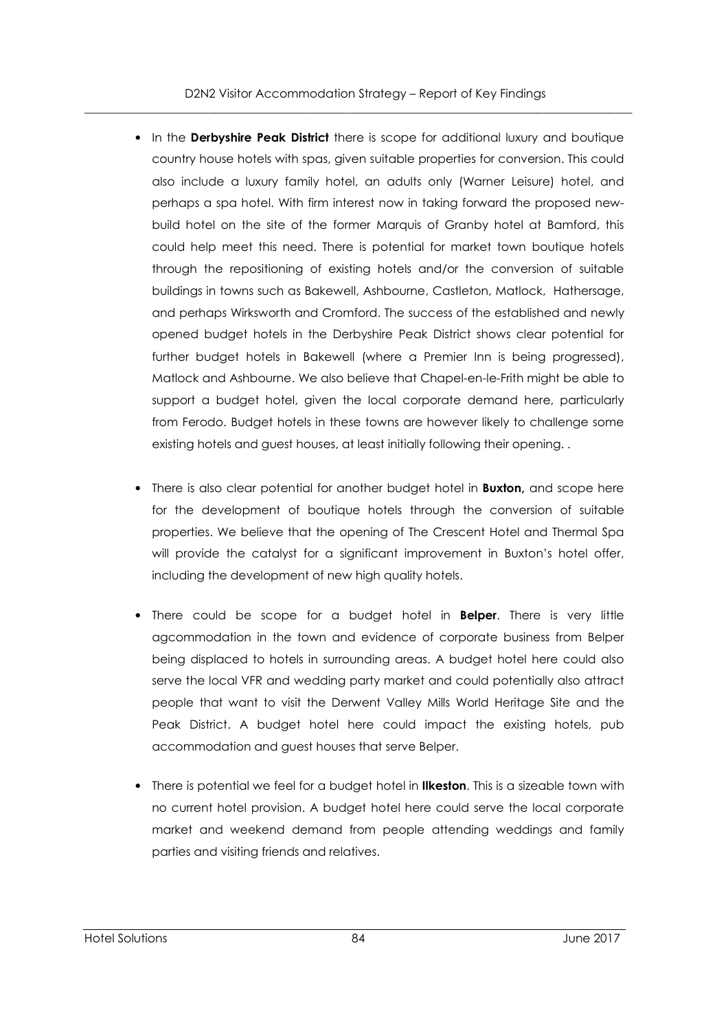- In the **Derbyshire Peak District** there is scope for additional luxury and boutique country house hotels with spas, given suitable properties for conversion. This could also include a luxury family hotel, an adults only (Warner Leisure) hotel, and perhaps a spa hotel. With firm interest now in taking forward the proposed new-build hotel on the site of the former Marquis of Granby hotel at Bamford, this could help meet this need. There is potential for market town boutique hotels through the repositioning of existing hotels and/or the conversion of suitable buildings in towns such as Bakewell, Ashbourne, Castleton, Matlock, Hathersage, and perhaps Wirksworth and Cromford. The success of the established and newly opened budget hotels in the Derbyshire Peak District shows clear potential for further budget hotels in Bakewell (where a Premier Inn is being progressed), Matlock and Ashbourne. We also believe that Chapel-en-le-Frith might be able to support a budget hotel, given the local corporate demand here, particularly from Ferodo. Budget hotels in these towns are however likely to challenge some existing hotels and guest houses, at least initially following their opening. .

- There is also clear potential for another budget hotel in **Buxton,** and scope here for the development of boutique hotels through the conversion of suitable properties. We believe that the opening of The Crescent Hotel and Thermal Spa will provide the catalyst for a significant improvement in Buxton's hotel offer, including the development of new high quality hotels.

- There could be scope for a budget hotel in **Belper**. There is very little agcommodation in the town and evidence of corporate business from Belper being displaced to hotels in surrounding areas. A budget hotel here could also serve the local VFR and wedding party market and could potentially also attract people that want to visit the Derwent Valley Mills World Heritage Site and the Peak District. A budget hotel here could impact the existing hotels, pub accommodation and guest houses that serve Belper.

- There is potential we feel for a budget hotel in **Ilkeston**. This is a sizeable town with no current hotel provision. A budget hotel here could serve the local corporate market and weekend demand from people attending weddings and family parties and visiting friends and relatives.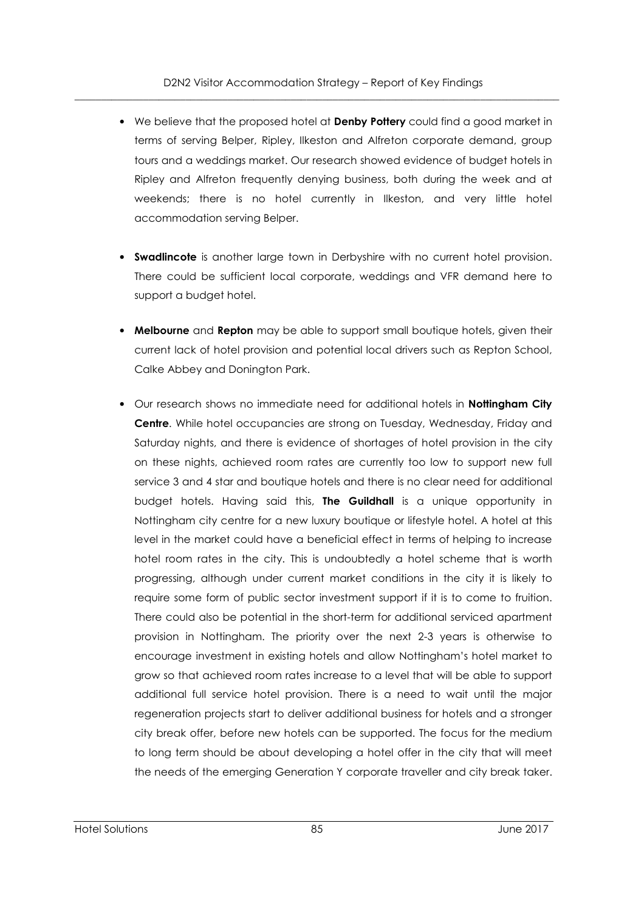- We believe that the proposed hotel at **Denby Pottery** could find a good market in terms of serving Belper, Ripley, Ilkeston and Alfreton corporate demand, group tours and a weddings market. Our research showed evidence of budget hotels in Ripley and Alfreton frequently denying business, both during the week and at weekends; there is no hotel currently in Ilkeston, and very little hotel accommodation serving Belper.

- **Swadlincote** is another large town in Derbyshire with no current hotel provision. There could be sufficient local corporate, weddings and VFR demand here to support a budget hotel.

- **Melbourne** and **Repton** may be able to support small boutique hotels, given their current lack of hotel provision and potential local drivers such as Repton School, Calke Abbey and Donington Park.

- Our research shows no immediate need for additional hotels in **Nottingham City Centre**. While hotel occupancies are strong on Tuesday, Wednesday, Friday and Saturday nights, and there is evidence of shortages of hotel provision in the city on these nights, achieved room rates are currently too low to support new full service 3 and 4 star and boutique hotels and there is no clear need for additional budget hotels. Having said this, **The Guildhall** is a unique opportunity in Nottingham city centre for a new luxury boutique or lifestyle hotel. A hotel at this level in the market could have a beneficial effect in terms of helping to increase hotel room rates in the city. This is undoubtedly a hotel scheme that is worth progressing, although under current market conditions in the city it is likely to require some form of public sector investment support if it is to come to fruition. There could also be potential in the short-term for additional serviced apartment provision in Nottingham. The priority over the next 2-3 years is otherwise to encourage investment in existing hotels and allow Nottingham's hotel market to grow so that achieved room rates increase to a level that will be able to support additional full service hotel provision. There is a need to wait until the major regeneration projects start to deliver additional business for hotels and a stronger city break offer, before new hotels can be supported. The focus for the medium to long term should be about developing a hotel offer in the city that will meet the needs of the emerging Generation Y corporate traveller and city break taker.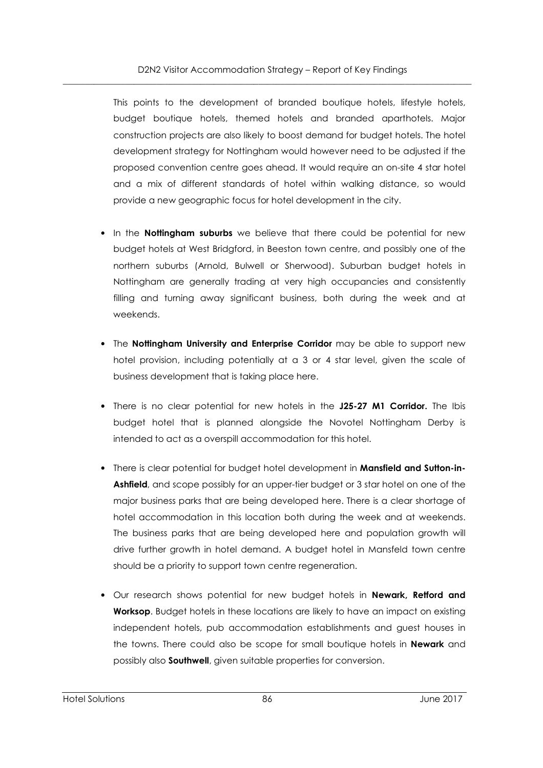This points to the development of branded boutique hotels, lifestyle hotels, budget boutique hotels, themed hotels and branded aparthotels. Major construction projects are also likely to boost demand for budget hotels. The hotel development strategy for Nottingham would however need to be adjusted if the proposed convention centre goes ahead. It would require an on-site 4 star hotel and a mix of different standards of hotel within walking distance, so would provide a new geographic focus for hotel development in the city.

- In the **Nottingham suburbs** we believe that there could be potential for new budget hotels at West Bridgford, in Beeston town centre, and possibly one of the northern suburbs (Arnold, Bulwell or Sherwood). Suburban budget hotels in Nottingham are generally trading at very high occupancies and consistently filling and turning away significant business, both during the week and at weekends.

- The **Nottingham University and Enterprise Corridor** may be able to support new hotel provision, including potentially at a 3 or 4 star level, given the scale of business development that is taking place here.

- There is no clear potential for new hotels in the **J25-27 M1 Corridor.** The Ibis budget hotel that is planned alongside the Novotel Nottingham Derby is intended to act as a overspill accommodation for this hotel.

- There is clear potential for budget hotel development in **Mansfield and Sutton-in-Ashfield**, and scope possibly for an upper-tier budget or 3 star hotel on one of the major business parks that are being developed here. There is a clear shortage of hotel accommodation in this location both during the week and at weekends. The business parks that are being developed here and population growth will drive further growth in hotel demand. A budget hotel in Mansfeld town centre should be a priority to support town centre regeneration.

- Our research shows potential for new budget hotels in **Newark, Retford and Worksop**. Budget hotels in these locations are likely to have an impact on existing independent hotels, pub accommodation establishments and guest houses in the towns. There could also be scope for small boutique hotels in **Newark** and possibly also **Southwell**, given suitable properties for conversion.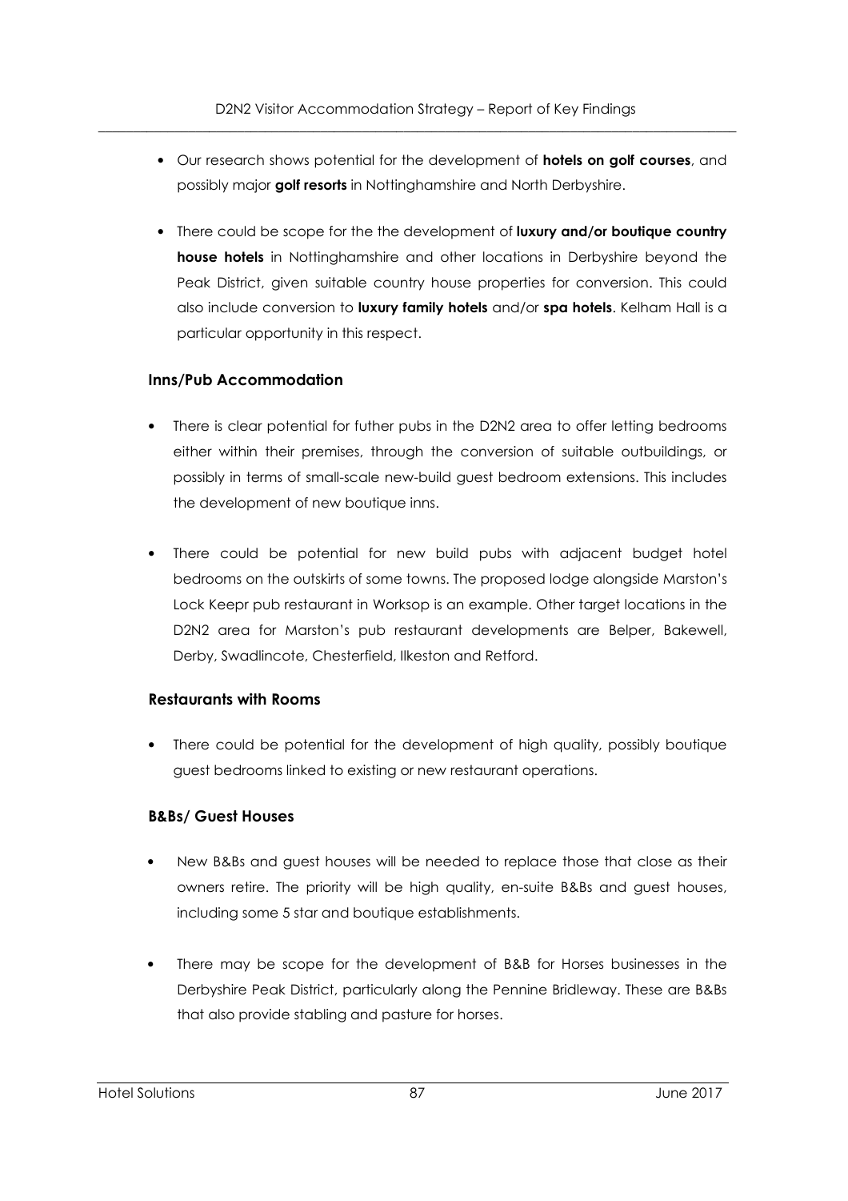- Our research shows potential for the development of **hotels on golf courses**, and possibly major **golf resorts** in Nottinghamshire and North Derbyshire.

- There could be scope for the the development of **luxury and/or boutique country house hotels** in Nottinghamshire and other locations in Derbyshire beyond the Peak District, given suitable country house properties for conversion. This could also include conversion to **luxury family hotels** and/or **spa hotels**. Kelham Hall is a particular opportunity in this respect.

### Inns/Pub Accommodation

- There is clear potential for futher pubs in the D2N2 area to offer letting bedrooms either within their premises, through the conversion of suitable outbuildings, or possibly in terms of small-scale new-build guest bedroom extensions. This includes the development of new boutique inns.

- There could be potential for new build pubs with adjacent budget hotel bedrooms on the outskirts of some towns. The proposed lodge alongside Marston's Lock Keepr pub restaurant in Worksop is an example. Other target locations in the D2N2 area for Marston's pub restaurant developments are Belper, Bakewell, Derby, Swadlincote, Chesterfield, Ilkeston and Retford.

### Restaurants with Rooms

- There could be potential for the development of high quality, possibly boutique guest bedrooms linked to existing or new restaurant operations.

### B&Bs/ Guest Houses

- New B&Bs and guest houses will be needed to replace those that close as their owners retire. The priority will be high quality, en-suite B&Bs and guest houses, including some 5 star and boutique establishments.

- There may be scope for the development of B&B for Horses businesses in the Derbyshire Peak District, particularly along the Pennine Bridleway. These are B&Bs that also provide stabling and pasture for horses.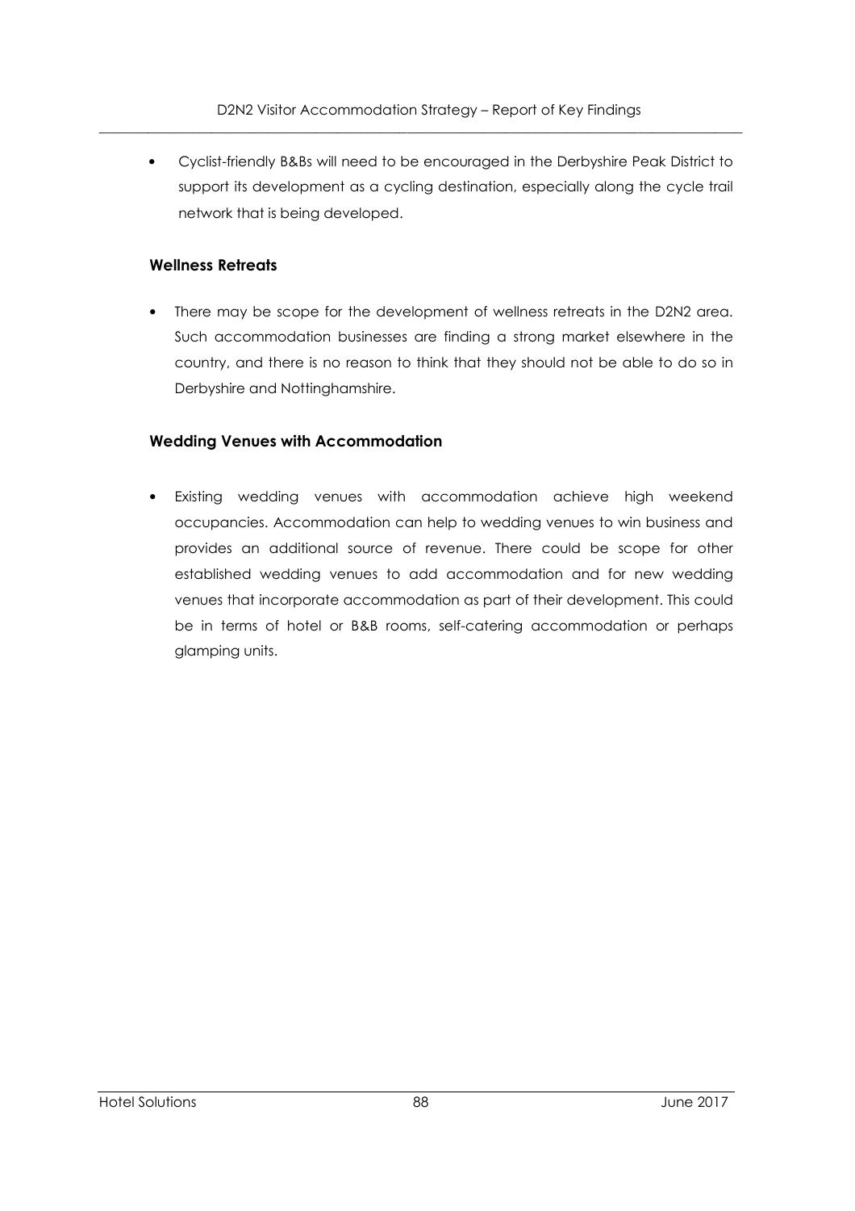- Cyclist-friendly B&Bs will need to be encouraged in the Derbyshire Peak District to support its development as a cycling destination, especially along the cycle trail network that is being developed.

### Wellness Retreats

- There may be scope for the development of wellness retreats in the D2N2 area. Such accommodation businesses are finding a strong market elsewhere in the country, and there is no reason to think that they should not be able to do so in Derbyshire and Nottinghamshire.

### Wedding Venues with Accommodation

- Existing wedding venues with accommodation achieve high weekend occupancies. Accommodation can help to wedding venues to win business and provides an additional source of revenue. There could be scope for other established wedding venues to add accommodation and for new wedding venues that incorporate accommodation as part of their development. This could be in terms of hotel or B&B rooms, self-catering accommodation or perhaps glamping units.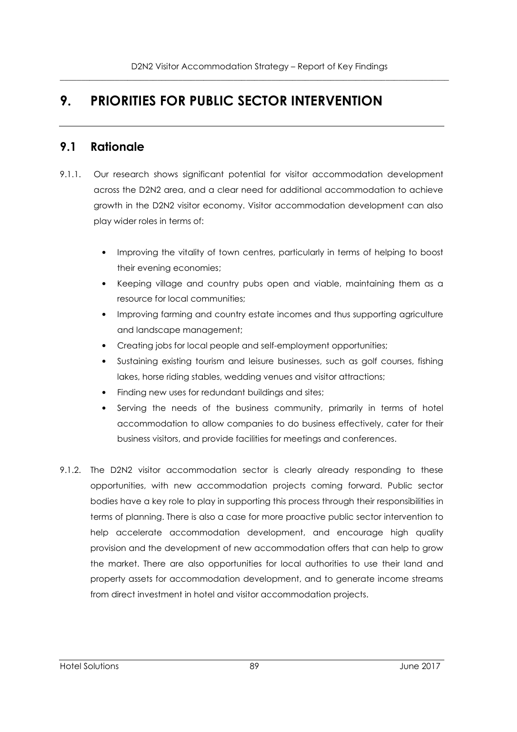# 9. PRIORITIES FOR PUBLIC SECTOR INTERVENTION

## 9.1 Rationale

9.1.1. Our research shows significant potential for visitor accommodation development across the D2N2 area, and a clear need for additional accommodation to achieve growth in the D2N2 visitor economy. Visitor accommodation development can also play wider roles in terms of:

- Improving the vitality of town centres, particularly in terms of helping to boost their evening economies;
- Keeping village and country pubs open and viable, maintaining them as a resource for local communities;
- Improving farming and country estate incomes and thus supporting agriculture and landscape management;
- Creating jobs for local people and self-employment opportunities;
- Sustaining existing tourism and leisure businesses, such as golf courses, fishing lakes, horse riding stables, wedding venues and visitor attractions;
- Finding new uses for redundant buildings and sites;
- Serving the needs of the business community, primarily in terms of hotel accommodation to allow companies to do business effectively, cater for their business visitors, and provide facilities for meetings and conferences.

9.1.2. The D2N2 visitor accommodation sector is clearly already responding to these opportunities, with new accommodation projects coming forward. Public sector bodies have a key role to play in supporting this process through their responsibilities in terms of planning. There is also a case for more proactive public sector intervention to help accelerate accommodation development, and encourage high quality provision and the development of new accommodation offers that can help to grow the market. There are also opportunities for local authorities to use their land and property assets for accommodation development, and to generate income streams from direct investment in hotel and visitor accommodation projects.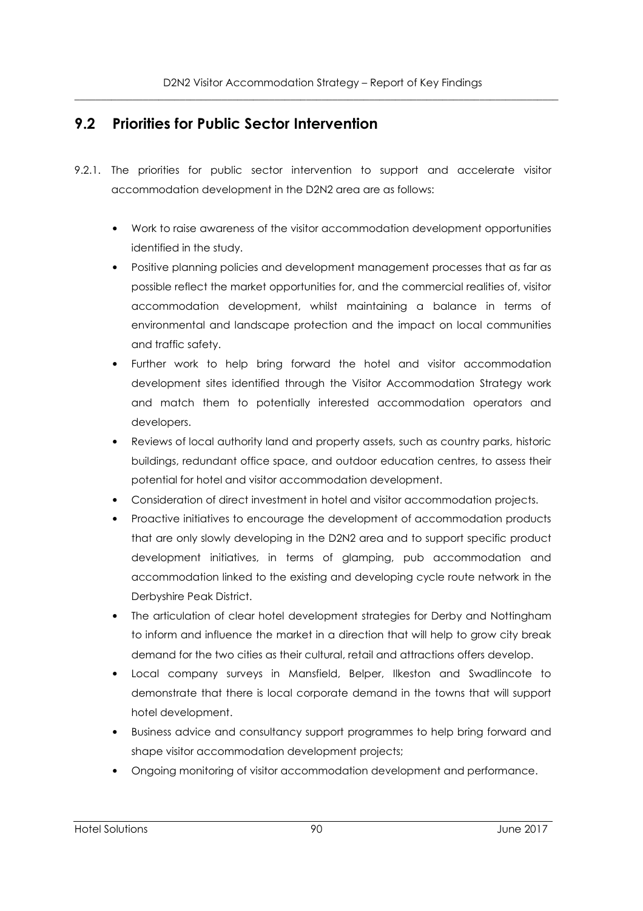## 9.2 Priorities for Public Sector Intervention

9.2.1. The priorities for public sector intervention to support and accelerate visitor accommodation development in the D2N2 area are as follows:

- Work to raise awareness of the visitor accommodation development opportunities identified in the study.
- Positive planning policies and development management processes that as far as possible reflect the market opportunities for, and the commercial realities of, visitor accommodation development, whilst maintaining a balance in terms of environmental and landscape protection and the impact on local communities and traffic safety.
- Further work to help bring forward the hotel and visitor accommodation development sites identified through the Visitor Accommodation Strategy work and match them to potentially interested accommodation operators and developers.
- Reviews of local authority land and property assets, such as country parks, historic buildings, redundant office space, and outdoor education centres, to assess their potential for hotel and visitor accommodation development.
- Consideration of direct investment in hotel and visitor accommodation projects.
- Proactive initiatives to encourage the development of accommodation products that are only slowly developing in the D2N2 area and to support specific product development initiatives, in terms of glamping, pub accommodation and accommodation linked to the existing and developing cycle route network in the Derbyshire Peak District.
- The articulation of clear hotel development strategies for Derby and Nottingham to inform and influence the market in a direction that will help to grow city break demand for the two cities as their cultural, retail and attractions offers develop.
- Local company surveys in Mansfield, Belper, Ilkeston and Swadlincote to demonstrate that there is local corporate demand in the towns that will support hotel development.
- Business advice and consultancy support programmes to help bring forward and shape visitor accommodation development projects;
- Ongoing monitoring of visitor accommodation development and performance.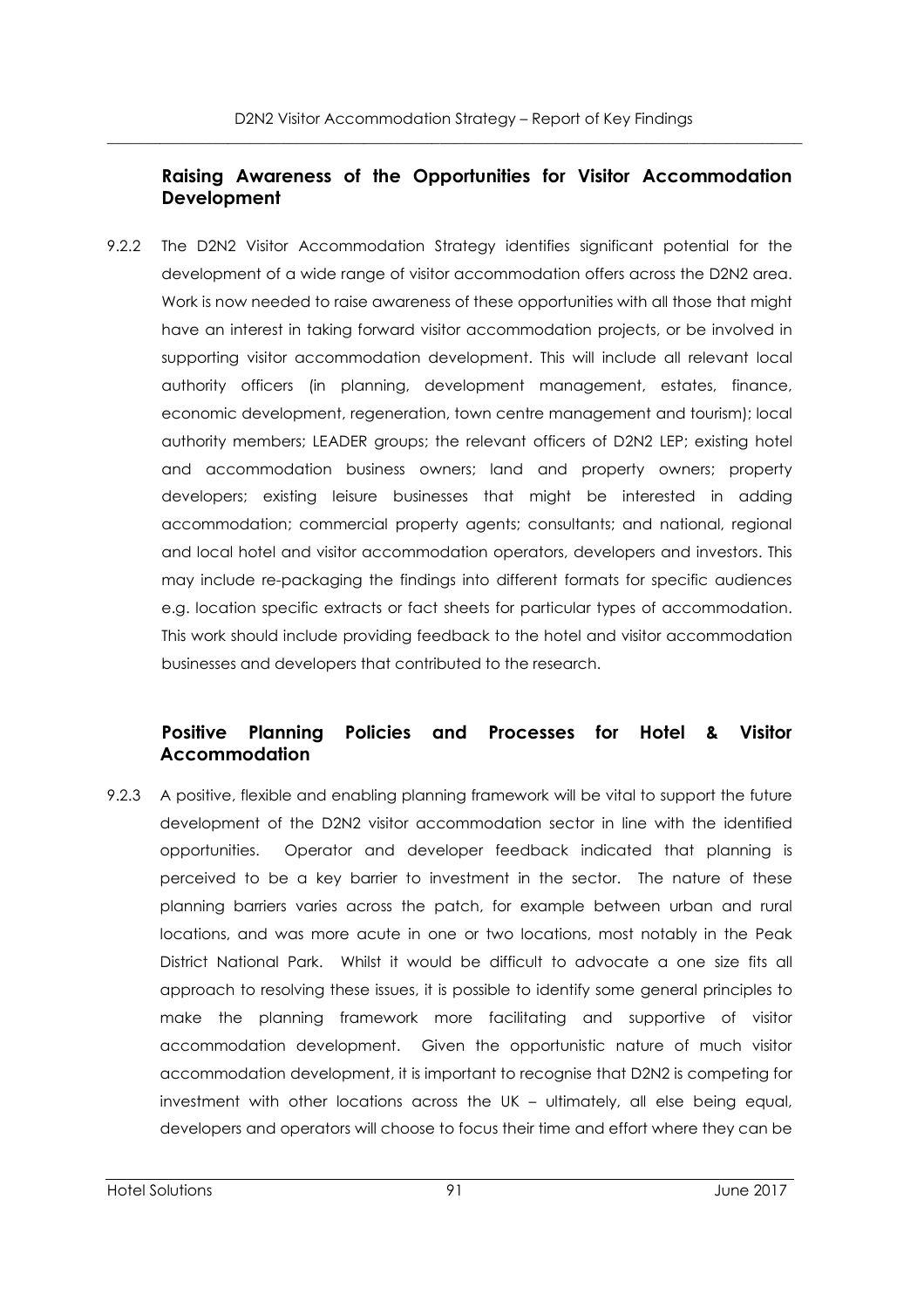### Raising Awareness of the Opportunities for Visitor Accommodation Development

9.2.2 The D2N2 Visitor Accommodation Strategy identifies significant potential for the development of a wide range of visitor accommodation offers across the D2N2 area. Work is now needed to raise awareness of these opportunities with all those that might have an interest in taking forward visitor accommodation projects, or be involved in supporting visitor accommodation development. This will include all relevant local authority officers (in planning, development management, estates, finance, economic development, regeneration, town centre management and tourism); local authority members; LEADER groups; the relevant officers of D2N2 LEP; existing hotel and accommodation business owners; land and property owners; property developers; existing leisure businesses that might be interested in adding accommodation; commercial property agents; consultants; and national, regional and local hotel and visitor accommodation operators, developers and investors. This may include re-packaging the findings into different formats for specific audiences e.g. location specific extracts or fact sheets for particular types of accommodation. This work should include providing feedback to the hotel and visitor accommodation businesses and developers that contributed to the research.

### Positive Planning Policies and Processes for Hotel & Visitor Accommodation

9.2.3 A positive, flexible and enabling planning framework will be vital to support the future development of the D2N2 visitor accommodation sector in line with the identified opportunities. Operator and developer feedback indicated that planning is perceived to be a key barrier to investment in the sector. The nature of these planning barriers varies across the patch, for example between urban and rural locations, and was more acute in one or two locations, most notably in the Peak District National Park. Whilst it would be difficult to advocate a one size fits all approach to resolving these issues, it is possible to identify some general principles to make the planning framework more facilitating and supportive of visitor accommodation development. Given the opportunistic nature of much visitor accommodation development, it is important to recognise that D2N2 is competing for investment with other locations across the UK – ultimately, all else being equal, developers and operators will choose to focus their time and effort where they can be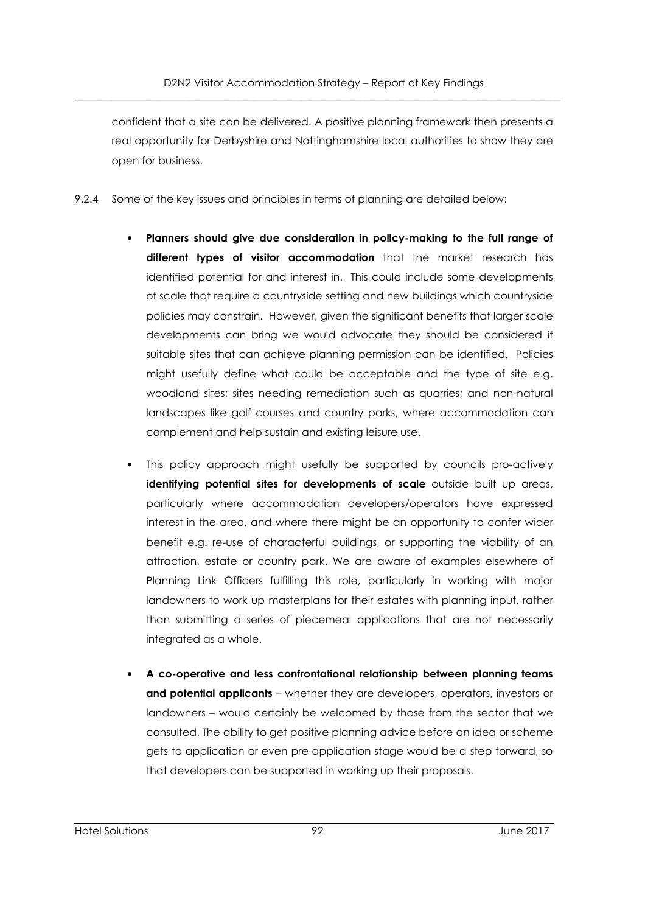confident that a site can be delivered. A positive planning framework then presents a real opportunity for Derbyshire and Nottinghamshire local authorities to show they are open for business.

9.2.4 Some of the key issues and principles in terms of planning are detailed below:

- **Planners should give due consideration in policy-making to the full range of different types of visitor accommodation** that the market research has identified potential for and interest in. This could include some developments of scale that require a countryside setting and new buildings which countryside policies may constrain. However, given the significant benefits that larger scale developments can bring we would advocate they should be considered if suitable sites that can achieve planning permission can be identified. Policies might usefully define what could be acceptable and the type of site e.g. woodland sites; sites needing remediation such as quarries; and non-natural landscapes like golf courses and country parks, where accommodation can complement and help sustain and existing leisure use.

- This policy approach might usefully be supported by councils pro-actively **identifying potential sites for developments of scale** outside built up areas, particularly where accommodation developers/operators have expressed interest in the area, and where there might be an opportunity to confer wider benefit e.g. re-use of characterful buildings, or supporting the viability of an attraction, estate or country park. We are aware of examples elsewhere of Planning Link Officers fulfilling this role, particularly in working with major landowners to work up masterplans for their estates with planning input, rather than submitting a series of piecemeal applications that are not necessarily integrated as a whole.

- **A co-operative and less confrontational relationship between planning teams and potential applicants** – whether they are developers, operators, investors or landowners – would certainly be welcomed by those from the sector that we consulted. The ability to get positive planning advice before an idea or scheme gets to application or even pre-application stage would be a step forward, so that developers can be supported in working up their proposals.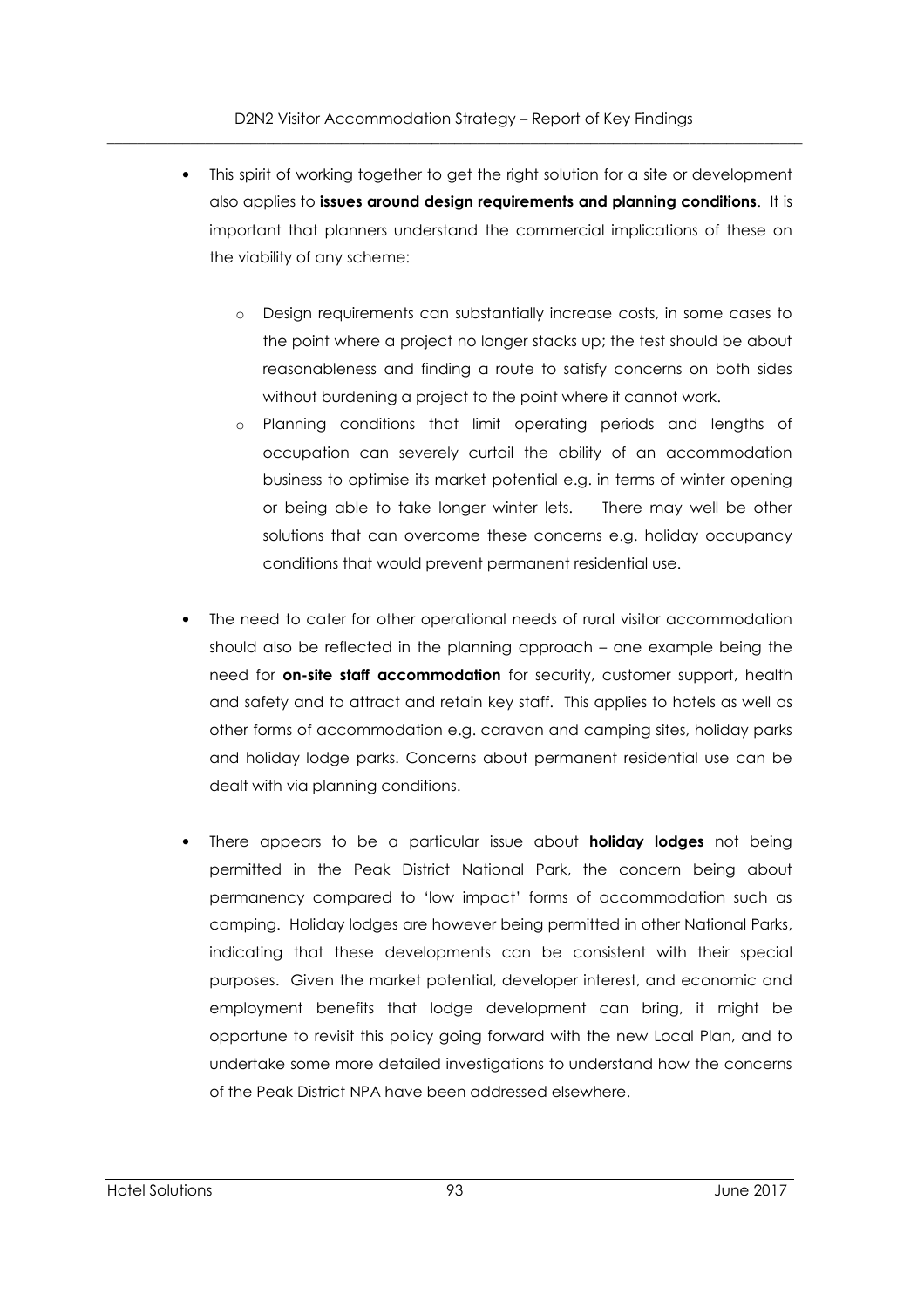- This spirit of working together to get the right solution for a site or development also applies to **issues around design requirements and planning conditions**. It is important that planners understand the commercial implications of these on the viability of any scheme:

    - Design requirements can substantially increase costs, in some cases to the point where a project no longer stacks up; the test should be about reasonableness and finding a route to satisfy concerns on both sides without burdening a project to the point where it cannot work.
    - Planning conditions that limit operating periods and lengths of occupation can severely curtail the ability of an accommodation business to optimise its market potential e.g. in terms of winter opening or being able to take longer winter lets. There may well be other solutions that can overcome these concerns e.g. holiday occupancy conditions that would prevent permanent residential use.

- The need to cater for other operational needs of rural visitor accommodation should also be reflected in the planning approach – one example being the need for **on-site staff accommodation** for security, customer support, health and safety and to attract and retain key staff. This applies to hotels as well as other forms of accommodation e.g. caravan and camping sites, holiday parks and holiday lodge parks. Concerns about permanent residential use can be dealt with via planning conditions.

- There appears to be a particular issue about **holiday lodges** not being permitted in the Peak District National Park, the concern being about permanency compared to 'low impact' forms of accommodation such as camping. Holiday lodges are however being permitted in other National Parks, indicating that these developments can be consistent with their special purposes. Given the market potential, developer interest, and economic and employment benefits that lodge development can bring, it might be opportune to revisit this policy going forward with the new Local Plan, and to undertake some more detailed investigations to understand how the concerns of the Peak District NPA have been addressed elsewhere.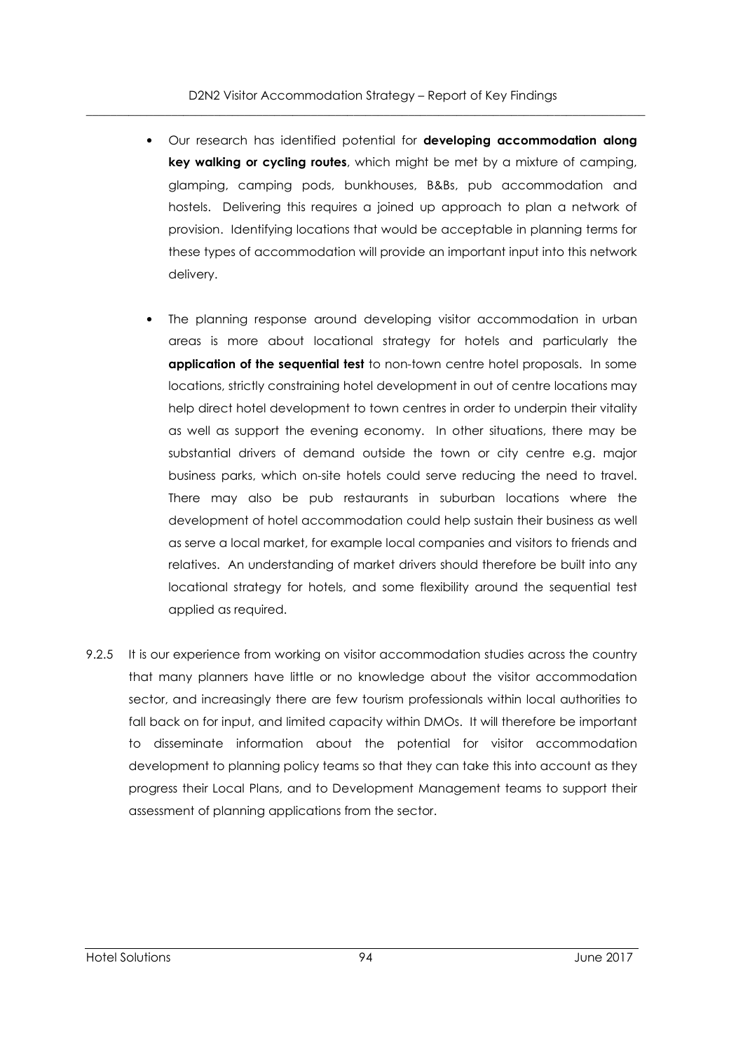- Our research has identified potential for **developing accommodation along key walking or cycling routes**, which might be met by a mixture of camping, glamping, camping pods, bunkhouses, B&Bs, pub accommodation and hostels. Delivering this requires a joined up approach to plan a network of provision. Identifying locations that would be acceptable in planning terms for these types of accommodation will provide an important input into this network delivery.

- The planning response around developing visitor accommodation in urban areas is more about locational strategy for hotels and particularly the **application of the sequential test** to non-town centre hotel proposals. In some locations, strictly constraining hotel development in out of centre locations may help direct hotel development to town centres in order to underpin their vitality as well as support the evening economy. In other situations, there may be substantial drivers of demand outside the town or city centre e.g. major business parks, which on-site hotels could serve reducing the need to travel. There may also be pub restaurants in suburban locations where the development of hotel accommodation could help sustain their business as well as serve a local market, for example local companies and visitors to friends and relatives. An understanding of market drivers should therefore be built into any locational strategy for hotels, and some flexibility around the sequential test applied as required.

9.2.5 It is our experience from working on visitor accommodation studies across the country that many planners have little or no knowledge about the visitor accommodation sector, and increasingly there are few tourism professionals within local authorities to fall back on for input, and limited capacity within DMOs. It will therefore be important to disseminate information about the potential for visitor accommodation development to planning policy teams so that they can take this into account as they progress their Local Plans, and to Development Management teams to support their assessment of planning applications from the sector.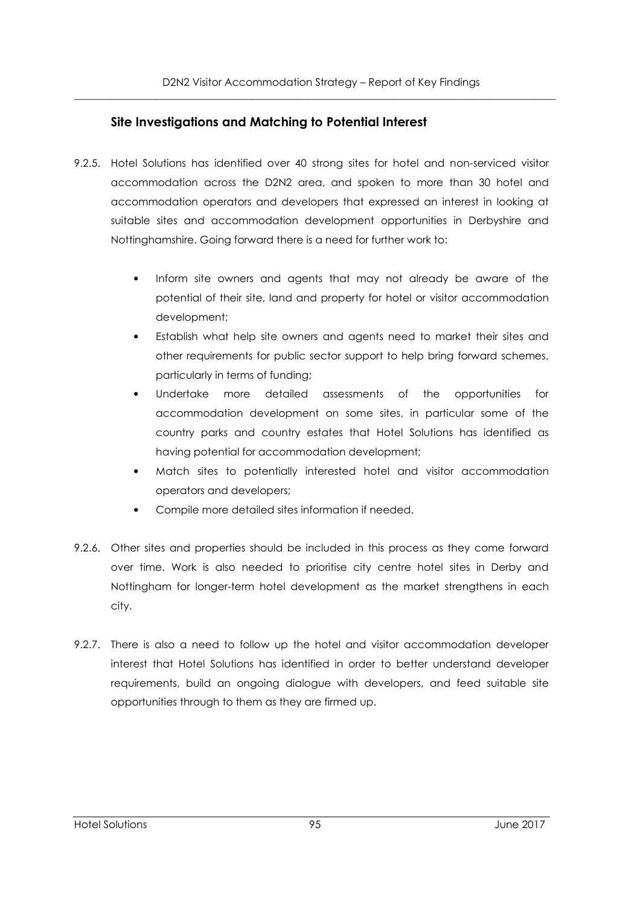### Site Investigations and Matching to Potential Interest

9.2.5. Hotel Solutions has identified over 40 strong sites for hotel and non-serviced visitor accommodation across the D2N2 area, and spoken to more than 30 hotel and accommodation operators and developers that expressed an interest in looking at suitable sites and accommodation development opportunities in Derbyshire and Nottinghamshire. Going forward there is a need for further work to:

- Inform site owners and agents that may not already be aware of the potential of their site, land and property for hotel or visitor accommodation development;
- Establish what help site owners and agents need to market their sites and other requirements for public sector support to help bring forward schemes, particularly in terms of funding;
- Undertake more detailed assessments of the opportunities for accommodation development on some sites, in particular some of the country parks and country estates that Hotel Solutions has identified as having potential for accommodation development;
- Match sites to potentially interested hotel and visitor accommodation operators and developers;
- Compile more detailed sites information if needed.

9.2.6. Other sites and properties should be included in this process as they come forward over time. Work is also needed to prioritise city centre hotel sites in Derby and Nottingham for longer-term hotel development as the market strengthens in each city.

9.2.7. There is also a need to follow up the hotel and visitor accommodation developer interest that Hotel Solutions has identified in order to better understand developer requirements, build an ongoing dialogue with developers, and feed suitable site opportunities through to them as they are firmed up.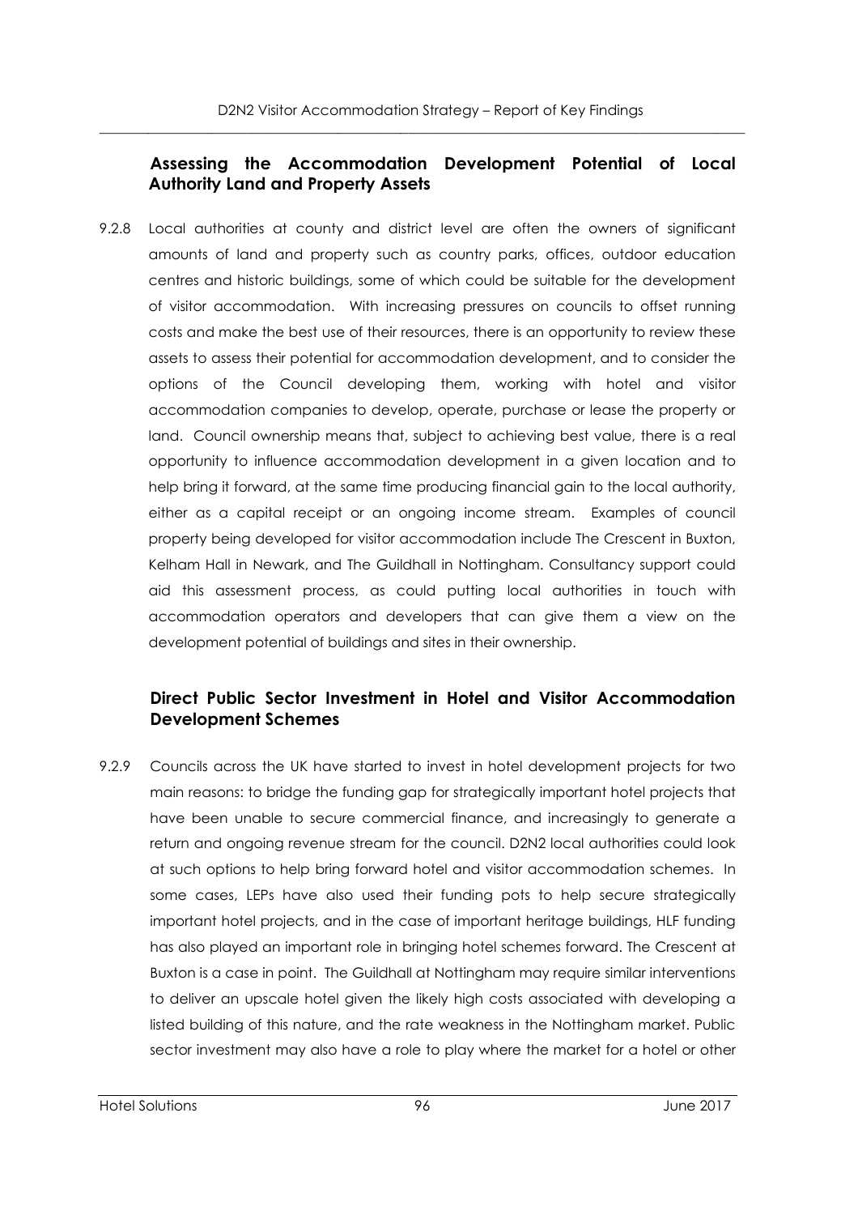### Assessing the Accommodation Development Potential of Local Authority Land and Property Assets

9.2.8 Local authorities at county and district level are often the owners of significant amounts of land and property such as country parks, offices, outdoor education centres and historic buildings, some of which could be suitable for the development of visitor accommodation. With increasing pressures on councils to offset running costs and make the best use of their resources, there is an opportunity to review these assets to assess their potential for accommodation development, and to consider the options of the Council developing them, working with hotel and visitor accommodation companies to develop, operate, purchase or lease the property or land. Council ownership means that, subject to achieving best value, there is a real opportunity to influence accommodation development in a given location and to help bring it forward, at the same time producing financial gain to the local authority, either as a capital receipt or an ongoing income stream. Examples of council property being developed for visitor accommodation include The Crescent in Buxton, Kelham Hall in Newark, and The Guildhall in Nottingham. Consultancy support could aid this assessment process, as could putting local authorities in touch with accommodation operators and developers that can give them a view on the development potential of buildings and sites in their ownership.

### Direct Public Sector Investment in Hotel and Visitor Accommodation Development Schemes

9.2.9 Councils across the UK have started to invest in hotel development projects for two main reasons: to bridge the funding gap for strategically important hotel projects that have been unable to secure commercial finance, and increasingly to generate a return and ongoing revenue stream for the council. D2N2 local authorities could look at such options to help bring forward hotel and visitor accommodation schemes. In some cases, LEPs have also used their funding pots to help secure strategically important hotel projects, and in the case of important heritage buildings, HLF funding has also played an important role in bringing hotel schemes forward. The Crescent at Buxton is a case in point. The Guildhall at Nottingham may require similar interventions to deliver an upscale hotel given the likely high costs associated with developing a listed building of this nature, and the rate weakness in the Nottingham market. Public sector investment may also have a role to play where the market for a hotel or other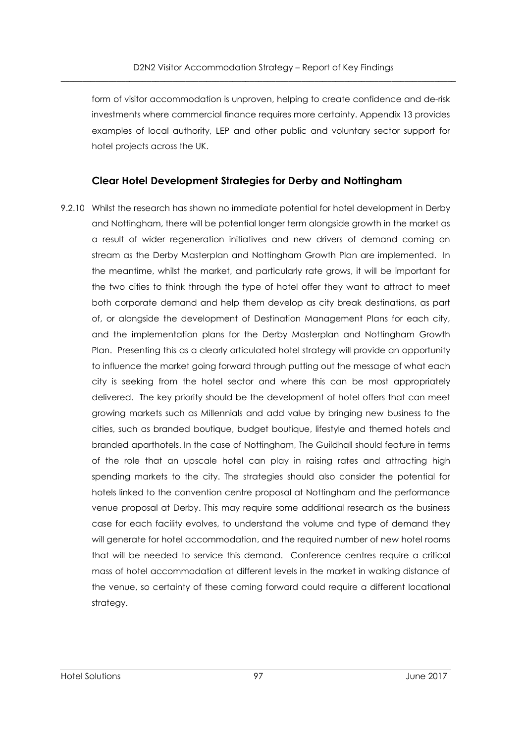form of visitor accommodation is unproven, helping to create confidence and de-risk investments where commercial finance requires more certainty. Appendix 13 provides examples of local authority, LEP and other public and voluntary sector support for hotel projects across the UK.

### Clear Hotel Development Strategies for Derby and Nottingham

9.2.10 Whilst the research has shown no immediate potential for hotel development in Derby and Nottingham, there will be potential longer term alongside growth in the market as a result of wider regeneration initiatives and new drivers of demand coming on stream as the Derby Masterplan and Nottingham Growth Plan are implemented. In the meantime, whilst the market, and particularly rate grows, it will be important for the two cities to think through the type of hotel offer they want to attract to meet both corporate demand and help them develop as city break destinations, as part of, or alongside the development of Destination Management Plans for each city, and the implementation plans for the Derby Masterplan and Nottingham Growth Plan. Presenting this as a clearly articulated hotel strategy will provide an opportunity to influence the market going forward through putting out the message of what each city is seeking from the hotel sector and where this can be most appropriately delivered. The key priority should be the development of hotel offers that can meet growing markets such as Millennials and add value by bringing new business to the cities, such as branded boutique, budget boutique, lifestyle and themed hotels and branded aparthotels. In the case of Nottingham, The Guildhall should feature in terms of the role that an upscale hotel can play in raising rates and attracting high spending markets to the city. The strategies should also consider the potential for hotels linked to the convention centre proposal at Nottingham and the performance venue proposal at Derby. This may require some additional research as the business case for each facility evolves, to understand the volume and type of demand they will generate for hotel accommodation, and the required number of new hotel rooms that will be needed to service this demand. Conference centres require a critical mass of hotel accommodation at different levels in the market in walking distance of the venue, so certainty of these coming forward could require a different locational strategy.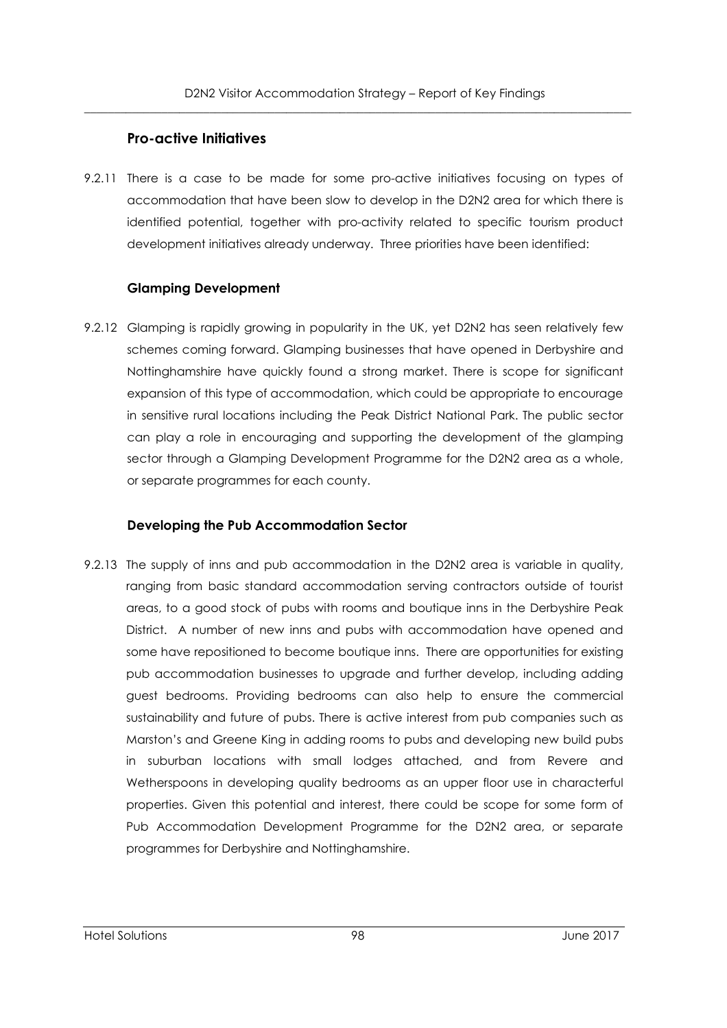### Pro-active Initiatives

9.2.11 There is a case to be made for some pro-active initiatives focusing on types of accommodation that have been slow to develop in the D2N2 area for which there is identified potential, together with pro-activity related to specific tourism product development initiatives already underway. Three priorities have been identified:

#### Glamping Development

9.2.12 Glamping is rapidly growing in popularity in the UK, yet D2N2 has seen relatively few schemes coming forward. Glamping businesses that have opened in Derbyshire and Nottinghamshire have quickly found a strong market. There is scope for significant expansion of this type of accommodation, which could be appropriate to encourage in sensitive rural locations including the Peak District National Park. The public sector can play a role in encouraging and supporting the development of the glamping sector through a Glamping Development Programme for the D2N2 area as a whole, or separate programmes for each county.

#### Developing the Pub Accommodation Sector

9.2.13 The supply of inns and pub accommodation in the D2N2 area is variable in quality, ranging from basic standard accommodation serving contractors outside of tourist areas, to a good stock of pubs with rooms and boutique inns in the Derbyshire Peak District. A number of new inns and pubs with accommodation have opened and some have repositioned to become boutique inns. There are opportunities for existing pub accommodation businesses to upgrade and further develop, including adding guest bedrooms. Providing bedrooms can also help to ensure the commercial sustainability and future of pubs. There is active interest from pub companies such as Marston's and Greene King in adding rooms to pubs and developing new build pubs in suburban locations with small lodges attached, and from Revere and Wetherspoons in developing quality bedrooms as an upper floor use in characterful properties. Given this potential and interest, there could be scope for some form of Pub Accommodation Development Programme for the D2N2 area, or separate programmes for Derbyshire and Nottinghamshire.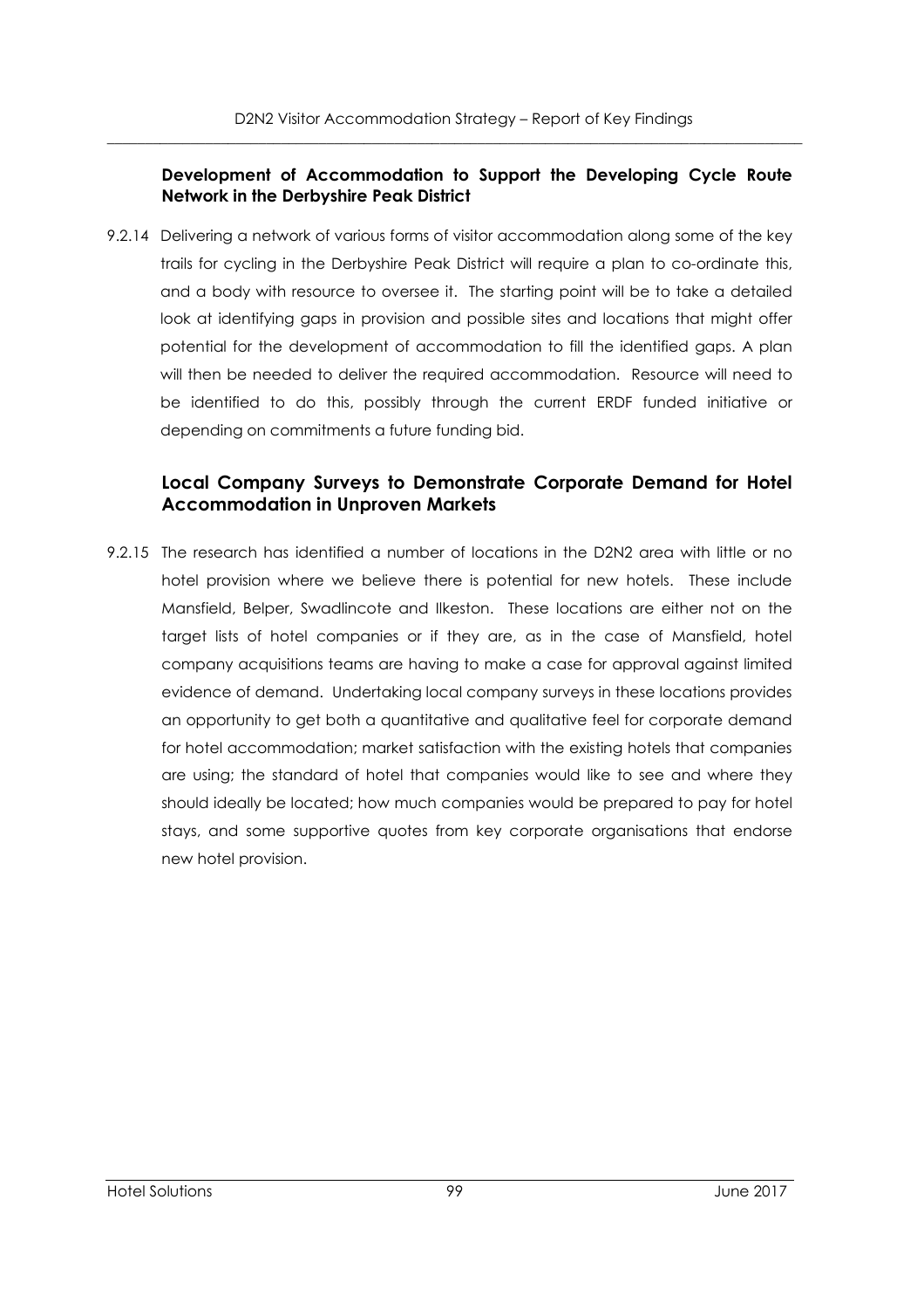### Development of Accommodation to Support the Developing Cycle Route Network in the Derbyshire Peak District

9.2.14 Delivering a network of various forms of visitor accommodation along some of the key trails for cycling in the Derbyshire Peak District will require a plan to co-ordinate this, and a body with resource to oversee it. The starting point will be to take a detailed look at identifying gaps in provision and possible sites and locations that might offer potential for the development of accommodation to fill the identified gaps. A plan will then be needed to deliver the required accommodation. Resource will need to be identified to do this, possibly through the current ERDF funded initiative or depending on commitments a future funding bid.

### Local Company Surveys to Demonstrate Corporate Demand for Hotel Accommodation in Unproven Markets

9.2.15 The research has identified a number of locations in the D2N2 area with little or no hotel provision where we believe there is potential for new hotels. These include Mansfield, Belper, Swadlincote and Ilkeston. These locations are either not on the target lists of hotel companies or if they are, as in the case of Mansfield, hotel company acquisitions teams are having to make a case for approval against limited evidence of demand. Undertaking local company surveys in these locations provides an opportunity to get both a quantitative and qualitative feel for corporate demand for hotel accommodation; market satisfaction with the existing hotels that companies are using; the standard of hotel that companies would like to see and where they should ideally be located; how much companies would be prepared to pay for hotel stays, and some supportive quotes from key corporate organisations that endorse new hotel provision.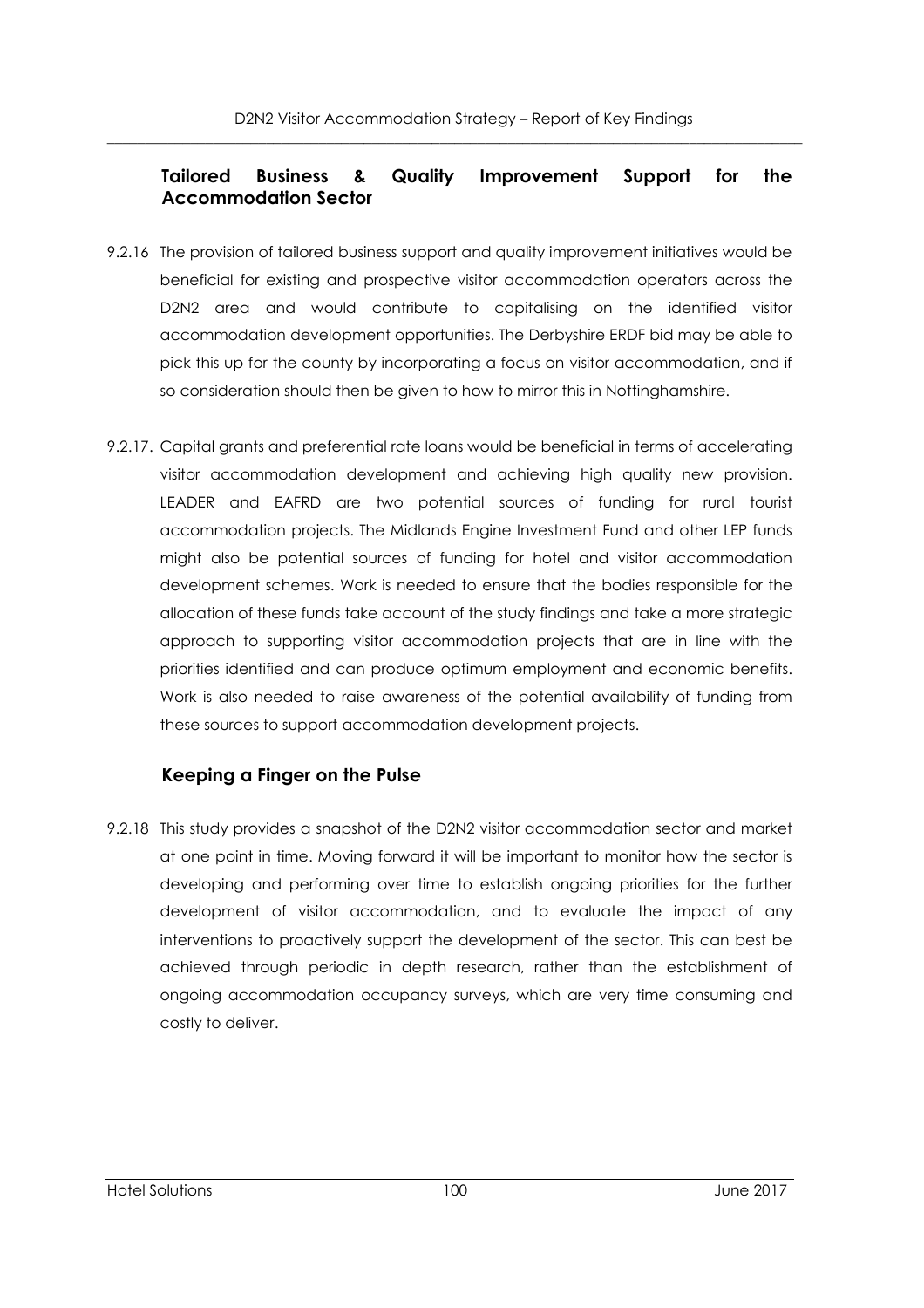### Tailored Business & Quality Improvement Support for the Accommodation Sector

9.2.16 The provision of tailored business support and quality improvement initiatives would be beneficial for existing and prospective visitor accommodation operators across the D2N2 area and would contribute to capitalising on the identified visitor accommodation development opportunities. The Derbyshire ERDF bid may be able to pick this up for the county by incorporating a focus on visitor accommodation, and if so consideration should then be given to how to mirror this in Nottinghamshire.

9.2.17. Capital grants and preferential rate loans would be beneficial in terms of accelerating visitor accommodation development and achieving high quality new provision. LEADER and EAFRD are two potential sources of funding for rural tourist accommodation projects. The Midlands Engine Investment Fund and other LEP funds might also be potential sources of funding for hotel and visitor accommodation development schemes. Work is needed to ensure that the bodies responsible for the allocation of these funds take account of the study findings and take a more strategic approach to supporting visitor accommodation projects that are in line with the priorities identified and can produce optimum employment and economic benefits. Work is also needed to raise awareness of the potential availability of funding from these sources to support accommodation development projects.

### Keeping a Finger on the Pulse

9.2.18 This study provides a snapshot of the D2N2 visitor accommodation sector and market at one point in time. Moving forward it will be important to monitor how the sector is developing and performing over time to establish ongoing priorities for the further development of visitor accommodation, and to evaluate the impact of any interventions to proactively support the development of the sector. This can best be achieved through periodic in depth research, rather than the establishment of ongoing accommodation occupancy surveys, which are very time consuming and costly to deliver.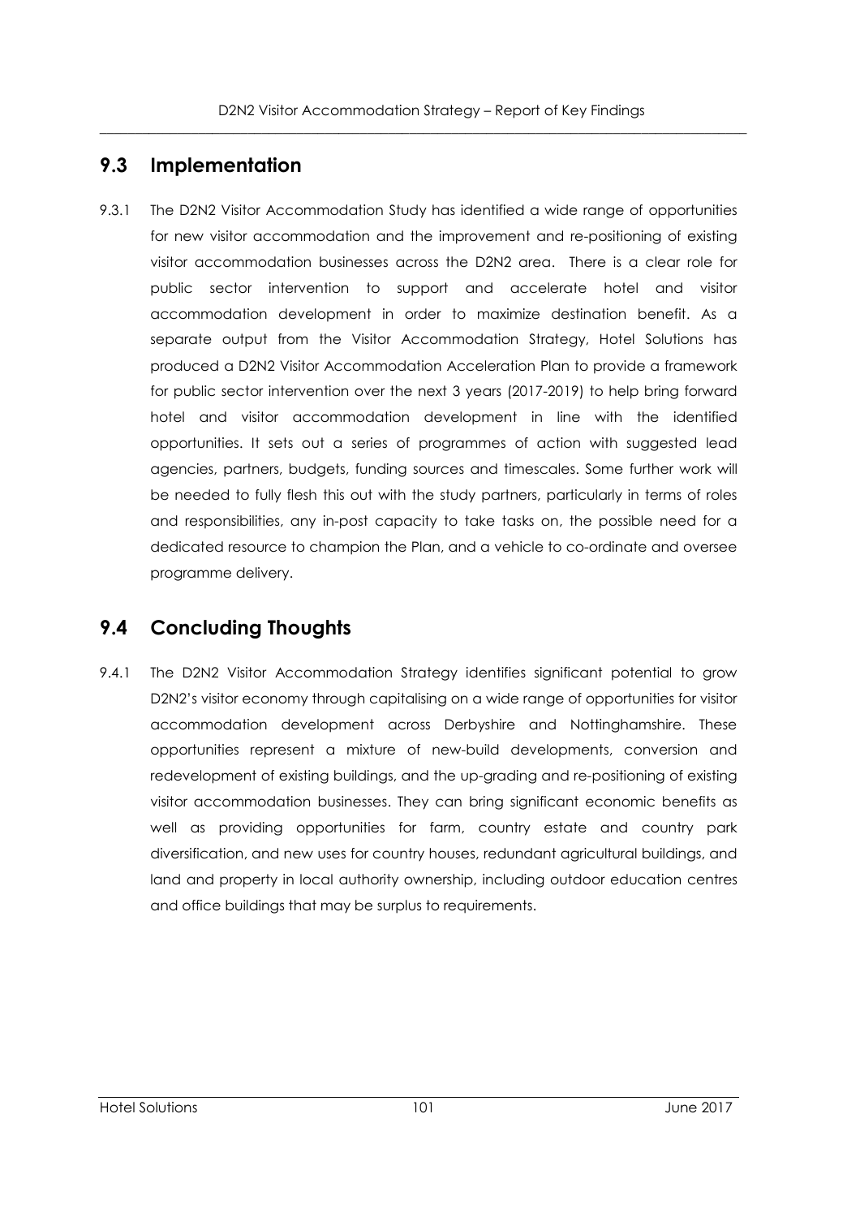## 9.3 Implementation

9.3.1 The D2N2 Visitor Accommodation Study has identified a wide range of opportunities for new visitor accommodation and the improvement and re-positioning of existing visitor accommodation businesses across the D2N2 area. There is a clear role for public sector intervention to support and accelerate hotel and visitor accommodation development in order to maximize destination benefit. As a separate output from the Visitor Accommodation Strategy, Hotel Solutions has produced a D2N2 Visitor Accommodation Acceleration Plan to provide a framework for public sector intervention over the next 3 years (2017-2019) to help bring forward hotel and visitor accommodation development in line with the identified opportunities. It sets out a series of programmes of action with suggested lead agencies, partners, budgets, funding sources and timescales. Some further work will be needed to fully flesh this out with the study partners, particularly in terms of roles and responsibilities, any in-post capacity to take tasks on, the possible need for a dedicated resource to champion the Plan, and a vehicle to co-ordinate and oversee programme delivery.

## 9.4 Concluding Thoughts

9.4.1 The D2N2 Visitor Accommodation Strategy identifies significant potential to grow D2N2's visitor economy through capitalising on a wide range of opportunities for visitor accommodation development across Derbyshire and Nottinghamshire. These opportunities represent a mixture of new-build developments, conversion and redevelopment of existing buildings, and the up-grading and re-positioning of existing visitor accommodation businesses. They can bring significant economic benefits as well as providing opportunities for farm, country estate and country park diversification, and new uses for country houses, redundant agricultural buildings, and land and property in local authority ownership, including outdoor education centres and office buildings that may be surplus to requirements.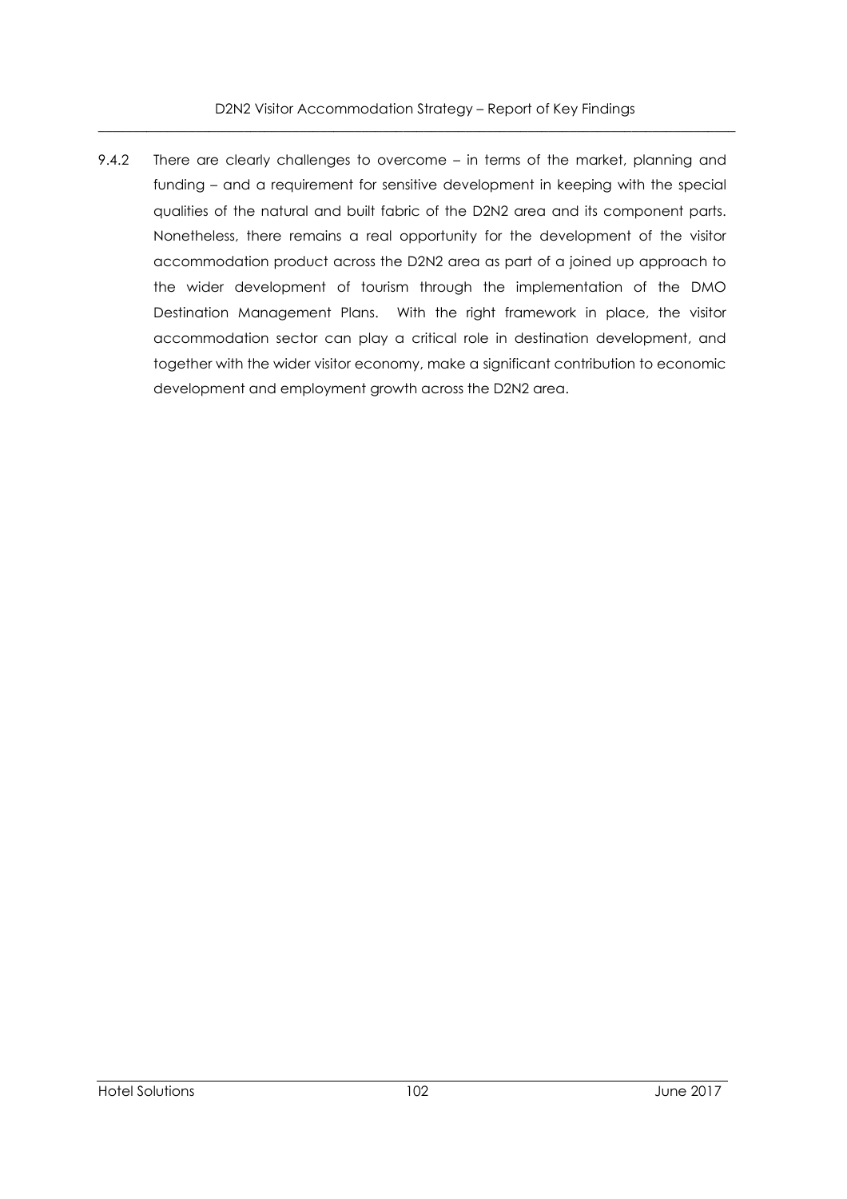9.4.2 There are clearly challenges to overcome – in terms of the market, planning and funding – and a requirement for sensitive development in keeping with the special qualities of the natural and built fabric of the D2N2 area and its component parts. Nonetheless, there remains a real opportunity for the development of the visitor accommodation product across the D2N2 area as part of a joined up approach to the wider development of tourism through the implementation of the DMO Destination Management Plans. With the right framework in place, the visitor accommodation sector can play a critical role in destination development, and together with the wider visitor economy, make a significant contribution to economic development and employment growth across the D2N2 area.